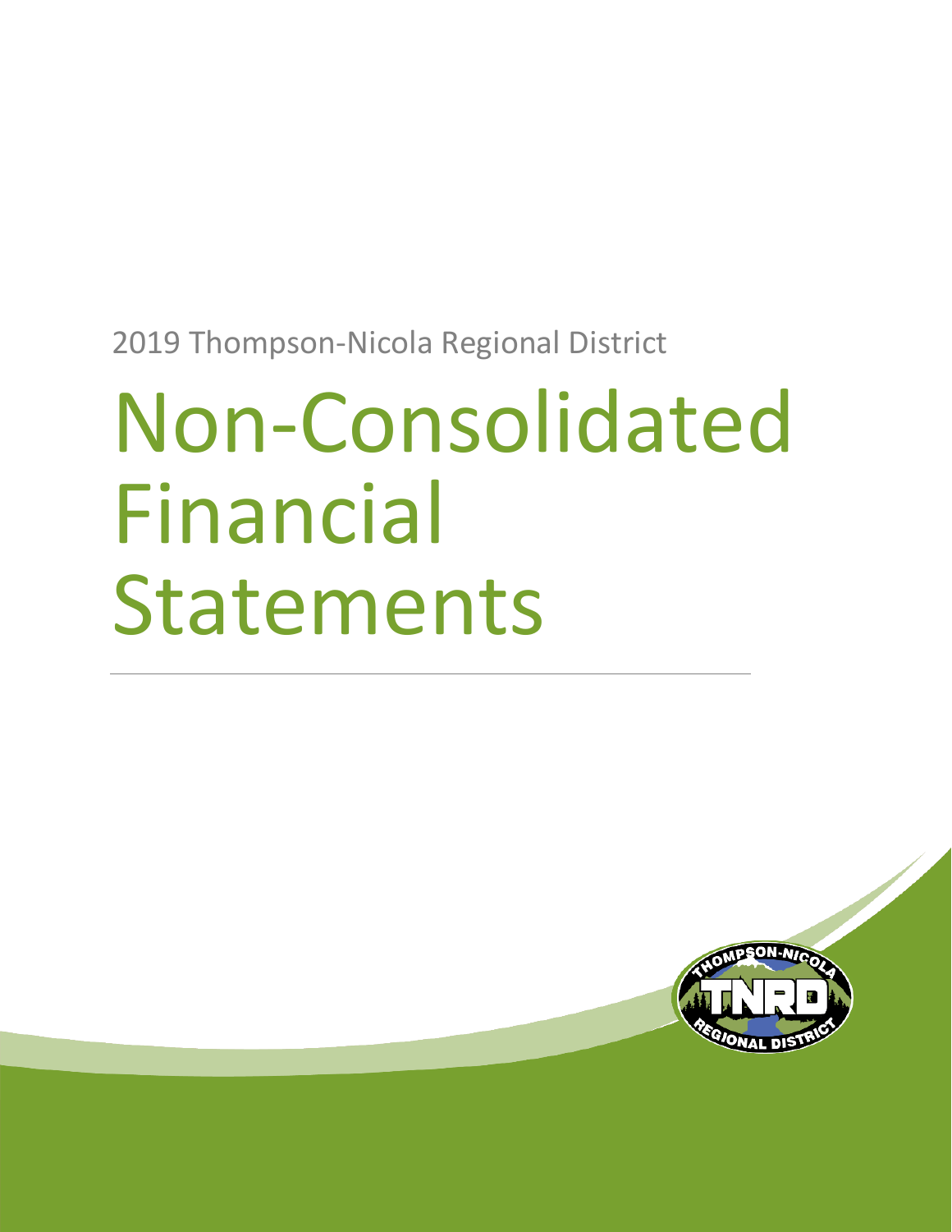2019 Thompson-Nicola Regional District

# Non-Consolidated Financial Statements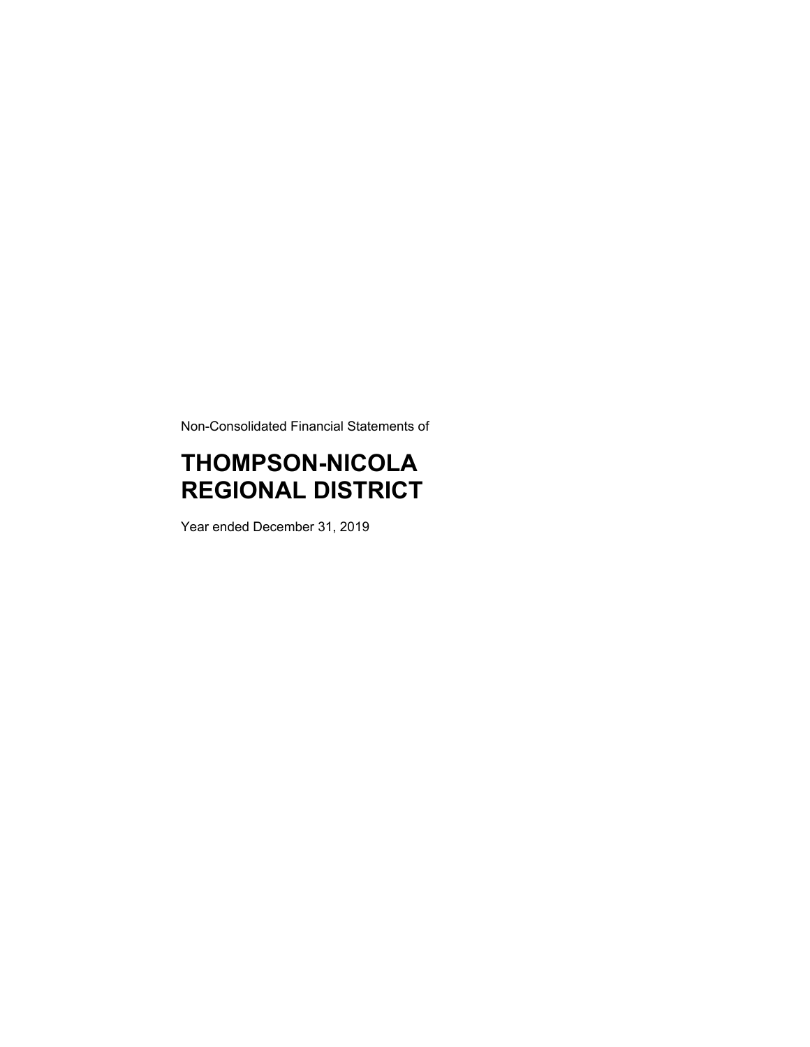Non-Consolidated Financial Statements of

# THOMPSON-NICOLA REGIONAL DISTRICT

Year ended December 31, 2019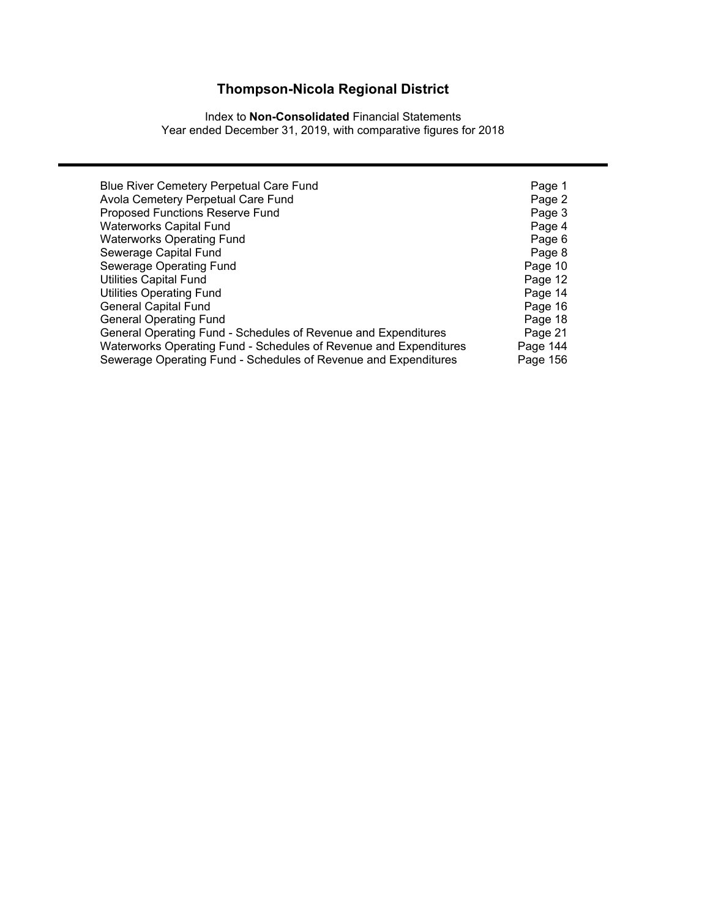# Thompson-Nicola Regional District

Index to **Non-Consolidated** Financial Statements
Year ended December 31, 2019, with comparative figures for 2018

| | |
|---|---|
| Blue River Cemetery Perpetual Care Fund | Page 1 |
| Avola Cemetery Perpetual Care Fund | Page 2 |
| Proposed Functions Reserve Fund | Page 3 |
| Waterworks Capital Fund | Page 4 |
| Waterworks Operating Fund | Page 6 |
| Sewerage Capital Fund | Page 8 |
| Sewerage Operating Fund | Page 10 |
| Utilities Capital Fund | Page 12 |
| Utilities Operating Fund | Page 14 |
| General Capital Fund | Page 16 |
| General Operating Fund | Page 18 |
| General Operating Fund - Schedules of Revenue and Expenditures | Page 21 |
| Waterworks Operating Fund - Schedules of Revenue and Expenditures | Page 144 |
| Sewerage Operating Fund - Schedules of Revenue and Expenditures | Page 156 |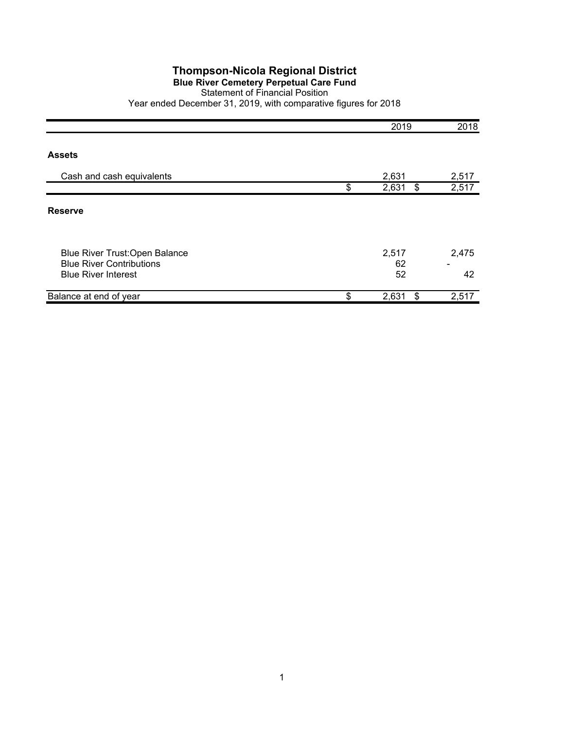# Thompson-Nicola Regional District

## Blue River Cemetery Perpetual Care Fund

Statement of Financial Position

Year ended December 31, 2019, with comparative figures for 2018

| | 2019 | 2018 |
|---|---|---|
| **Assets** | | |
| Cash and cash equivalents | 2,631 | 2,517 |
| | $ 2,631 | $ 2,517 |
| **Reserve** | | |
| Blue River Trust:Open Balance | 2,517 | 2,475 |
| Blue River Contributions | 62 | - |
| Blue River Interest | 52 | 42 |
| Balance at end of year | $ 2,631 | $ 2,517 |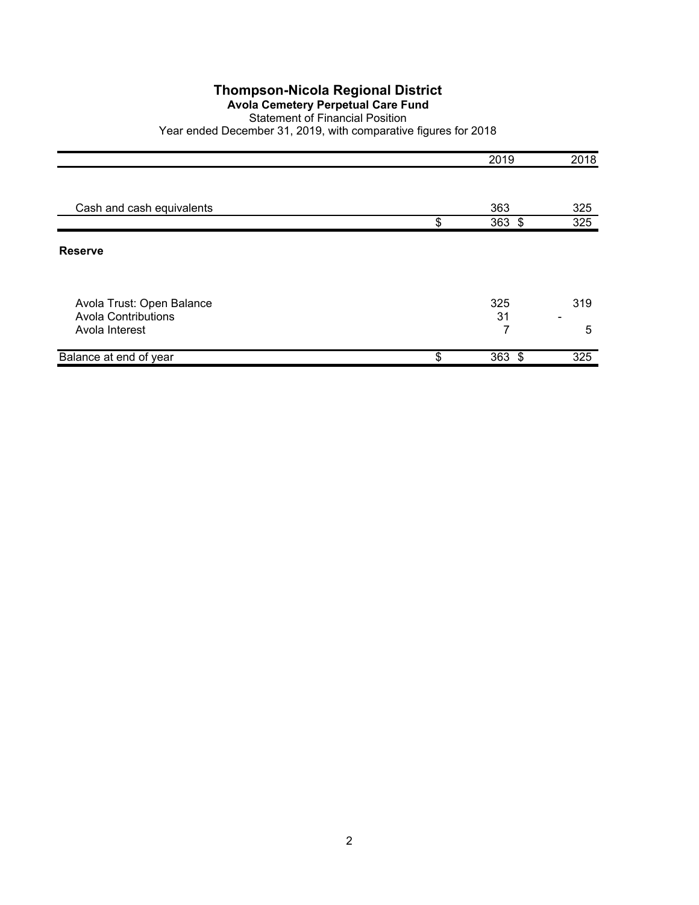# Thompson-Nicola Regional District

**Avola Cemetery Perpetual Care Fund**

Statement of Financial Position

Year ended December 31, 2019, with comparative figures for 2018

| | 2019 | 2018 |
|---|---|---|
| Cash and cash equivalents | 363 | 325 |
| | $ 363 | $ 325 |
| **Reserve** | | |
| Avola Trust: Open Balance | 325 | 319 |
| Avola Contributions | 31 | - |
| Avola Interest | 7 | 5 |
| Balance at end of year | $ 363 | $ 325 |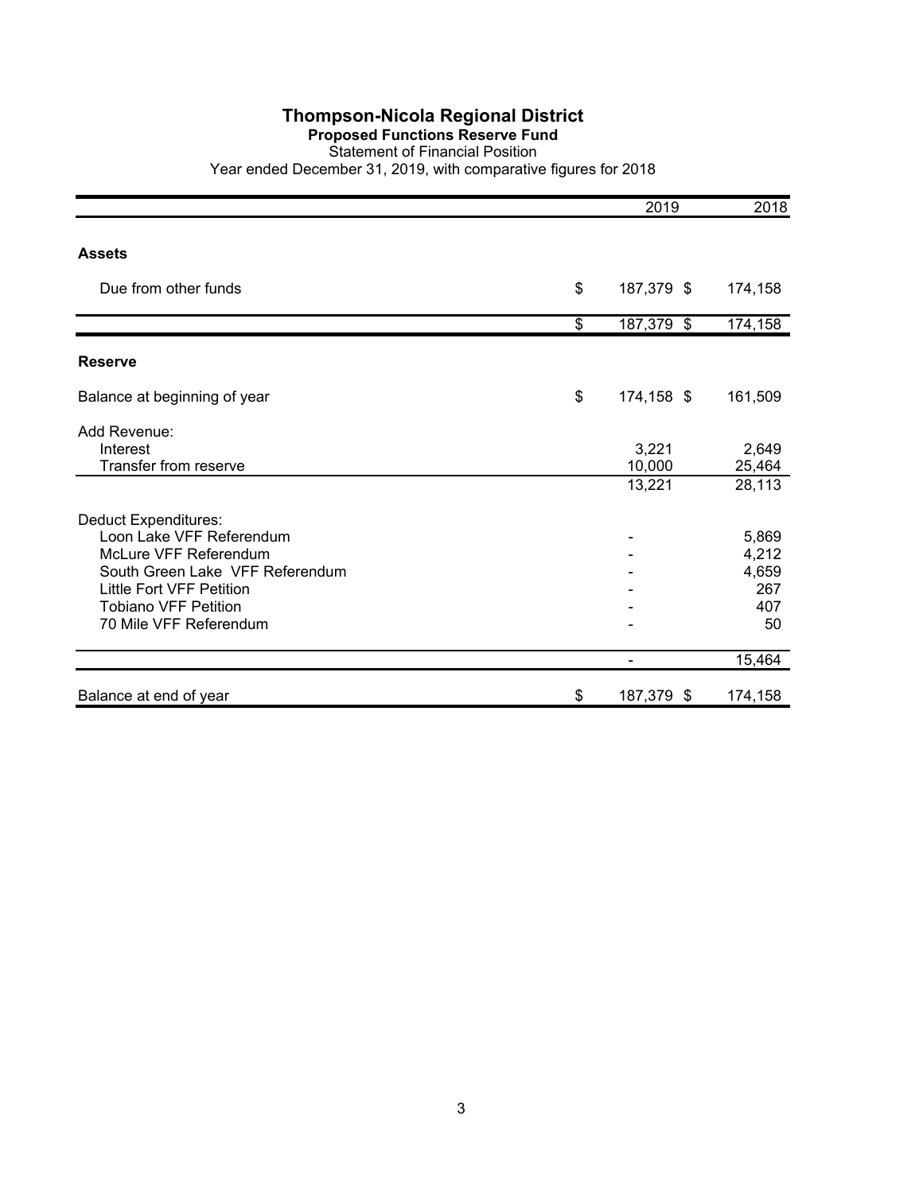# Thompson-Nicola Regional District

## Proposed Functions Reserve Fund

Statement of Financial Position

Year ended December 31, 2019, with comparative figures for 2018

| | 2019 | 2018 |
|---|---|---|
| **Assets** | | |
| Due from other funds | $ 187,379 | $ 174,158 |
| | $ 187,379 | $ 174,158 |
| **Reserve** | | |
| Balance at beginning of year | $ 174,158 | $ 161,509 |
| Add Revenue: | | |
| Interest | 3,221 | 2,649 |
| Transfer from reserve | 10,000 | 25,464 |
| | 13,221 | 28,113 |
| Deduct Expenditures: | | |
| Loon Lake VFF Referendum | - | 5,869 |
| McLure VFF Referendum | - | 4,212 |
| South Green Lake VFF Referendum | - | 4,659 |
| Little Fort VFF Petition | - | 267 |
| Tobiano VFF Petition | - | 407 |
| 70 Mile VFF Referendum | - | 50 |
| | - | 15,464 |
| Balance at end of year | $ 187,379 | $ 174,158 |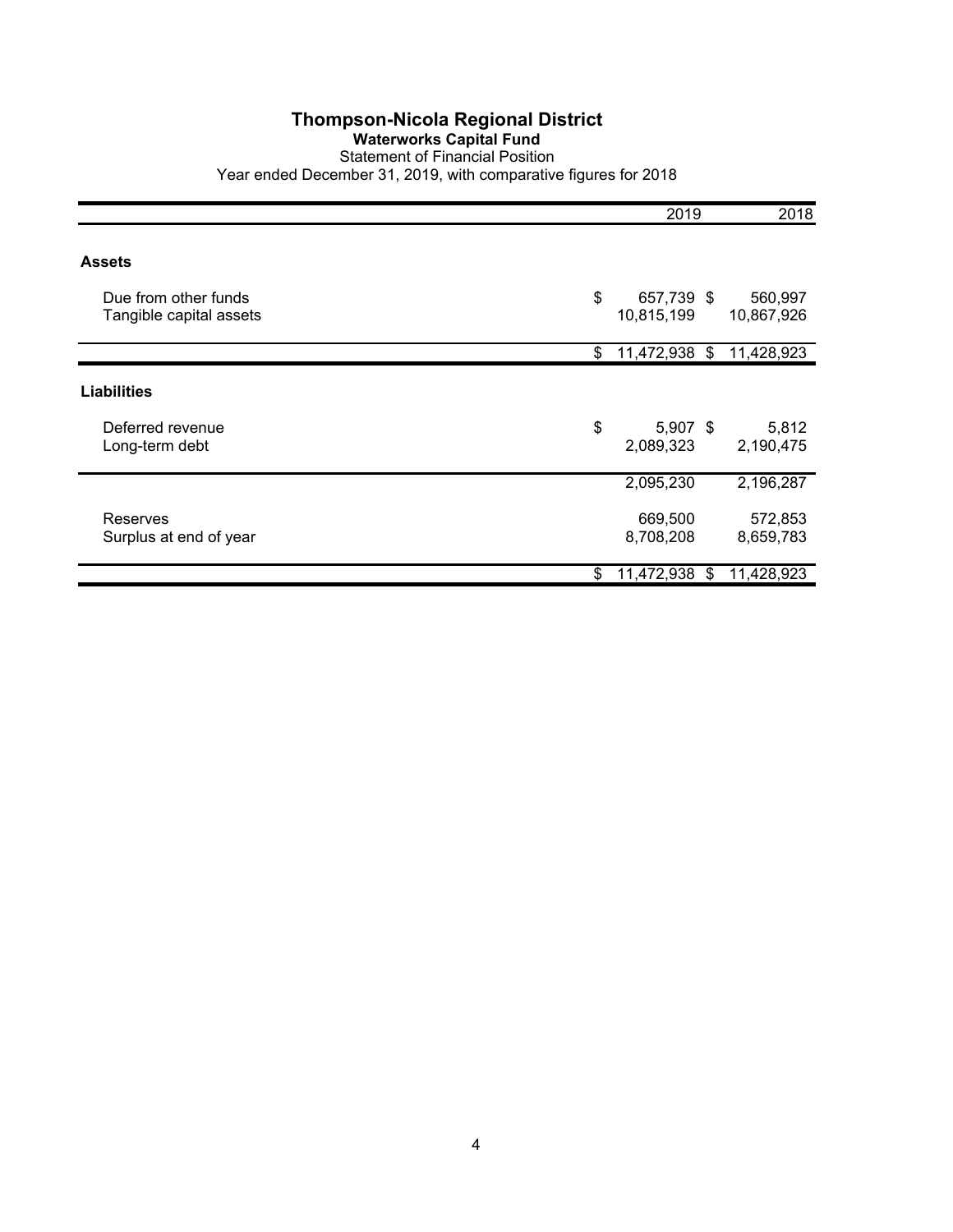# Thompson-Nicola Regional District

## Waterworks Capital Fund

Statement of Financial Position

Year ended December 31, 2019, with comparative figures for 2018

| | 2019 | 2018 |
|---|---|---|
| **Assets** | | |
| Due from other funds | $ 657,739 | $ 560,997 |
| Tangible capital assets | 10,815,199 | 10,867,926 |
| | $ 11,472,938 | $ 11,428,923 |
| **Liabilities** | | |
| Deferred revenue | $ 5,907 | $ 5,812 |
| Long-term debt | 2,089,323 | 2,190,475 |
| | 2,095,230 | 2,196,287 |
| Reserves | 669,500 | 572,853 |
| Surplus at end of year | 8,708,208 | 8,659,783 |
| | $ 11,472,938 | $ 11,428,923 |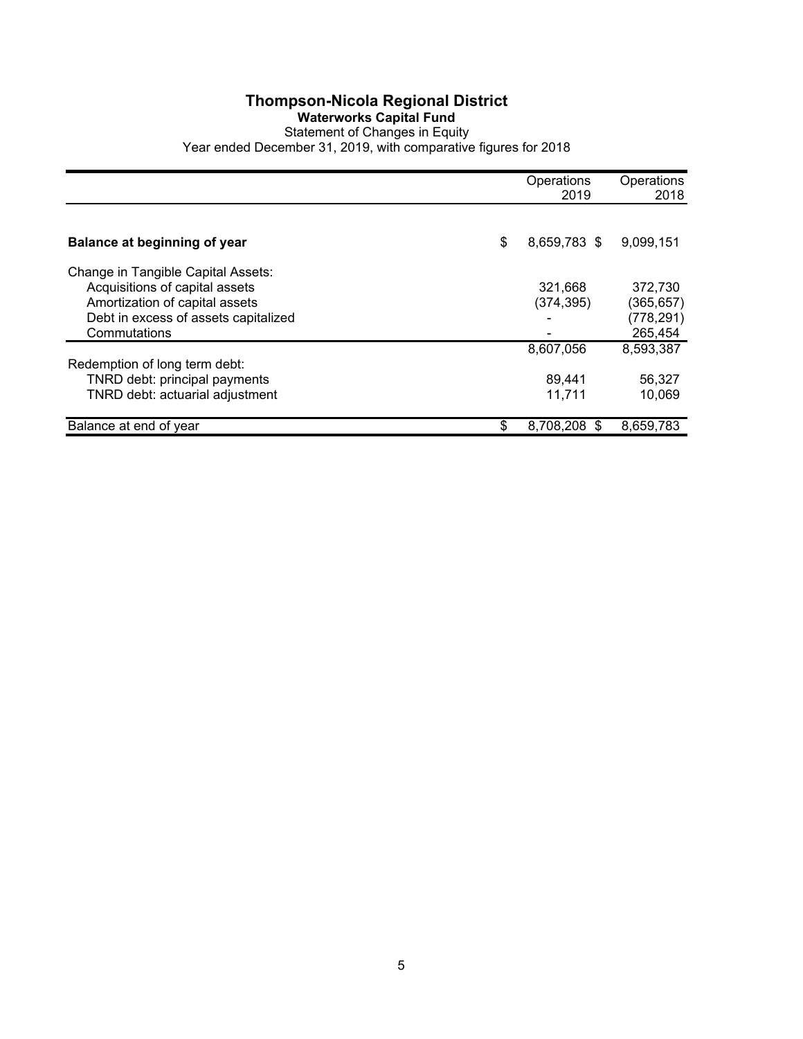# Thompson-Nicola Regional District

## Waterworks Capital Fund

Statement of Changes in Equity

Year ended December 31, 2019, with comparative figures for 2018

| | Operations 2019 | Operations 2018 |
|---|---|---|
| **Balance at beginning of year** | $ 8,659,783 | $ 9,099,151 |
| Change in Tangible Capital Assets: | | |
| Acquisitions of capital assets | 321,668 | 372,730 |
| Amortization of capital assets | (374,395) | (365,657) |
| Debt in excess of assets capitalized | - | (778,291) |
| Commutations | - | 265,454 |
| | 8,607,056 | 8,593,387 |
| Redemption of long term debt: | | |
| TNRD debt: principal payments | 89,441 | 56,327 |
| TNRD debt: actuarial adjustment | 11,711 | 10,069 |
| Balance at end of year | $ 8,708,208 | $ 8,659,783 |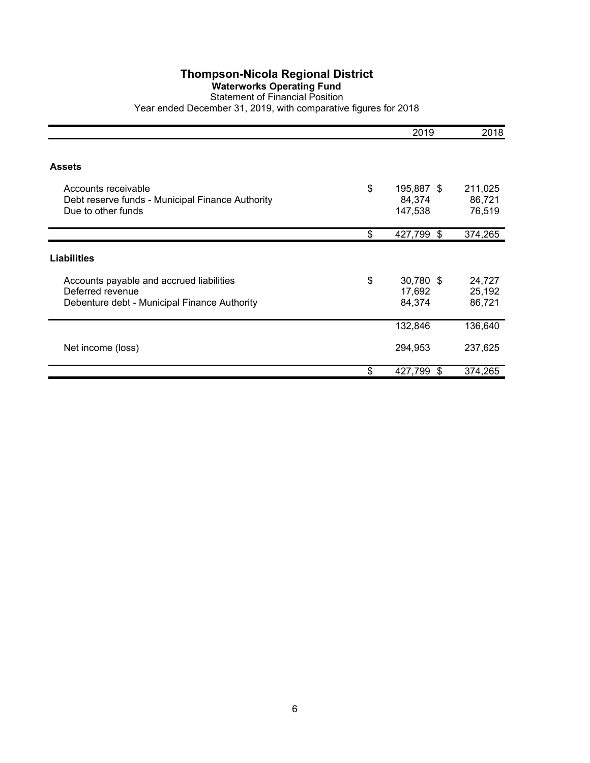# Thompson-Nicola Regional District

## Waterworks Operating Fund

Statement of Financial Position

Year ended December 31, 2019, with comparative figures for 2018

| | 2019 | 2018 |
|---|---|---|
| **Assets** | | |
| Accounts receivable | $ 195,887 | $ 211,025 |
| Debt reserve funds - Municipal Finance Authority | 84,374 | 86,721 |
| Due to other funds | 147,538 | 76,519 |
| | $ 427,799 | $ 374,265 |
| **Liabilities** | | |
| Accounts payable and accrued liabilities | $ 30,780 | $ 24,727 |
| Deferred revenue | 17,692 | 25,192 |
| Debenture debt - Municipal Finance Authority | 84,374 | 86,721 |
| | 132,846 | 136,640 |
| Net income (loss) | 294,953 | 237,625 |
| | $ 427,799 | $ 374,265 |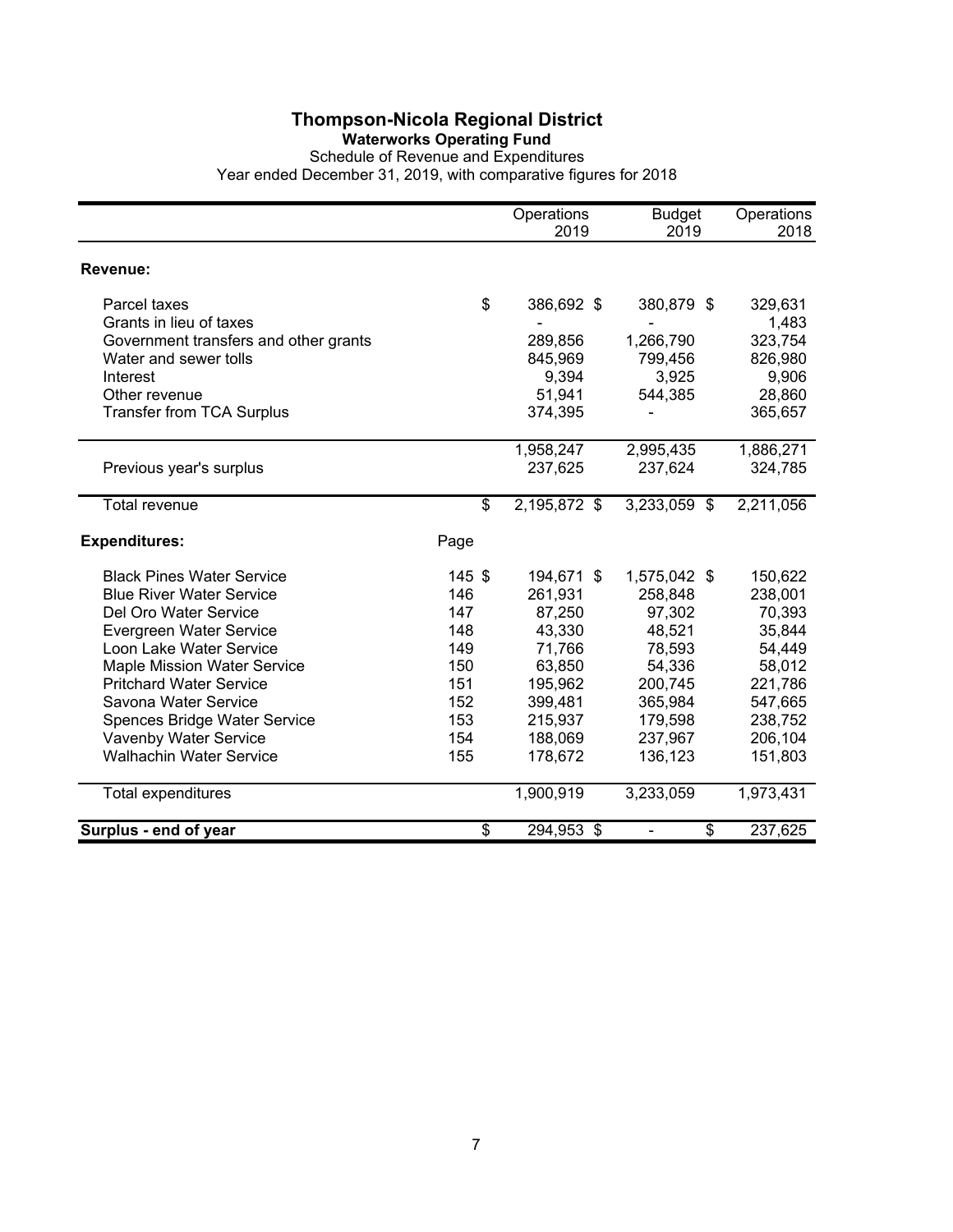# Thompson-Nicola Regional District

## Waterworks Operating Fund

Schedule of Revenue and Expenditures

Year ended December 31, 2019, with comparative figures for 2018

| | | Operations 2019 | Budget 2019 | Operations 2018 |
|---|---|---|---|---|
| **Revenue:** | | | | |
| Parcel taxes | | $ 386,692 | $ 380,879 | $ 329,631 |
| Grants in lieu of taxes | | - | - | 1,483 |
| Government transfers and other grants | | 289,856 | 1,266,790 | 323,754 |
| Water and sewer tolls | | 845,969 | 799,456 | 826,980 |
| Interest | | 9,394 | 3,925 | 9,906 |
| Other revenue | | 51,941 | 544,385 | 28,860 |
| Transfer from TCA Surplus | | 374,395 | - | 365,657 |
| | | 1,958,247 | 2,995,435 | 1,886,271 |
| Previous year's surplus | | 237,625 | 237,624 | 324,785 |
| Total revenue | | $ 2,195,872 | $ 3,233,059 | $ 2,211,056 |
| **Expenditures:** | Page | | | |
| Black Pines Water Service | 145 | $ 194,671 | $ 1,575,042 | $ 150,622 |
| Blue River Water Service | 146 | 261,931 | 258,848 | 238,001 |
| Del Oro Water Service | 147 | 87,250 | 97,302 | 70,393 |
| Evergreen Water Service | 148 | 43,330 | 48,521 | 35,844 |
| Loon Lake Water Service | 149 | 71,766 | 78,593 | 54,449 |
| Maple Mission Water Service | 150 | 63,850 | 54,336 | 58,012 |
| Pritchard Water Service | 151 | 195,962 | 200,745 | 221,786 |
| Savona Water Service | 152 | 399,481 | 365,984 | 547,665 |
| Spences Bridge Water Service | 153 | 215,937 | 179,598 | 238,752 |
| Vavenby Water Service | 154 | 188,069 | 237,967 | 206,104 |
| Walhachin Water Service | 155 | 178,672 | 136,123 | 151,803 |
| Total expenditures | | 1,900,919 | 3,233,059 | 1,973,431 |
| **Surplus - end of year** | | $ 294,953 | $ - | $ 237,625 |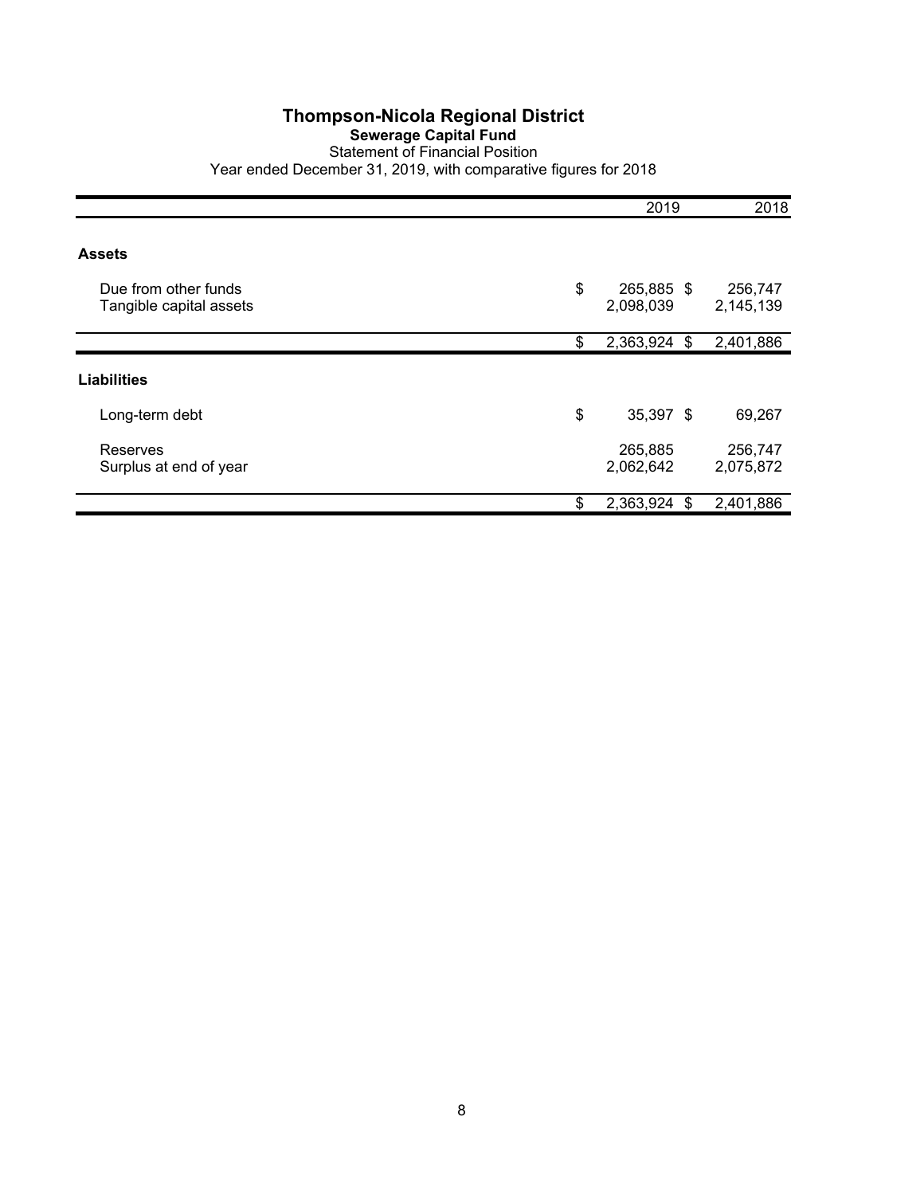# Thompson-Nicola Regional District

## Sewerage Capital Fund

Statement of Financial Position

Year ended December 31, 2019, with comparative figures for 2018

| | 2019 | 2018 |
|---|---|---|
| **Assets** | | |
| Due from other funds | $ 265,885 | $ 256,747 |
| Tangible capital assets | 2,098,039 | 2,145,139 |
| | $ 2,363,924 | $ 2,401,886 |
| **Liabilities** | | |
| Long-term debt | $ 35,397 | $ 69,267 |
| Reserves | 265,885 | 256,747 |
| Surplus at end of year | 2,062,642 | 2,075,872 |
| | $ 2,363,924 | $ 2,401,886 |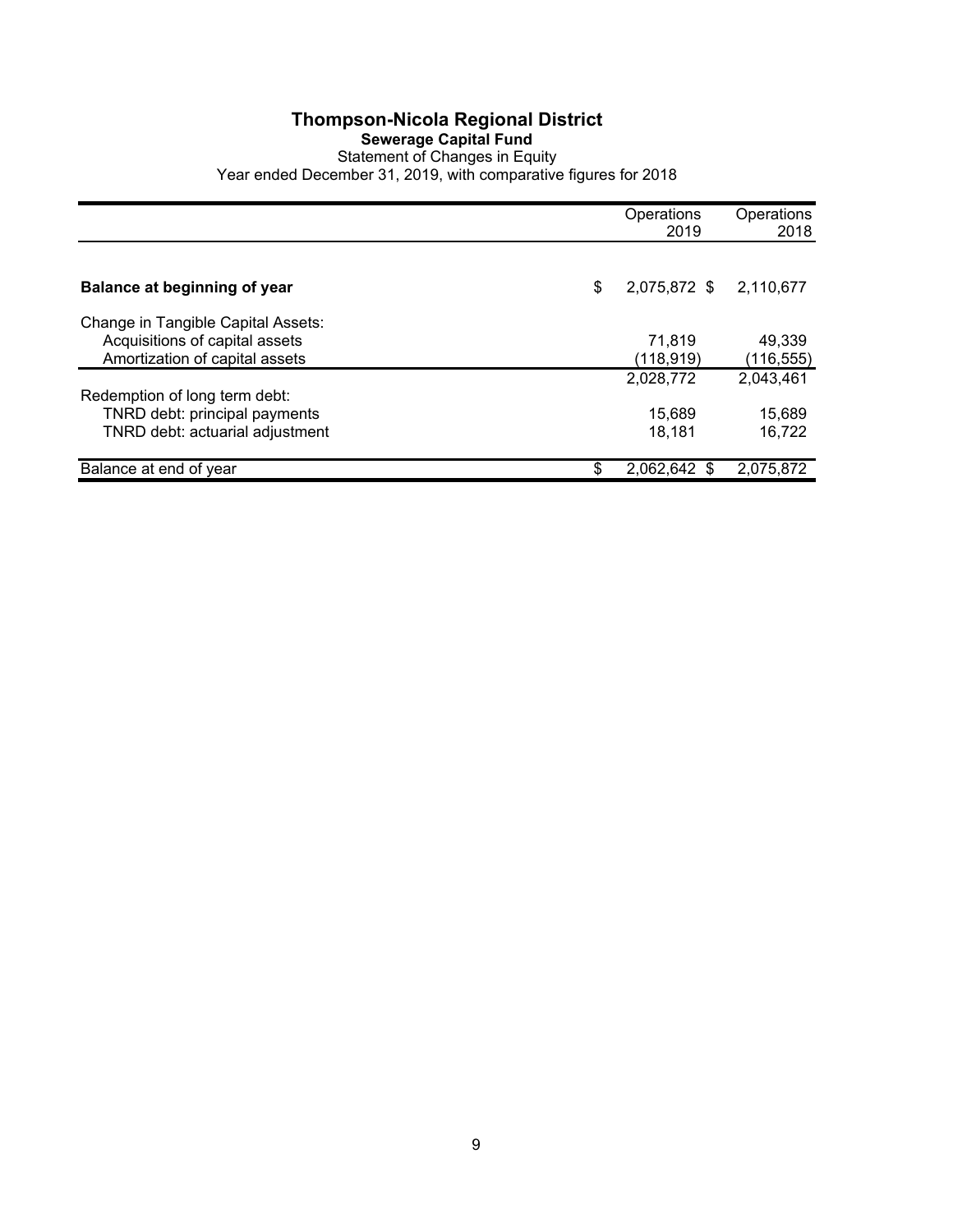# Thompson-Nicola Regional District

## Sewerage Capital Fund

Statement of Changes in Equity

Year ended December 31, 2019, with comparative figures for 2018

| | Operations 2019 | Operations 2018 |
|---|---|---|
| **Balance at beginning of year** | $ 2,075,872 | $ 2,110,677 |
| Change in Tangible Capital Assets: | | |
| Acquisitions of capital assets | 71,819 | 49,339 |
| Amortization of capital assets | (118,919) | (116,555) |
| | 2,028,772 | 2,043,461 |
| Redemption of long term debt: | | |
| TNRD debt: principal payments | 15,689 | 15,689 |
| TNRD debt: actuarial adjustment | 18,181 | 16,722 |
| Balance at end of year | $ 2,062,642 | $ 2,075,872 |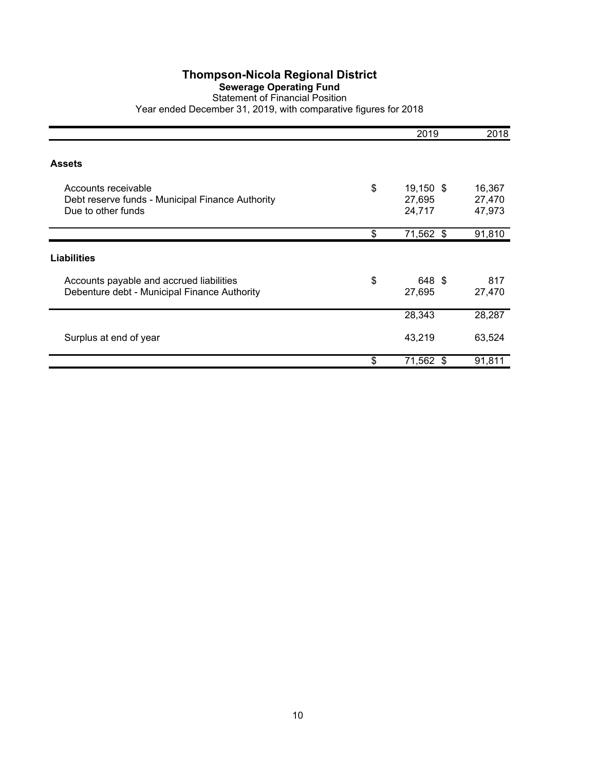# Thompson-Nicola Regional District

## Sewerage Operating Fund

Statement of Financial Position

Year ended December 31, 2019, with comparative figures for 2018

| | 2019 | 2018 |
|---|---|---|
| **Assets** | | |
| Accounts receivable | $ 19,150 | $ 16,367 |
| Debt reserve funds - Municipal Finance Authority | 27,695 | 27,470 |
| Due to other funds | 24,717 | 47,973 |
| | $ 71,562 | $ 91,810 |
| **Liabilities** | | |
| Accounts payable and accrued liabilities | $ 648 | $ 817 |
| Debenture debt - Municipal Finance Authority | 27,695 | 27,470 |
| | 28,343 | 28,287 |
| Surplus at end of year | 43,219 | 63,524 |
| | $ 71,562 | $ 91,811 |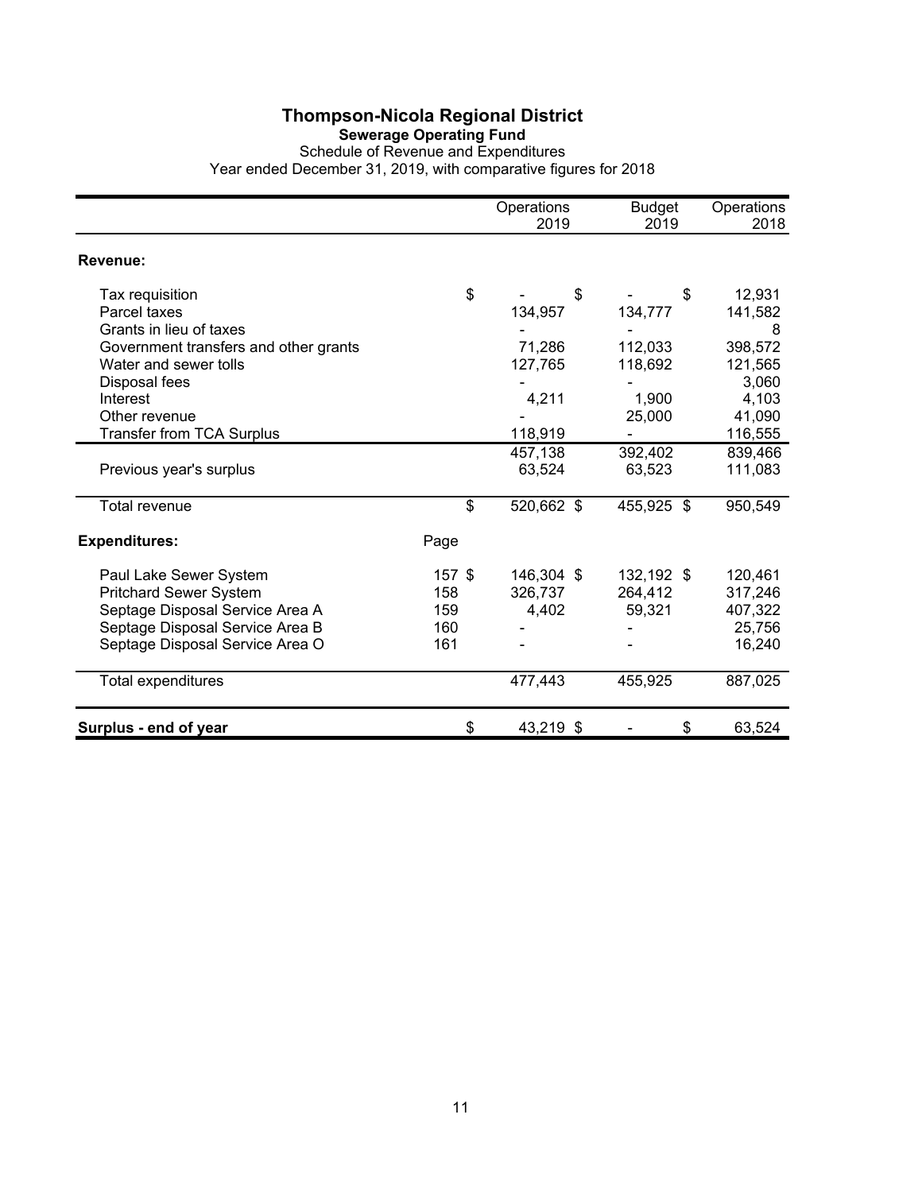# Thompson-Nicola Regional District

## Sewerage Operating Fund

Schedule of Revenue and Expenditures

Year ended December 31, 2019, with comparative figures for 2018

| | | Operations 2019 | Budget 2019 | Operations 2018 |
|---|---|---|---|---|
| **Revenue:** | | | | |
| Tax requisition | | $ - | $ - | $ 12,931 |
| Parcel taxes | | 134,957 | 134,777 | 141,582 |
| Grants in lieu of taxes | | - | - | 8 |
| Government transfers and other grants | | 71,286 | 112,033 | 398,572 |
| Water and sewer tolls | | 127,765 | 118,692 | 121,565 |
| Disposal fees | | - | - | 3,060 |
| Interest | | 4,211 | 1,900 | 4,103 |
| Other revenue | | - | 25,000 | 41,090 |
| Transfer from TCA Surplus | | 118,919 | - | 116,555 |
| | | 457,138 | 392,402 | 839,466 |
| Previous year's surplus | | 63,524 | 63,523 | 111,083 |
| Total revenue | | $ 520,662 | $ 455,925 | $ 950,549 |
| **Expenditures:** | Page | | | |
| Paul Lake Sewer System | 157 | $ 146,304 | $ 132,192 | $ 120,461 |
| Pritchard Sewer System | 158 | 326,737 | 264,412 | 317,246 |
| Septage Disposal Service Area A | 159 | 4,402 | 59,321 | 407,322 |
| Septage Disposal Service Area B | 160 | - | - | 25,756 |
| Septage Disposal Service Area O | 161 | - | - | 16,240 |
| Total expenditures | | 477,443 | 455,925 | 887,025 |
| **Surplus - end of year** | | $ 43,219 | $ - | $ 63,524 |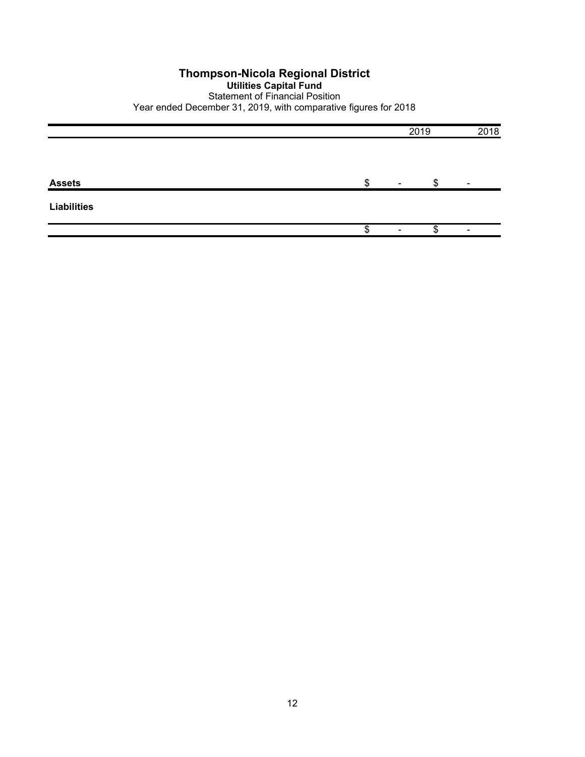# Thompson-Nicola Regional District

## Utilities Capital Fund

Statement of Financial Position

Year ended December 31, 2019, with comparative figures for 2018

| | 2019 | 2018 |
|---|---|---|
| **Assets** | $ - | $ - |
| **Liabilities** | | |
| | $ - | $ - |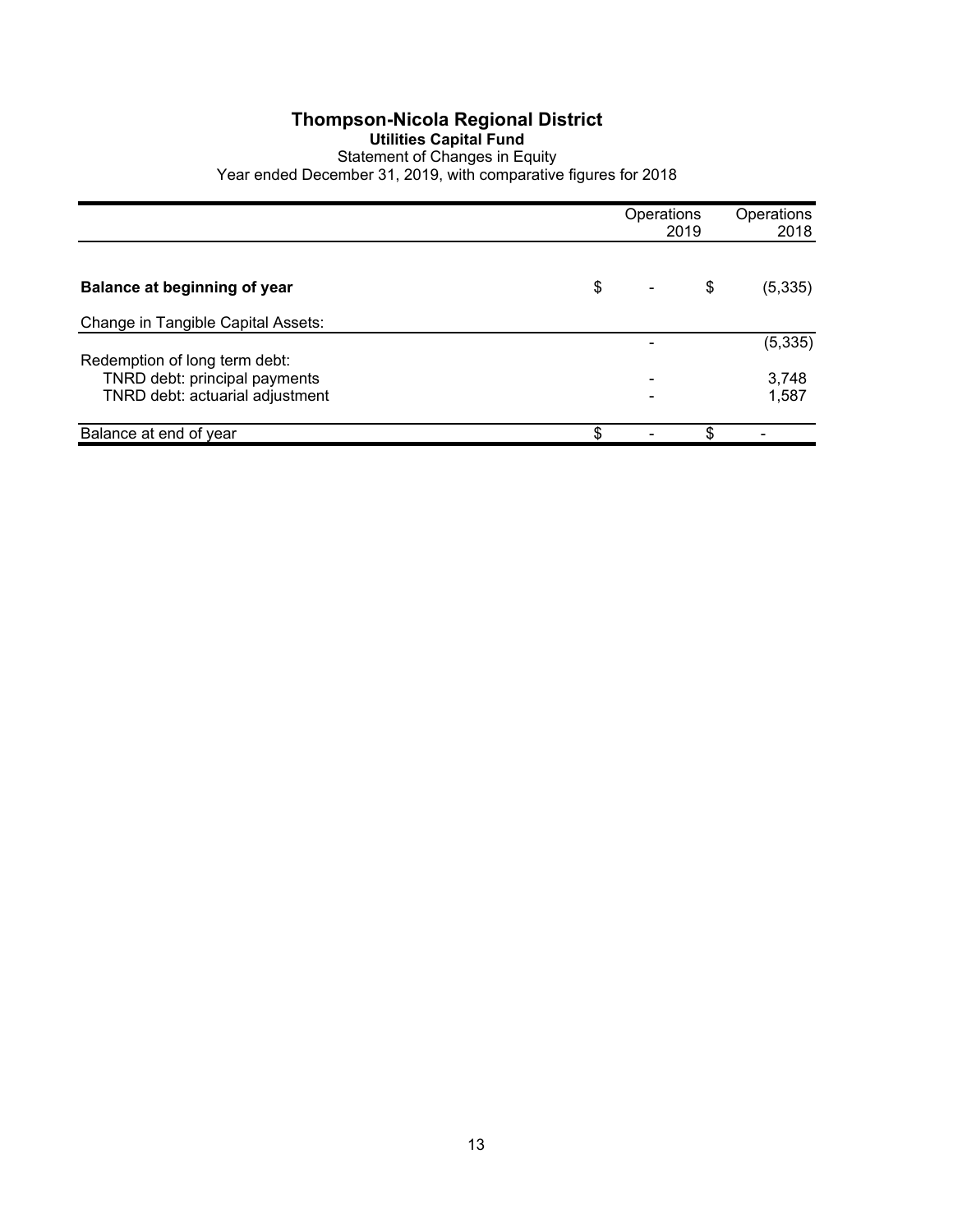# Thompson-Nicola Regional District

## Utilities Capital Fund

Statement of Changes in Equity

Year ended December 31, 2019, with comparative figures for 2018

| | Operations 2019 | Operations 2018 |
|---|---|---|
| **Balance at beginning of year** | $ - | $ (5,335) |
| Change in Tangible Capital Assets: | | |
| | - | (5,335) |
| Redemption of long term debt: | | |
| TNRD debt: principal payments | - | 3,748 |
| TNRD debt: actuarial adjustment | - | 1,587 |
| Balance at end of year | $ - | $ - |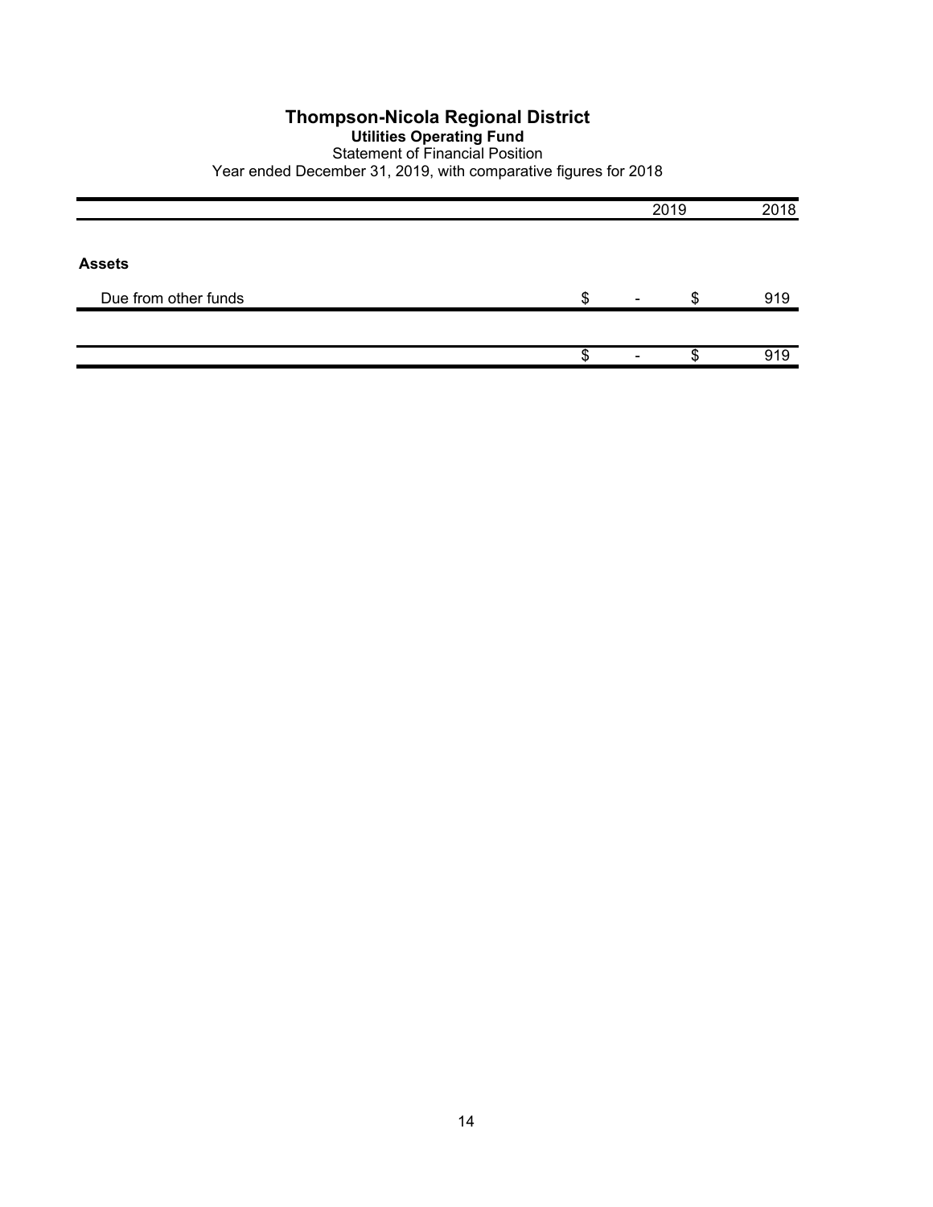# Thompson-Nicola Regional District

**Utilities Operating Fund**

Statement of Financial Position

Year ended December 31, 2019, with comparative figures for 2018

| | 2019 | 2018 |
|---|---|---|
| **Assets** | | |
| Due from other funds | $ - | $ 919 |
| | $ - | $ 919 |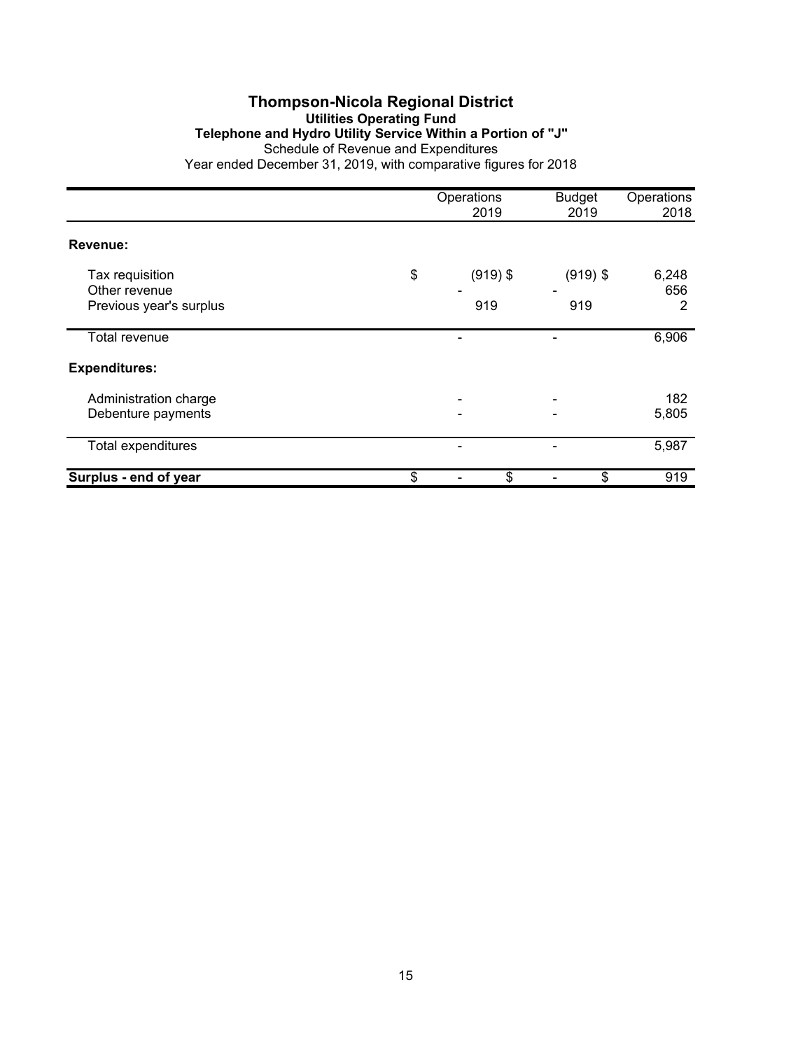# Thompson-Nicola Regional District

### Utilities Operating Fund

### Telephone and Hydro Utility Service Within a Portion of "J"

Schedule of Revenue and Expenditures

Year ended December 31, 2019, with comparative figures for 2018

| | Operations 2019 | Budget 2019 | Operations 2018 |
|---|---|---|---|
| **Revenue:** | | | |
| Tax requisition | $ (919) | $ (919) | $ 6,248 |
| Other revenue | - | - | 656 |
| Previous year's surplus | 919 | 919 | 2 |
| Total revenue | - | - | 6,906 |
| **Expenditures:** | | | |
| Administration charge | - | - | 182 |
| Debenture payments | - | - | 5,805 |
| Total expenditures | - | - | 5,987 |
| **Surplus - end of year** | $ - | $ - | $ 919 |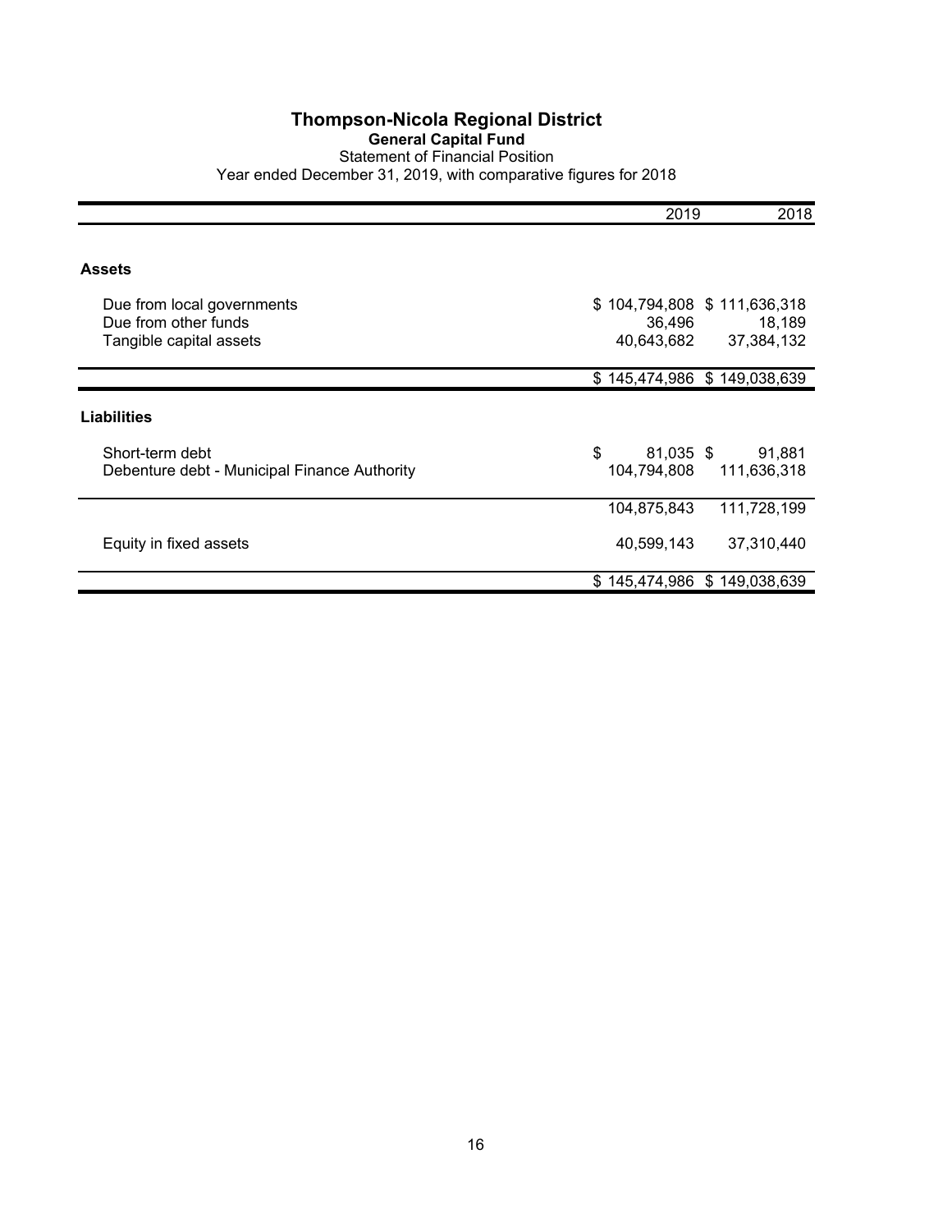# Thompson-Nicola Regional District

## General Capital Fund

Statement of Financial Position

Year ended December 31, 2019, with comparative figures for 2018

| | 2019 | 2018 |
|---|---|---|
| **Assets** | | |
| Due from local governments | $ 104,794,808 | $ 111,636,318 |
| Due from other funds | 36,496 | 18,189 |
| Tangible capital assets | 40,643,682 | 37,384,132 |
| | $ 145,474,986 | $ 149,038,639 |
| **Liabilities** | | |
| Short-term debt | $ 81,035 | $ 91,881 |
| Debenture debt - Municipal Finance Authority | 104,794,808 | 111,636,318 |
| | 104,875,843 | 111,728,199 |
| Equity in fixed assets | 40,599,143 | 37,310,440 |
| | $ 145,474,986 | $ 149,038,639 |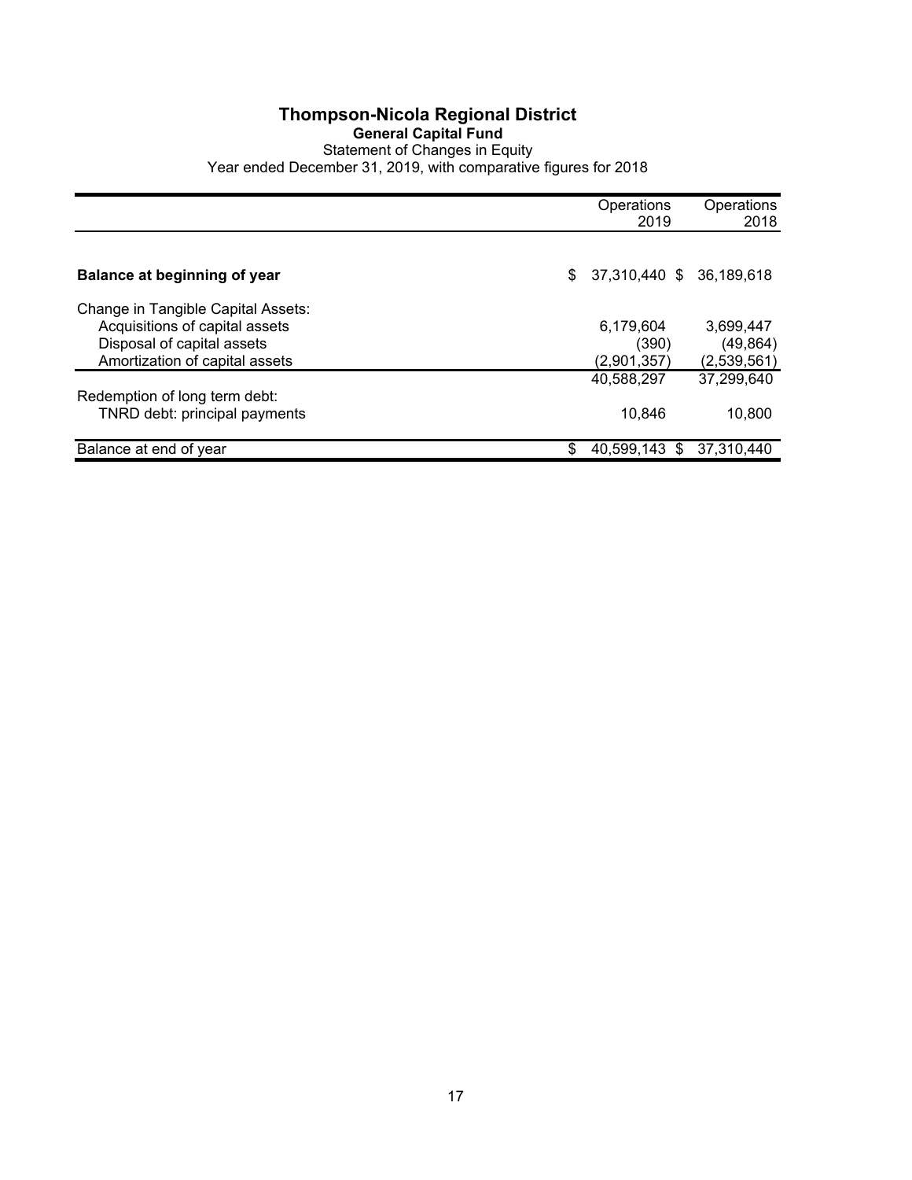# Thompson-Nicola Regional District

## General Capital Fund

Statement of Changes in Equity

Year ended December 31, 2019, with comparative figures for 2018

| | Operations 2019 | Operations 2018 |
|---|---|---|
| **Balance at beginning of year** | $ 37,310,440 | $ 36,189,618 |
| Change in Tangible Capital Assets: | | |
| Acquisitions of capital assets | 6,179,604 | 3,699,447 |
| Disposal of capital assets | (390) | (49,864) |
| Amortization of capital assets | (2,901,357) | (2,539,561) |
| | 40,588,297 | 37,299,640 |
| Redemption of long term debt: | | |
| TNRD debt: principal payments | 10,846 | 10,800 |
| Balance at end of year | $ 40,599,143 | $ 37,310,440 |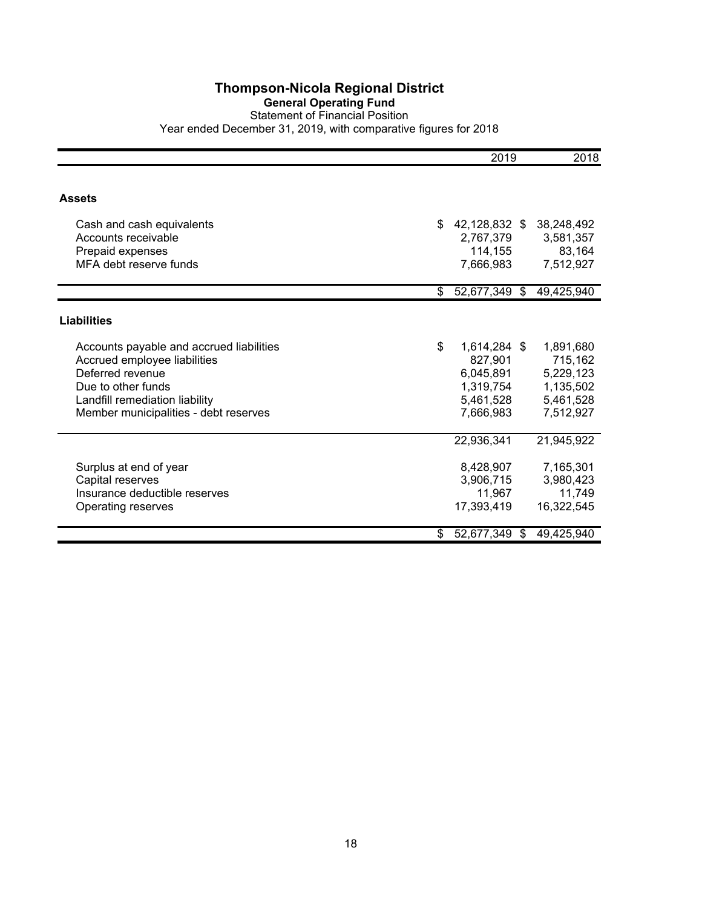# Thompson-Nicola Regional District

## General Operating Fund

Statement of Financial Position

Year ended December 31, 2019, with comparative figures for 2018

| | 2019 | 2018 |
|---|---|---|
| **Assets** | | |
| Cash and cash equivalents | $ 42,128,832 | $ 38,248,492 |
| Accounts receivable | 2,767,379 | 3,581,357 |
| Prepaid expenses | 114,155 | 83,164 |
| MFA debt reserve funds | 7,666,983 | 7,512,927 |
| | $ 52,677,349 | $ 49,425,940 |
| **Liabilities** | | |
| Accounts payable and accrued liabilities | $ 1,614,284 | $ 1,891,680 |
| Accrued employee liabilities | 827,901 | 715,162 |
| Deferred revenue | 6,045,891 | 5,229,123 |
| Due to other funds | 1,319,754 | 1,135,502 |
| Landfill remediation liability | 5,461,528 | 5,461,528 |
| Member municipalities - debt reserves | 7,666,983 | 7,512,927 |
| | 22,936,341 | 21,945,922 |
| Surplus at end of year | 8,428,907 | 7,165,301 |
| Capital reserves | 3,906,715 | 3,980,423 |
| Insurance deductible reserves | 11,967 | 11,749 |
| Operating reserves | 17,393,419 | 16,322,545 |
| | $ 52,677,349 | $ 49,425,940 |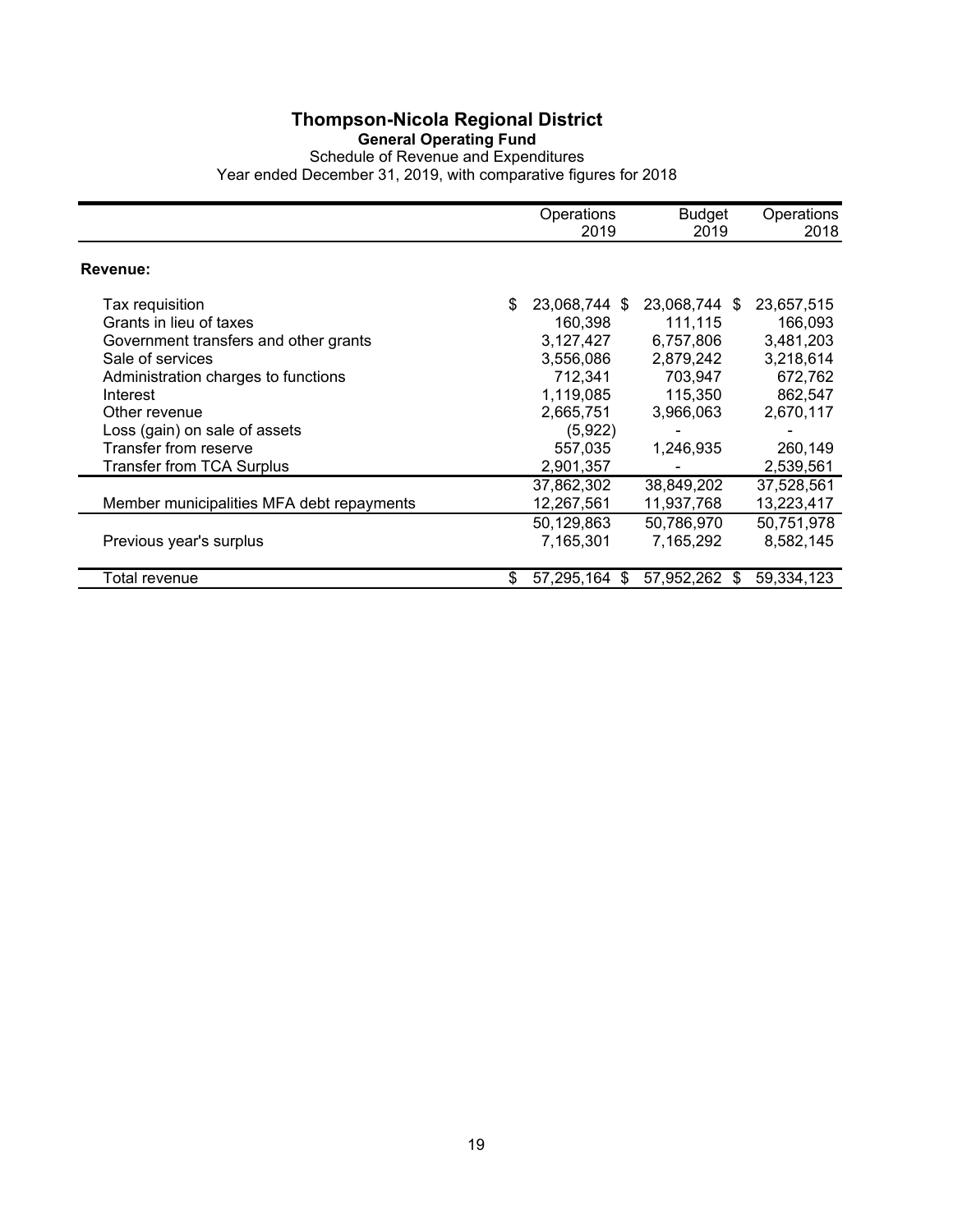# Thompson-Nicola Regional District

## General Operating Fund

Schedule of Revenue and Expenditures

Year ended December 31, 2019, with comparative figures for 2018

| | Operations 2019 | Budget 2019 | Operations 2018 |
|---|---|---|---|
| **Revenue:** | | | |
| Tax requisition | $ 23,068,744 | $ 23,068,744 | $ 23,657,515 |
| Grants in lieu of taxes | 160,398 | 111,115 | 166,093 |
| Government transfers and other grants | 3,127,427 | 6,757,806 | 3,481,203 |
| Sale of services | 3,556,086 | 2,879,242 | 3,218,614 |
| Administration charges to functions | 712,341 | 703,947 | 672,762 |
| Interest | 1,119,085 | 115,350 | 862,547 |
| Other revenue | 2,665,751 | 3,966,063 | 2,670,117 |
| Loss (gain) on sale of assets | (5,922) | - | - |
| Transfer from reserve | 557,035 | 1,246,935 | 260,149 |
| Transfer from TCA Surplus | 2,901,357 | - | 2,539,561 |
| | 37,862,302 | 38,849,202 | 37,528,561 |
| Member municipalities MFA debt repayments | 12,267,561 | 11,937,768 | 13,223,417 |
| | 50,129,863 | 50,786,970 | 50,751,978 |
| Previous year's surplus | 7,165,301 | 7,165,292 | 8,582,145 |
| Total revenue | $ 57,295,164 | $ 57,952,262 | $ 59,334,123 |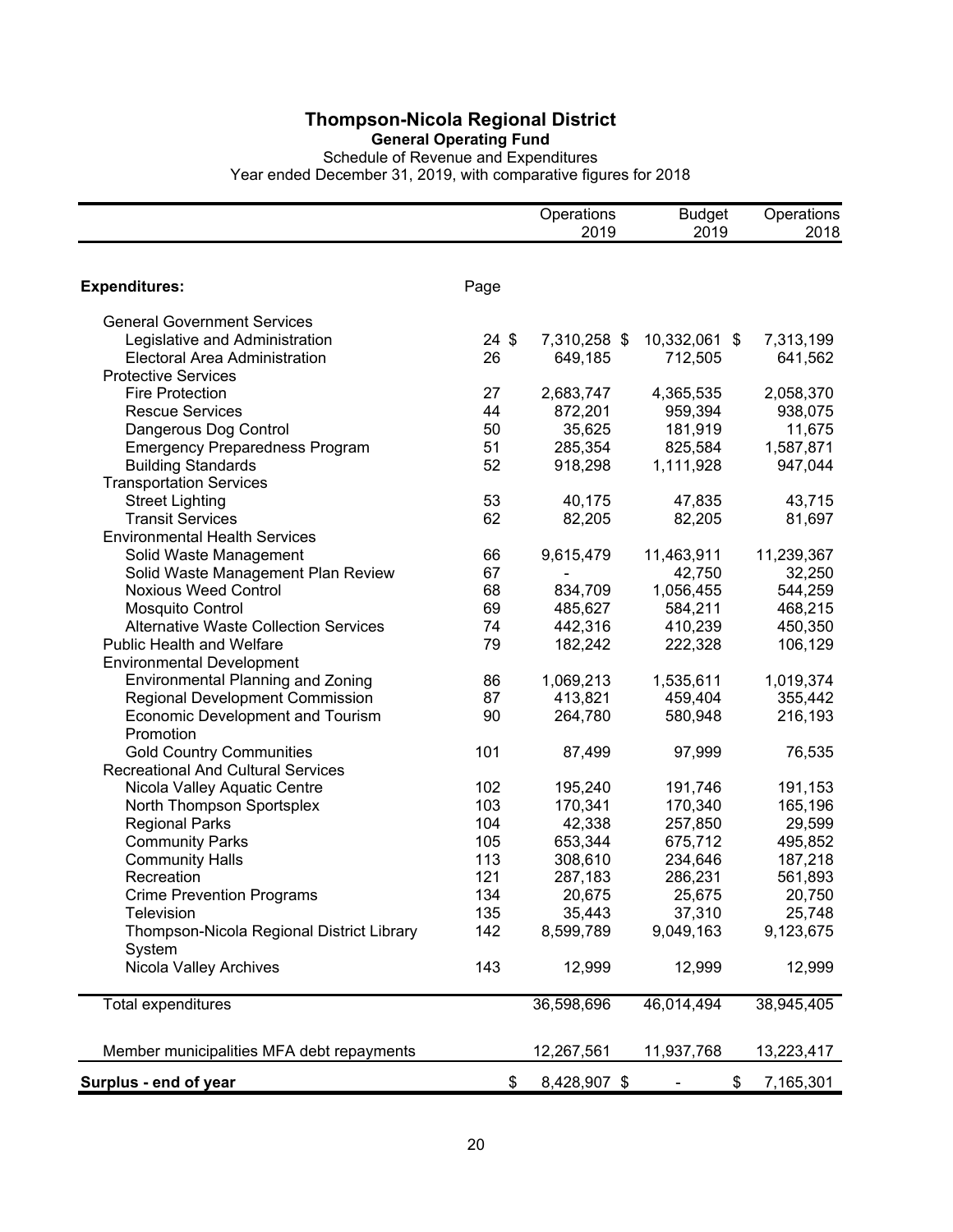# Thompson-Nicola Regional District

## General Operating Fund

Schedule of Revenue and Expenditures

Year ended December 31, 2019, with comparative figures for 2018

| | | Operations 2019 | Budget 2019 | Operations 2018 |
|---|---|---|---|---|
| **Expenditures:** | Page | | | |
| General Government Services | | | | |
| Legislative and Administration | 24 | $ 7,310,258 | $ 10,332,061 | $ 7,313,199 |
| Electoral Area Administration | 26 | 649,185 | 712,505 | 641,562 |
| Protective Services | | | | |
| Fire Protection | 27 | 2,683,747 | 4,365,535 | 2,058,370 |
| Rescue Services | 44 | 872,201 | 959,394 | 938,075 |
| Dangerous Dog Control | 50 | 35,625 | 181,919 | 11,675 |
| Emergency Preparedness Program | 51 | 285,354 | 825,584 | 1,587,871 |
| Building Standards | 52 | 918,298 | 1,111,928 | 947,044 |
| Transportation Services | | | | |
| Street Lighting | 53 | 40,175 | 47,835 | 43,715 |
| Transit Services | 62 | 82,205 | 82,205 | 81,697 |
| Environmental Health Services | | | | |
| Solid Waste Management | 66 | 9,615,479 | 11,463,911 | 11,239,367 |
| Solid Waste Management Plan Review | 67 | - | 42,750 | 32,250 |
| Noxious Weed Control | 68 | 834,709 | 1,056,455 | 544,259 |
| Mosquito Control | 69 | 485,627 | 584,211 | 468,215 |
| Alternative Waste Collection Services | 74 | 442,316 | 410,239 | 450,350 |
| Public Health and Welfare | 79 | 182,242 | 222,328 | 106,129 |
| Environmental Development | | | | |
| Environmental Planning and Zoning | 86 | 1,069,213 | 1,535,611 | 1,019,374 |
| Regional Development Commission | 87 | 413,821 | 459,404 | 355,442 |
| Economic Development and Tourism Promotion | 90 | 264,780 | 580,948 | 216,193 |
| Gold Country Communities | 101 | 87,499 | 97,999 | 76,535 |
| Recreational And Cultural Services | | | | |
| Nicola Valley Aquatic Centre | 102 | 195,240 | 191,746 | 191,153 |
| North Thompson Sportsplex | 103 | 170,341 | 170,340 | 165,196 |
| Regional Parks | 104 | 42,338 | 257,850 | 29,599 |
| Community Parks | 105 | 653,344 | 675,712 | 495,852 |
| Community Halls | 113 | 308,610 | 234,646 | 187,218 |
| Recreation | 121 | 287,183 | 286,231 | 561,893 |
| Crime Prevention Programs | 134 | 20,675 | 25,675 | 20,750 |
| Television | 135 | 35,443 | 37,310 | 25,748 |
| Thompson-Nicola Regional District Library System | 142 | 8,599,789 | 9,049,163 | 9,123,675 |
| Nicola Valley Archives | 143 | 12,999 | 12,999 | 12,999 |
| Total expenditures | | 36,598,696 | 46,014,494 | 38,945,405 |
| Member municipalities MFA debt repayments | | 12,267,561 | 11,937,768 | 13,223,417 |
| **Surplus - end of year** | | $ 8,428,907 | $ - | $ 7,165,301 |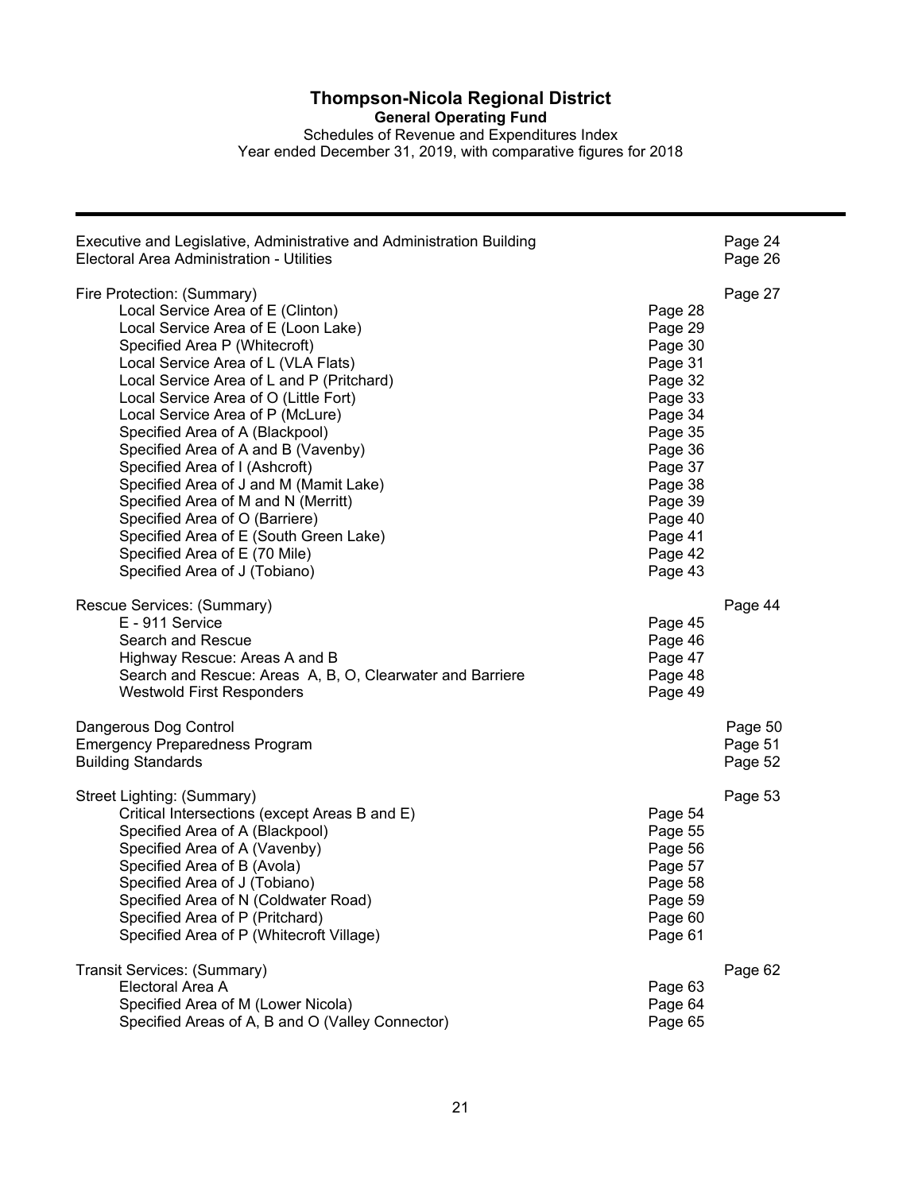# Thompson-Nicola Regional District

**General Operating Fund**

Schedules of Revenue and Expenditures Index

Year ended December 31, 2019, with comparative figures for 2018

---

| | | |
|---|---|---|
| Executive and Legislative, Administrative and Administration Building | | Page 24 |
| Electoral Area Administration - Utilities | | Page 26 |
| | | |
| Fire Protection: (Summary) | | Page 27 |
| Local Service Area of E (Clinton) | Page 28 | |
| Local Service Area of E (Loon Lake) | Page 29 | |
| Specified Area P (Whitecroft) | Page 30 | |
| Local Service Area of L (VLA Flats) | Page 31 | |
| Local Service Area of L and P (Pritchard) | Page 32 | |
| Local Service Area of O (Little Fort) | Page 33 | |
| Local Service Area of P (McLure) | Page 34 | |
| Specified Area of A (Blackpool) | Page 35 | |
| Specified Area of A and B (Vavenby) | Page 36 | |
| Specified Area of I (Ashcroft) | Page 37 | |
| Specified Area of J and M (Mamit Lake) | Page 38 | |
| Specified Area of M and N (Merritt) | Page 39 | |
| Specified Area of O (Barriere) | Page 40 | |
| Specified Area of E (South Green Lake) | Page 41 | |
| Specified Area of E (70 Mile) | Page 42 | |
| Specified Area of J (Tobiano) | Page 43 | |
| | | |
| Rescue Services: (Summary) | | Page 44 |
| E - 911 Service | Page 45 | |
| Search and Rescue | Page 46 | |
| Highway Rescue: Areas A and B | Page 47 | |
| Search and Rescue: Areas A, B, O, Clearwater and Barriere | Page 48 | |
| Westwold First Responders | Page 49 | |
| | | |
| Dangerous Dog Control | | Page 50 |
| Emergency Preparedness Program | | Page 51 |
| Building Standards | | Page 52 |
| | | |
| Street Lighting: (Summary) | | Page 53 |
| Critical Intersections (except Areas B and E) | Page 54 | |
| Specified Area of A (Blackpool) | Page 55 | |
| Specified Area of A (Vavenby) | Page 56 | |
| Specified Area of B (Avola) | Page 57 | |
| Specified Area of J (Tobiano) | Page 58 | |
| Specified Area of N (Coldwater Road) | Page 59 | |
| Specified Area of P (Pritchard) | Page 60 | |
| Specified Area of P (Whitecroft Village) | Page 61 | |
| | | |
| Transit Services: (Summary) | | Page 62 |
| Electoral Area A | Page 63 | |
| Specified Area of M (Lower Nicola) | Page 64 | |
| Specified Areas of A, B and O (Valley Connector) | Page 65 | |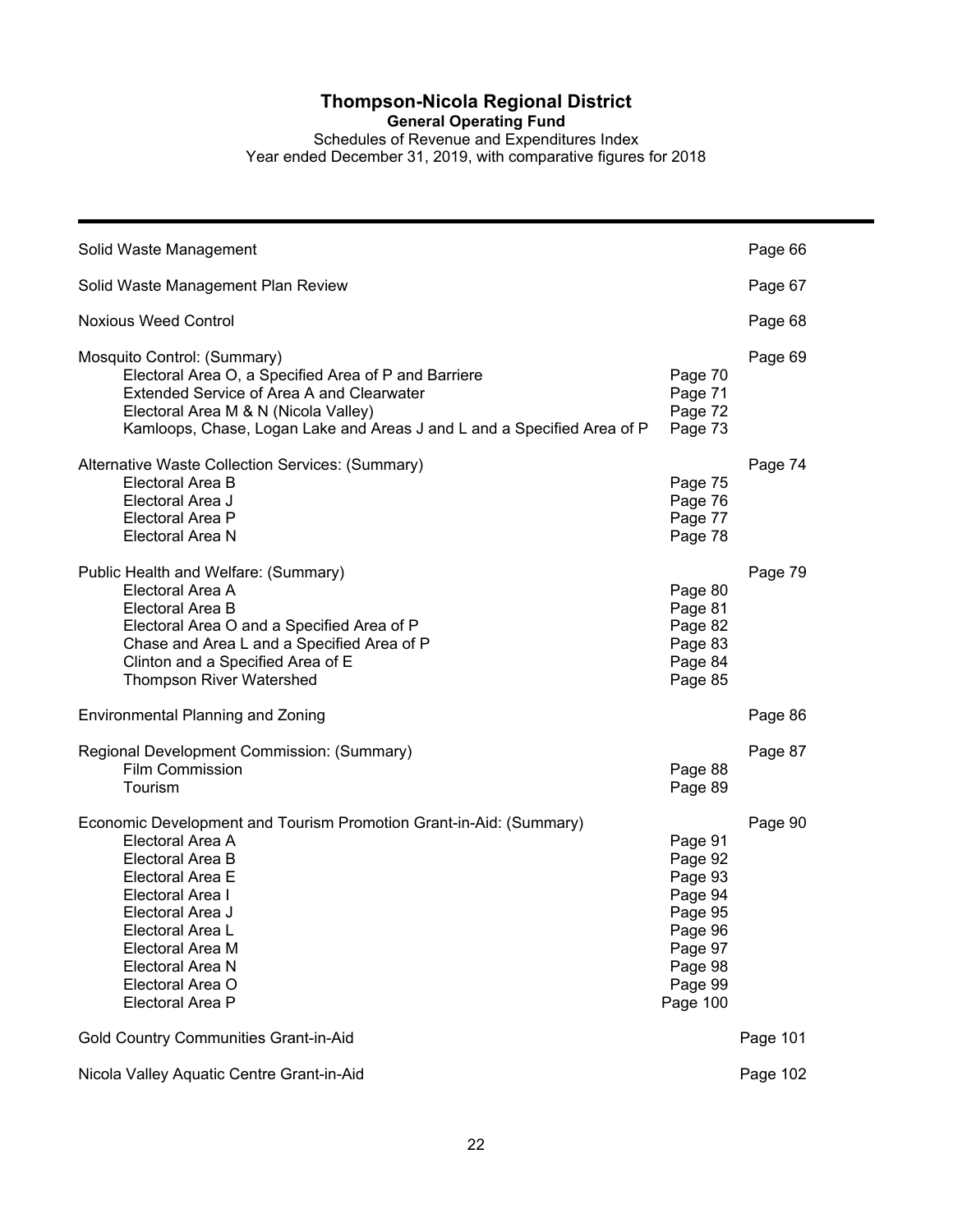# Thompson-Nicola Regional District

## General Operating Fund

Schedules of Revenue and Expenditures Index
Year ended December 31, 2019, with comparative figures for 2018

| | | |
|---|---|---|
| Solid Waste Management | | Page 66 |
| Solid Waste Management Plan Review | | Page 67 |
| Noxious Weed Control | | Page 68 |
| Mosquito Control: (Summary) | | Page 69 |
| Electoral Area O, a Specified Area of P and Barriere | Page 70 | |
| Extended Service of Area A and Clearwater | Page 71 | |
| Electoral Area M & N (Nicola Valley) | Page 72 | |
| Kamloops, Chase, Logan Lake and Areas J and L and a Specified Area of P | Page 73 | |
| Alternative Waste Collection Services: (Summary) | | Page 74 |
| Electoral Area B | Page 75 | |
| Electoral Area J | Page 76 | |
| Electoral Area P | Page 77 | |
| Electoral Area N | Page 78 | |
| Public Health and Welfare: (Summary) | | Page 79 |
| Electoral Area A | Page 80 | |
| Electoral Area B | Page 81 | |
| Electoral Area O and a Specified Area of P | Page 82 | |
| Chase and Area L and a Specified Area of P | Page 83 | |
| Clinton and a Specified Area of E | Page 84 | |
| Thompson River Watershed | Page 85 | |
| Environmental Planning and Zoning | | Page 86 |
| Regional Development Commission: (Summary) | | Page 87 |
| Film Commission | Page 88 | |
| Tourism | Page 89 | |
| Economic Development and Tourism Promotion Grant-in-Aid: (Summary) | | Page 90 |
| Electoral Area A | Page 91 | |
| Electoral Area B | Page 92 | |
| Electoral Area E | Page 93 | |
| Electoral Area I | Page 94 | |
| Electoral Area J | Page 95 | |
| Electoral Area L | Page 96 | |
| Electoral Area M | Page 97 | |
| Electoral Area N | Page 98 | |
| Electoral Area O | Page 99 | |
| Electoral Area P | Page 100 | |
| Gold Country Communities Grant-in-Aid | | Page 101 |
| Nicola Valley Aquatic Centre Grant-in-Aid | | Page 102 |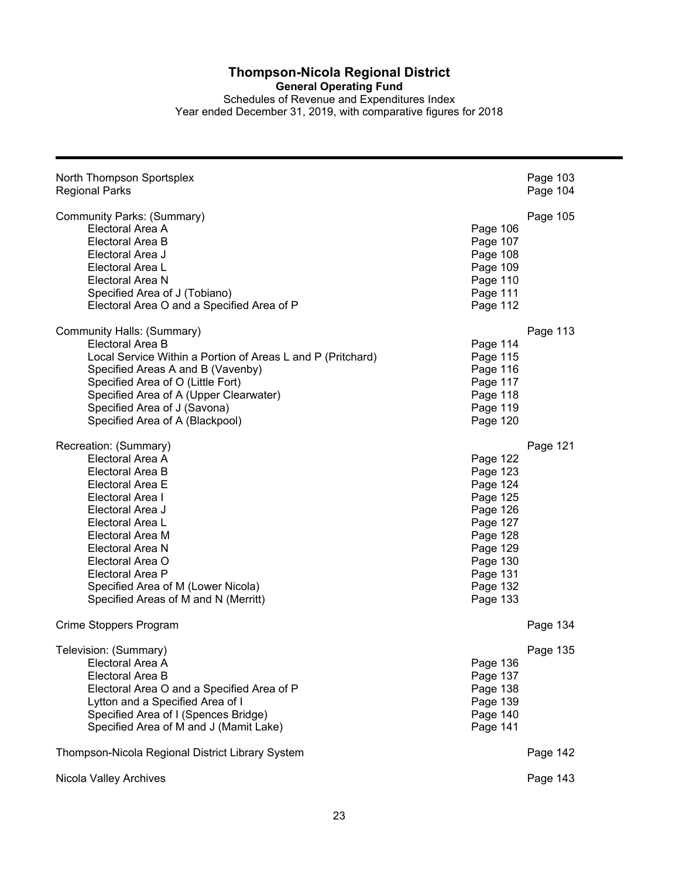# Thompson-Nicola Regional District

**General Operating Fund**

Schedules of Revenue and Expenditures Index

Year ended December 31, 2019, with comparative figures for 2018

| | | |
|---|---|---|
| North Thompson Sportsplex | | Page 103 |
| Regional Parks | | Page 104 |
| | | |
| Community Parks: (Summary) | | Page 105 |
| Electoral Area A | Page 106 | |
| Electoral Area B | Page 107 | |
| Electoral Area J | Page 108 | |
| Electoral Area L | Page 109 | |
| Electoral Area N | Page 110 | |
| Specified Area of J (Tobiano) | Page 111 | |
| Electoral Area O and a Specified Area of P | Page 112 | |
| | | |
| Community Halls: (Summary) | | Page 113 |
| Electoral Area B | Page 114 | |
| Local Service Within a Portion of Areas L and P (Pritchard) | Page 115 | |
| Specified Areas A and B (Vavenby) | Page 116 | |
| Specified Area of O (Little Fort) | Page 117 | |
| Specified Area of A (Upper Clearwater) | Page 118 | |
| Specified Area of J (Savona) | Page 119 | |
| Specified Area of A (Blackpool) | Page 120 | |
| | | |
| Recreation: (Summary) | | Page 121 |
| Electoral Area A | Page 122 | |
| Electoral Area B | Page 123 | |
| Electoral Area E | Page 124 | |
| Electoral Area I | Page 125 | |
| Electoral Area J | Page 126 | |
| Electoral Area L | Page 127 | |
| Electoral Area M | Page 128 | |
| Electoral Area N | Page 129 | |
| Electoral Area O | Page 130 | |
| Electoral Area P | Page 131 | |
| Specified Area of M (Lower Nicola) | Page 132 | |
| Specified Areas of M and N (Merritt) | Page 133 | |
| | | |
| Crime Stoppers Program | | Page 134 |
| | | |
| Television: (Summary) | | Page 135 |
| Electoral Area A | Page 136 | |
| Electoral Area B | Page 137 | |
| Electoral Area O and a Specified Area of P | Page 138 | |
| Lytton and a Specified Area of I | Page 139 | |
| Specified Area of I (Spences Bridge) | Page 140 | |
| Specified Area of M and J (Mamit Lake) | Page 141 | |
| | | |
| Thompson-Nicola Regional District Library System | | Page 142 |
| | | |
| Nicola Valley Archives | | Page 143 |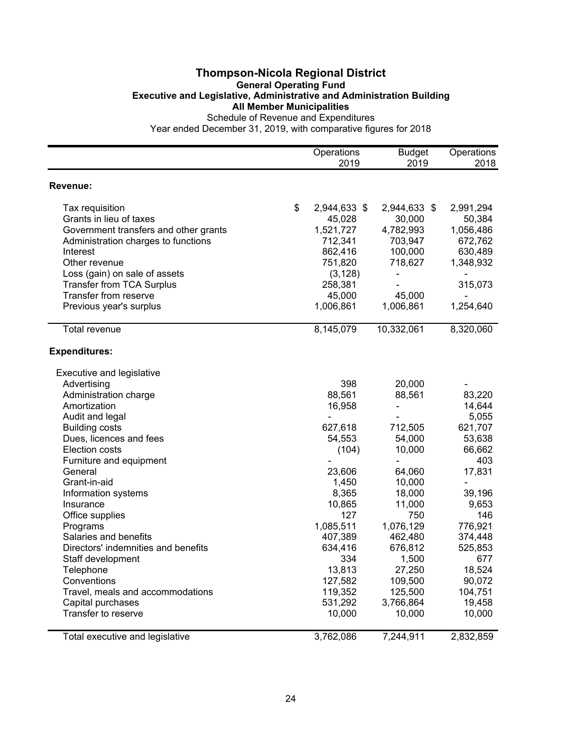# Thompson-Nicola Regional District

## General Operating Fund

### Executive and Legislative, Administrative and Administration Building

### All Member Municipalities

Schedule of Revenue and Expenditures

Year ended December 31, 2019, with comparative figures for 2018

| | Operations 2019 | Budget 2019 | Operations 2018 |
|---|---|---|---|
| **Revenue:** | | | |
| Tax requisition | $ 2,944,633 | $ 2,944,633 | $ 2,991,294 |
| Grants in lieu of taxes | 45,028 | 30,000 | 50,384 |
| Government transfers and other grants | 1,521,727 | 4,782,993 | 1,056,486 |
| Administration charges to functions | 712,341 | 703,947 | 672,762 |
| Interest | 862,416 | 100,000 | 630,489 |
| Other revenue | 751,820 | 718,627 | 1,348,932 |
| Loss (gain) on sale of assets | (3,128) | - | - |
| Transfer from TCA Surplus | 258,381 | - | 315,073 |
| Transfer from reserve | 45,000 | 45,000 | - |
| Previous year's surplus | 1,006,861 | 1,006,861 | 1,254,640 |
| Total revenue | 8,145,079 | 10,332,061 | 8,320,060 |
| **Expenditures:** | | | |
| Executive and legislative | | | |
| Advertising | 398 | 20,000 | - |
| Administration charge | 88,561 | 88,561 | 83,220 |
| Amortization | 16,958 | - | 14,644 |
| Audit and legal | - | - | 5,055 |
| Building costs | 627,618 | 712,505 | 621,707 |
| Dues, licences and fees | 54,553 | 54,000 | 53,638 |
| Election costs | (104) | 10,000 | 66,662 |
| Furniture and equipment | - | - | 403 |
| General | 23,606 | 64,060 | 17,831 |
| Grant-in-aid | 1,450 | 10,000 | - |
| Information systems | 8,365 | 18,000 | 39,196 |
| Insurance | 10,865 | 11,000 | 9,653 |
| Office supplies | 127 | 750 | 146 |
| Programs | 1,085,511 | 1,076,129 | 776,921 |
| Salaries and benefits | 407,389 | 462,480 | 374,448 |
| Directors' indemnities and benefits | 634,416 | 676,812 | 525,853 |
| Staff development | 334 | 1,500 | 677 |
| Telephone | 13,813 | 27,250 | 18,524 |
| Conventions | 127,582 | 109,500 | 90,072 |
| Travel, meals and accommodations | 119,352 | 125,500 | 104,751 |
| Capital purchases | 531,292 | 3,766,864 | 19,458 |
| Transfer to reserve | 10,000 | 10,000 | 10,000 |
| Total executive and legislative | 3,762,086 | 7,244,911 | 2,832,859 |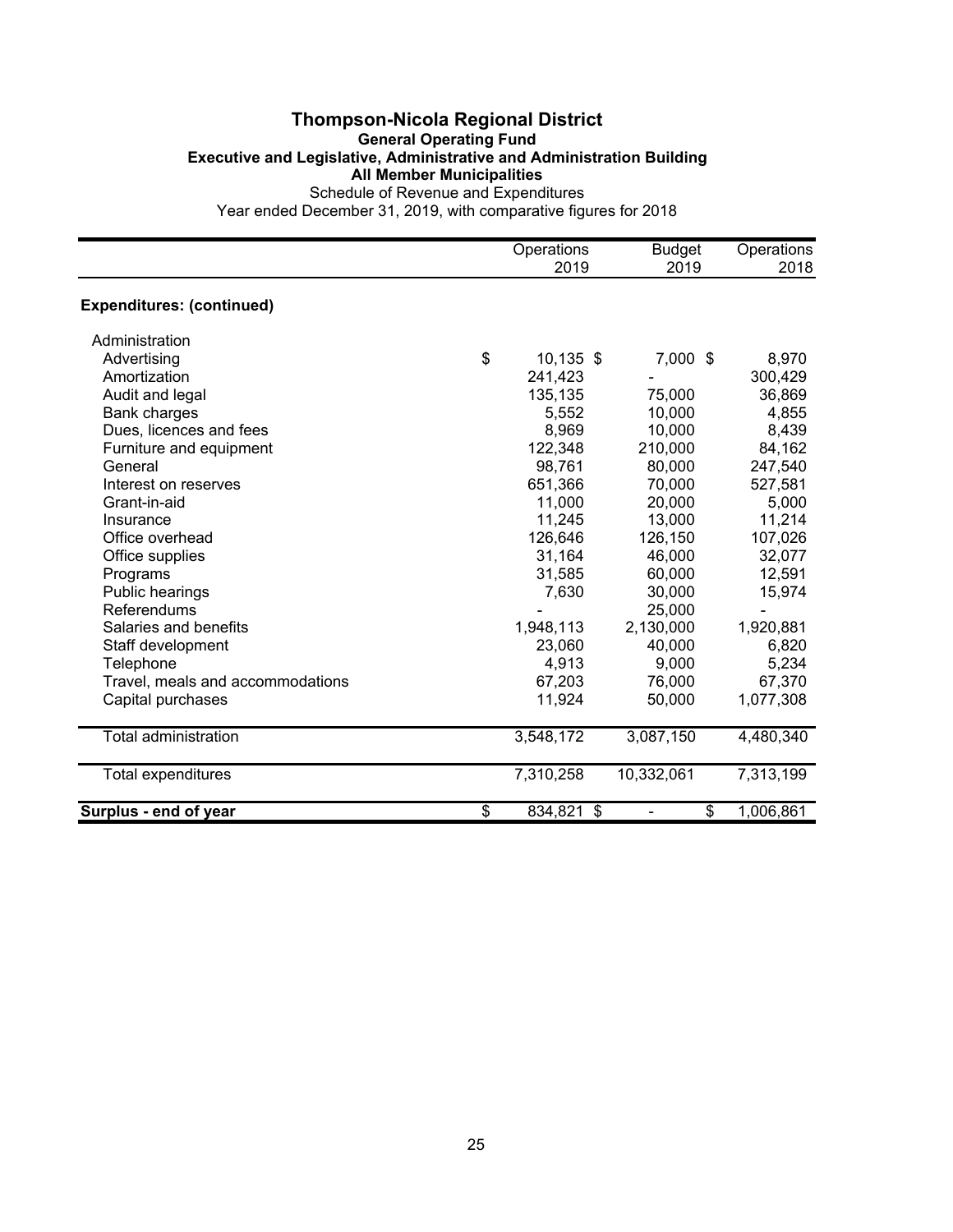# Thompson-Nicola Regional District

## General Operating Fund

### Executive and Legislative, Administrative and Administration Building

### All Member Municipalities

Schedule of Revenue and Expenditures

Year ended December 31, 2019, with comparative figures for 2018

| | Operations 2019 | Budget 2019 | Operations 2018 |
|---|---|---|---|
| **Expenditures: (continued)** | | | |
| Administration | | | |
| Advertising | $ 10,135 | $ 7,000 | $ 8,970 |
| Amortization | 241,423 | - | 300,429 |
| Audit and legal | 135,135 | 75,000 | 36,869 |
| Bank charges | 5,552 | 10,000 | 4,855 |
| Dues, licences and fees | 8,969 | 10,000 | 8,439 |
| Furniture and equipment | 122,348 | 210,000 | 84,162 |
| General | 98,761 | 80,000 | 247,540 |
| Interest on reserves | 651,366 | 70,000 | 527,581 |
| Grant-in-aid | 11,000 | 20,000 | 5,000 |
| Insurance | 11,245 | 13,000 | 11,214 |
| Office overhead | 126,646 | 126,150 | 107,026 |
| Office supplies | 31,164 | 46,000 | 32,077 |
| Programs | 31,585 | 60,000 | 12,591 |
| Public hearings | 7,630 | 30,000 | 15,974 |
| Referendums | - | 25,000 | - |
| Salaries and benefits | 1,948,113 | 2,130,000 | 1,920,881 |
| Staff development | 23,060 | 40,000 | 6,820 |
| Telephone | 4,913 | 9,000 | 5,234 |
| Travel, meals and accommodations | 67,203 | 76,000 | 67,370 |
| Capital purchases | 11,924 | 50,000 | 1,077,308 |
| Total administration | 3,548,172 | 3,087,150 | 4,480,340 |
| Total expenditures | 7,310,258 | 10,332,061 | 7,313,199 |
| **Surplus - end of year** | $ 834,821 | $ - | $ 1,006,861 |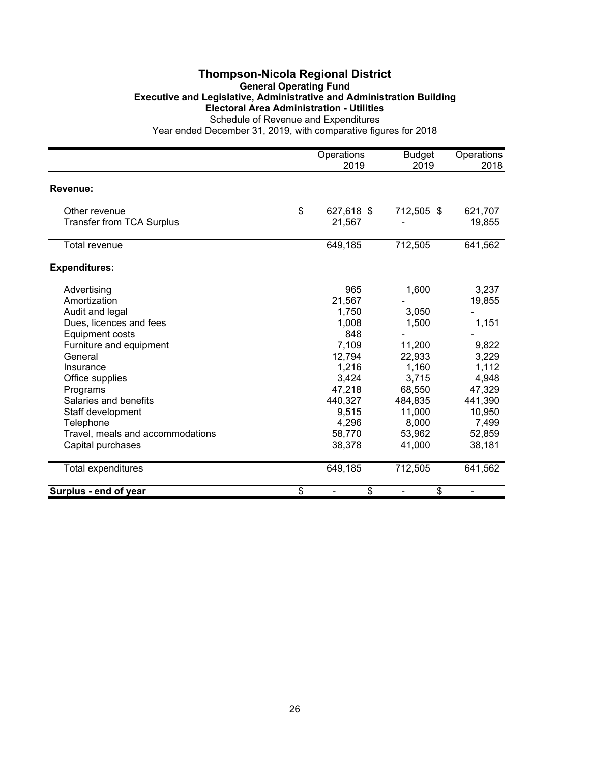# Thompson-Nicola Regional District

## General Operating Fund

### Executive and Legislative, Administrative and Administration Building

### Electoral Area Administration - Utilities

Schedule of Revenue and Expenditures

Year ended December 31, 2019, with comparative figures for 2018

| | Operations 2019 | Budget 2019 | Operations 2018 |
|---|---|---|---|
| **Revenue:** | | | |
| Other revenue | $ 627,618 | $ 712,505 | $ 621,707 |
| Transfer from TCA Surplus | 21,567 | - | 19,855 |
| Total revenue | 649,185 | 712,505 | 641,562 |
| **Expenditures:** | | | |
| Advertising | 965 | 1,600 | 3,237 |
| Amortization | 21,567 | - | 19,855 |
| Audit and legal | 1,750 | 3,050 | - |
| Dues, licences and fees | 1,008 | 1,500 | 1,151 |
| Equipment costs | 848 | - | - |
| Furniture and equipment | 7,109 | 11,200 | 9,822 |
| General | 12,794 | 22,933 | 3,229 |
| Insurance | 1,216 | 1,160 | 1,112 |
| Office supplies | 3,424 | 3,715 | 4,948 |
| Programs | 47,218 | 68,550 | 47,329 |
| Salaries and benefits | 440,327 | 484,835 | 441,390 |
| Staff development | 9,515 | 11,000 | 10,950 |
| Telephone | 4,296 | 8,000 | 7,499 |
| Travel, meals and accommodations | 58,770 | 53,962 | 52,859 |
| Capital purchases | 38,378 | 41,000 | 38,181 |
| Total expenditures | 649,185 | 712,505 | 641,562 |
| **Surplus - end of year** | $ - | $ - | $ - |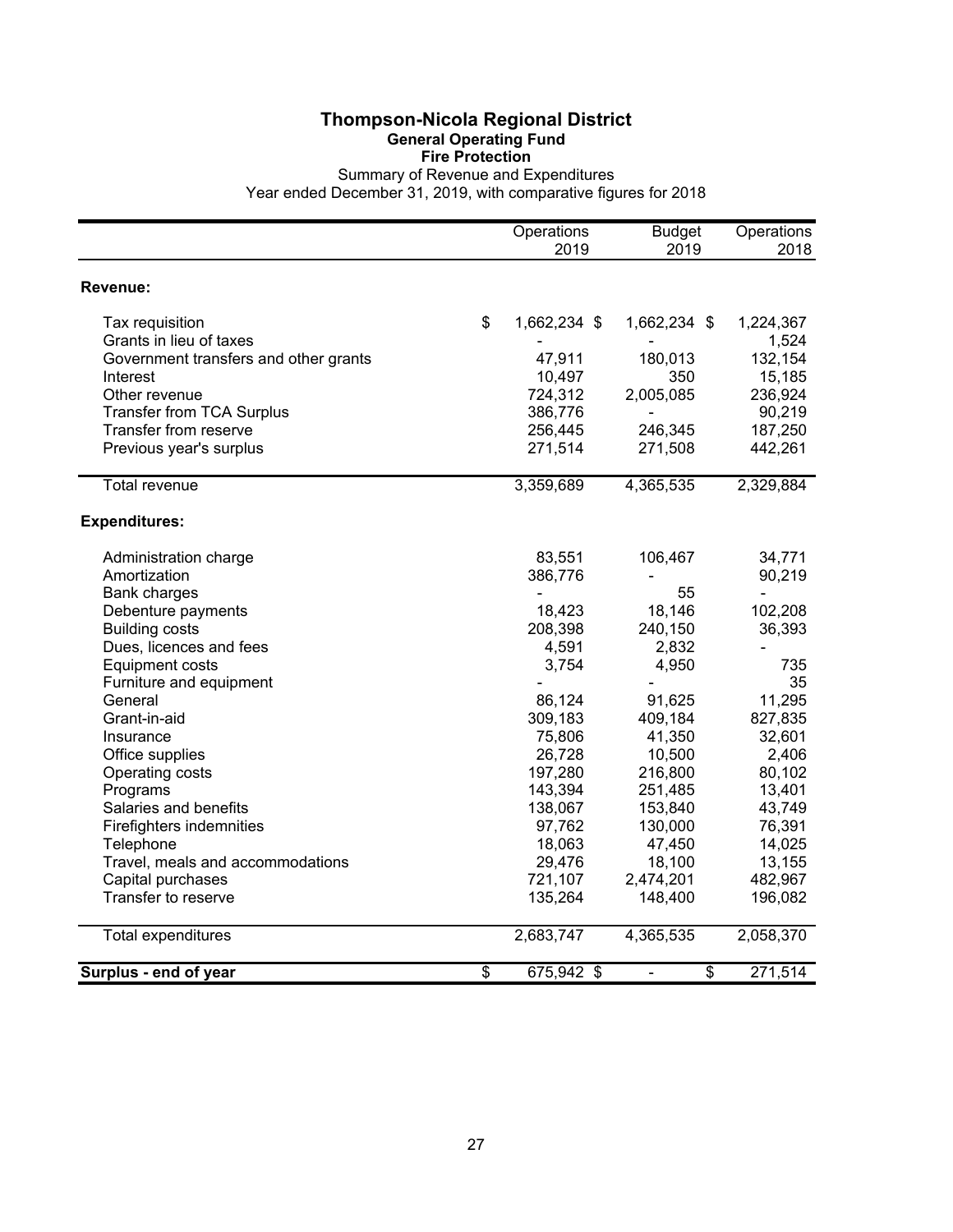# Thompson-Nicola Regional District
## General Operating Fund
### Fire Protection

Summary of Revenue and Expenditures
Year ended December 31, 2019, with comparative figures for 2018

| | Operations 2019 | Budget 2019 | Operations 2018 |
|---|---|---|---|
| **Revenue:** | | | |
| Tax requisition | $ 1,662,234 | $ 1,662,234 | $ 1,224,367 |
| Grants in lieu of taxes | - | - | 1,524 |
| Government transfers and other grants | 47,911 | 180,013 | 132,154 |
| Interest | 10,497 | 350 | 15,185 |
| Other revenue | 724,312 | 2,005,085 | 236,924 |
| Transfer from TCA Surplus | 386,776 | - | 90,219 |
| Transfer from reserve | 256,445 | 246,345 | 187,250 |
| Previous year's surplus | 271,514 | 271,508 | 442,261 |
| Total revenue | 3,359,689 | 4,365,535 | 2,329,884 |
| **Expenditures:** | | | |
| Administration charge | 83,551 | 106,467 | 34,771 |
| Amortization | 386,776 | - | 90,219 |
| Bank charges | - | 55 | - |
| Debenture payments | 18,423 | 18,146 | 102,208 |
| Building costs | 208,398 | 240,150 | 36,393 |
| Dues, licences and fees | 4,591 | 2,832 | - |
| Equipment costs | 3,754 | 4,950 | 735 |
| Furniture and equipment | - | - | 35 |
| General | 86,124 | 91,625 | 11,295 |
| Grant-in-aid | 309,183 | 409,184 | 827,835 |
| Insurance | 75,806 | 41,350 | 32,601 |
| Office supplies | 26,728 | 10,500 | 2,406 |
| Operating costs | 197,280 | 216,800 | 80,102 |
| Programs | 143,394 | 251,485 | 13,401 |
| Salaries and benefits | 138,067 | 153,840 | 43,749 |
| Firefighters indemnities | 97,762 | 130,000 | 76,391 |
| Telephone | 18,063 | 47,450 | 14,025 |
| Travel, meals and accommodations | 29,476 | 18,100 | 13,155 |
| Capital purchases | 721,107 | 2,474,201 | 482,967 |
| Transfer to reserve | 135,264 | 148,400 | 196,082 |
| Total expenditures | 2,683,747 | 4,365,535 | 2,058,370 |
| **Surplus - end of year** | $ 675,942 | $ - | $ 271,514 |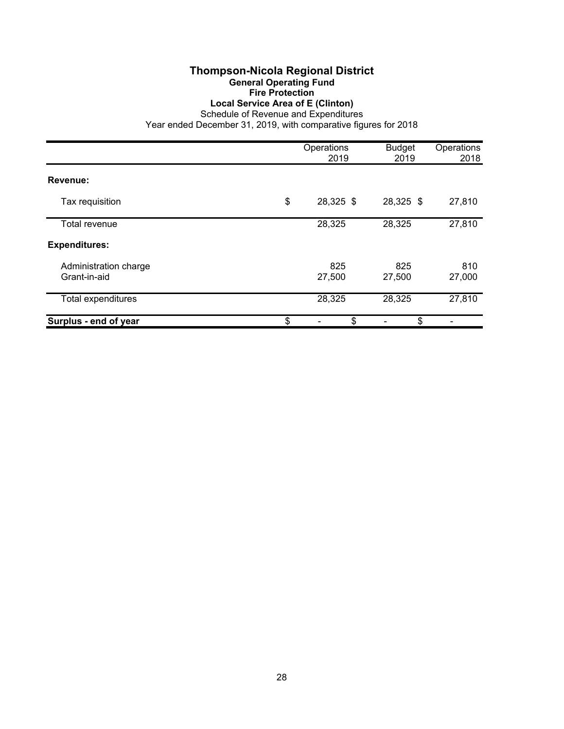# Thompson-Nicola Regional District

## General Operating Fund

## Fire Protection

## Local Service Area of E (Clinton)

Schedule of Revenue and Expenditures

Year ended December 31, 2019, with comparative figures for 2018

| | Operations 2019 | Budget 2019 | Operations 2018 |
|---|---|---|---|
| **Revenue:** | | | |
| Tax requisition | $ 28,325 | $ 28,325 | $ 27,810 |
| Total revenue | 28,325 | 28,325 | 27,810 |
| **Expenditures:** | | | |
| Administration charge | 825 | 825 | 810 |
| Grant-in-aid | 27,500 | 27,500 | 27,000 |
| Total expenditures | 28,325 | 28,325 | 27,810 |
| **Surplus - end of year** | $ - | $ - | $ - |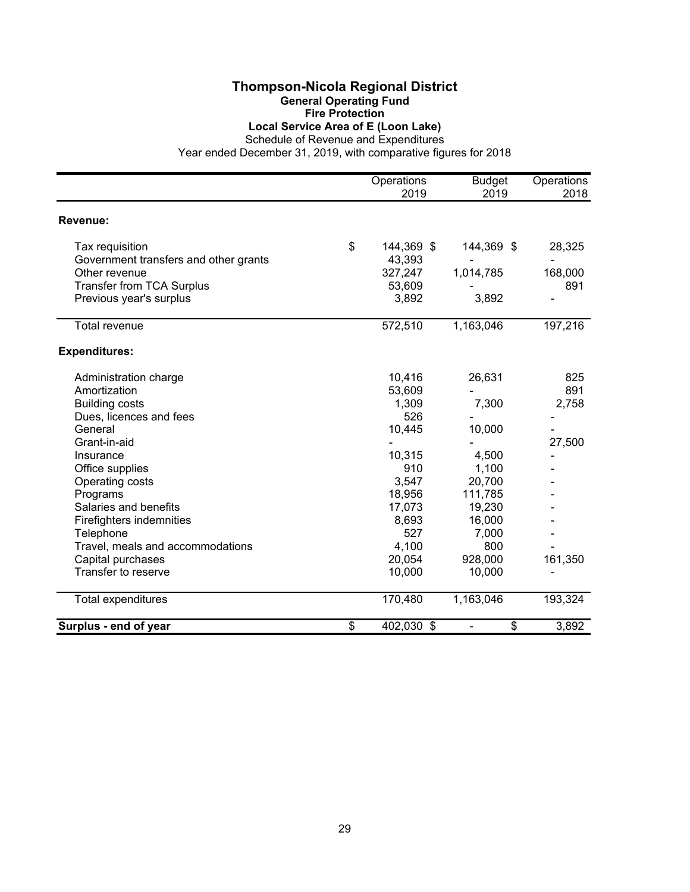# Thompson-Nicola Regional District

## General Operating Fund

### Fire Protection

### Local Service Area of E (Loon Lake)

Schedule of Revenue and Expenditures

Year ended December 31, 2019, with comparative figures for 2018

| | Operations 2019 | Budget 2019 | Operations 2018 |
|---|---|---|---|
| **Revenue:** | | | |
| Tax requisition | $ 144,369 | $ 144,369 | $ 28,325 |
| Government transfers and other grants | 43,393 | - | - |
| Other revenue | 327,247 | 1,014,785 | 168,000 |
| Transfer from TCA Surplus | 53,609 | - | 891 |
| Previous year's surplus | 3,892 | 3,892 | - |
| Total revenue | 572,510 | 1,163,046 | 197,216 |
| **Expenditures:** | | | |
| Administration charge | 10,416 | 26,631 | 825 |
| Amortization | 53,609 | - | 891 |
| Building costs | 1,309 | 7,300 | 2,758 |
| Dues, licences and fees | 526 | - | - |
| General | 10,445 | 10,000 | - |
| Grant-in-aid | - | - | 27,500 |
| Insurance | 10,315 | 4,500 | - |
| Office supplies | 910 | 1,100 | - |
| Operating costs | 3,547 | 20,700 | - |
| Programs | 18,956 | 111,785 | - |
| Salaries and benefits | 17,073 | 19,230 | - |
| Firefighters indemnities | 8,693 | 16,000 | - |
| Telephone | 527 | 7,000 | - |
| Travel, meals and accommodations | 4,100 | 800 | - |
| Capital purchases | 20,054 | 928,000 | 161,350 |
| Transfer to reserve | 10,000 | 10,000 | - |
| Total expenditures | 170,480 | 1,163,046 | 193,324 |
| **Surplus - end of year** | $ 402,030 | $ - | $ 3,892 |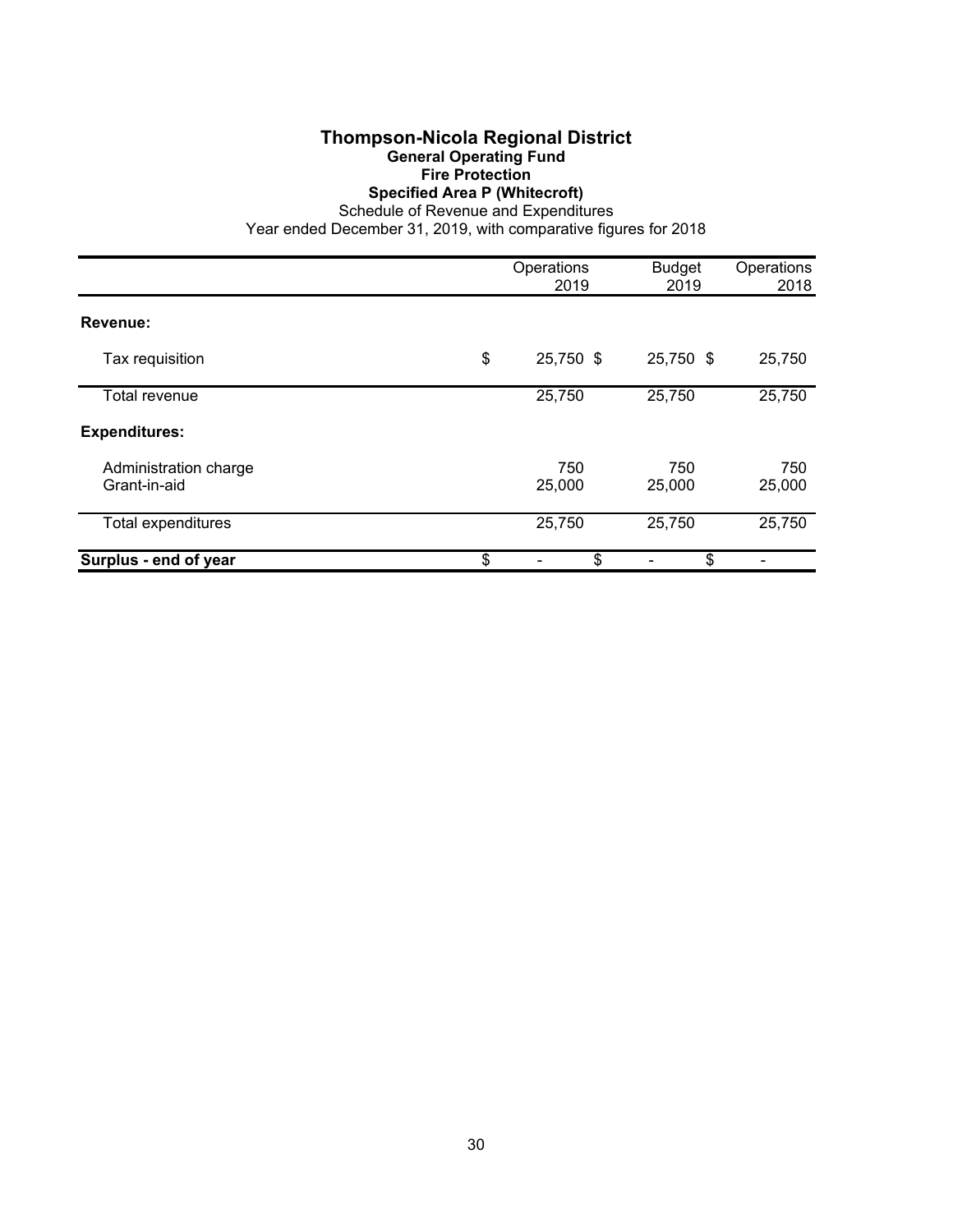# Thompson-Nicola Regional District

## General Operating Fund

## Fire Protection

## Specified Area P (Whitecroft)

Schedule of Revenue and Expenditures

Year ended December 31, 2019, with comparative figures for 2018

| | Operations 2019 | Budget 2019 | Operations 2018 |
|---|---|---|---|
| **Revenue:** | | | |
| Tax requisition | $ 25,750 | $ 25,750 | $ 25,750 |
| Total revenue | 25,750 | 25,750 | 25,750 |
| **Expenditures:** | | | |
| Administration charge | 750 | 750 | 750 |
| Grant-in-aid | 25,000 | 25,000 | 25,000 |
| Total expenditures | 25,750 | 25,750 | 25,750 |
| **Surplus - end of year** | $ - | $ - | $ - |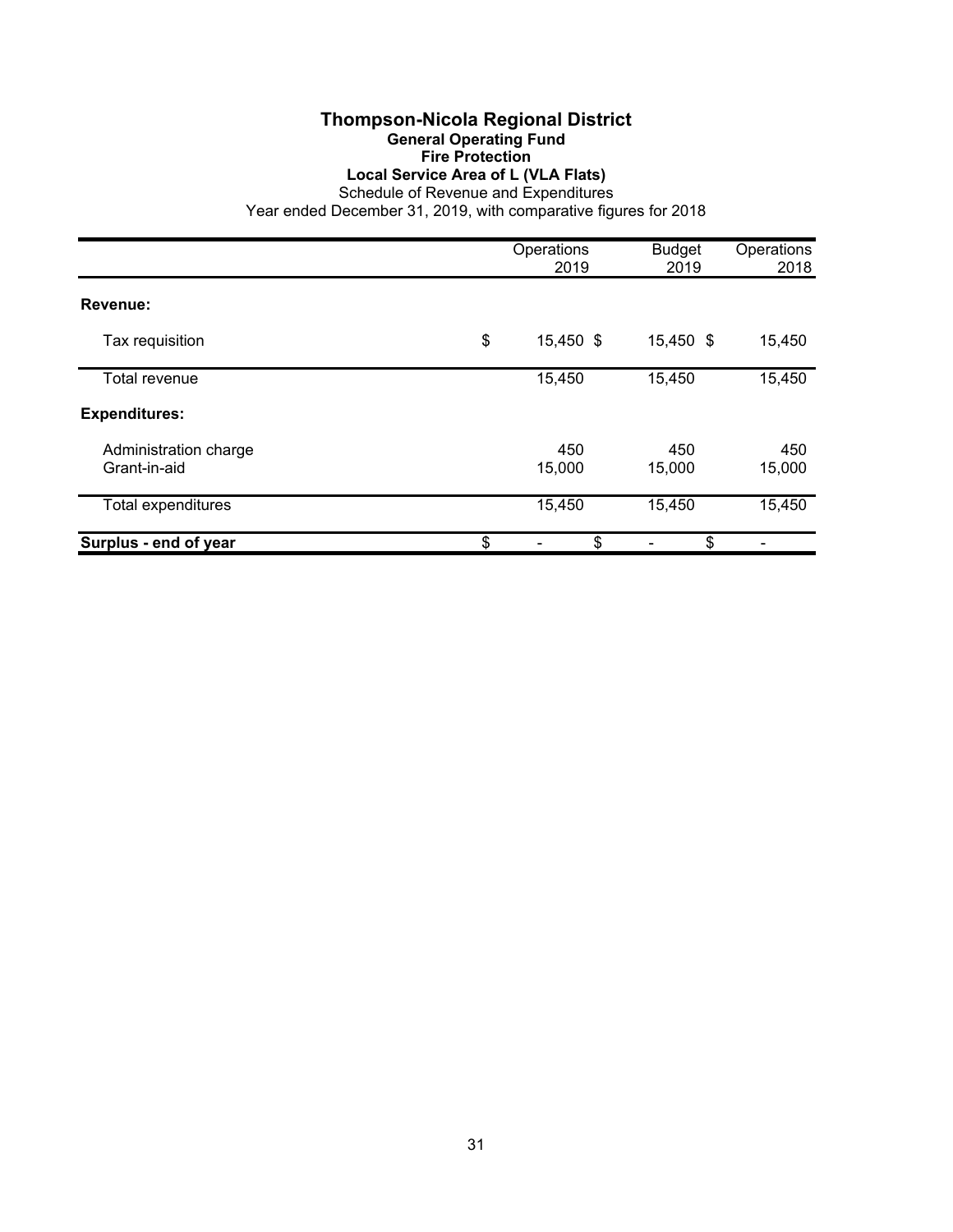# Thompson-Nicola Regional District

## General Operating Fund

### Fire Protection

### Local Service Area of L (VLA Flats)

Schedule of Revenue and Expenditures

Year ended December 31, 2019, with comparative figures for 2018

| | Operations 2019 | Budget 2019 | Operations 2018 |
|---|---|---|---|
| **Revenue:** | | | |
| Tax requisition | $ 15,450 | $ 15,450 | $ 15,450 |
| Total revenue | 15,450 | 15,450 | 15,450 |
| **Expenditures:** | | | |
| Administration charge | 450 | 450 | 450 |
| Grant-in-aid | 15,000 | 15,000 | 15,000 |
| Total expenditures | 15,450 | 15,450 | 15,450 |
| **Surplus - end of year** | $ - | $ - | $ - |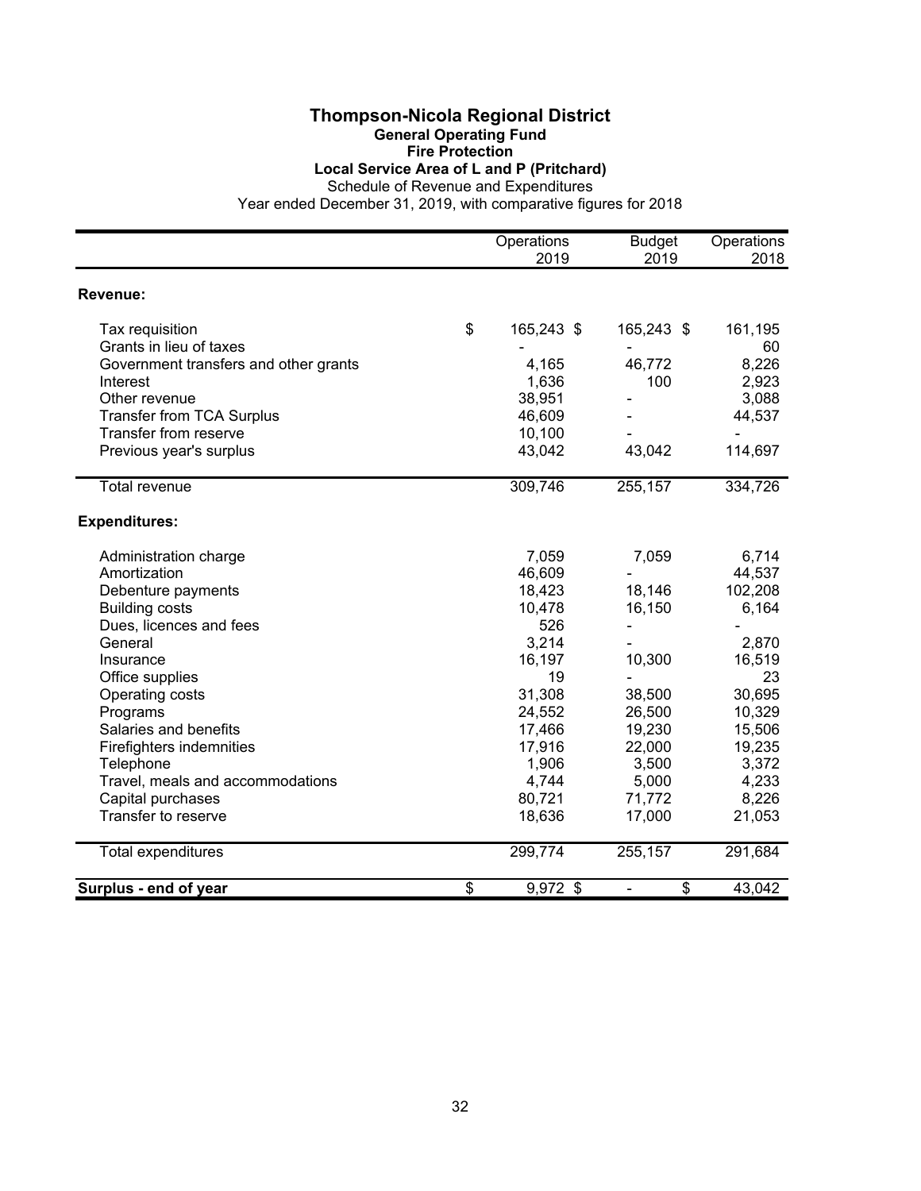# Thompson-Nicola Regional District

## General Operating Fund

### Fire Protection

### Local Service Area of L and P (Pritchard)

Schedule of Revenue and Expenditures

Year ended December 31, 2019, with comparative figures for 2018

| | Operations 2019 | Budget 2019 | Operations 2018 |
|---|---|---|---|
| **Revenue:** | | | |
| Tax requisition | $ 165,243 | $ 165,243 | $ 161,195 |
| Grants in lieu of taxes | - | - | 60 |
| Government transfers and other grants | 4,165 | 46,772 | 8,226 |
| Interest | 1,636 | 100 | 2,923 |
| Other revenue | 38,951 | - | 3,088 |
| Transfer from TCA Surplus | 46,609 | - | 44,537 |
| Transfer from reserve | 10,100 | - | - |
| Previous year's surplus | 43,042 | 43,042 | 114,697 |
| Total revenue | 309,746 | 255,157 | 334,726 |
| **Expenditures:** | | | |
| Administration charge | 7,059 | 7,059 | 6,714 |
| Amortization | 46,609 | - | 44,537 |
| Debenture payments | 18,423 | 18,146 | 102,208 |
| Building costs | 10,478 | 16,150 | 6,164 |
| Dues, licences and fees | 526 | - | - |
| General | 3,214 | - | 2,870 |
| Insurance | 16,197 | 10,300 | 16,519 |
| Office supplies | 19 | - | 23 |
| Operating costs | 31,308 | 38,500 | 30,695 |
| Programs | 24,552 | 26,500 | 10,329 |
| Salaries and benefits | 17,466 | 19,230 | 15,506 |
| Firefighters indemnities | 17,916 | 22,000 | 19,235 |
| Telephone | 1,906 | 3,500 | 3,372 |
| Travel, meals and accommodations | 4,744 | 5,000 | 4,233 |
| Capital purchases | 80,721 | 71,772 | 8,226 |
| Transfer to reserve | 18,636 | 17,000 | 21,053 |
| Total expenditures | 299,774 | 255,157 | 291,684 |
| **Surplus - end of year** | $ 9,972 | $ - | $ 43,042 |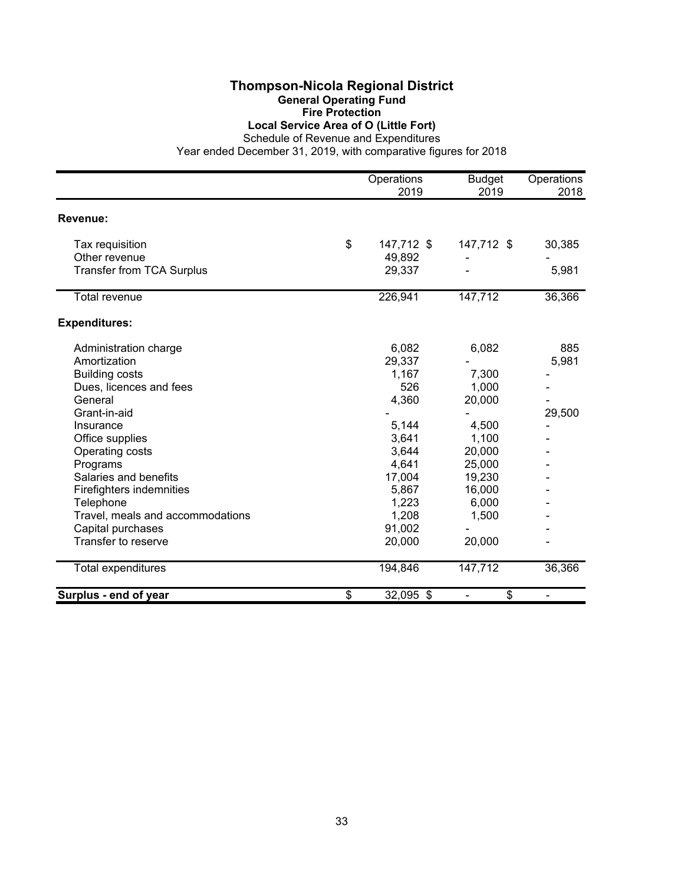# Thompson-Nicola Regional District

## General Operating Fund

## Fire Protection

## Local Service Area of O (Little Fort)

Schedule of Revenue and Expenditures

Year ended December 31, 2019, with comparative figures for 2018

| | Operations 2019 | Budget 2019 | Operations 2018 |
|---|---|---|---|
| **Revenue:** | | | |
| Tax requisition | $ 147,712 | $ 147,712 | $ 30,385 |
| Other revenue | 49,892 | - | - |
| Transfer from TCA Surplus | 29,337 | - | 5,981 |
| Total revenue | 226,941 | 147,712 | 36,366 |
| **Expenditures:** | | | |
| Administration charge | 6,082 | 6,082 | 885 |
| Amortization | 29,337 | - | 5,981 |
| Building costs | 1,167 | 7,300 | - |
| Dues, licences and fees | 526 | 1,000 | - |
| General | 4,360 | 20,000 | - |
| Grant-in-aid | - | - | 29,500 |
| Insurance | 5,144 | 4,500 | - |
| Office supplies | 3,641 | 1,100 | - |
| Operating costs | 3,644 | 20,000 | - |
| Programs | 4,641 | 25,000 | - |
| Salaries and benefits | 17,004 | 19,230 | - |
| Firefighters indemnities | 5,867 | 16,000 | - |
| Telephone | 1,223 | 6,000 | - |
| Travel, meals and accommodations | 1,208 | 1,500 | - |
| Capital purchases | 91,002 | - | - |
| Transfer to reserve | 20,000 | 20,000 | - |
| Total expenditures | 194,846 | 147,712 | 36,366 |
| **Surplus - end of year** | $ 32,095 | $ - | $ - |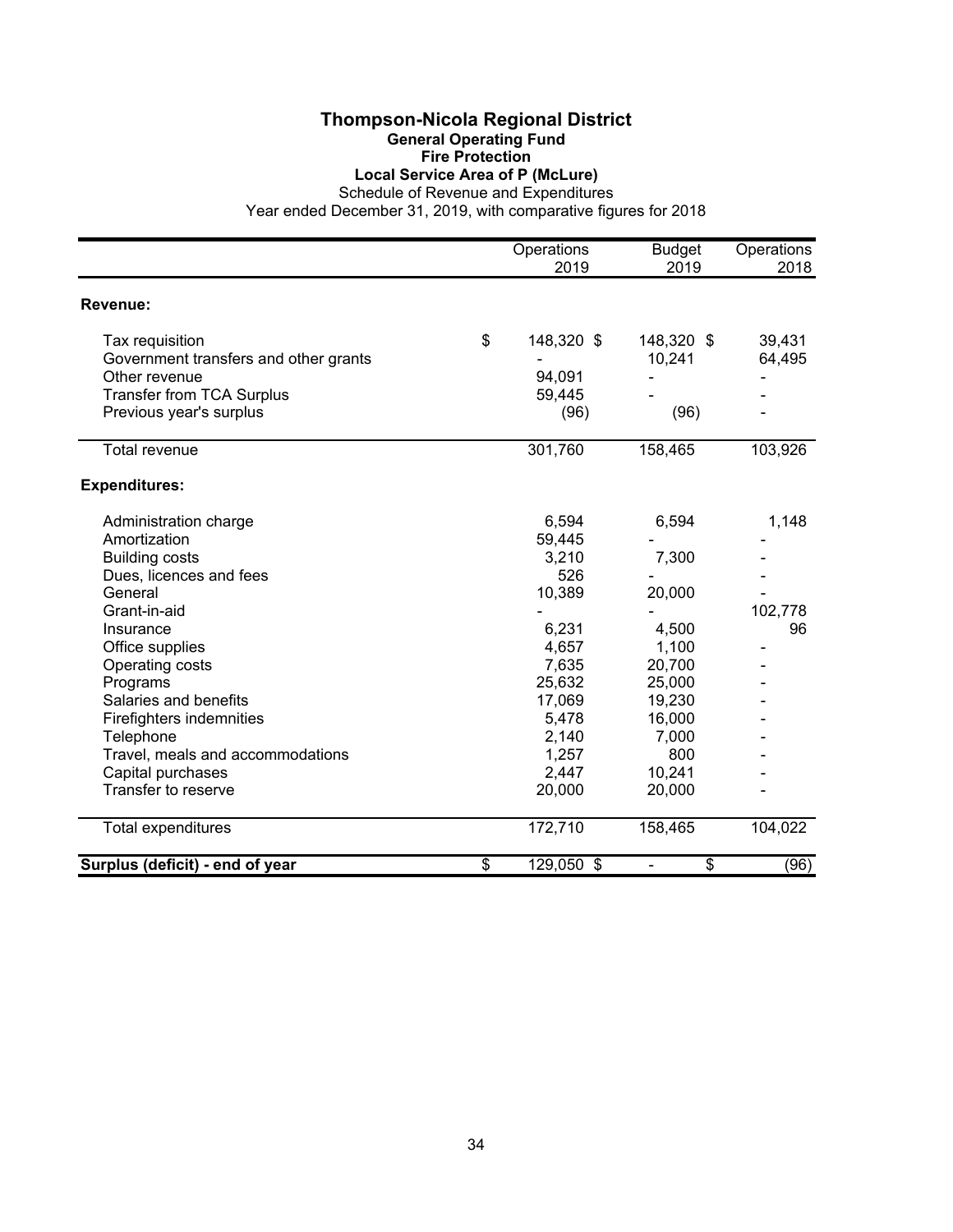# Thompson-Nicola Regional District

## General Operating Fund

### Fire Protection

### Local Service Area of P (McLure)

Schedule of Revenue and Expenditures

Year ended December 31, 2019, with comparative figures for 2018

| | Operations 2019 | Budget 2019 | Operations 2018 |
|---|---|---|---|
| **Revenue:** | | | |
| Tax requisition | $ 148,320 | $ 148,320 | $ 39,431 |
| Government transfers and other grants | - | 10,241 | 64,495 |
| Other revenue | 94,091 | - | - |
| Transfer from TCA Surplus | 59,445 | - | - |
| Previous year's surplus | (96) | (96) | - |
| Total revenue | 301,760 | 158,465 | 103,926 |
| **Expenditures:** | | | |
| Administration charge | 6,594 | 6,594 | 1,148 |
| Amortization | 59,445 | - | - |
| Building costs | 3,210 | 7,300 | - |
| Dues, licences and fees | 526 | - | - |
| General | 10,389 | 20,000 | - |
| Grant-in-aid | - | - | 102,778 |
| Insurance | 6,231 | 4,500 | 96 |
| Office supplies | 4,657 | 1,100 | - |
| Operating costs | 7,635 | 20,700 | - |
| Programs | 25,632 | 25,000 | - |
| Salaries and benefits | 17,069 | 19,230 | - |
| Firefighters indemnities | 5,478 | 16,000 | - |
| Telephone | 2,140 | 7,000 | - |
| Travel, meals and accommodations | 1,257 | 800 | - |
| Capital purchases | 2,447 | 10,241 | - |
| Transfer to reserve | 20,000 | 20,000 | - |
| Total expenditures | 172,710 | 158,465 | 104,022 |
| **Surplus (deficit) - end of year** | $ 129,050 | $ - | $ (96) |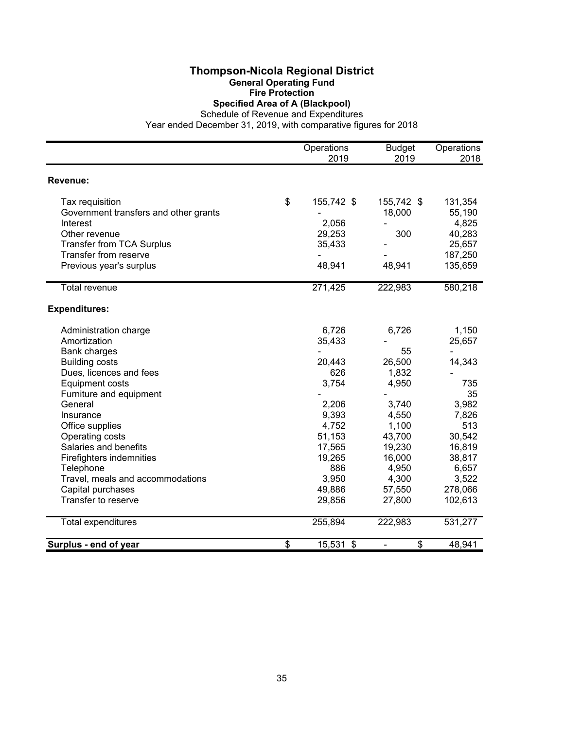# Thompson-Nicola Regional District

## General Operating Fund

## Fire Protection

## Specified Area of A (Blackpool)

Schedule of Revenue and Expenditures

Year ended December 31, 2019, with comparative figures for 2018

| | Operations 2019 | Budget 2019 | Operations 2018 |
|---|---|---|---|
| **Revenue:** | | | |
| Tax requisition | $ 155,742 | $ 155,742 | $ 131,354 |
| Government transfers and other grants | - | 18,000 | 55,190 |
| Interest | 2,056 | - | 4,825 |
| Other revenue | 29,253 | 300 | 40,283 |
| Transfer from TCA Surplus | 35,433 | - | 25,657 |
| Transfer from reserve | - | - | 187,250 |
| Previous year's surplus | 48,941 | 48,941 | 135,659 |
| Total revenue | 271,425 | 222,983 | 580,218 |
| **Expenditures:** | | | |
| Administration charge | 6,726 | 6,726 | 1,150 |
| Amortization | 35,433 | - | 25,657 |
| Bank charges | - | 55 | - |
| Building costs | 20,443 | 26,500 | 14,343 |
| Dues, licences and fees | 626 | 1,832 | - |
| Equipment costs | 3,754 | 4,950 | 735 |
| Furniture and equipment | - | - | 35 |
| General | 2,206 | 3,740 | 3,982 |
| Insurance | 9,393 | 4,550 | 7,826 |
| Office supplies | 4,752 | 1,100 | 513 |
| Operating costs | 51,153 | 43,700 | 30,542 |
| Salaries and benefits | 17,565 | 19,230 | 16,819 |
| Firefighters indemnities | 19,265 | 16,000 | 38,817 |
| Telephone | 886 | 4,950 | 6,657 |
| Travel, meals and accommodations | 3,950 | 4,300 | 3,522 |
| Capital purchases | 49,886 | 57,550 | 278,066 |
| Transfer to reserve | 29,856 | 27,800 | 102,613 |
| Total expenditures | 255,894 | 222,983 | 531,277 |
| **Surplus - end of year** | $ 15,531 | $ - | $ 48,941 |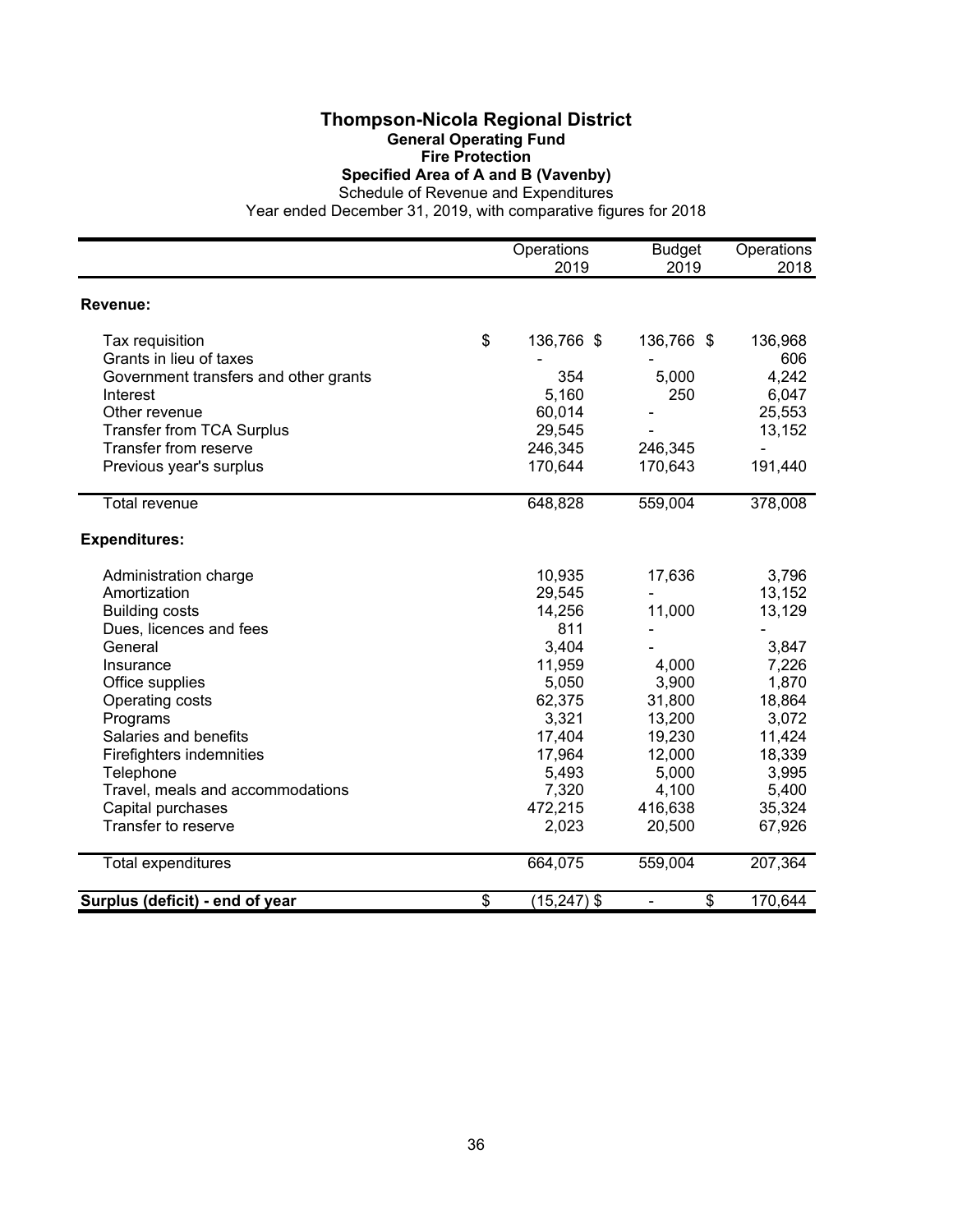# Thompson-Nicola Regional District

## General Operating Fund

### Fire Protection

### Specified Area of A and B (Vavenby)

Schedule of Revenue and Expenditures

Year ended December 31, 2019, with comparative figures for 2018

| | Operations 2019 | Budget 2019 | Operations 2018 |
|---|---|---|---|
| **Revenue:** | | | |
| Tax requisition | $ 136,766 | $ 136,766 | $ 136,968 |
| Grants in lieu of taxes | - | - | 606 |
| Government transfers and other grants | 354 | 5,000 | 4,242 |
| Interest | 5,160 | 250 | 6,047 |
| Other revenue | 60,014 | - | 25,553 |
| Transfer from TCA Surplus | 29,545 | - | 13,152 |
| Transfer from reserve | 246,345 | 246,345 | - |
| Previous year's surplus | 170,644 | 170,643 | 191,440 |
| Total revenue | 648,828 | 559,004 | 378,008 |
| **Expenditures:** | | | |
| Administration charge | 10,935 | 17,636 | 3,796 |
| Amortization | 29,545 | - | 13,152 |
| Building costs | 14,256 | 11,000 | 13,129 |
| Dues, licences and fees | 811 | - | - |
| General | 3,404 | - | 3,847 |
| Insurance | 11,959 | 4,000 | 7,226 |
| Office supplies | 5,050 | 3,900 | 1,870 |
| Operating costs | 62,375 | 31,800 | 18,864 |
| Programs | 3,321 | 13,200 | 3,072 |
| Salaries and benefits | 17,404 | 19,230 | 11,424 |
| Firefighters indemnities | 17,964 | 12,000 | 18,339 |
| Telephone | 5,493 | 5,000 | 3,995 |
| Travel, meals and accommodations | 7,320 | 4,100 | 5,400 |
| Capital purchases | 472,215 | 416,638 | 35,324 |
| Transfer to reserve | 2,023 | 20,500 | 67,926 |
| Total expenditures | 664,075 | 559,004 | 207,364 |
| **Surplus (deficit) - end of year** | $ (15,247) | $ - | $ 170,644 |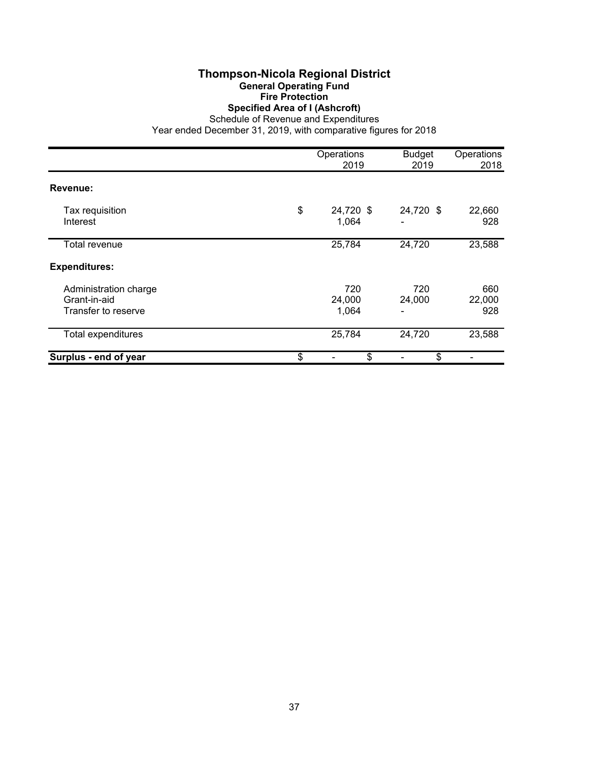# Thompson-Nicola Regional District

## General Operating Fund

### Fire Protection

### Specified Area of I (Ashcroft)

Schedule of Revenue and Expenditures

Year ended December 31, 2019, with comparative figures for 2018

| | Operations 2019 | Budget 2019 | Operations 2018 |
|---|---|---|---|
| **Revenue:** | | | |
| Tax requisition | $ 24,720 | $ 24,720 | $ 22,660 |
| Interest | 1,064 | - | 928 |
| Total revenue | 25,784 | 24,720 | 23,588 |
| **Expenditures:** | | | |
| Administration charge | 720 | 720 | 660 |
| Grant-in-aid | 24,000 | 24,000 | 22,000 |
| Transfer to reserve | 1,064 | - | 928 |
| Total expenditures | 25,784 | 24,720 | 23,588 |
| **Surplus - end of year** | $ - | $ - | $ - |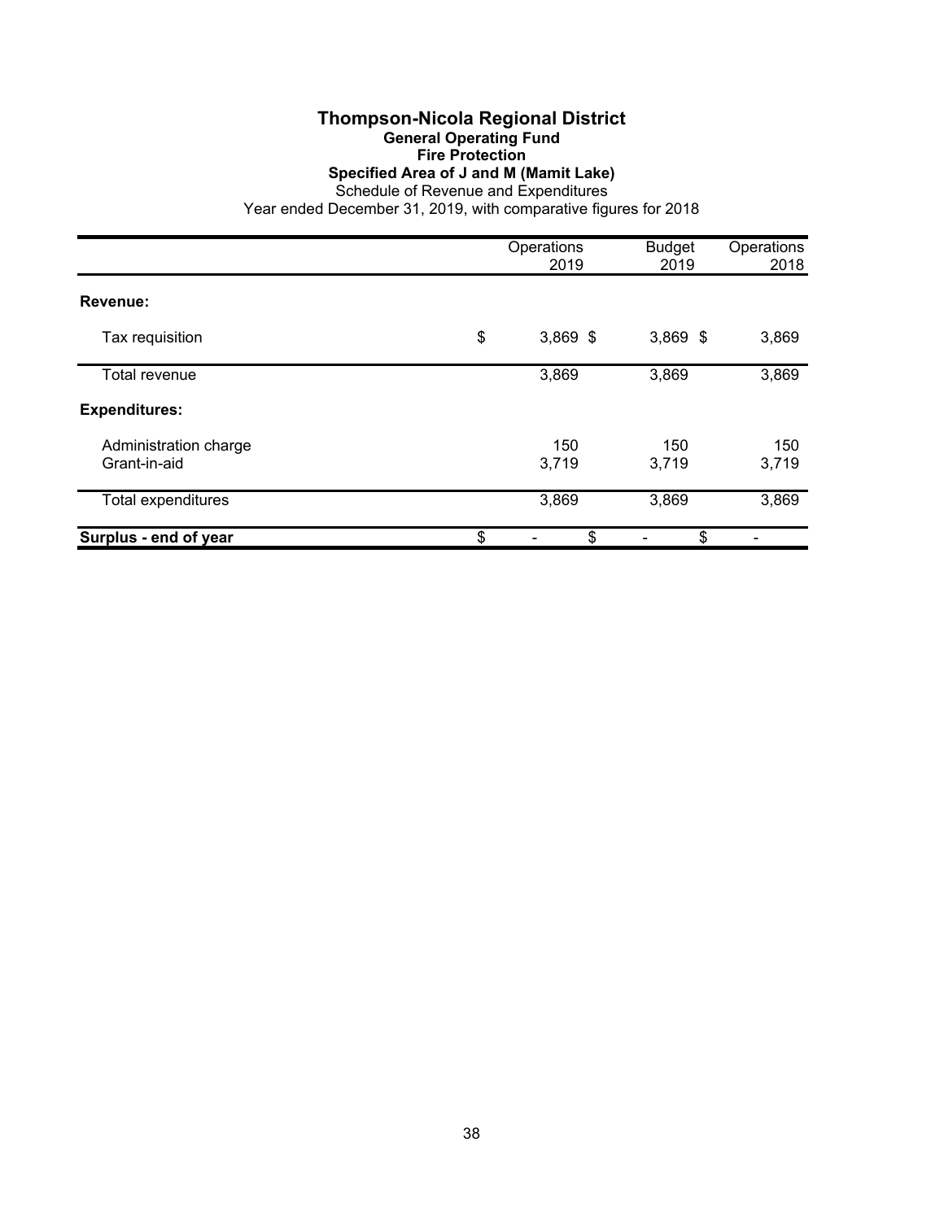# Thompson-Nicola Regional District

## General Operating Fund

### Fire Protection

### Specified Area of J and M (Mamit Lake)

Schedule of Revenue and Expenditures

Year ended December 31, 2019, with comparative figures for 2018

| | Operations 2019 | Budget 2019 | Operations 2018 |
|---|---|---|---|
| **Revenue:** | | | |
| Tax requisition | $ 3,869 | $ 3,869 | $ 3,869 |
| Total revenue | 3,869 | 3,869 | 3,869 |
| **Expenditures:** | | | |
| Administration charge | 150 | 150 | 150 |
| Grant-in-aid | 3,719 | 3,719 | 3,719 |
| Total expenditures | 3,869 | 3,869 | 3,869 |
| **Surplus - end of year** | $ - | $ - | $ - |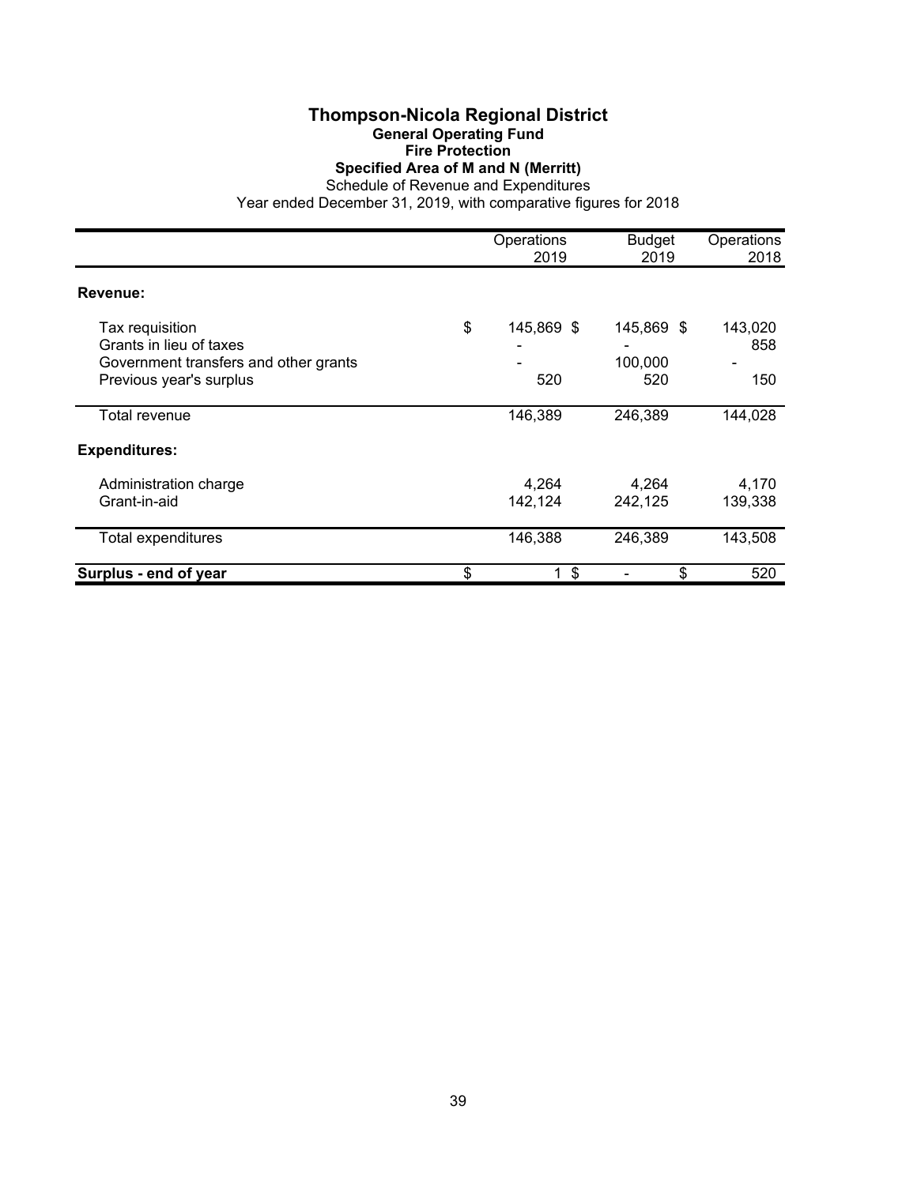# Thompson-Nicola Regional District

## General Operating Fund

### Fire Protection

### Specified Area of M and N (Merritt)

Schedule of Revenue and Expenditures

Year ended December 31, 2019, with comparative figures for 2018

| | Operations 2019 | Budget 2019 | Operations 2018 |
|---|---|---|---|
| **Revenue:** | | | |
| Tax requisition | $ 145,869 | $ 145,869 | $ 143,020 |
| Grants in lieu of taxes | - | - | 858 |
| Government transfers and other grants | - | 100,000 | - |
| Previous year's surplus | 520 | 520 | 150 |
| Total revenue | 146,389 | 246,389 | 144,028 |
| **Expenditures:** | | | |
| Administration charge | 4,264 | 4,264 | 4,170 |
| Grant-in-aid | 142,124 | 242,125 | 139,338 |
| Total expenditures | 146,388 | 246,389 | 143,508 |
| **Surplus - end of year** | $ 1 | $ - | $ 520 |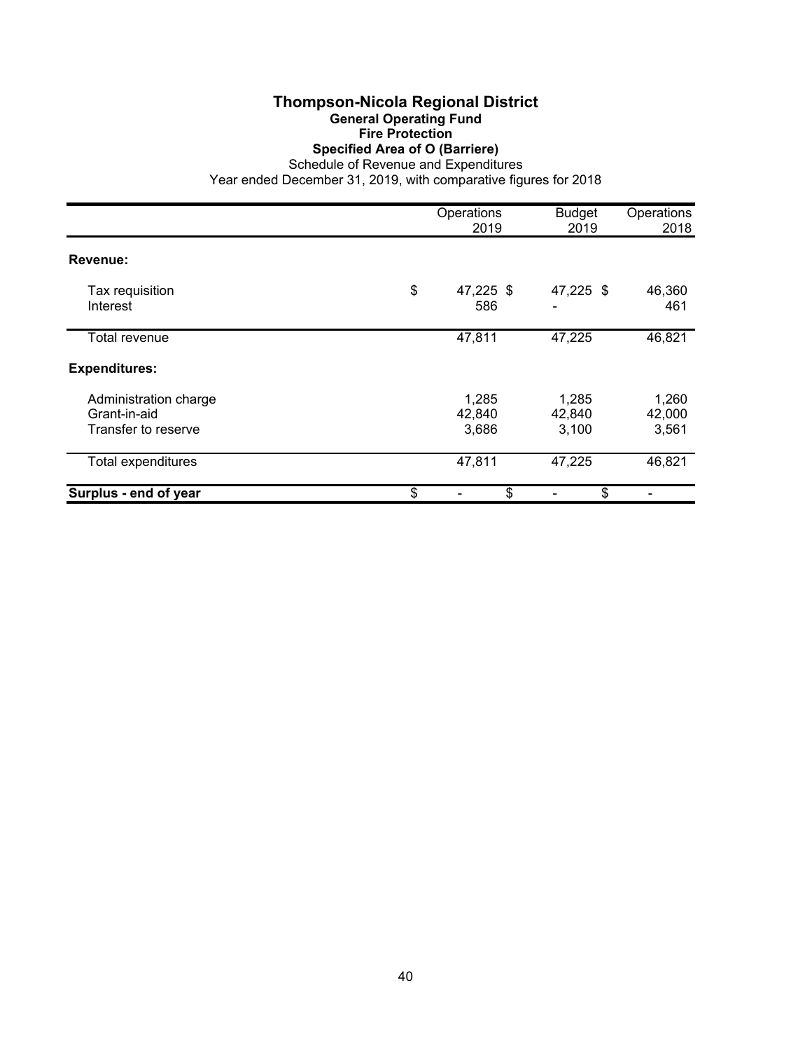# Thompson-Nicola Regional District

## General Operating Fund

### Fire Protection

### Specified Area of O (Barriere)

Schedule of Revenue and Expenditures

Year ended December 31, 2019, with comparative figures for 2018

| | Operations 2019 | Budget 2019 | Operations 2018 |
|---|---|---|---|
| **Revenue:** | | | |
| Tax requisition | $ 47,225 | $ 47,225 | $ 46,360 |
| Interest | 586 | - | 461 |
| Total revenue | 47,811 | 47,225 | 46,821 |
| **Expenditures:** | | | |
| Administration charge | 1,285 | 1,285 | 1,260 |
| Grant-in-aid | 42,840 | 42,840 | 42,000 |
| Transfer to reserve | 3,686 | 3,100 | 3,561 |
| Total expenditures | 47,811 | 47,225 | 46,821 |
| **Surplus - end of year** | $ - | $ - | $ - |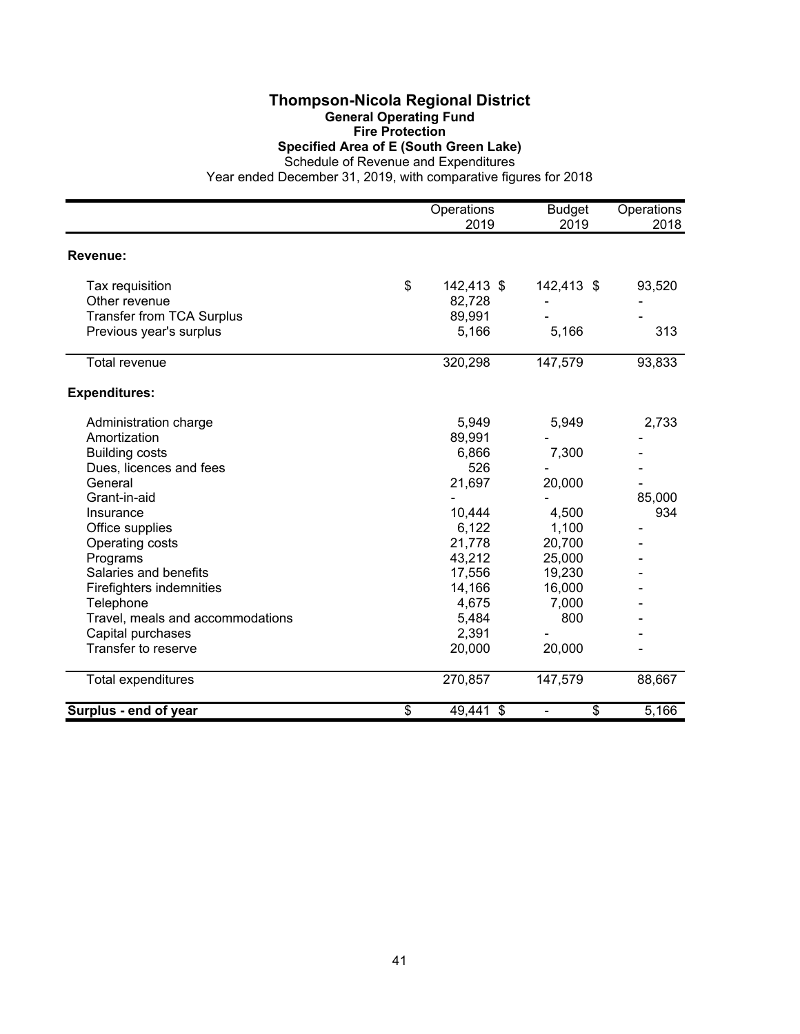# Thompson-Nicola Regional District

## General Operating Fund

## Fire Protection

## Specified Area of E (South Green Lake)

Schedule of Revenue and Expenditures

Year ended December 31, 2019, with comparative figures for 2018

| | Operations 2019 | Budget 2019 | Operations 2018 |
|---|---|---|---|
| **Revenue:** | | | |
| Tax requisition | $ 142,413 | $ 142,413 | $ 93,520 |
| Other revenue | 82,728 | - | - |
| Transfer from TCA Surplus | 89,991 | - | - |
| Previous year's surplus | 5,166 | 5,166 | 313 |
| Total revenue | 320,298 | 147,579 | 93,833 |
| **Expenditures:** | | | |
| Administration charge | 5,949 | 5,949 | 2,733 |
| Amortization | 89,991 | - | - |
| Building costs | 6,866 | 7,300 | - |
| Dues, licences and fees | 526 | - | - |
| General | 21,697 | 20,000 | - |
| Grant-in-aid | - | - | 85,000 |
| Insurance | 10,444 | 4,500 | 934 |
| Office supplies | 6,122 | 1,100 | - |
| Operating costs | 21,778 | 20,700 | - |
| Programs | 43,212 | 25,000 | - |
| Salaries and benefits | 17,556 | 19,230 | - |
| Firefighters indemnities | 14,166 | 16,000 | - |
| Telephone | 4,675 | 7,000 | - |
| Travel, meals and accommodations | 5,484 | 800 | - |
| Capital purchases | 2,391 | - | - |
| Transfer to reserve | 20,000 | 20,000 | - |
| Total expenditures | 270,857 | 147,579 | 88,667 |
| **Surplus - end of year** | $ 49,441 | $ - | $ 5,166 |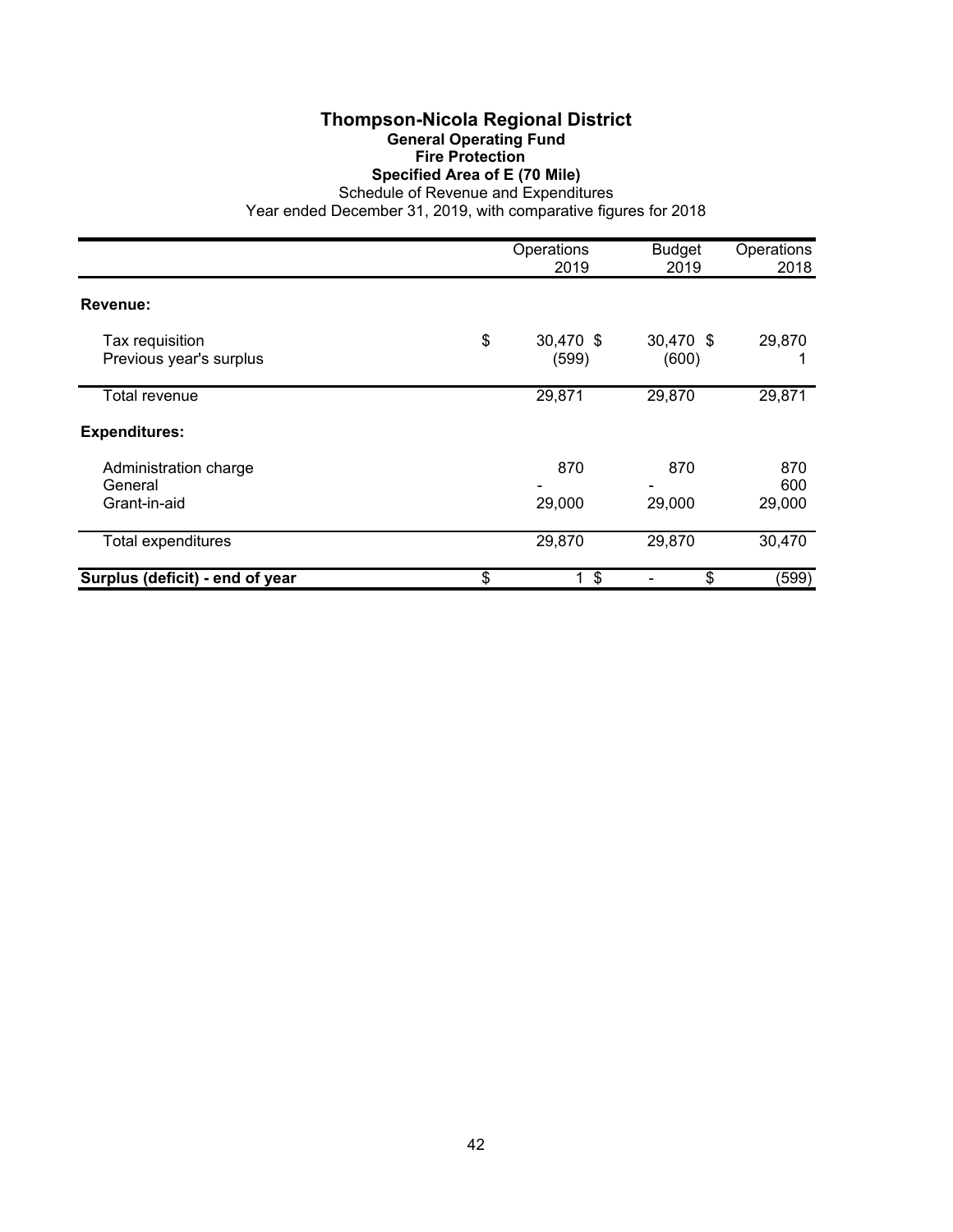# Thompson-Nicola Regional District

## General Operating Fund

### Fire Protection

### Specified Area of E (70 Mile)

Schedule of Revenue and Expenditures

Year ended December 31, 2019, with comparative figures for 2018

| | Operations 2019 | Budget 2019 | Operations 2018 |
|---|---|---|---|
| **Revenue:** | | | |
| Tax requisition | $ 30,470 | $ 30,470 | $ 29,870 |
| Previous year's surplus | (599) | (600) | 1 |
| Total revenue | 29,871 | 29,870 | 29,871 |
| **Expenditures:** | | | |
| Administration charge | 870 | 870 | 870 |
| General | - | - | 600 |
| Grant-in-aid | 29,000 | 29,000 | 29,000 |
| Total expenditures | 29,870 | 29,870 | 30,470 |
| **Surplus (deficit) - end of year** | $ 1 | $ - | $ (599) |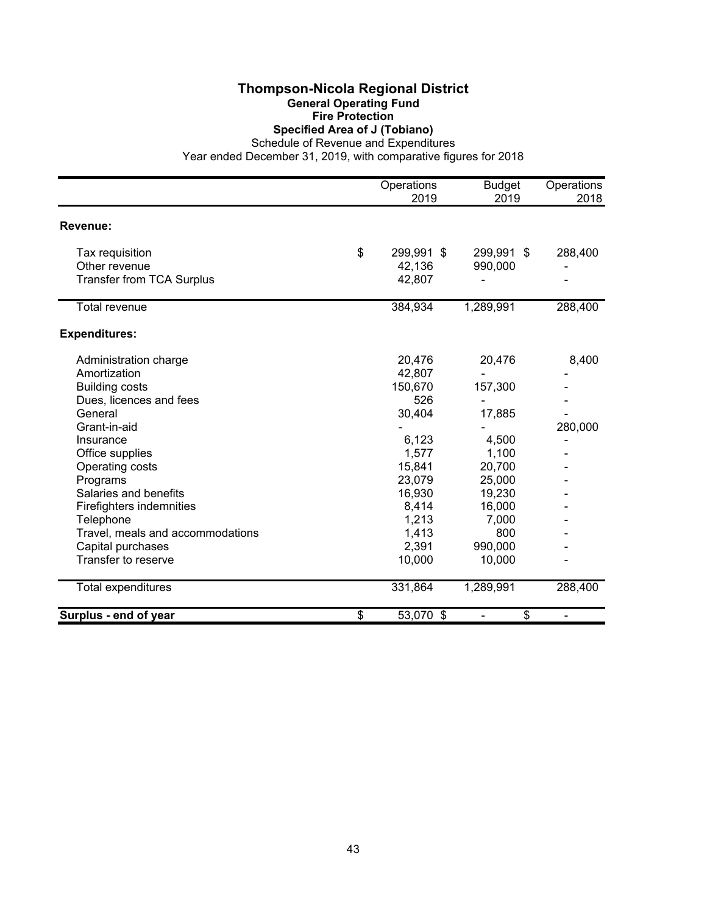# Thompson-Nicola Regional District

## General Operating Fund

## Fire Protection

## Specified Area of J (Tobiano)

Schedule of Revenue and Expenditures

Year ended December 31, 2019, with comparative figures for 2018

| | Operations 2019 | Budget 2019 | Operations 2018 |
|---|---|---|---|
| **Revenue:** | | | |
| Tax requisition | $ 299,991 | $ 299,991 | $ 288,400 |
| Other revenue | 42,136 | 990,000 | - |
| Transfer from TCA Surplus | 42,807 | - | - |
| Total revenue | 384,934 | 1,289,991 | 288,400 |
| **Expenditures:** | | | |
| Administration charge | 20,476 | 20,476 | 8,400 |
| Amortization | 42,807 | - | - |
| Building costs | 150,670 | 157,300 | - |
| Dues, licences and fees | 526 | - | - |
| General | 30,404 | 17,885 | - |
| Grant-in-aid | - | - | 280,000 |
| Insurance | 6,123 | 4,500 | - |
| Office supplies | 1,577 | 1,100 | - |
| Operating costs | 15,841 | 20,700 | - |
| Programs | 23,079 | 25,000 | - |
| Salaries and benefits | 16,930 | 19,230 | - |
| Firefighters indemnities | 8,414 | 16,000 | - |
| Telephone | 1,213 | 7,000 | - |
| Travel, meals and accommodations | 1,413 | 800 | - |
| Capital purchases | 2,391 | 990,000 | - |
| Transfer to reserve | 10,000 | 10,000 | - |
| Total expenditures | 331,864 | 1,289,991 | 288,400 |
| **Surplus - end of year** | $ 53,070 | $ - | $ - |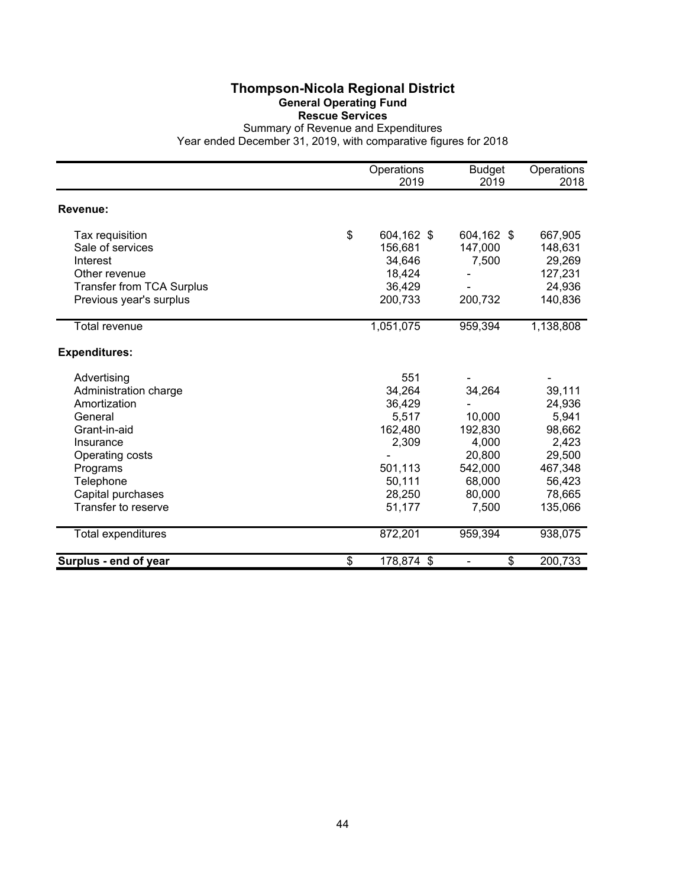# Thompson-Nicola Regional District

## General Operating Fund

## Rescue Services

Summary of Revenue and Expenditures

Year ended December 31, 2019, with comparative figures for 2018

| | Operations 2019 | Budget 2019 | Operations 2018 |
|---|---|---|---|
| **Revenue:** | | | |
| Tax requisition | $ 604,162 | $ 604,162 | $ 667,905 |
| Sale of services | 156,681 | 147,000 | 148,631 |
| Interest | 34,646 | 7,500 | 29,269 |
| Other revenue | 18,424 | - | 127,231 |
| Transfer from TCA Surplus | 36,429 | - | 24,936 |
| Previous year's surplus | 200,733 | 200,732 | 140,836 |
| Total revenue | 1,051,075 | 959,394 | 1,138,808 |
| **Expenditures:** | | | |
| Advertising | 551 | - | - |
| Administration charge | 34,264 | 34,264 | 39,111 |
| Amortization | 36,429 | - | 24,936 |
| General | 5,517 | 10,000 | 5,941 |
| Grant-in-aid | 162,480 | 192,830 | 98,662 |
| Insurance | 2,309 | 4,000 | 2,423 |
| Operating costs | - | 20,800 | 29,500 |
| Programs | 501,113 | 542,000 | 467,348 |
| Telephone | 50,111 | 68,000 | 56,423 |
| Capital purchases | 28,250 | 80,000 | 78,665 |
| Transfer to reserve | 51,177 | 7,500 | 135,066 |
| Total expenditures | 872,201 | 959,394 | 938,075 |
| **Surplus - end of year** | $ 178,874 | $ - | $ 200,733 |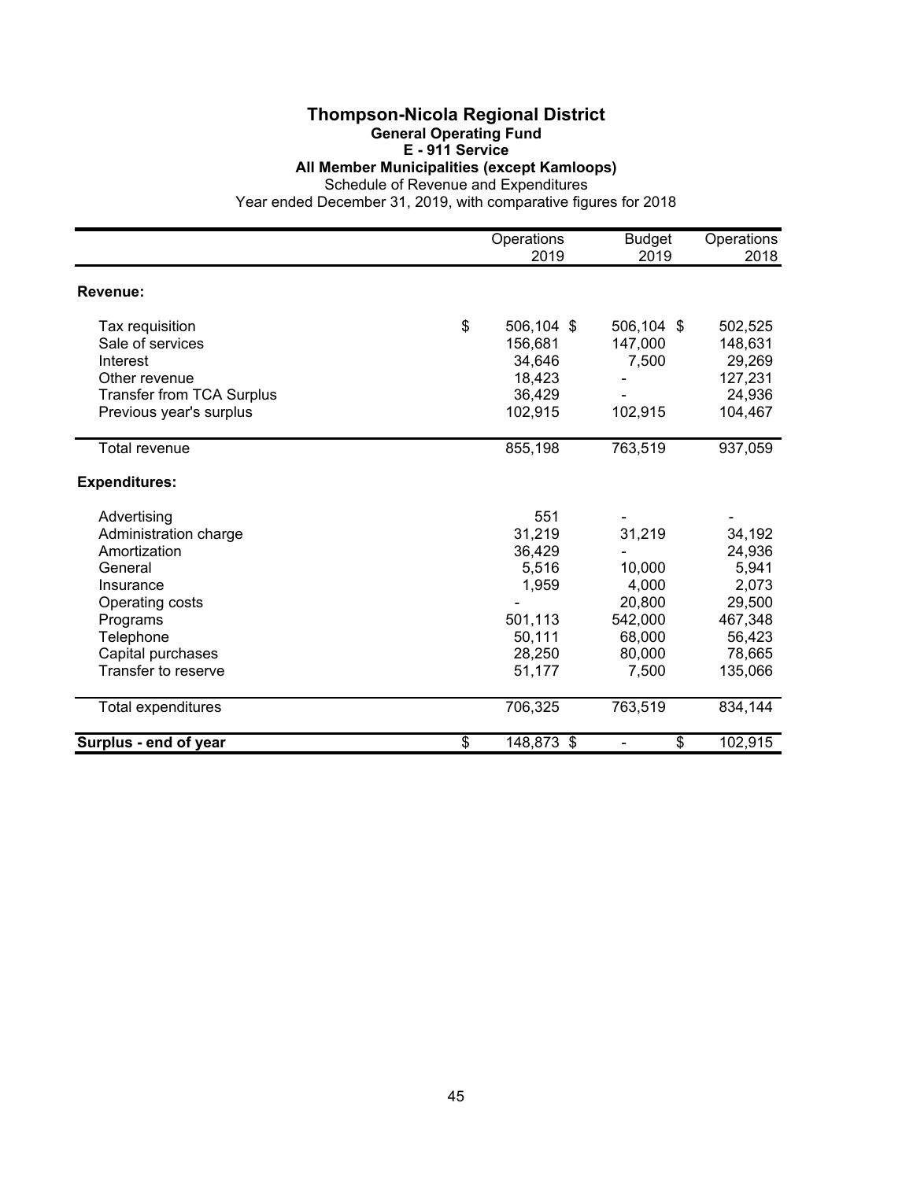# Thompson-Nicola Regional District

## General Operating Fund

### E - 911 Service

### All Member Municipalities (except Kamloops)

Schedule of Revenue and Expenditures

Year ended December 31, 2019, with comparative figures for 2018

| | Operations 2019 | Budget 2019 | Operations 2018 |
|---|---|---|---|
| **Revenue:** | | | |
| Tax requisition | $ 506,104 | $ 506,104 | $ 502,525 |
| Sale of services | 156,681 | 147,000 | 148,631 |
| Interest | 34,646 | 7,500 | 29,269 |
| Other revenue | 18,423 | - | 127,231 |
| Transfer from TCA Surplus | 36,429 | - | 24,936 |
| Previous year's surplus | 102,915 | 102,915 | 104,467 |
| Total revenue | 855,198 | 763,519 | 937,059 |
| **Expenditures:** | | | |
| Advertising | 551 | - | - |
| Administration charge | 31,219 | 31,219 | 34,192 |
| Amortization | 36,429 | - | 24,936 |
| General | 5,516 | 10,000 | 5,941 |
| Insurance | 1,959 | 4,000 | 2,073 |
| Operating costs | - | 20,800 | 29,500 |
| Programs | 501,113 | 542,000 | 467,348 |
| Telephone | 50,111 | 68,000 | 56,423 |
| Capital purchases | 28,250 | 80,000 | 78,665 |
| Transfer to reserve | 51,177 | 7,500 | 135,066 |
| Total expenditures | 706,325 | 763,519 | 834,144 |
| **Surplus - end of year** | $ 148,873 | $ - | $ 102,915 |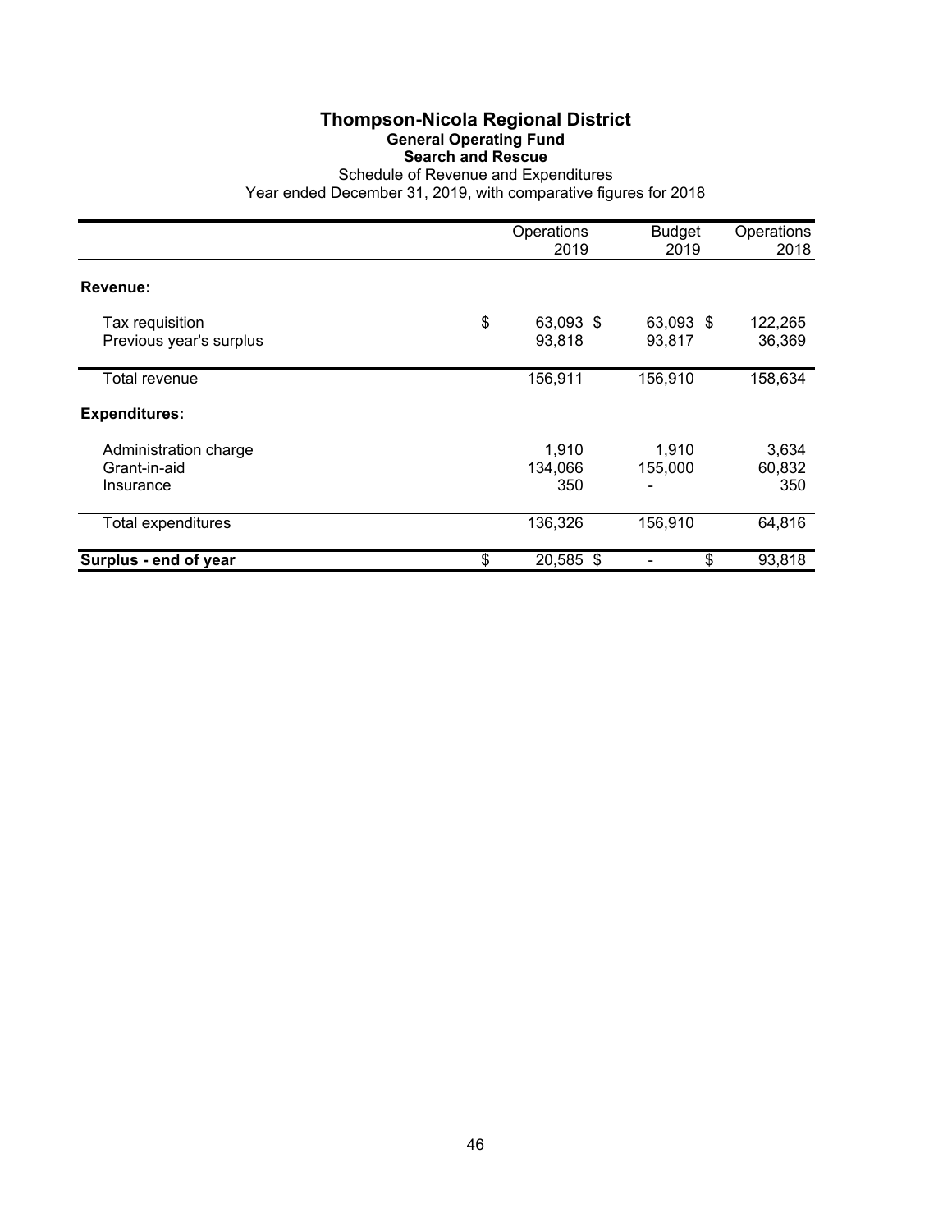# Thompson-Nicola Regional District

## General Operating Fund

### Search and Rescue

Schedule of Revenue and Expenditures

Year ended December 31, 2019, with comparative figures for 2018

| | Operations 2019 | Budget 2019 | Operations 2018 |
|---|---|---|---|
| **Revenue:** | | | |
| Tax requisition | $ 63,093 | $ 63,093 | $ 122,265 |
| Previous year's surplus | 93,818 | 93,817 | 36,369 |
| Total revenue | 156,911 | 156,910 | 158,634 |
| **Expenditures:** | | | |
| Administration charge | 1,910 | 1,910 | 3,634 |
| Grant-in-aid | 134,066 | 155,000 | 60,832 |
| Insurance | 350 | - | 350 |
| Total expenditures | 136,326 | 156,910 | 64,816 |
| **Surplus - end of year** | $ 20,585 | $ - | $ 93,818 |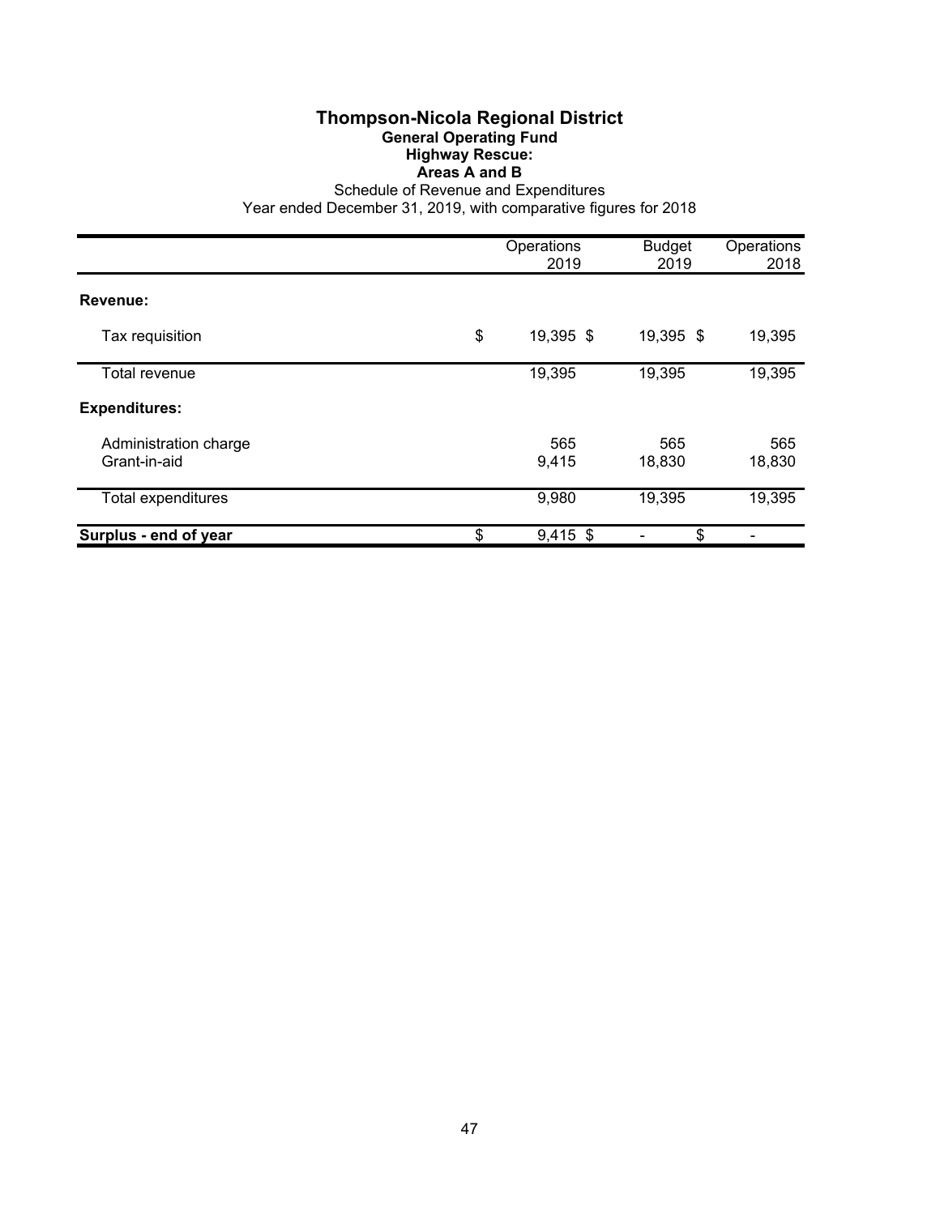# Thompson-Nicola Regional District

## General Operating Fund

### Highway Rescue:

### Areas A and B

Schedule of Revenue and Expenditures

Year ended December 31, 2019, with comparative figures for 2018

| | Operations 2019 | Budget 2019 | Operations 2018 |
|---|---|---|---|
| **Revenue:** | | | |
| Tax requisition | $ 19,395 | $ 19,395 | $ 19,395 |
| Total revenue | 19,395 | 19,395 | 19,395 |
| **Expenditures:** | | | |
| Administration charge | 565 | 565 | 565 |
| Grant-in-aid | 9,415 | 18,830 | 18,830 |
| Total expenditures | 9,980 | 19,395 | 19,395 |
| **Surplus - end of year** | $ 9,415 | $ - | $ - |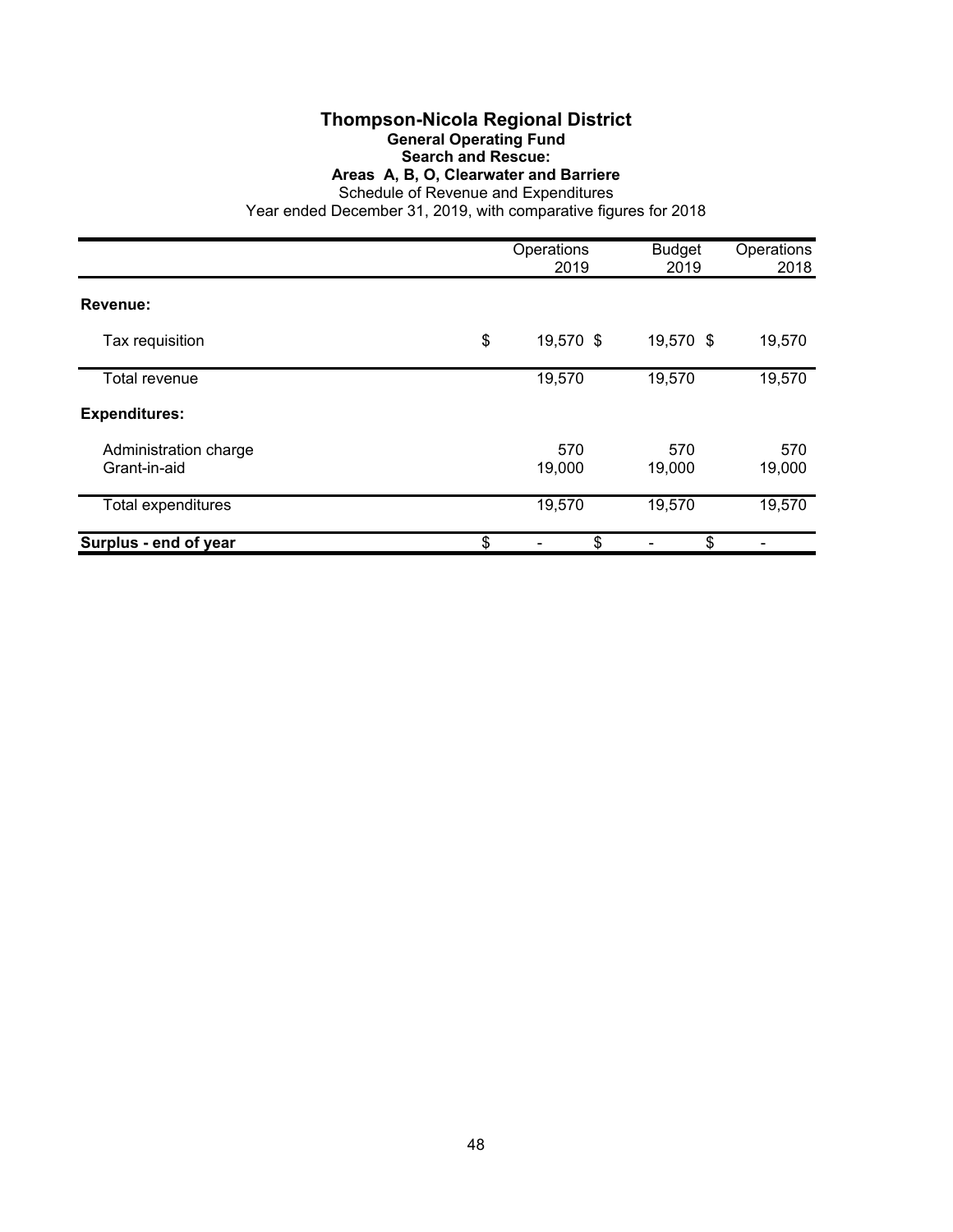# Thompson-Nicola Regional District

## General Operating Fund

### Search and Rescue:

### Areas A, B, O, Clearwater and Barriere

Schedule of Revenue and Expenditures

Year ended December 31, 2019, with comparative figures for 2018

| | Operations 2019 | Budget 2019 | Operations 2018 |
|---|---|---|---|
| **Revenue:** | | | |
| Tax requisition | $ 19,570 | $ 19,570 | $ 19,570 |
| Total revenue | 19,570 | 19,570 | 19,570 |
| **Expenditures:** | | | |
| Administration charge | 570 | 570 | 570 |
| Grant-in-aid | 19,000 | 19,000 | 19,000 |
| Total expenditures | 19,570 | 19,570 | 19,570 |
| **Surplus - end of year** | $ - | $ - | $ - |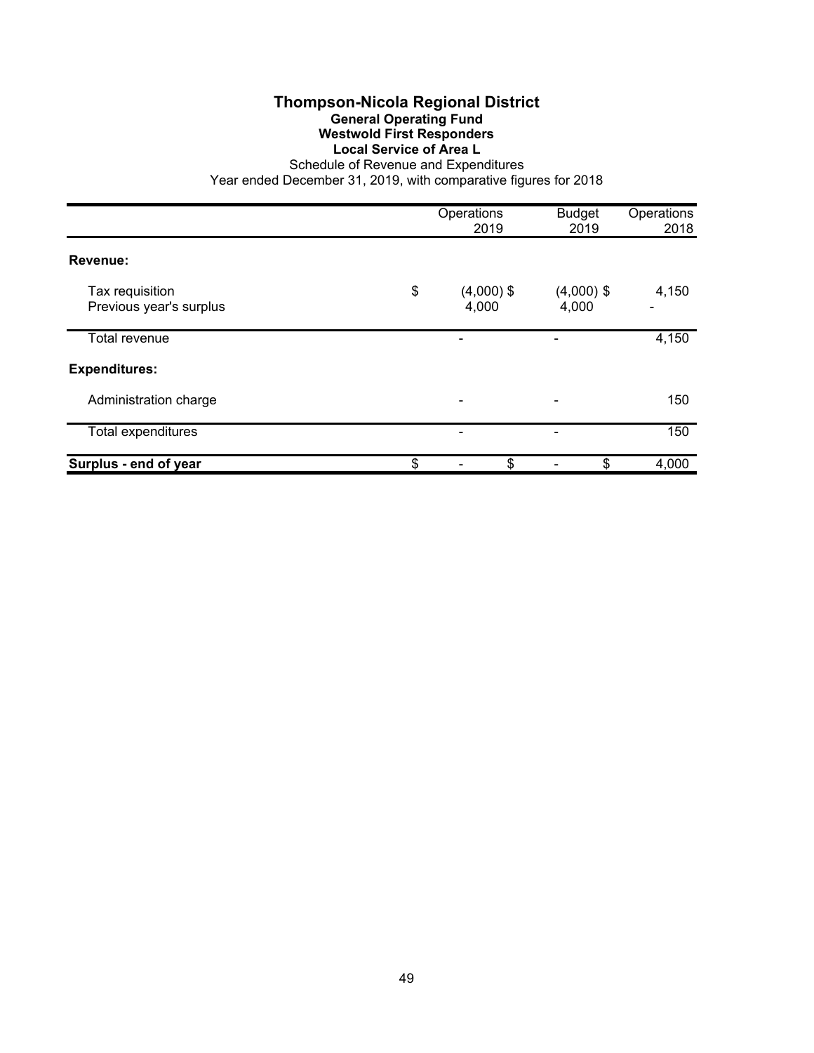# Thompson-Nicola Regional District

## General Operating Fund

## Westwold First Responders

## Local Service of Area L

Schedule of Revenue and Expenditures

Year ended December 31, 2019, with comparative figures for 2018

| | Operations 2019 | Budget 2019 | Operations 2018 |
|---|---|---|---|
| **Revenue:** | | | |
| Tax requisition | $ (4,000) | $ (4,000) | $ 4,150 |
| Previous year's surplus | 4,000 | 4,000 | - |
| Total revenue | - | - | 4,150 |
| **Expenditures:** | | | |
| Administration charge | - | - | 150 |
| Total expenditures | - | - | 150 |
| **Surplus - end of year** | $ - | $ - | $ 4,000 |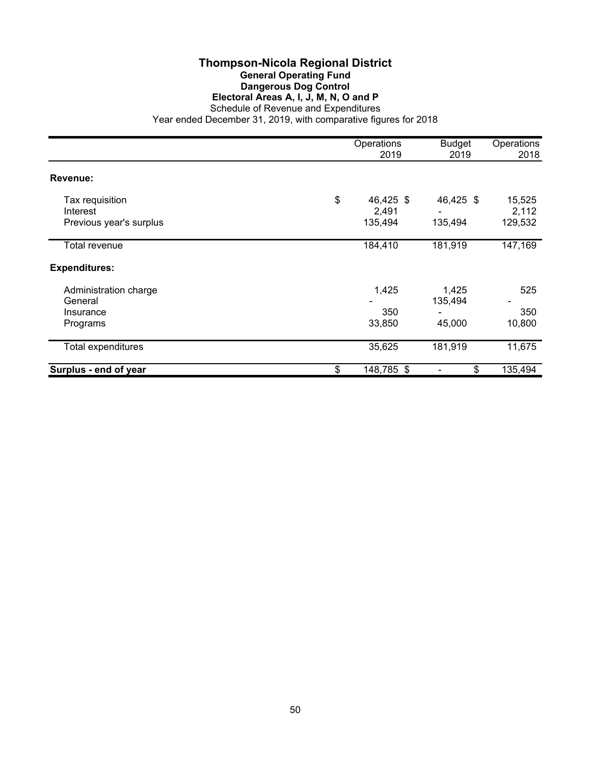# Thompson-Nicola Regional District

## General Operating Fund

## Dangerous Dog Control

## Electoral Areas A, I, J, M, N, O and P

Schedule of Revenue and Expenditures

Year ended December 31, 2019, with comparative figures for 2018

| | Operations 2019 | Budget 2019 | Operations 2018 |
|---|---|---|---|
| **Revenue:** | | | |
| Tax requisition | $ 46,425 | $ 46,425 | $ 15,525 |
| Interest | 2,491 | - | 2,112 |
| Previous year's surplus | 135,494 | 135,494 | 129,532 |
| Total revenue | 184,410 | 181,919 | 147,169 |
| **Expenditures:** | | | |
| Administration charge | 1,425 | 1,425 | 525 |
| General | - | 135,494 | - |
| Insurance | 350 | - | 350 |
| Programs | 33,850 | 45,000 | 10,800 |
| Total expenditures | 35,625 | 181,919 | 11,675 |
| **Surplus - end of year** | $ 148,785 | $ - | $ 135,494 |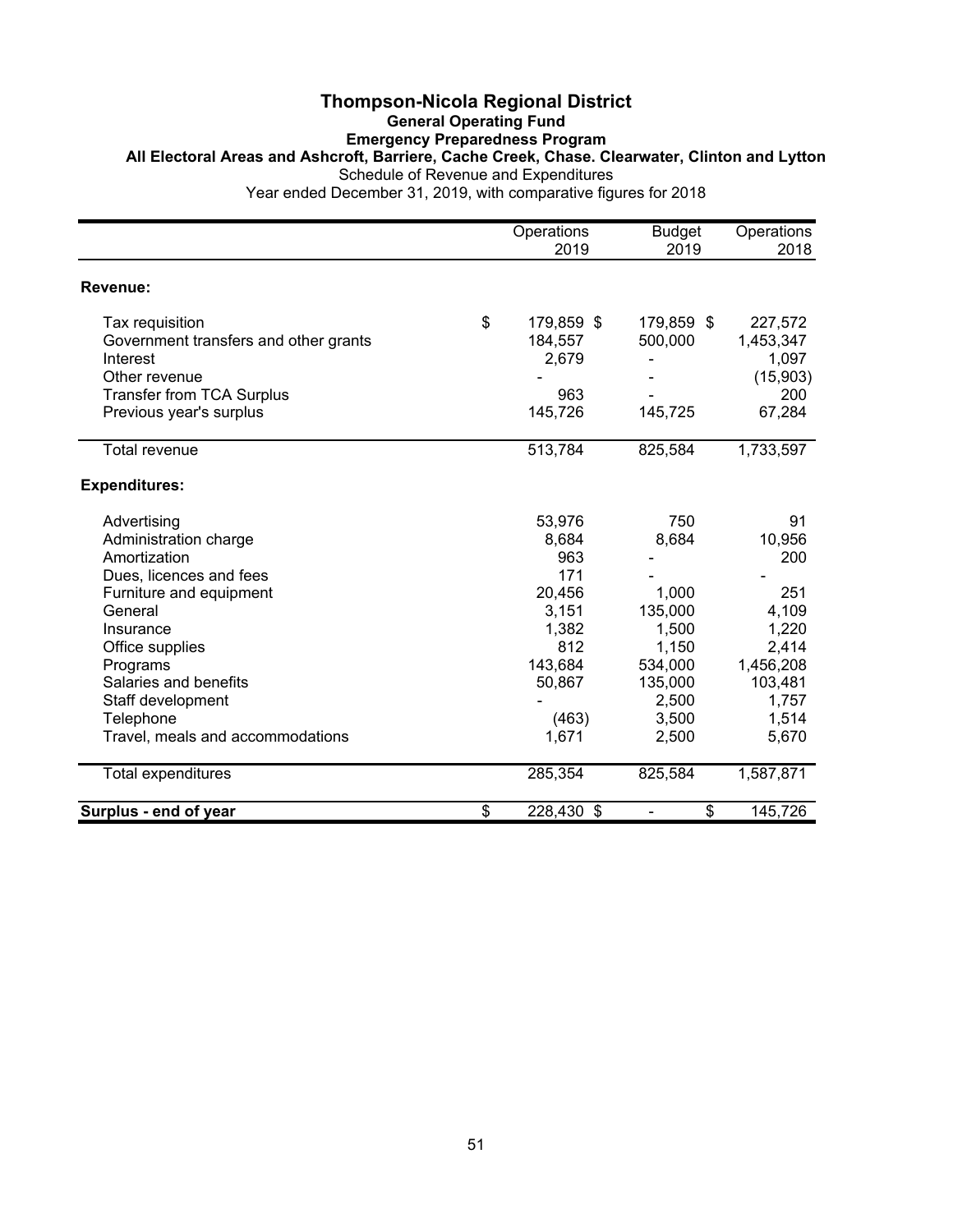# Thompson-Nicola Regional District

## General Operating Fund

### Emergency Preparedness Program

### All Electoral Areas and Ashcroft, Barriere, Cache Creek, Chase. Clearwater, Clinton and Lytton

Schedule of Revenue and Expenditures

Year ended December 31, 2019, with comparative figures for 2018

| | Operations 2019 | Budget 2019 | Operations 2018 |
|---|---|---|---|
| **Revenue:** | | | |
| Tax requisition | $ 179,859 | $ 179,859 | $ 227,572 |
| Government transfers and other grants | 184,557 | 500,000 | 1,453,347 |
| Interest | 2,679 | - | 1,097 |
| Other revenue | - | - | (15,903) |
| Transfer from TCA Surplus | 963 | - | 200 |
| Previous year's surplus | 145,726 | 145,725 | 67,284 |
| Total revenue | 513,784 | 825,584 | 1,733,597 |
| **Expenditures:** | | | |
| Advertising | 53,976 | 750 | 91 |
| Administration charge | 8,684 | 8,684 | 10,956 |
| Amortization | 963 | - | 200 |
| Dues, licences and fees | 171 | - | - |
| Furniture and equipment | 20,456 | 1,000 | 251 |
| General | 3,151 | 135,000 | 4,109 |
| Insurance | 1,382 | 1,500 | 1,220 |
| Office supplies | 812 | 1,150 | 2,414 |
| Programs | 143,684 | 534,000 | 1,456,208 |
| Salaries and benefits | 50,867 | 135,000 | 103,481 |
| Staff development | - | 2,500 | 1,757 |
| Telephone | (463) | 3,500 | 1,514 |
| Travel, meals and accommodations | 1,671 | 2,500 | 5,670 |
| Total expenditures | 285,354 | 825,584 | 1,587,871 |
| **Surplus - end of year** | $ 228,430 | $ - | $ 145,726 |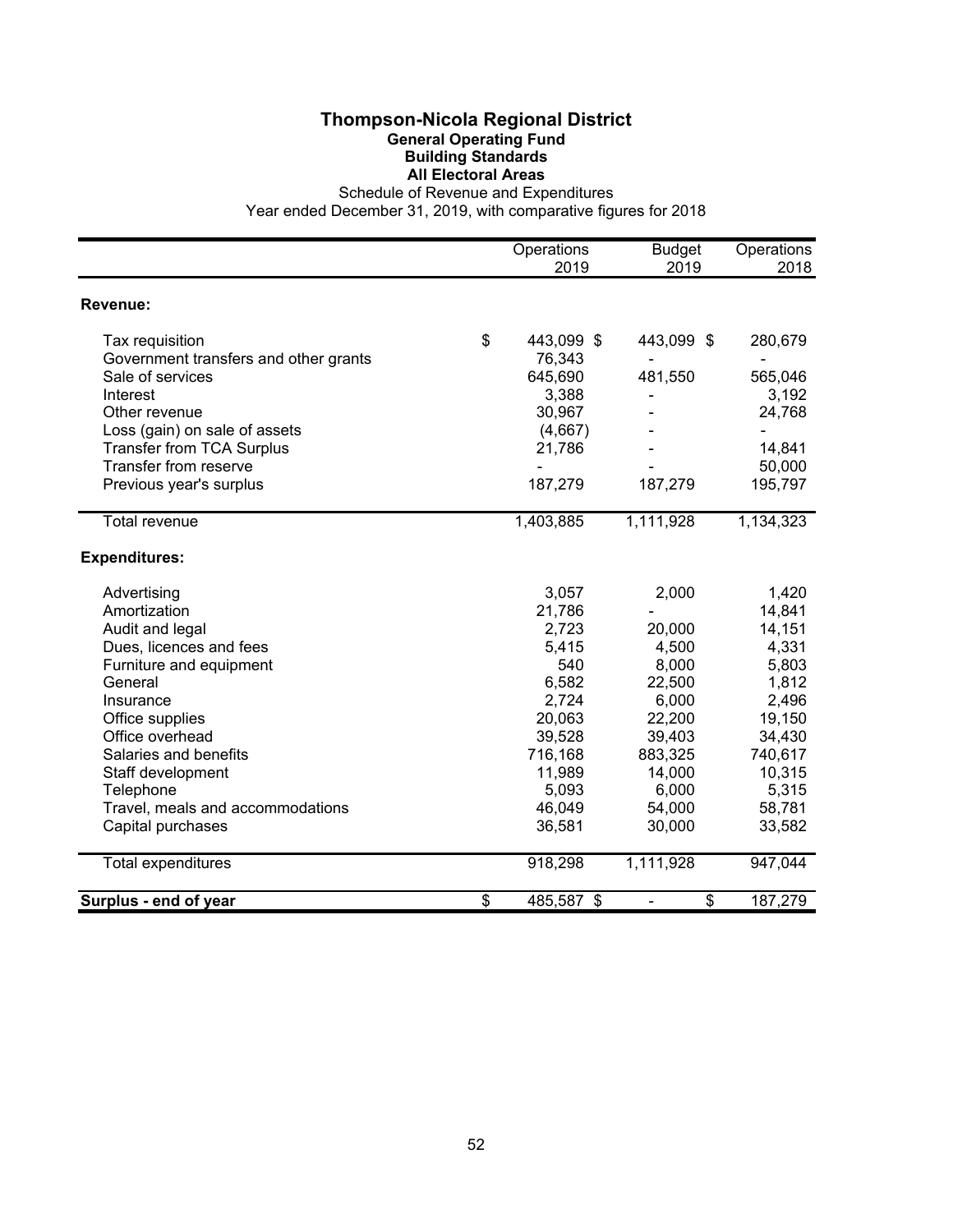# Thompson-Nicola Regional District

## General Operating Fund

## Building Standards

## All Electoral Areas

Schedule of Revenue and Expenditures

Year ended December 31, 2019, with comparative figures for 2018

| | Operations 2019 | Budget 2019 | Operations 2018 |
|---|---|---|---|
| **Revenue:** | | | |
| Tax requisition | $ 443,099 | $ 443,099 | $ 280,679 |
| Government transfers and other grants | 76,343 | - | - |
| Sale of services | 645,690 | 481,550 | 565,046 |
| Interest | 3,388 | - | 3,192 |
| Other revenue | 30,967 | - | 24,768 |
| Loss (gain) on sale of assets | (4,667) | - | - |
| Transfer from TCA Surplus | 21,786 | - | 14,841 |
| Transfer from reserve | - | - | 50,000 |
| Previous year's surplus | 187,279 | 187,279 | 195,797 |
| Total revenue | 1,403,885 | 1,111,928 | 1,134,323 |
| **Expenditures:** | | | |
| Advertising | 3,057 | 2,000 | 1,420 |
| Amortization | 21,786 | - | 14,841 |
| Audit and legal | 2,723 | 20,000 | 14,151 |
| Dues, licences and fees | 5,415 | 4,500 | 4,331 |
| Furniture and equipment | 540 | 8,000 | 5,803 |
| General | 6,582 | 22,500 | 1,812 |
| Insurance | 2,724 | 6,000 | 2,496 |
| Office supplies | 20,063 | 22,200 | 19,150 |
| Office overhead | 39,528 | 39,403 | 34,430 |
| Salaries and benefits | 716,168 | 883,325 | 740,617 |
| Staff development | 11,989 | 14,000 | 10,315 |
| Telephone | 5,093 | 6,000 | 5,315 |
| Travel, meals and accommodations | 46,049 | 54,000 | 58,781 |
| Capital purchases | 36,581 | 30,000 | 33,582 |
| Total expenditures | 918,298 | 1,111,928 | 947,044 |
| **Surplus - end of year** | $ 485,587 | $ - | $ 187,279 |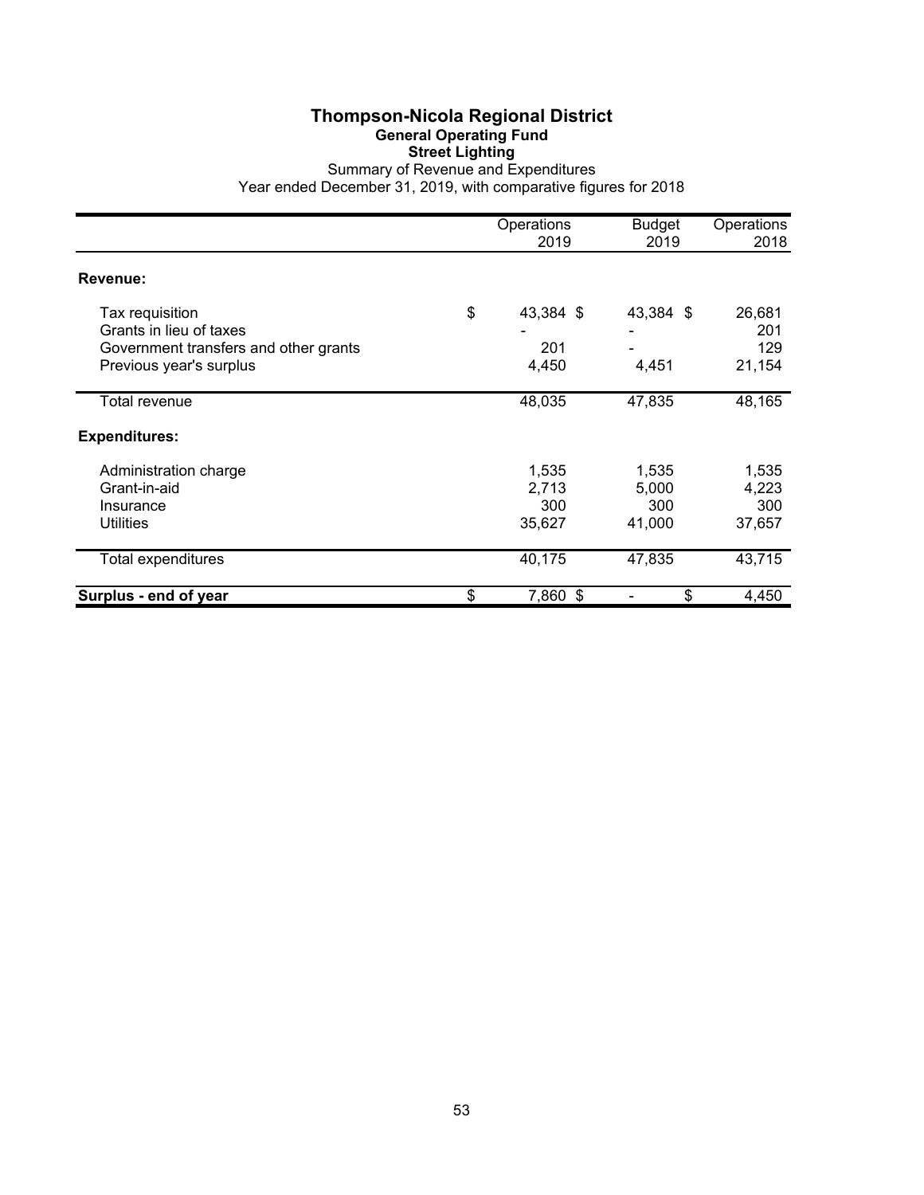# Thompson-Nicola Regional District

## General Operating Fund

### Street Lighting

Summary of Revenue and Expenditures

Year ended December 31, 2019, with comparative figures for 2018

| | Operations 2019 | Budget 2019 | Operations 2018 |
|---|---|---|---|
| **Revenue:** | | | |
| Tax requisition | $ 43,384 | $ 43,384 | $ 26,681 |
| Grants in lieu of taxes | - | - | 201 |
| Government transfers and other grants | 201 | - | 129 |
| Previous year's surplus | 4,450 | 4,451 | 21,154 |
| Total revenue | 48,035 | 47,835 | 48,165 |
| **Expenditures:** | | | |
| Administration charge | 1,535 | 1,535 | 1,535 |
| Grant-in-aid | 2,713 | 5,000 | 4,223 |
| Insurance | 300 | 300 | 300 |
| Utilities | 35,627 | 41,000 | 37,657 |
| Total expenditures | 40,175 | 47,835 | 43,715 |
| **Surplus - end of year** | $ 7,860 | $ - | $ 4,450 |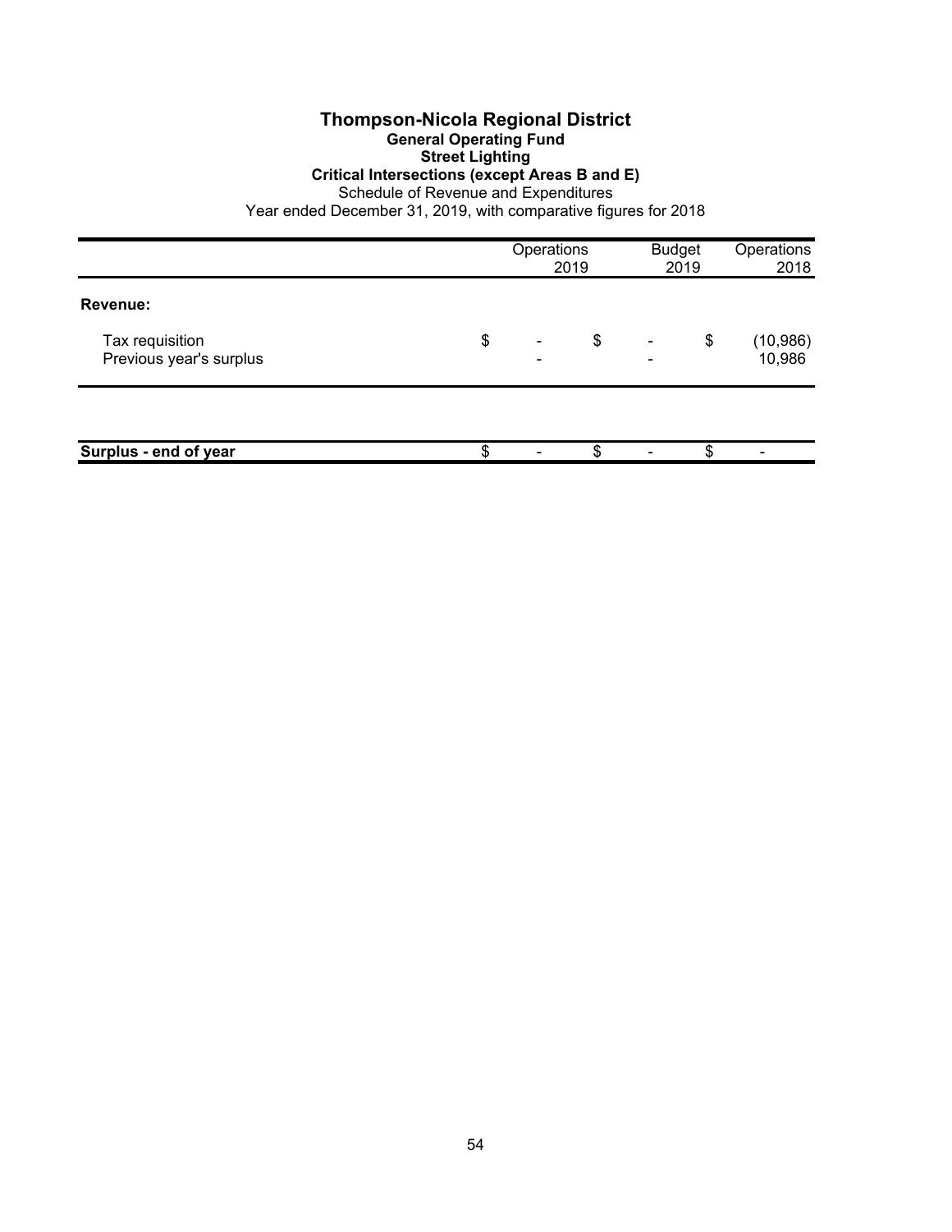# Thompson-Nicola Regional District

## General Operating Fund

### Street Lighting

### Critical Intersections (except Areas B and E)

Schedule of Revenue and Expenditures

Year ended December 31, 2019, with comparative figures for 2018

| | Operations 2019 | Budget 2019 | Operations 2018 |
|---|---|---|---|
| **Revenue:** | | | |
| Tax requisition | $ - | $ - | $ (10,986) |
| Previous year's surplus | - | - | 10,986 |
| | | | |
| **Surplus - end of year** | $ - | $ - | $ - |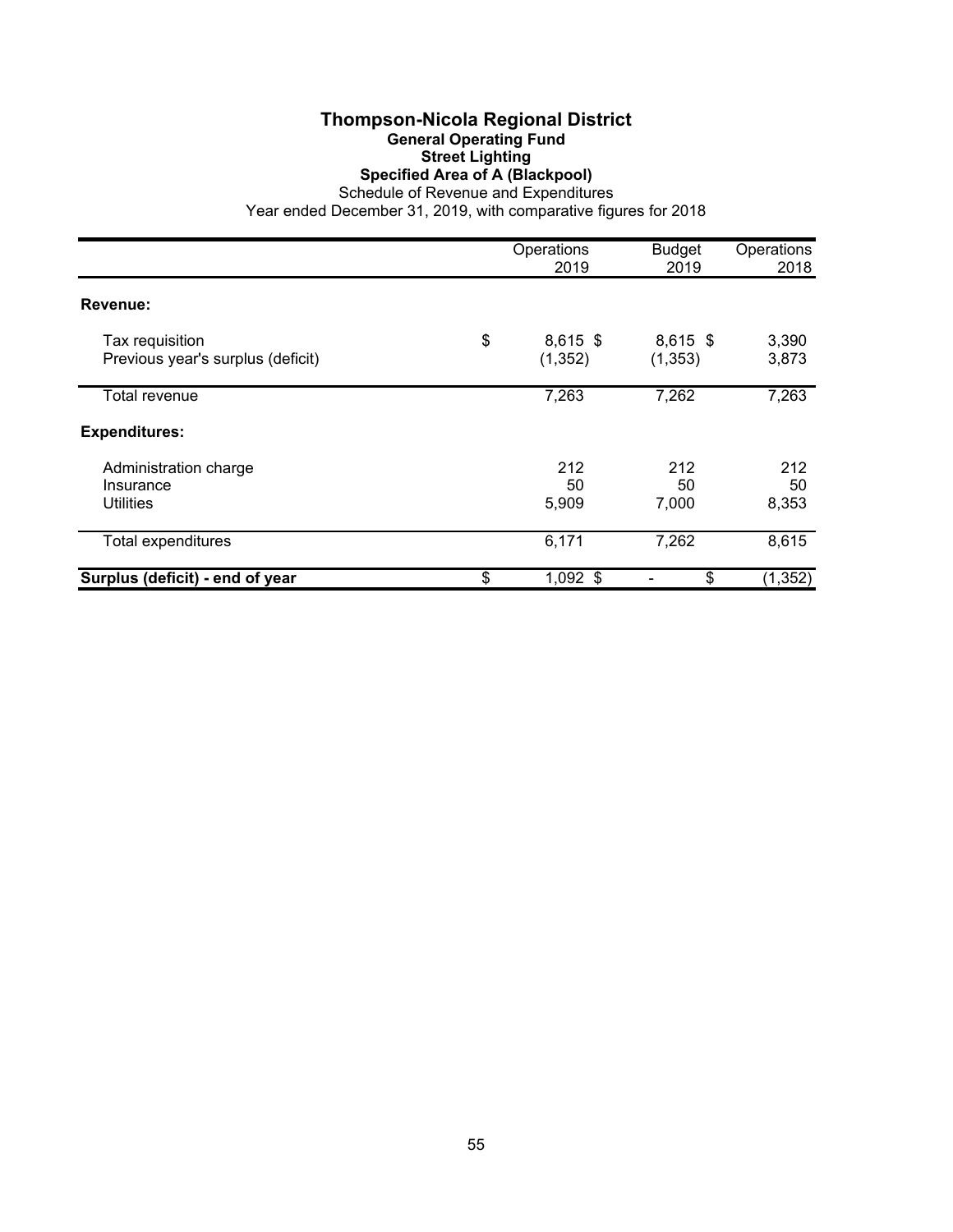# Thompson-Nicola Regional District

## General Operating Fund

### Street Lighting

### Specified Area of A (Blackpool)

Schedule of Revenue and Expenditures

Year ended December 31, 2019, with comparative figures for 2018

| | Operations 2019 | Budget 2019 | Operations 2018 |
|---|---|---|---|
| **Revenue:** | | | |
| Tax requisition | $ 8,615 | $ 8,615 | $ 3,390 |
| Previous year's surplus (deficit) | (1,352) | (1,353) | 3,873 |
| Total revenue | 7,263 | 7,262 | 7,263 |
| **Expenditures:** | | | |
| Administration charge | 212 | 212 | 212 |
| Insurance | 50 | 50 | 50 |
| Utilities | 5,909 | 7,000 | 8,353 |
| Total expenditures | 6,171 | 7,262 | 8,615 |
| **Surplus (deficit) - end of year** | $ 1,092 | $ - | $ (1,352) |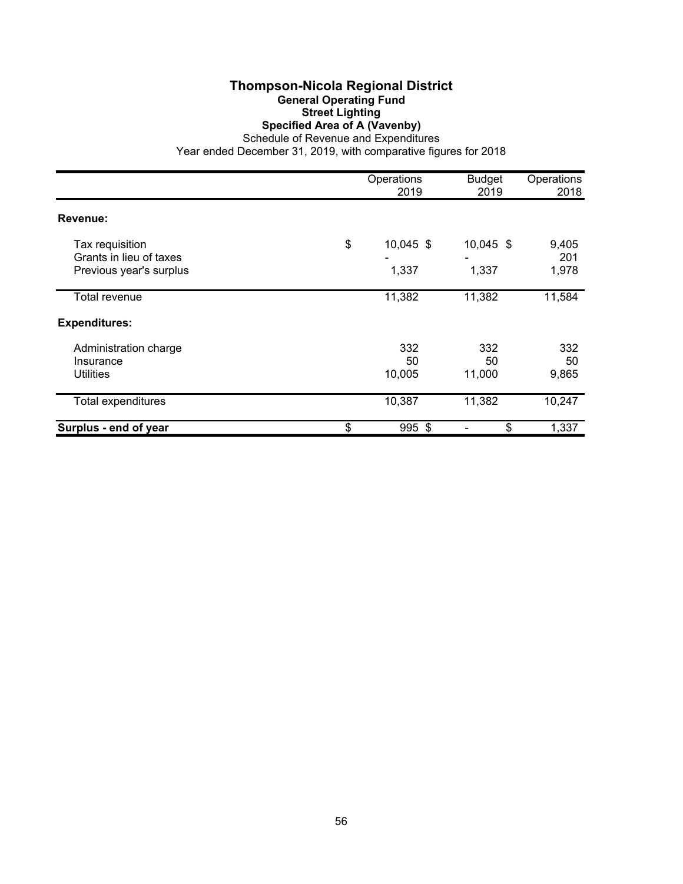# Thompson-Nicola Regional District

## General Operating Fund

### Street Lighting

### Specified Area of A (Vavenby)

Schedule of Revenue and Expenditures

Year ended December 31, 2019, with comparative figures for 2018

| | Operations 2019 | Budget 2019 | Operations 2018 |
|---|---|---|---|
| **Revenue:** | | | |
| Tax requisition | $ 10,045 | $ 10,045 | $ 9,405 |
| Grants in lieu of taxes | - | - | 201 |
| Previous year's surplus | 1,337 | 1,337 | 1,978 |
| Total revenue | 11,382 | 11,382 | 11,584 |
| **Expenditures:** | | | |
| Administration charge | 332 | 332 | 332 |
| Insurance | 50 | 50 | 50 |
| Utilities | 10,005 | 11,000 | 9,865 |
| Total expenditures | 10,387 | 11,382 | 10,247 |
| **Surplus - end of year** | $ 995 | $ - | $ 1,337 |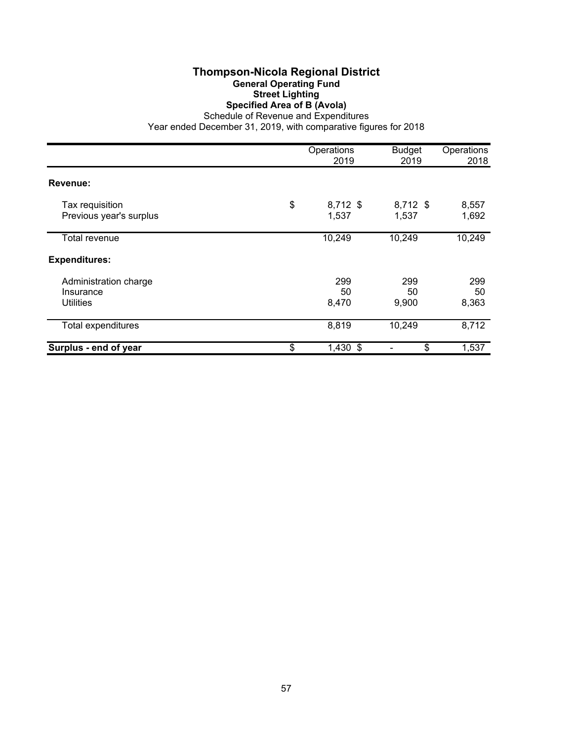# Thompson-Nicola Regional District

## General Operating Fund

### Street Lighting

### Specified Area of B (Avola)

Schedule of Revenue and Expenditures

Year ended December 31, 2019, with comparative figures for 2018

| | Operations 2019 | Budget 2019 | Operations 2018 |
|---|---|---|---|
| **Revenue:** | | | |
| Tax requisition | $ 8,712 | $ 8,712 | $ 8,557 |
| Previous year's surplus | 1,537 | 1,537 | 1,692 |
| Total revenue | 10,249 | 10,249 | 10,249 |
| **Expenditures:** | | | |
| Administration charge | 299 | 299 | 299 |
| Insurance | 50 | 50 | 50 |
| Utilities | 8,470 | 9,900 | 8,363 |
| Total expenditures | 8,819 | 10,249 | 8,712 |
| **Surplus - end of year** | $ 1,430 | $ - | $ 1,537 |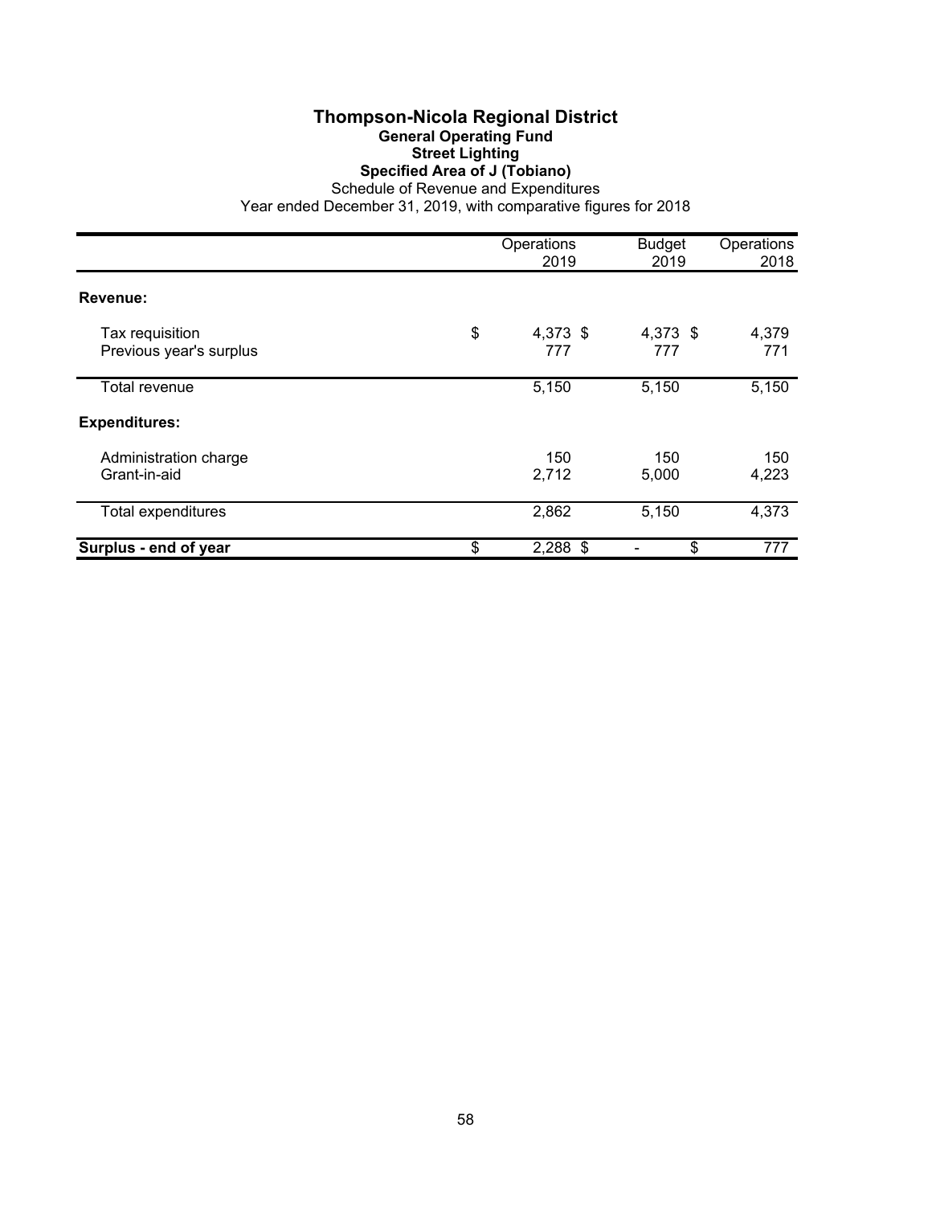# Thompson-Nicola Regional District

## General Operating Fund

### Street Lighting

### Specified Area of J (Tobiano)

Schedule of Revenue and Expenditures

Year ended December 31, 2019, with comparative figures for 2018

| | Operations 2019 | Budget 2019 | Operations 2018 |
|---|---|---|---|
| **Revenue:** | | | |
| Tax requisition | $ 4,373 | $ 4,373 | $ 4,379 |
| Previous year's surplus | 777 | 777 | 771 |
| Total revenue | 5,150 | 5,150 | 5,150 |
| **Expenditures:** | | | |
| Administration charge | 150 | 150 | 150 |
| Grant-in-aid | 2,712 | 5,000 | 4,223 |
| Total expenditures | 2,862 | 5,150 | 4,373 |
| **Surplus - end of year** | $ 2,288 | $ - | $ 777 |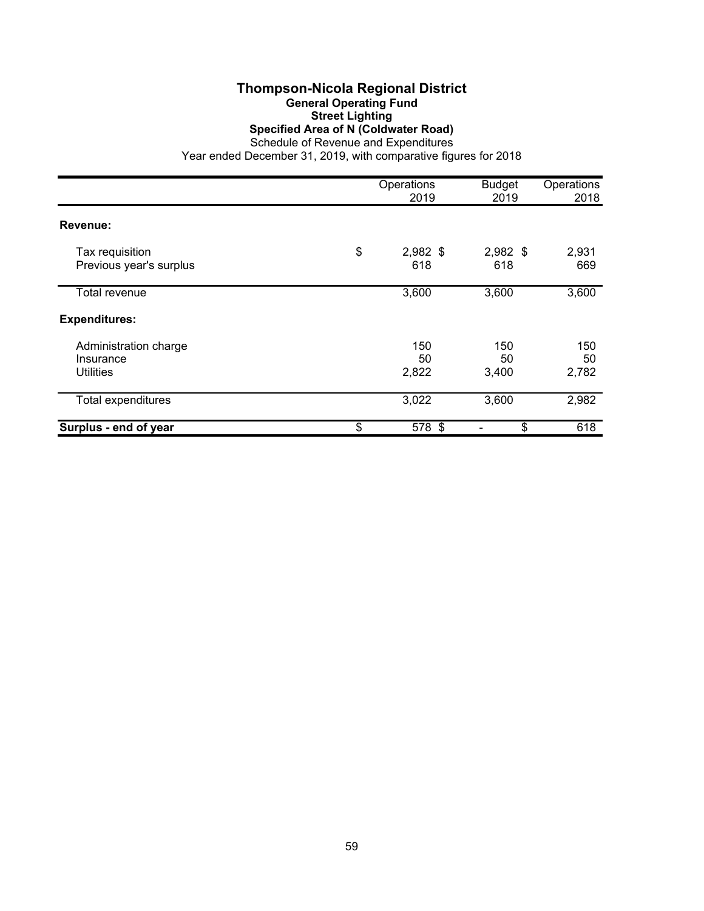# Thompson-Nicola Regional District

## General Operating Fund

### Street Lighting

### Specified Area of N (Coldwater Road)

Schedule of Revenue and Expenditures

Year ended December 31, 2019, with comparative figures for 2018

| | Operations 2019 | Budget 2019 | Operations 2018 |
|---|---|---|---|
| **Revenue:** | | | |
| Tax requisition | $ 2,982 | $ 2,982 | $ 2,931 |
| Previous year's surplus | 618 | 618 | 669 |
| Total revenue | 3,600 | 3,600 | 3,600 |
| **Expenditures:** | | | |
| Administration charge | 150 | 150 | 150 |
| Insurance | 50 | 50 | 50 |
| Utilities | 2,822 | 3,400 | 2,782 |
| Total expenditures | 3,022 | 3,600 | 2,982 |
| **Surplus - end of year** | $ 578 | $ - | $ 618 |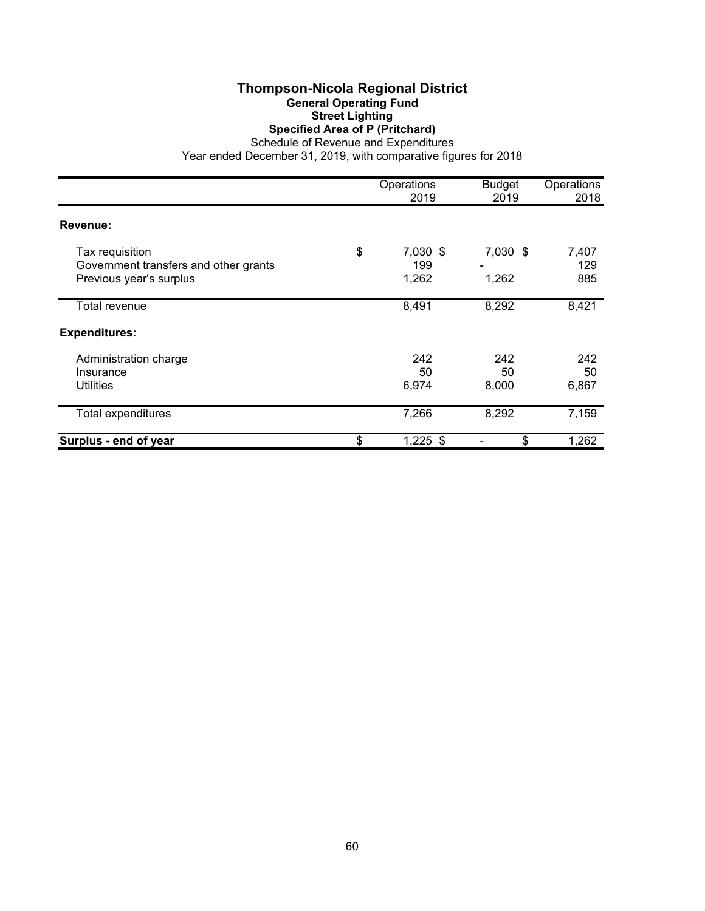# Thompson-Nicola Regional District
## General Operating Fund
### Street Lighting
### Specified Area of P (Pritchard)

Schedule of Revenue and Expenditures

Year ended December 31, 2019, with comparative figures for 2018

| | Operations 2019 | Budget 2019 | Operations 2018 |
|---|---|---|---|
| **Revenue:** | | | |
| Tax requisition | $ 7,030 | $ 7,030 | $ 7,407 |
| Government transfers and other grants | 199 | - | 129 |
| Previous year's surplus | 1,262 | 1,262 | 885 |
| Total revenue | 8,491 | 8,292 | 8,421 |
| **Expenditures:** | | | |
| Administration charge | 242 | 242 | 242 |
| Insurance | 50 | 50 | 50 |
| Utilities | 6,974 | 8,000 | 6,867 |
| Total expenditures | 7,266 | 8,292 | 7,159 |
| **Surplus - end of year** | $ 1,225 | $ - | $ 1,262 |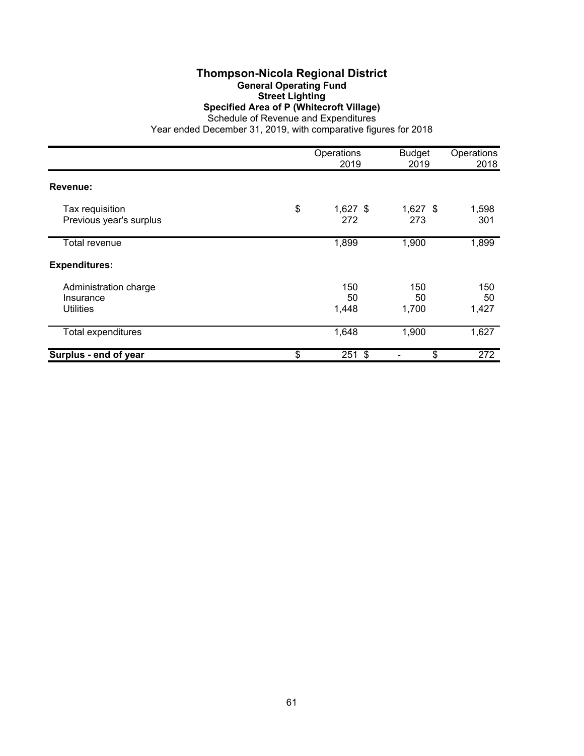# Thompson-Nicola Regional District

## General Operating Fund

### Street Lighting

### Specified Area of P (Whitecroft Village)

Schedule of Revenue and Expenditures

Year ended December 31, 2019, with comparative figures for 2018

| | Operations 2019 | Budget 2019 | Operations 2018 |
|---|---|---|---|
| **Revenue:** | | | |
| Tax requisition | $ 1,627 | $ 1,627 | $ 1,598 |
| Previous year's surplus | 272 | 273 | 301 |
| Total revenue | 1,899 | 1,900 | 1,899 |
| **Expenditures:** | | | |
| Administration charge | 150 | 150 | 150 |
| Insurance | 50 | 50 | 50 |
| Utilities | 1,448 | 1,700 | 1,427 |
| Total expenditures | 1,648 | 1,900 | 1,627 |
| **Surplus - end of year** | $ 251 | $ - | $ 272 |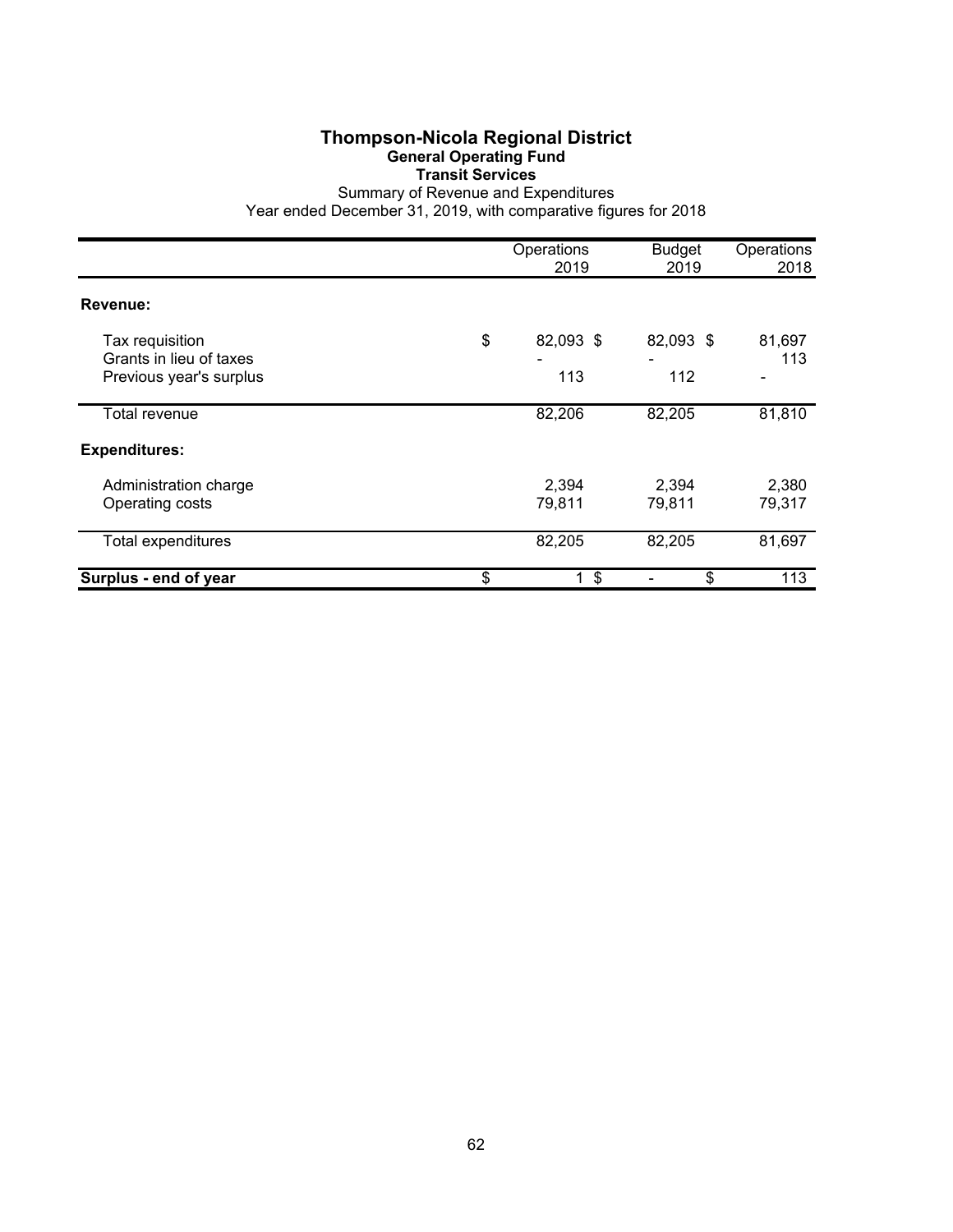# Thompson-Nicola Regional District

## General Operating Fund

### Transit Services

Summary of Revenue and Expenditures

Year ended December 31, 2019, with comparative figures for 2018

| | Operations 2019 | Budget 2019 | Operations 2018 |
|---|---|---|---|
| **Revenue:** | | | |
| Tax requisition | $ 82,093 | $ 82,093 | $ 81,697 |
| Grants in lieu of taxes | - | - | 113 |
| Previous year's surplus | 113 | 112 | - |
| Total revenue | 82,206 | 82,205 | 81,810 |
| **Expenditures:** | | | |
| Administration charge | 2,394 | 2,394 | 2,380 |
| Operating costs | 79,811 | 79,811 | 79,317 |
| Total expenditures | 82,205 | 82,205 | 81,697 |
| **Surplus - end of year** | $ 1 | $ - | $ 113 |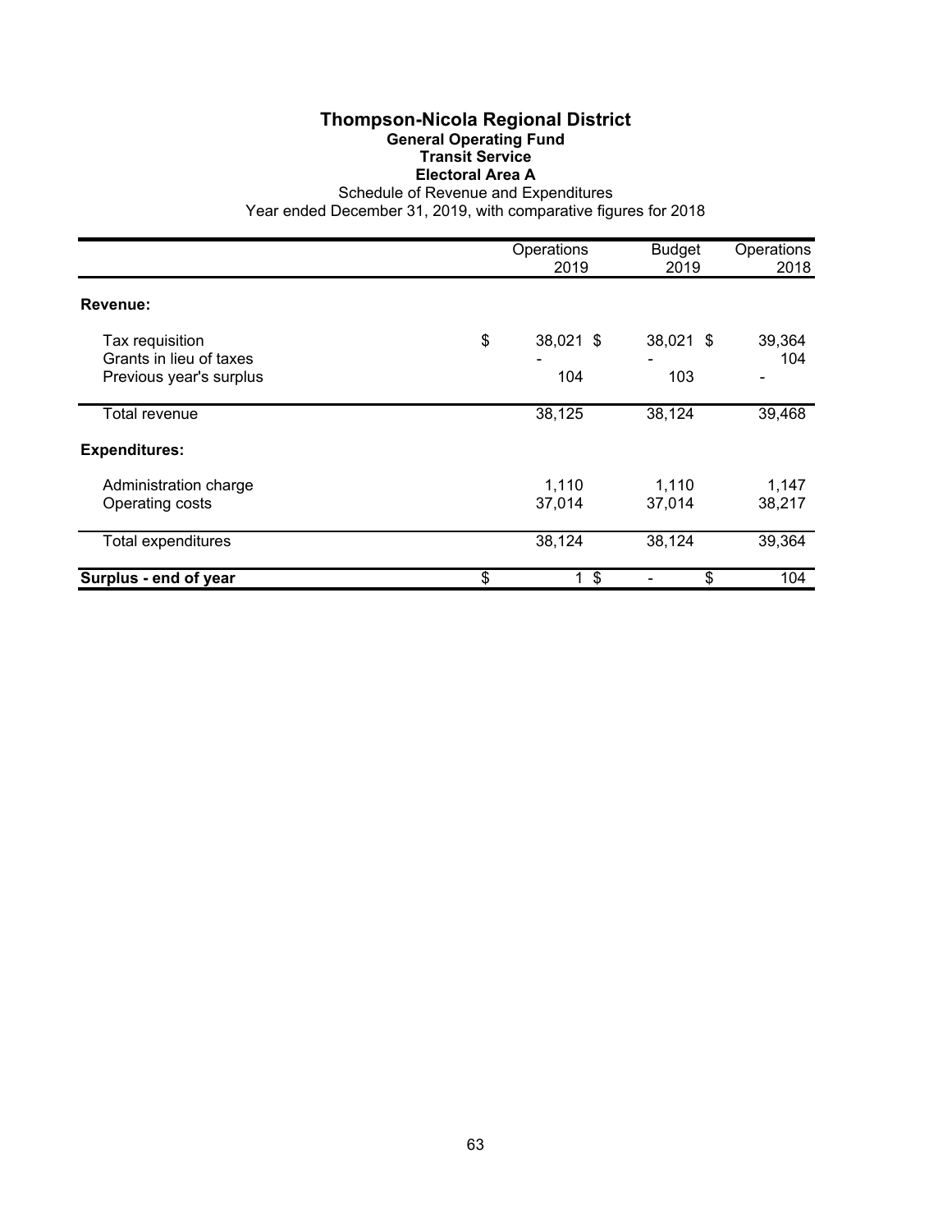# Thompson-Nicola Regional District

## General Operating Fund

### Transit Service

### Electoral Area A

Schedule of Revenue and Expenditures

Year ended December 31, 2019, with comparative figures for 2018

| | Operations 2019 | Budget 2019 | Operations 2018 |
|---|---|---|---|
| **Revenue:** | | | |
| Tax requisition | $ 38,021 | $ 38,021 | $ 39,364 |
| Grants in lieu of taxes | - | - | 104 |
| Previous year's surplus | 104 | 103 | - |
| Total revenue | 38,125 | 38,124 | 39,468 |
| **Expenditures:** | | | |
| Administration charge | 1,110 | 1,110 | 1,147 |
| Operating costs | 37,014 | 37,014 | 38,217 |
| Total expenditures | 38,124 | 38,124 | 39,364 |
| **Surplus - end of year** | $ 1 | $ - | $ 104 |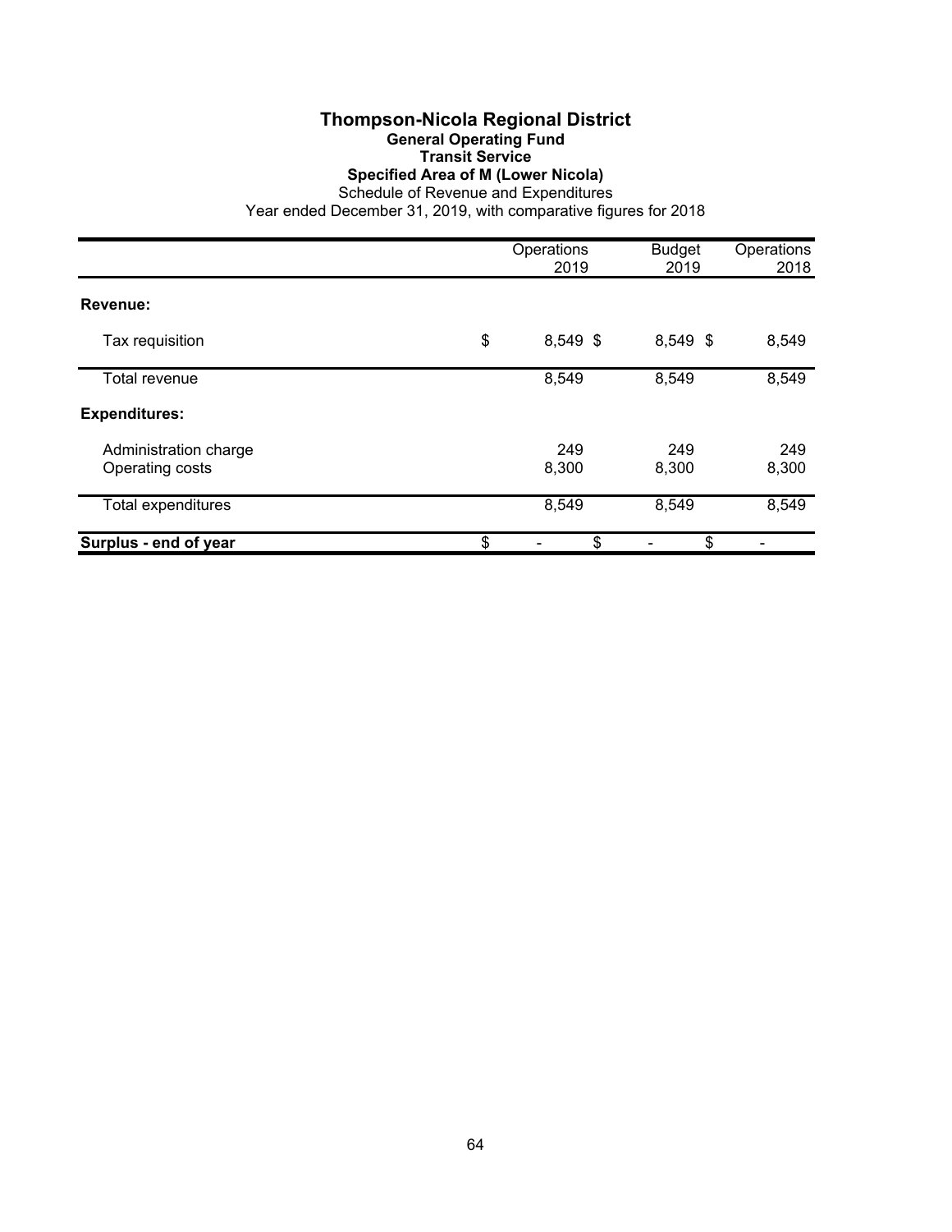# Thompson-Nicola Regional District

## General Operating Fund

### Transit Service

### Specified Area of M (Lower Nicola)

Schedule of Revenue and Expenditures

Year ended December 31, 2019, with comparative figures for 2018

| | Operations 2019 | Budget 2019 | Operations 2018 |
|---|---|---|---|
| **Revenue:** | | | |
| Tax requisition | $ 8,549 | $ 8,549 | $ 8,549 |
| Total revenue | 8,549 | 8,549 | 8,549 |
| **Expenditures:** | | | |
| Administration charge | 249 | 249 | 249 |
| Operating costs | 8,300 | 8,300 | 8,300 |
| Total expenditures | 8,549 | 8,549 | 8,549 |
| **Surplus - end of year** | $ - | $ - | $ - |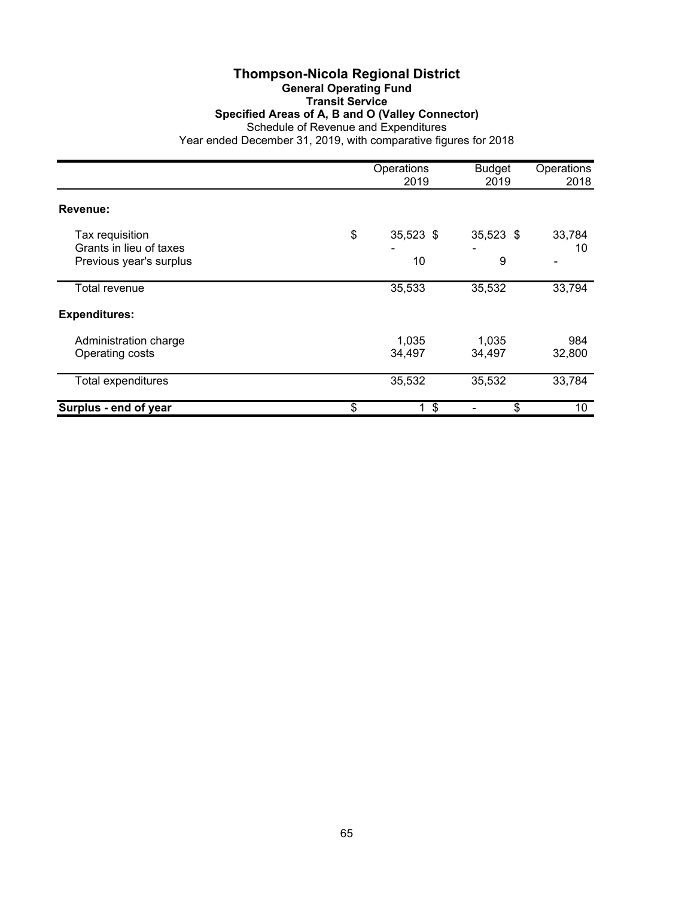# Thompson-Nicola Regional District

## General Operating Fund

### Transit Service

### Specified Areas of A, B and O (Valley Connector)

Schedule of Revenue and Expenditures

Year ended December 31, 2019, with comparative figures for 2018

| | Operations 2019 | Budget 2019 | Operations 2018 |
|---|---|---|---|
| **Revenue:** | | | |
| Tax requisition | $ 35,523 | $ 35,523 | $ 33,784 |
| Grants in lieu of taxes | - | - | 10 |
| Previous year's surplus | 10 | 9 | - |
| Total revenue | 35,533 | 35,532 | 33,794 |
| **Expenditures:** | | | |
| Administration charge | 1,035 | 1,035 | 984 |
| Operating costs | 34,497 | 34,497 | 32,800 |
| Total expenditures | 35,532 | 35,532 | 33,784 |
| **Surplus - end of year** | $ 1 | $ - | $ 10 |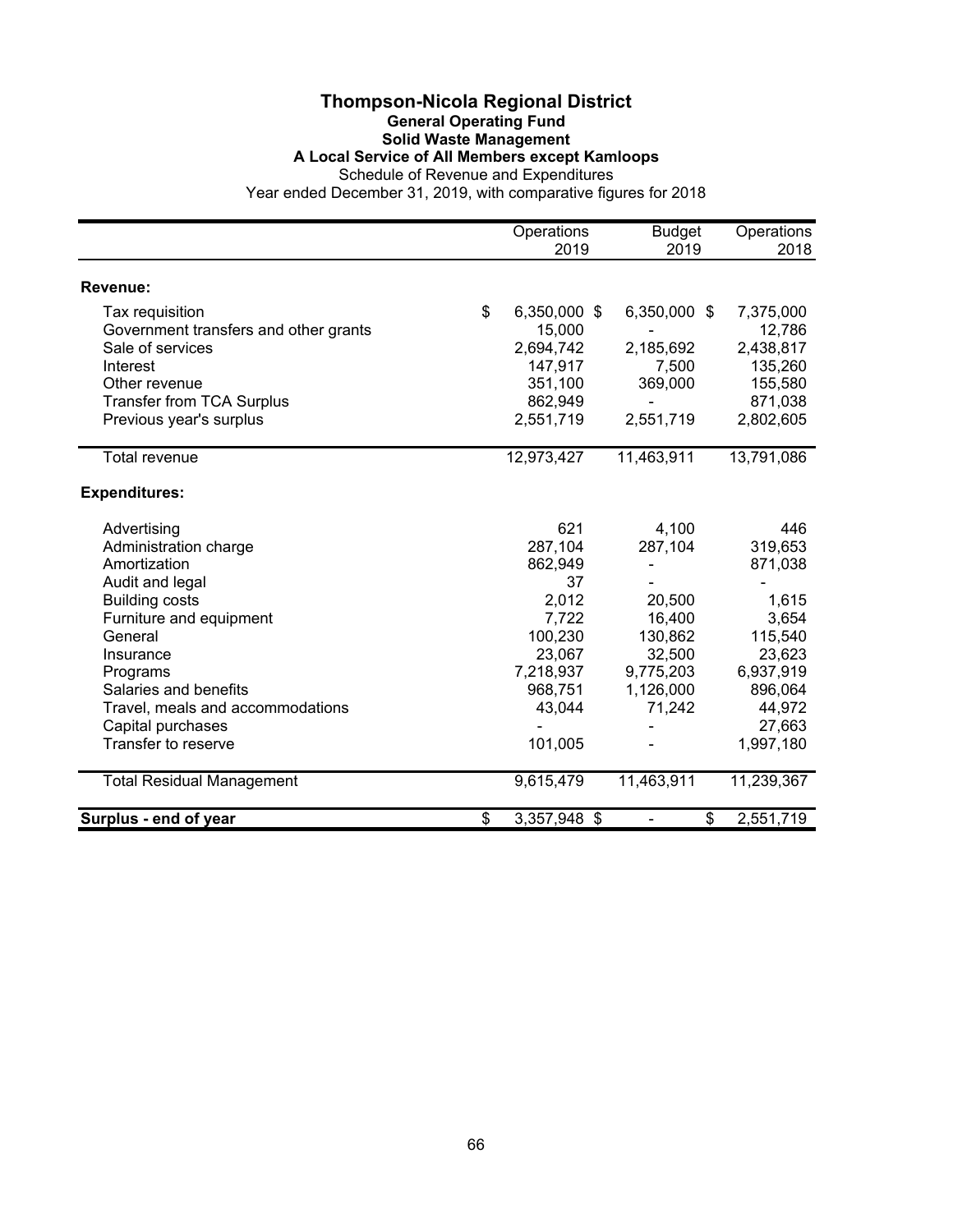# Thompson-Nicola Regional District

## General Operating Fund

### Solid Waste Management

### A Local Service of All Members except Kamloops

Schedule of Revenue and Expenditures

Year ended December 31, 2019, with comparative figures for 2018

| | Operations 2019 | Budget 2019 | Operations 2018 |
|---|---|---|---|
| **Revenue:** | | | |
| Tax requisition | $ 6,350,000 | $ 6,350,000 | $ 7,375,000 |
| Government transfers and other grants | 15,000 | - | 12,786 |
| Sale of services | 2,694,742 | 2,185,692 | 2,438,817 |
| Interest | 147,917 | 7,500 | 135,260 |
| Other revenue | 351,100 | 369,000 | 155,580 |
| Transfer from TCA Surplus | 862,949 | - | 871,038 |
| Previous year's surplus | 2,551,719 | 2,551,719 | 2,802,605 |
| Total revenue | 12,973,427 | 11,463,911 | 13,791,086 |
| **Expenditures:** | | | |
| Advertising | 621 | 4,100 | 446 |
| Administration charge | 287,104 | 287,104 | 319,653 |
| Amortization | 862,949 | - | 871,038 |
| Audit and legal | 37 | - | - |
| Building costs | 2,012 | 20,500 | 1,615 |
| Furniture and equipment | 7,722 | 16,400 | 3,654 |
| General | 100,230 | 130,862 | 115,540 |
| Insurance | 23,067 | 32,500 | 23,623 |
| Programs | 7,218,937 | 9,775,203 | 6,937,919 |
| Salaries and benefits | 968,751 | 1,126,000 | 896,064 |
| Travel, meals and accommodations | 43,044 | 71,242 | 44,972 |
| Capital purchases | - | - | 27,663 |
| Transfer to reserve | 101,005 | - | 1,997,180 |
| Total Residual Management | 9,615,479 | 11,463,911 | 11,239,367 |
| **Surplus - end of year** | $ 3,357,948 | $ - | $ 2,551,719 |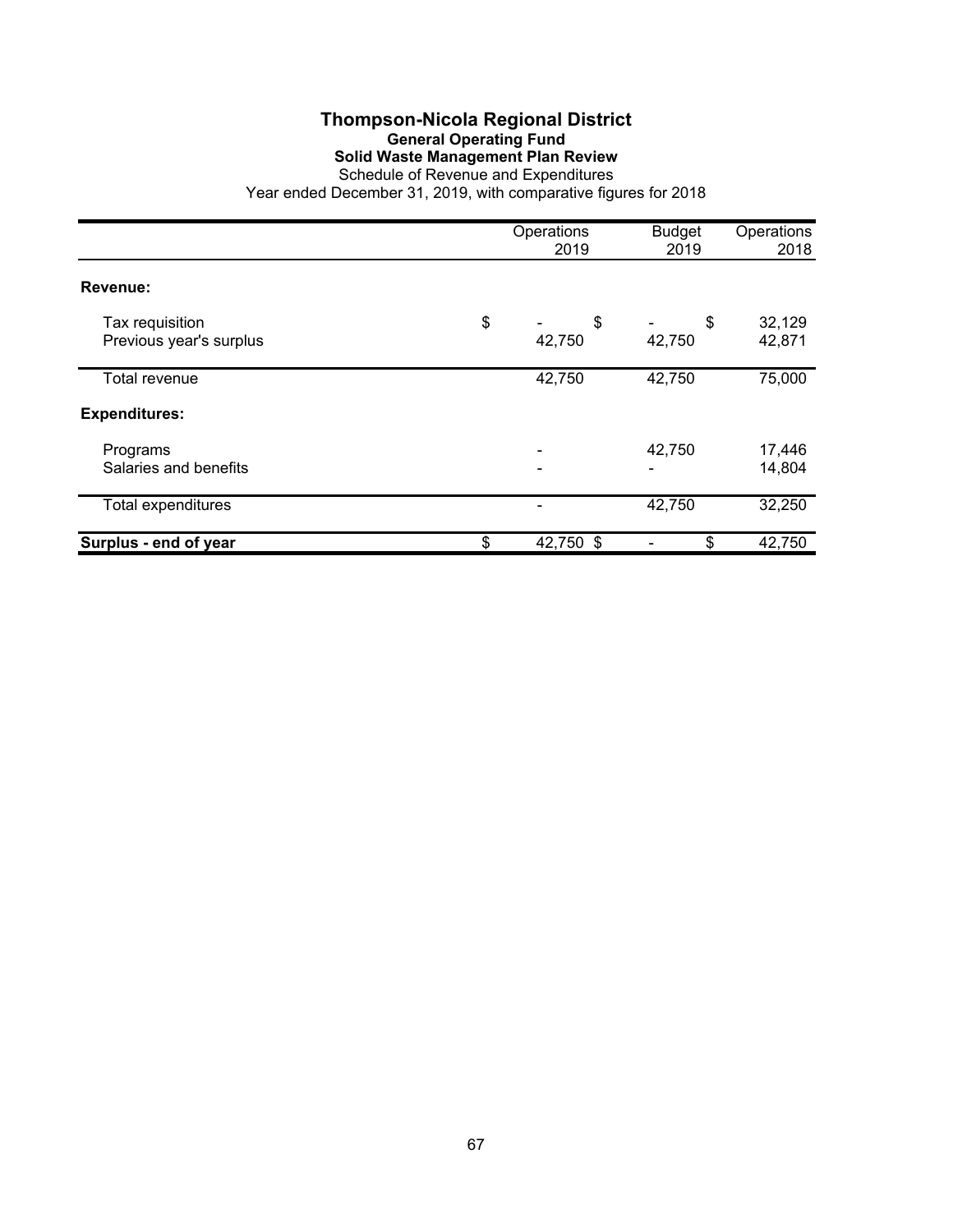# Thompson-Nicola Regional District

## General Operating Fund

### Solid Waste Management Plan Review

Schedule of Revenue and Expenditures

Year ended December 31, 2019, with comparative figures for 2018

| | Operations 2019 | Budget 2019 | Operations 2018 |
|---|---|---|---|
| **Revenue:** | | | |
| Tax requisition | $ - | $ - | $ 32,129 |
| Previous year's surplus | 42,750 | 42,750 | 42,871 |
| Total revenue | 42,750 | 42,750 | 75,000 |
| **Expenditures:** | | | |
| Programs | - | 42,750 | 17,446 |
| Salaries and benefits | - | - | 14,804 |
| Total expenditures | - | 42,750 | 32,250 |
| **Surplus - end of year** | $ 42,750 | $ - | $ 42,750 |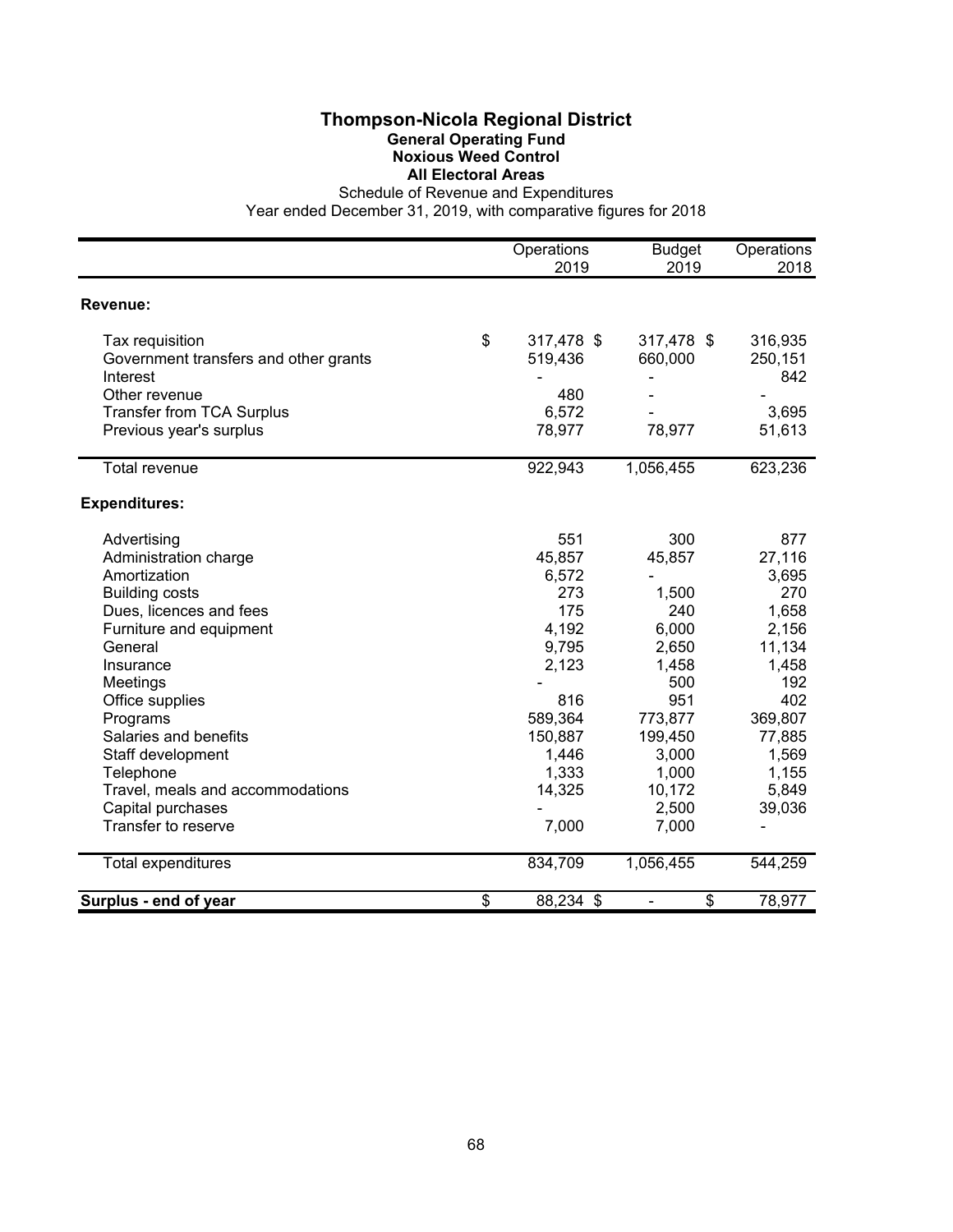# Thompson-Nicola Regional District

## General Operating Fund

### Noxious Weed Control

### All Electoral Areas

Schedule of Revenue and Expenditures

Year ended December 31, 2019, with comparative figures for 2018

| | Operations 2019 | Budget 2019 | Operations 2018 |
|---|---|---|---|
| **Revenue:** | | | |
| Tax requisition | $ 317,478 | $ 317,478 | $ 316,935 |
| Government transfers and other grants | 519,436 | 660,000 | 250,151 |
| Interest | - | - | 842 |
| Other revenue | 480 | - | - |
| Transfer from TCA Surplus | 6,572 | - | 3,695 |
| Previous year's surplus | 78,977 | 78,977 | 51,613 |
| Total revenue | 922,943 | 1,056,455 | 623,236 |
| **Expenditures:** | | | |
| Advertising | 551 | 300 | 877 |
| Administration charge | 45,857 | 45,857 | 27,116 |
| Amortization | 6,572 | - | 3,695 |
| Building costs | 273 | 1,500 | 270 |
| Dues, licences and fees | 175 | 240 | 1,658 |
| Furniture and equipment | 4,192 | 6,000 | 2,156 |
| General | 9,795 | 2,650 | 11,134 |
| Insurance | 2,123 | 1,458 | 1,458 |
| Meetings | - | 500 | 192 |
| Office supplies | 816 | 951 | 402 |
| Programs | 589,364 | 773,877 | 369,807 |
| Salaries and benefits | 150,887 | 199,450 | 77,885 |
| Staff development | 1,446 | 3,000 | 1,569 |
| Telephone | 1,333 | 1,000 | 1,155 |
| Travel, meals and accommodations | 14,325 | 10,172 | 5,849 |
| Capital purchases | - | 2,500 | 39,036 |
| Transfer to reserve | 7,000 | 7,000 | - |
| Total expenditures | 834,709 | 1,056,455 | 544,259 |
| **Surplus - end of year** | $ 88,234 | $ - | $ 78,977 |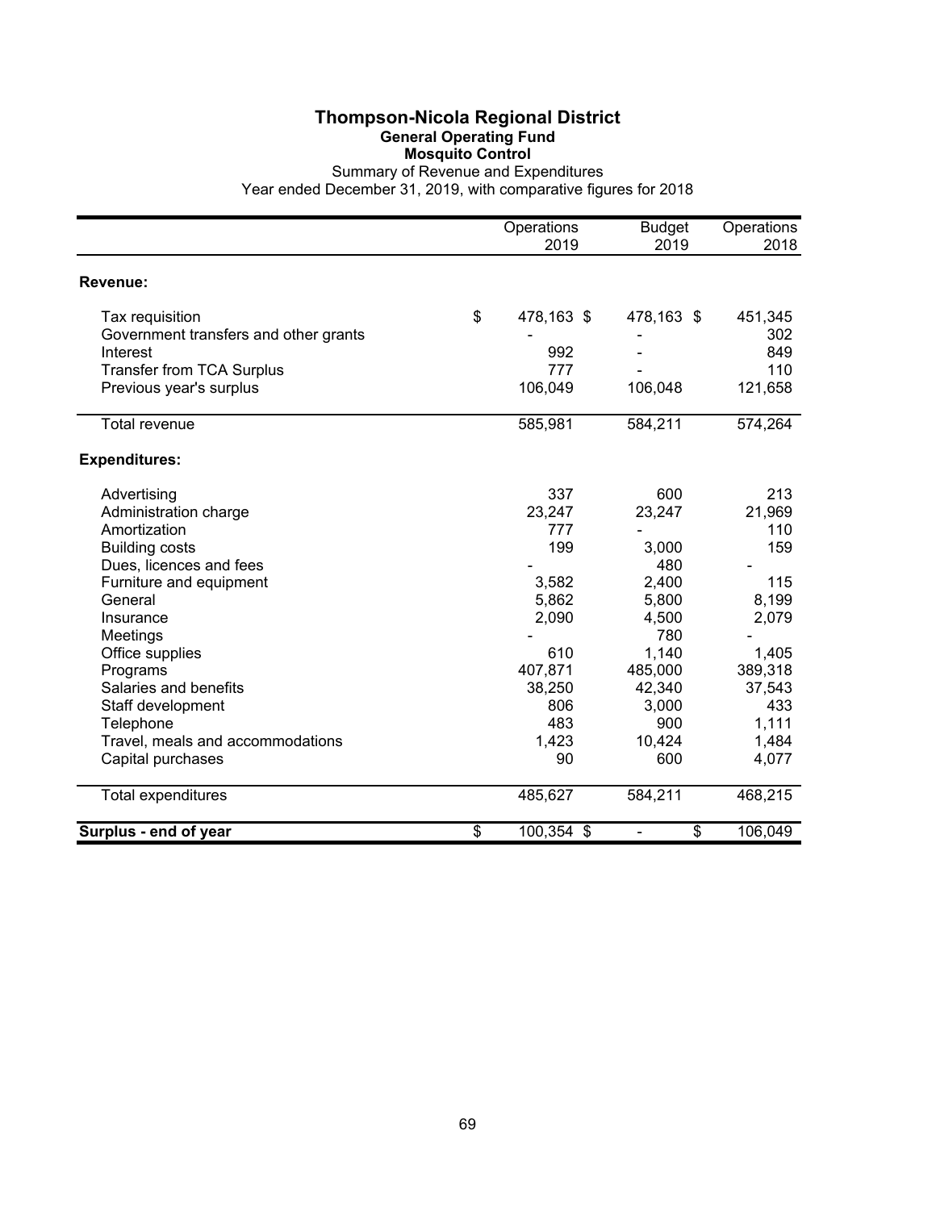# Thompson-Nicola Regional District

## General Operating Fund

### Mosquito Control

Summary of Revenue and Expenditures

Year ended December 31, 2019, with comparative figures for 2018

| | Operations 2019 | Budget 2019 | Operations 2018 |
|---|---|---|---|
| **Revenue:** | | | |
| Tax requisition | $ 478,163 | $ 478,163 | $ 451,345 |
| Government transfers and other grants | - | - | 302 |
| Interest | 992 | - | 849 |
| Transfer from TCA Surplus | 777 | - | 110 |
| Previous year's surplus | 106,049 | 106,048 | 121,658 |
| Total revenue | 585,981 | 584,211 | 574,264 |
| **Expenditures:** | | | |
| Advertising | 337 | 600 | 213 |
| Administration charge | 23,247 | 23,247 | 21,969 |
| Amortization | 777 | - | 110 |
| Building costs | 199 | 3,000 | 159 |
| Dues, licences and fees | - | 480 | - |
| Furniture and equipment | 3,582 | 2,400 | 115 |
| General | 5,862 | 5,800 | 8,199 |
| Insurance | 2,090 | 4,500 | 2,079 |
| Meetings | - | 780 | - |
| Office supplies | 610 | 1,140 | 1,405 |
| Programs | 407,871 | 485,000 | 389,318 |
| Salaries and benefits | 38,250 | 42,340 | 37,543 |
| Staff development | 806 | 3,000 | 433 |
| Telephone | 483 | 900 | 1,111 |
| Travel, meals and accommodations | 1,423 | 10,424 | 1,484 |
| Capital purchases | 90 | 600 | 4,077 |
| Total expenditures | 485,627 | 584,211 | 468,215 |
| **Surplus - end of year** | $ 100,354 | $ - | $ 106,049 |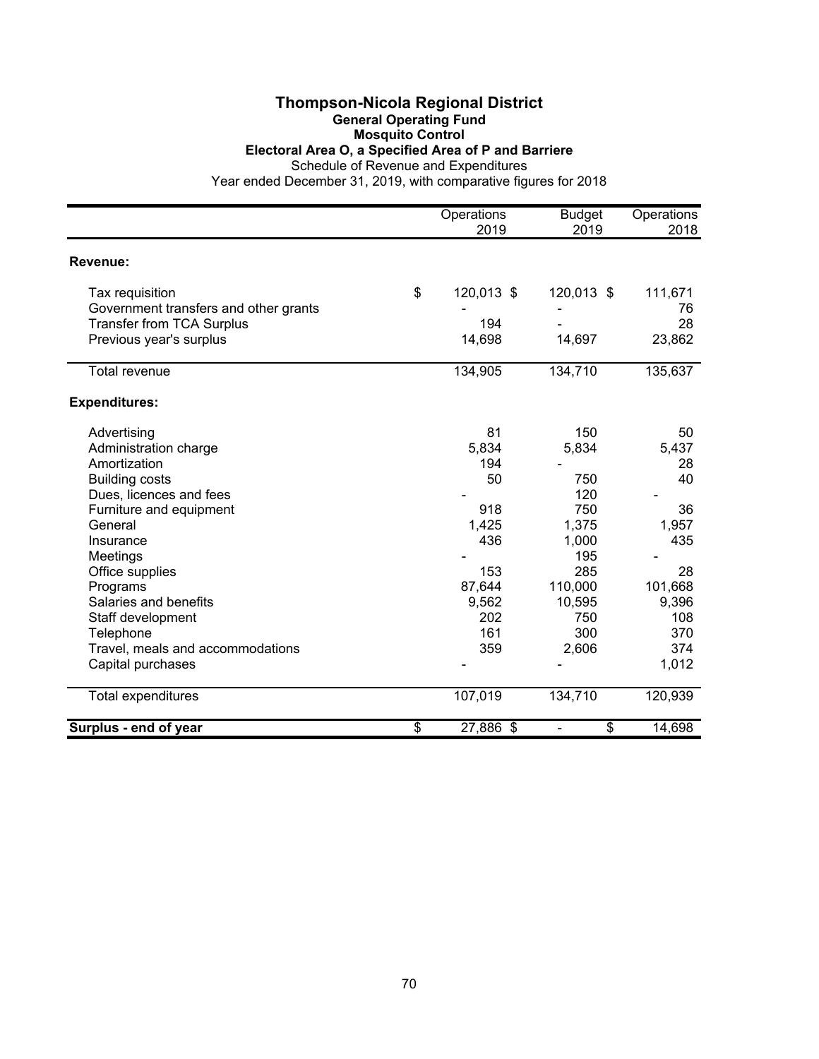# Thompson-Nicola Regional District

## General Operating Fund

### Mosquito Control

### Electoral Area O, a Specified Area of P and Barriere

Schedule of Revenue and Expenditures

Year ended December 31, 2019, with comparative figures for 2018

| | Operations 2019 | Budget 2019 | Operations 2018 |
|---|---|---|---|
| **Revenue:** | | | |
| Tax requisition | $ 120,013 | $ 120,013 | $ 111,671 |
| Government transfers and other grants | - | - | 76 |
| Transfer from TCA Surplus | 194 | - | 28 |
| Previous year's surplus | 14,698 | 14,697 | 23,862 |
| Total revenue | 134,905 | 134,710 | 135,637 |
| **Expenditures:** | | | |
| Advertising | 81 | 150 | 50 |
| Administration charge | 5,834 | 5,834 | 5,437 |
| Amortization | 194 | - | 28 |
| Building costs | 50 | 750 | 40 |
| Dues, licences and fees | - | 120 | - |
| Furniture and equipment | 918 | 750 | 36 |
| General | 1,425 | 1,375 | 1,957 |
| Insurance | 436 | 1,000 | 435 |
| Meetings | - | 195 | - |
| Office supplies | 153 | 285 | 28 |
| Programs | 87,644 | 110,000 | 101,668 |
| Salaries and benefits | 9,562 | 10,595 | 9,396 |
| Staff development | 202 | 750 | 108 |
| Telephone | 161 | 300 | 370 |
| Travel, meals and accommodations | 359 | 2,606 | 374 |
| Capital purchases | - | - | 1,012 |
| Total expenditures | 107,019 | 134,710 | 120,939 |
| **Surplus - end of year** | $ 27,886 | $ - | $ 14,698 |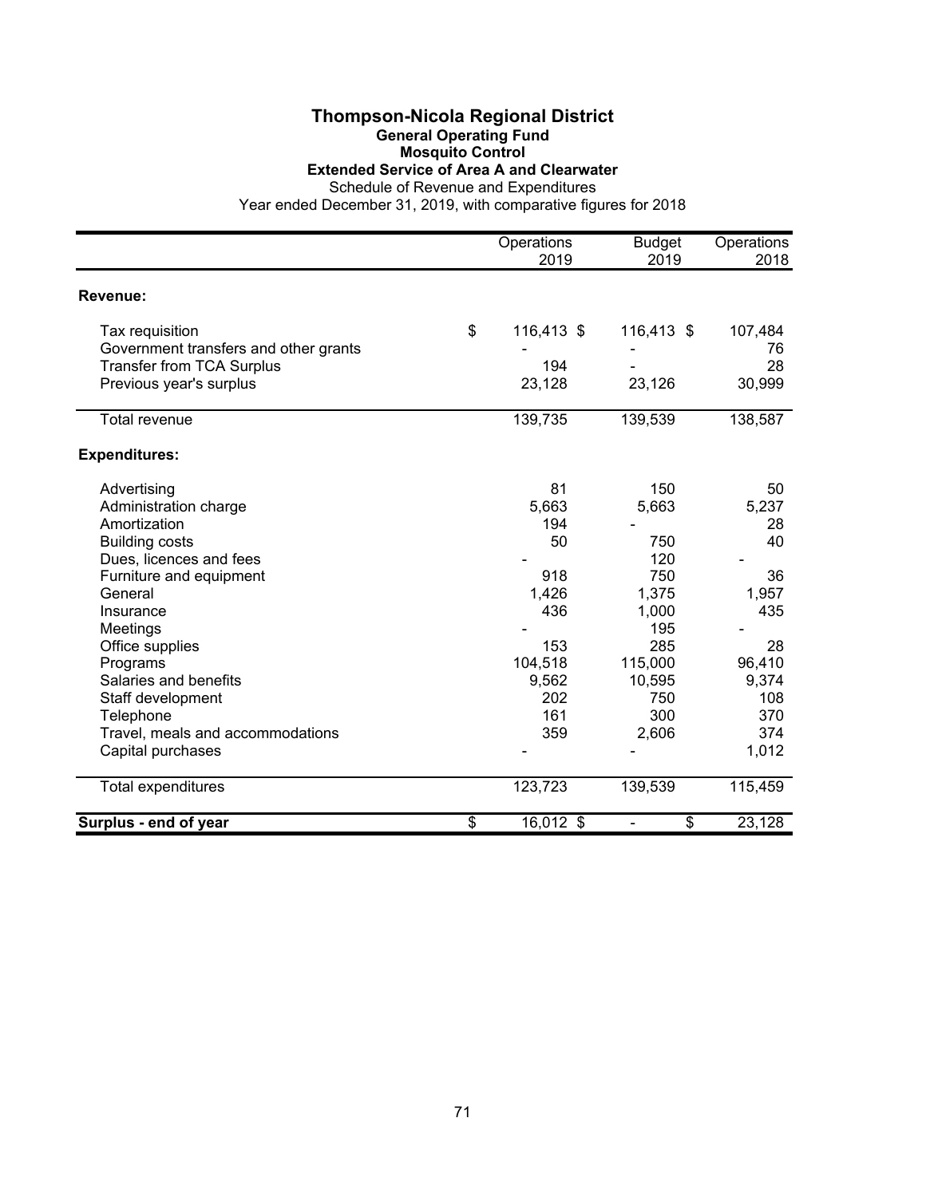# Thompson-Nicola Regional District

## General Operating Fund

### Mosquito Control

### Extended Service of Area A and Clearwater

Schedule of Revenue and Expenditures

Year ended December 31, 2019, with comparative figures for 2018

| | Operations 2019 | Budget 2019 | Operations 2018 |
|---|---|---|---|
| **Revenue:** | | | |
| Tax requisition | $ 116,413 | $ 116,413 | $ 107,484 |
| Government transfers and other grants | - | - | 76 |
| Transfer from TCA Surplus | 194 | - | 28 |
| Previous year's surplus | 23,128 | 23,126 | 30,999 |
| Total revenue | 139,735 | 139,539 | 138,587 |
| **Expenditures:** | | | |
| Advertising | 81 | 150 | 50 |
| Administration charge | 5,663 | 5,663 | 5,237 |
| Amortization | 194 | - | 28 |
| Building costs | 50 | 750 | 40 |
| Dues, licences and fees | - | 120 | - |
| Furniture and equipment | 918 | 750 | 36 |
| General | 1,426 | 1,375 | 1,957 |
| Insurance | 436 | 1,000 | 435 |
| Meetings | - | 195 | - |
| Office supplies | 153 | 285 | 28 |
| Programs | 104,518 | 115,000 | 96,410 |
| Salaries and benefits | 9,562 | 10,595 | 9,374 |
| Staff development | 202 | 750 | 108 |
| Telephone | 161 | 300 | 370 |
| Travel, meals and accommodations | 359 | 2,606 | 374 |
| Capital purchases | - | - | 1,012 |
| Total expenditures | 123,723 | 139,539 | 115,459 |
| **Surplus - end of year** | $ 16,012 | $ - | $ 23,128 |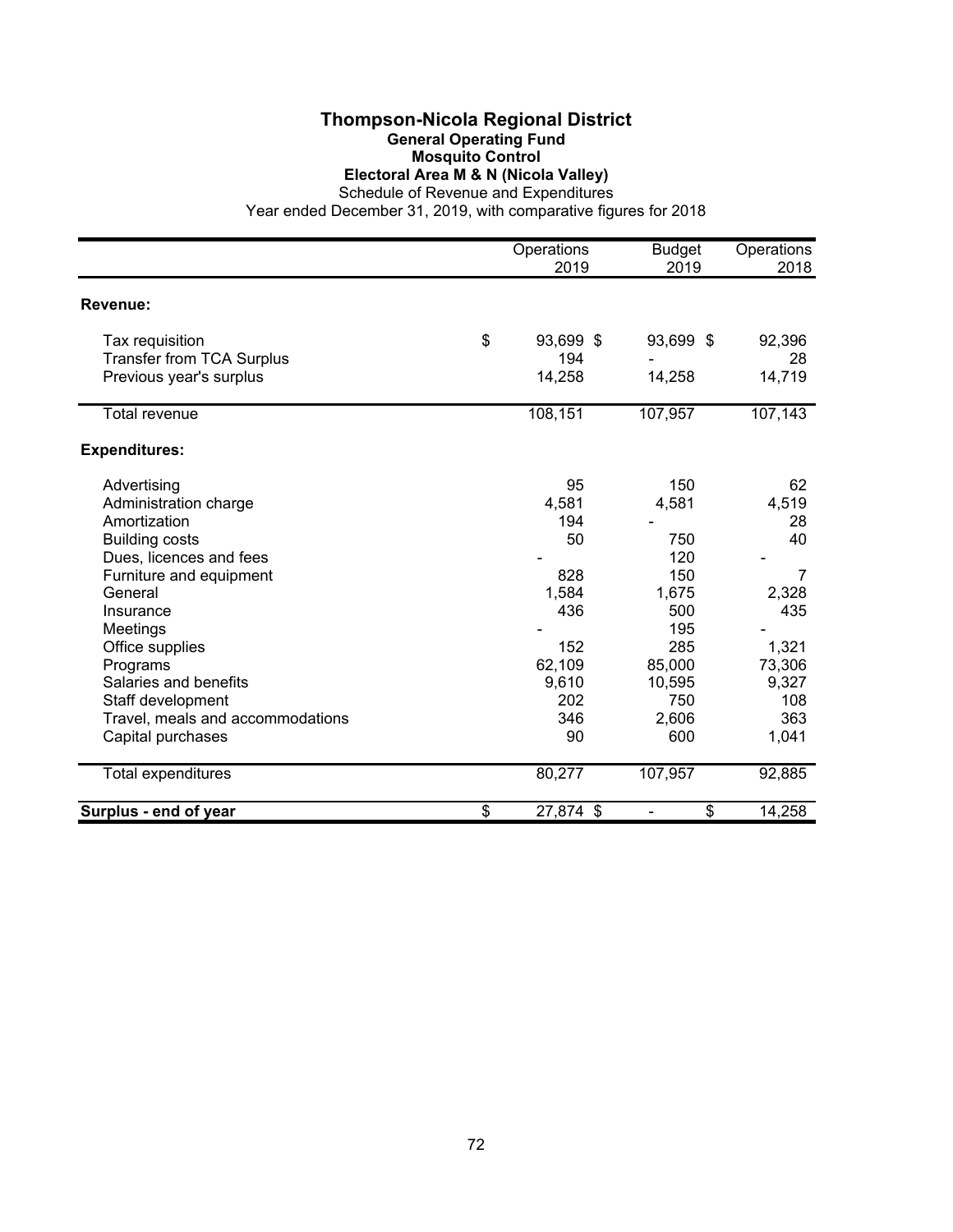# Thompson-Nicola Regional District

## General Operating Fund

## Mosquito Control

## Electoral Area M & N (Nicola Valley)

Schedule of Revenue and Expenditures

Year ended December 31, 2019, with comparative figures for 2018

| | Operations 2019 | Budget 2019 | Operations 2018 |
|---|---|---|---|
| **Revenue:** | | | |
| Tax requisition | $ 93,699 | $ 93,699 | $ 92,396 |
| Transfer from TCA Surplus | 194 | - | 28 |
| Previous year's surplus | 14,258 | 14,258 | 14,719 |
| Total revenue | 108,151 | 107,957 | 107,143 |
| **Expenditures:** | | | |
| Advertising | 95 | 150 | 62 |
| Administration charge | 4,581 | 4,581 | 4,519 |
| Amortization | 194 | - | 28 |
| Building costs | 50 | 750 | 40 |
| Dues, licences and fees | - | 120 | - |
| Furniture and equipment | 828 | 150 | 7 |
| General | 1,584 | 1,675 | 2,328 |
| Insurance | 436 | 500 | 435 |
| Meetings | - | 195 | - |
| Office supplies | 152 | 285 | 1,321 |
| Programs | 62,109 | 85,000 | 73,306 |
| Salaries and benefits | 9,610 | 10,595 | 9,327 |
| Staff development | 202 | 750 | 108 |
| Travel, meals and accommodations | 346 | 2,606 | 363 |
| Capital purchases | 90 | 600 | 1,041 |
| Total expenditures | 80,277 | 107,957 | 92,885 |
| **Surplus - end of year** | $ 27,874 | $ - | $ 14,258 |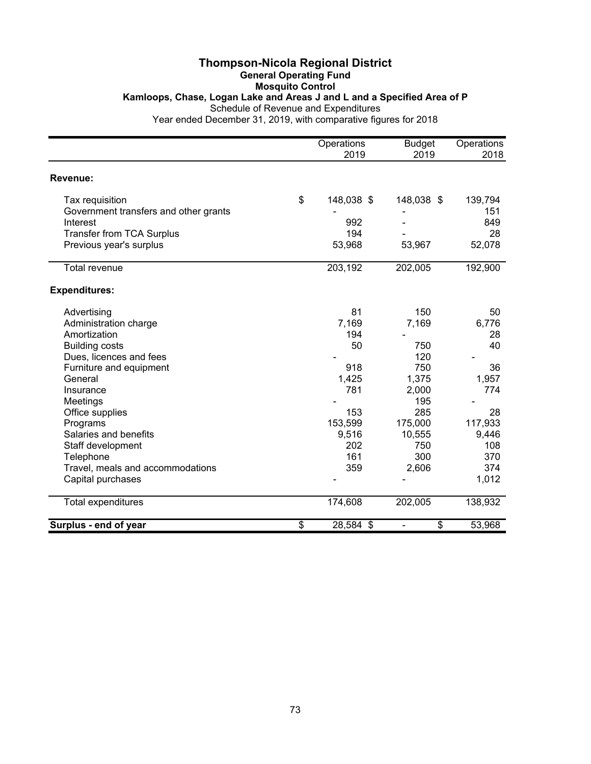# Thompson-Nicola Regional District

## General Operating Fund

### Mosquito Control

### Kamloops, Chase, Logan Lake and Areas J and L and a Specified Area of P

Schedule of Revenue and Expenditures

Year ended December 31, 2019, with comparative figures for 2018

| | Operations 2019 | Budget 2019 | Operations 2018 |
|---|---|---|---|
| **Revenue:** | | | |
| Tax requisition | $ 148,038 | $ 148,038 | $ 139,794 |
| Government transfers and other grants | - | - | 151 |
| Interest | 992 | - | 849 |
| Transfer from TCA Surplus | 194 | - | 28 |
| Previous year's surplus | 53,968 | 53,967 | 52,078 |
| Total revenue | 203,192 | 202,005 | 192,900 |
| **Expenditures:** | | | |
| Advertising | 81 | 150 | 50 |
| Administration charge | 7,169 | 7,169 | 6,776 |
| Amortization | 194 | - | 28 |
| Building costs | 50 | 750 | 40 |
| Dues, licences and fees | - | 120 | - |
| Furniture and equipment | 918 | 750 | 36 |
| General | 1,425 | 1,375 | 1,957 |
| Insurance | 781 | 2,000 | 774 |
| Meetings | - | 195 | - |
| Office supplies | 153 | 285 | 28 |
| Programs | 153,599 | 175,000 | 117,933 |
| Salaries and benefits | 9,516 | 10,555 | 9,446 |
| Staff development | 202 | 750 | 108 |
| Telephone | 161 | 300 | 370 |
| Travel, meals and accommodations | 359 | 2,606 | 374 |
| Capital purchases | - | - | 1,012 |
| Total expenditures | 174,608 | 202,005 | 138,932 |
| **Surplus - end of year** | $ 28,584 | $ - | $ 53,968 |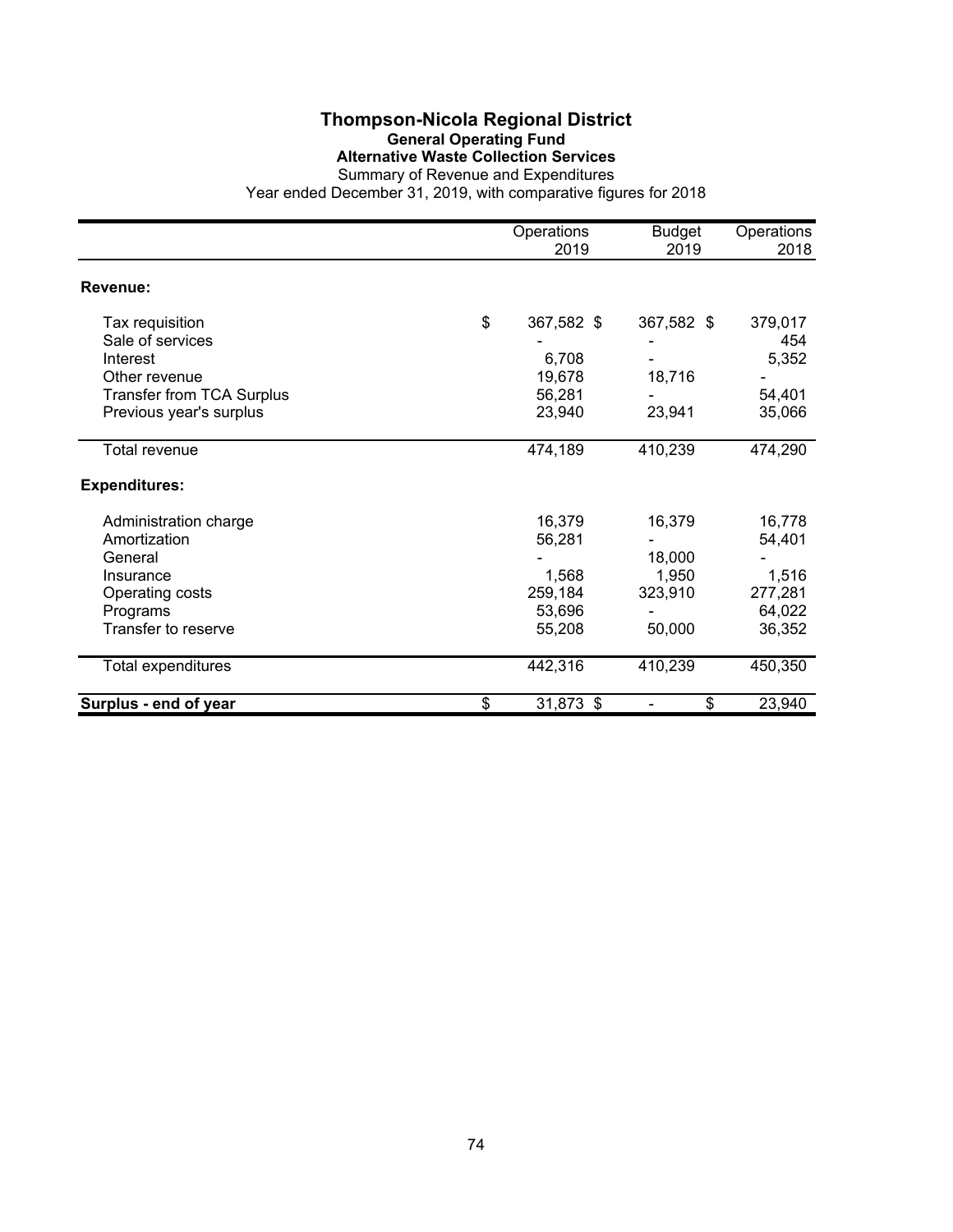# Thompson-Nicola Regional District

## General Operating Fund

### Alternative Waste Collection Services

Summary of Revenue and Expenditures

Year ended December 31, 2019, with comparative figures for 2018

| | Operations 2019 | Budget 2019 | Operations 2018 |
|---|---|---|---|
| **Revenue:** | | | |
| Tax requisition | $ 367,582 | $ 367,582 | $ 379,017 |
| Sale of services | - | - | 454 |
| Interest | 6,708 | - | 5,352 |
| Other revenue | 19,678 | 18,716 | - |
| Transfer from TCA Surplus | 56,281 | - | 54,401 |
| Previous year's surplus | 23,940 | 23,941 | 35,066 |
| Total revenue | 474,189 | 410,239 | 474,290 |
| **Expenditures:** | | | |
| Administration charge | 16,379 | 16,379 | 16,778 |
| Amortization | 56,281 | - | 54,401 |
| General | - | 18,000 | - |
| Insurance | 1,568 | 1,950 | 1,516 |
| Operating costs | 259,184 | 323,910 | 277,281 |
| Programs | 53,696 | - | 64,022 |
| Transfer to reserve | 55,208 | 50,000 | 36,352 |
| Total expenditures | 442,316 | 410,239 | 450,350 |
| **Surplus - end of year** | $ 31,873 | $ - | $ 23,940 |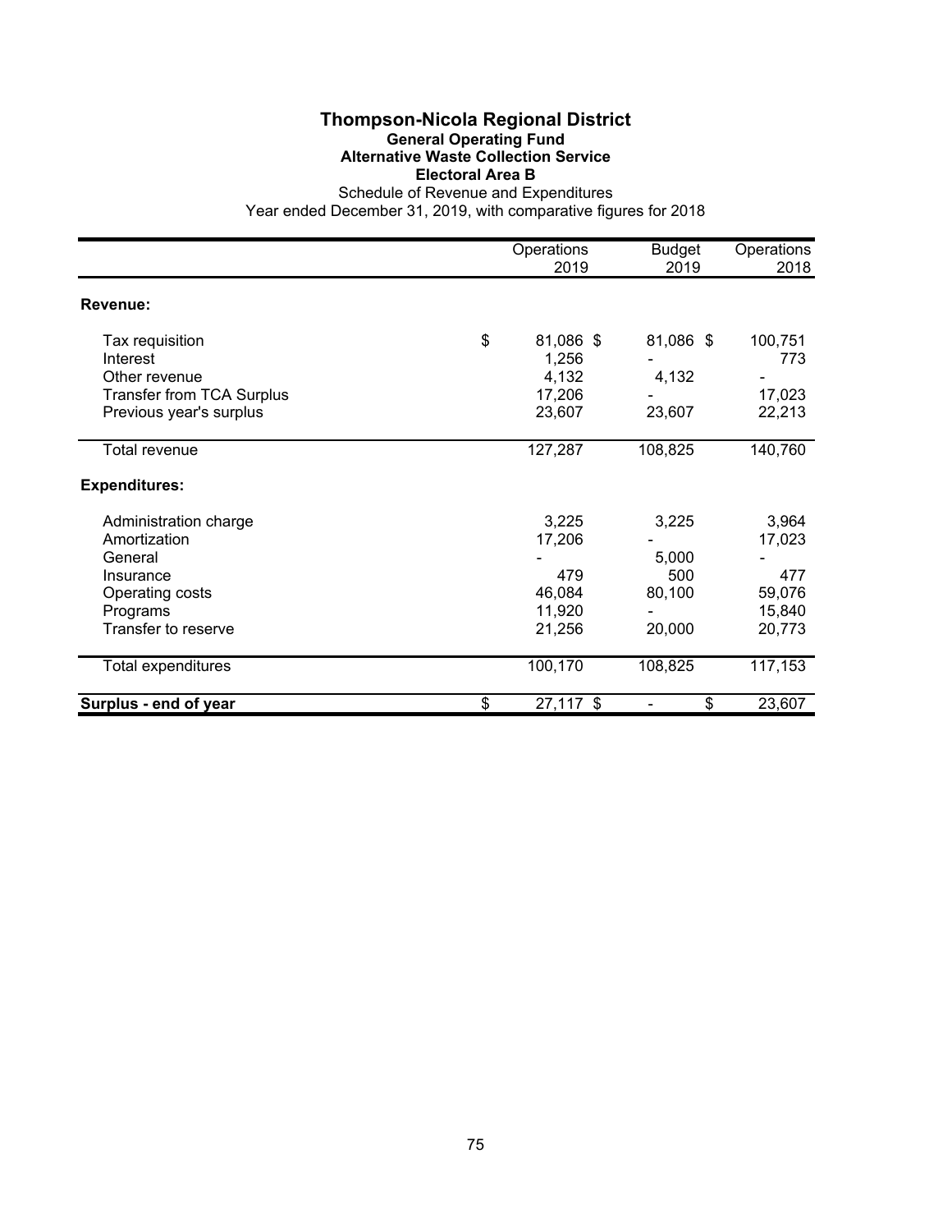# Thompson-Nicola Regional District

## General Operating Fund

### Alternative Waste Collection Service

### Electoral Area B

Schedule of Revenue and Expenditures

Year ended December 31, 2019, with comparative figures for 2018

| | Operations 2019 | Budget 2019 | Operations 2018 |
|---|---|---|---|
| **Revenue:** | | | |
| Tax requisition | $ 81,086 | $ 81,086 | $ 100,751 |
| Interest | 1,256 | - | 773 |
| Other revenue | 4,132 | 4,132 | - |
| Transfer from TCA Surplus | 17,206 | - | 17,023 |
| Previous year's surplus | 23,607 | 23,607 | 22,213 |
| Total revenue | 127,287 | 108,825 | 140,760 |
| **Expenditures:** | | | |
| Administration charge | 3,225 | 3,225 | 3,964 |
| Amortization | 17,206 | - | 17,023 |
| General | - | 5,000 | - |
| Insurance | 479 | 500 | 477 |
| Operating costs | 46,084 | 80,100 | 59,076 |
| Programs | 11,920 | - | 15,840 |
| Transfer to reserve | 21,256 | 20,000 | 20,773 |
| Total expenditures | 100,170 | 108,825 | 117,153 |
| **Surplus - end of year** | $ 27,117 | $ - | $ 23,607 |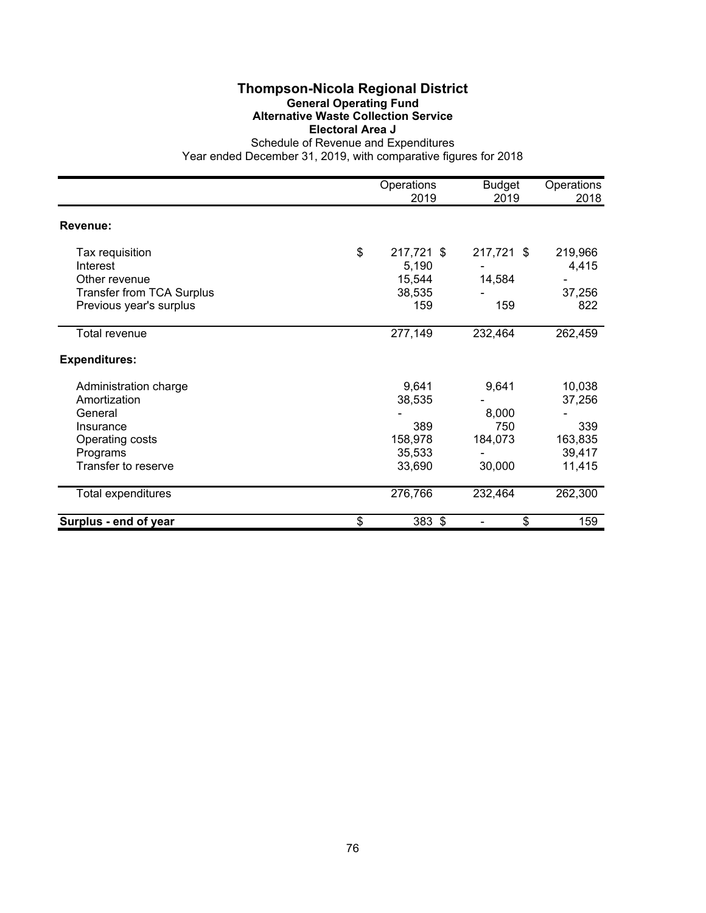# Thompson-Nicola Regional District

## General Operating Fund

### Alternative Waste Collection Service

### Electoral Area J

Schedule of Revenue and Expenditures

Year ended December 31, 2019, with comparative figures for 2018

| | Operations 2019 | Budget 2019 | Operations 2018 |
|---|---|---|---|
| **Revenue:** | | | |
| Tax requisition | $ 217,721 | $ 217,721 | $ 219,966 |
| Interest | 5,190 | - | 4,415 |
| Other revenue | 15,544 | 14,584 | - |
| Transfer from TCA Surplus | 38,535 | - | 37,256 |
| Previous year's surplus | 159 | 159 | 822 |
| Total revenue | 277,149 | 232,464 | 262,459 |
| **Expenditures:** | | | |
| Administration charge | 9,641 | 9,641 | 10,038 |
| Amortization | 38,535 | - | 37,256 |
| General | - | 8,000 | - |
| Insurance | 389 | 750 | 339 |
| Operating costs | 158,978 | 184,073 | 163,835 |
| Programs | 35,533 | - | 39,417 |
| Transfer to reserve | 33,690 | 30,000 | 11,415 |
| Total expenditures | 276,766 | 232,464 | 262,300 |
| **Surplus - end of year** | $ 383 | $ - | $ 159 |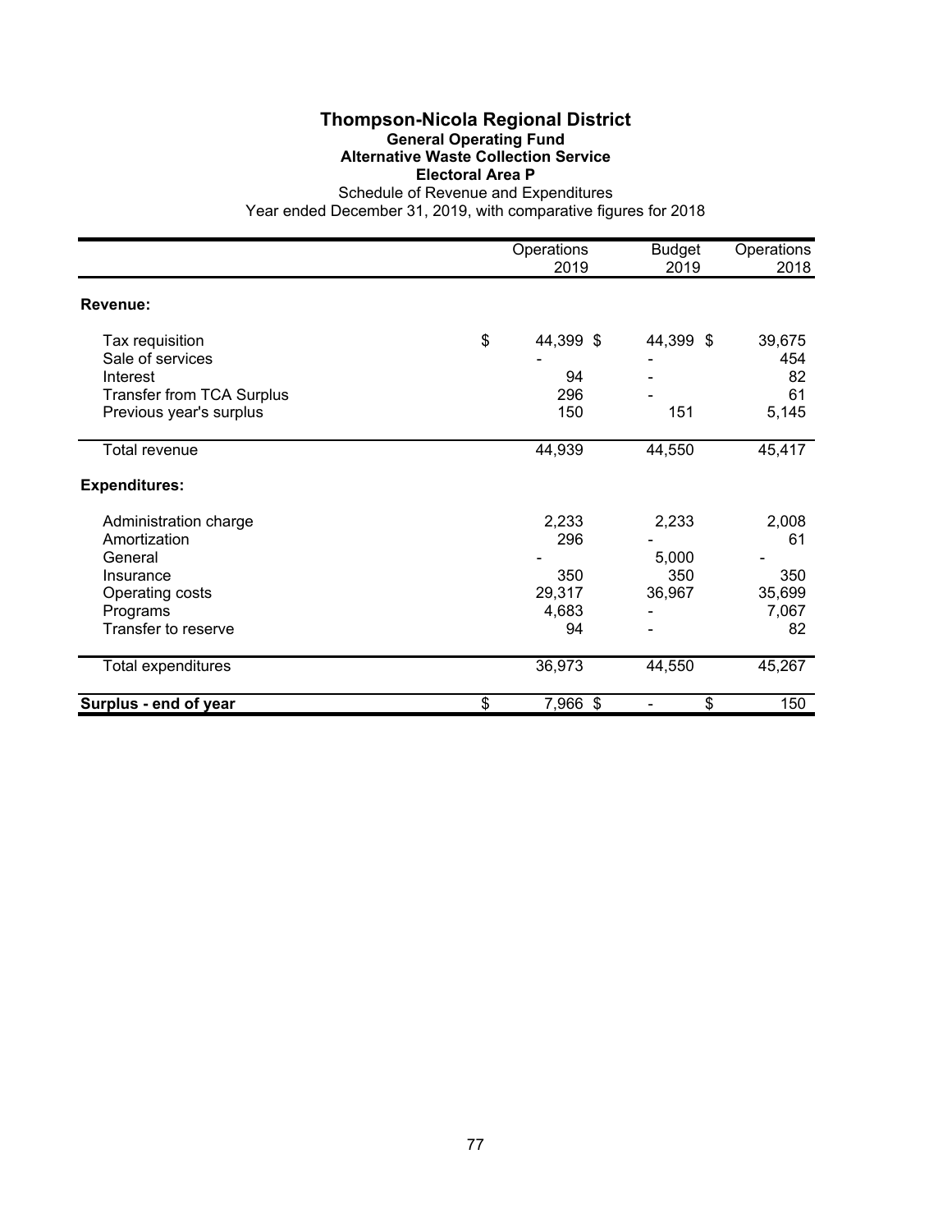# Thompson-Nicola Regional District

## General Operating Fund

### Alternative Waste Collection Service

### Electoral Area P

Schedule of Revenue and Expenditures

Year ended December 31, 2019, with comparative figures for 2018

| | Operations 2019 | Budget 2019 | Operations 2018 |
|---|---|---|---|
| **Revenue:** | | | |
| Tax requisition | $ 44,399 | $ 44,399 | $ 39,675 |
| Sale of services | - | - | 454 |
| Interest | 94 | - | 82 |
| Transfer from TCA Surplus | 296 | - | 61 |
| Previous year's surplus | 150 | 151 | 5,145 |
| Total revenue | 44,939 | 44,550 | 45,417 |
| **Expenditures:** | | | |
| Administration charge | 2,233 | 2,233 | 2,008 |
| Amortization | 296 | - | 61 |
| General | - | 5,000 | - |
| Insurance | 350 | 350 | 350 |
| Operating costs | 29,317 | 36,967 | 35,699 |
| Programs | 4,683 | - | 7,067 |
| Transfer to reserve | 94 | - | 82 |
| Total expenditures | 36,973 | 44,550 | 45,267 |
| **Surplus - end of year** | $ 7,966 | $ - | $ 150 |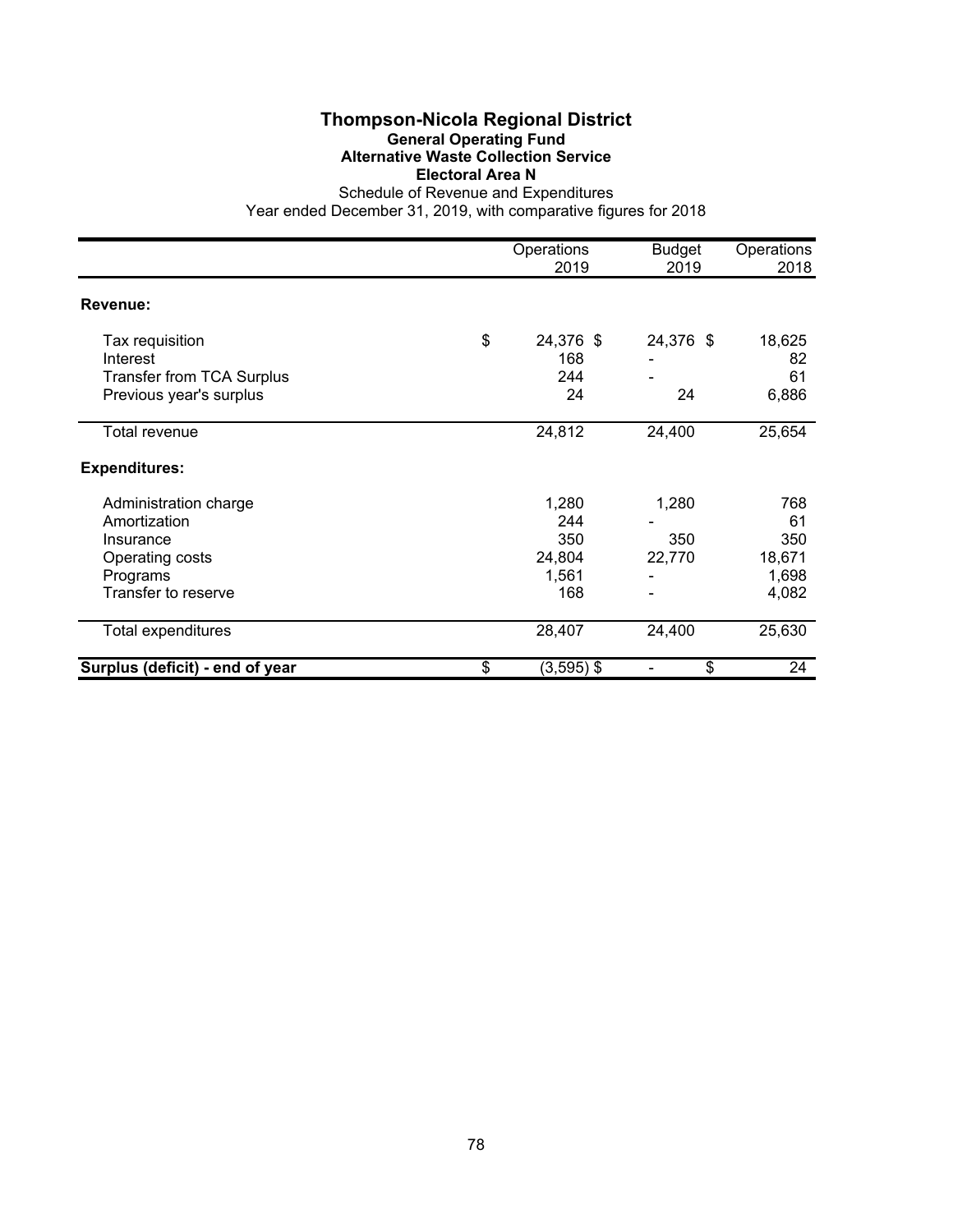# Thompson-Nicola Regional District

## General Operating Fund

### Alternative Waste Collection Service

### Electoral Area N

Schedule of Revenue and Expenditures

Year ended December 31, 2019, with comparative figures for 2018

| | Operations 2019 | Budget 2019 | Operations 2018 |
|---|---|---|---|
| **Revenue:** | | | |
| Tax requisition | $ 24,376 | $ 24,376 | $ 18,625 |
| Interest | 168 | - | 82 |
| Transfer from TCA Surplus | 244 | - | 61 |
| Previous year's surplus | 24 | 24 | 6,886 |
| Total revenue | 24,812 | 24,400 | 25,654 |
| **Expenditures:** | | | |
| Administration charge | 1,280 | 1,280 | 768 |
| Amortization | 244 | - | 61 |
| Insurance | 350 | 350 | 350 |
| Operating costs | 24,804 | 22,770 | 18,671 |
| Programs | 1,561 | - | 1,698 |
| Transfer to reserve | 168 | - | 4,082 |
| Total expenditures | 28,407 | 24,400 | 25,630 |
| **Surplus (deficit) - end of year** | $ (3,595) | $ - | $ 24 |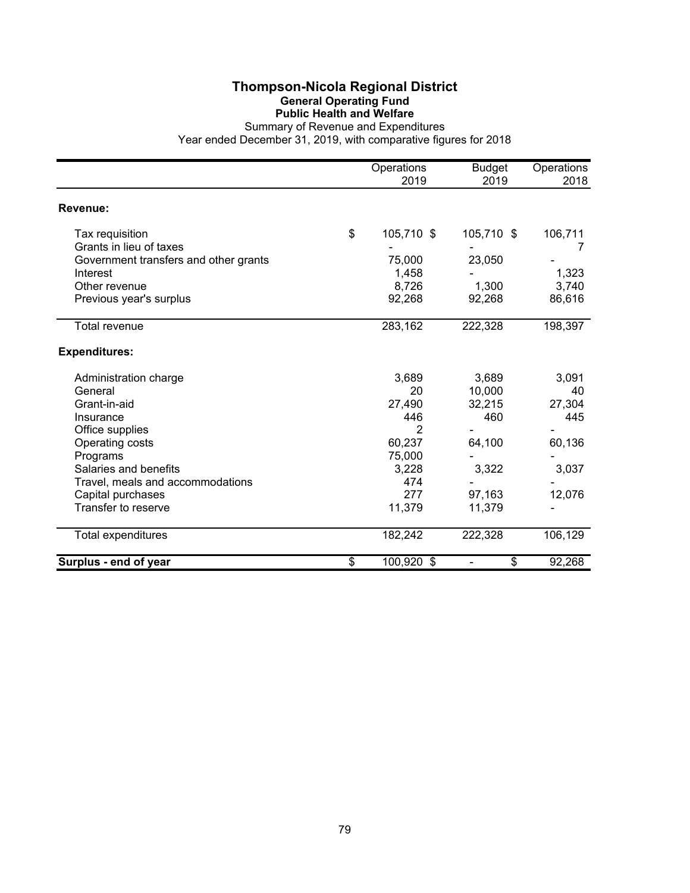# Thompson-Nicola Regional District

## General Operating Fund

### Public Health and Welfare

Summary of Revenue and Expenditures

Year ended December 31, 2019, with comparative figures for 2018

| | Operations 2019 | Budget 2019 | Operations 2018 |
|---|---|---|---|
| **Revenue:** | | | |
| Tax requisition | $ 105,710 | $ 105,710 | $ 106,711 |
| Grants in lieu of taxes | - | - | 7 |
| Government transfers and other grants | 75,000 | 23,050 | - |
| Interest | 1,458 | - | 1,323 |
| Other revenue | 8,726 | 1,300 | 3,740 |
| Previous year's surplus | 92,268 | 92,268 | 86,616 |
| Total revenue | 283,162 | 222,328 | 198,397 |
| **Expenditures:** | | | |
| Administration charge | 3,689 | 3,689 | 3,091 |
| General | 20 | 10,000 | 40 |
| Grant-in-aid | 27,490 | 32,215 | 27,304 |
| Insurance | 446 | 460 | 445 |
| Office supplies | 2 | - | - |
| Operating costs | 60,237 | 64,100 | 60,136 |
| Programs | 75,000 | - | - |
| Salaries and benefits | 3,228 | 3,322 | 3,037 |
| Travel, meals and accommodations | 474 | - | - |
| Capital purchases | 277 | 97,163 | 12,076 |
| Transfer to reserve | 11,379 | 11,379 | - |
| Total expenditures | 182,242 | 222,328 | 106,129 |
| **Surplus - end of year** | $ 100,920 | $ - | $ 92,268 |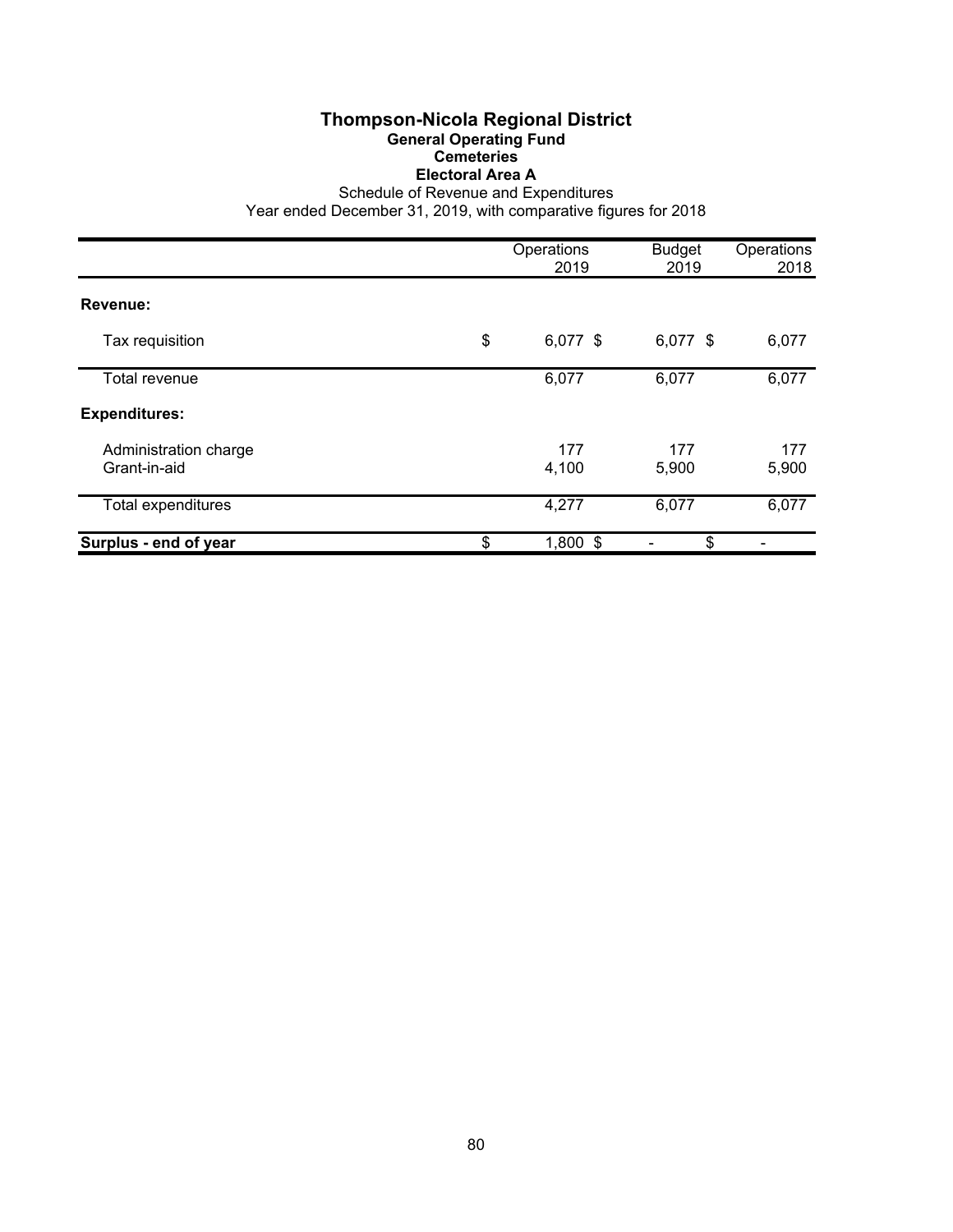# Thompson-Nicola Regional District

## General Operating Fund

### Cemeteries

### Electoral Area A

Schedule of Revenue and Expenditures

Year ended December 31, 2019, with comparative figures for 2018

| | Operations 2019 | Budget 2019 | Operations 2018 |
|---|---|---|---|
| **Revenue:** | | | |
| Tax requisition | $ 6,077 | $ 6,077 | $ 6,077 |
| Total revenue | 6,077 | 6,077 | 6,077 |
| **Expenditures:** | | | |
| Administration charge | 177 | 177 | 177 |
| Grant-in-aid | 4,100 | 5,900 | 5,900 |
| Total expenditures | 4,277 | 6,077 | 6,077 |
| **Surplus - end of year** | $ 1,800 | $ - | $ - |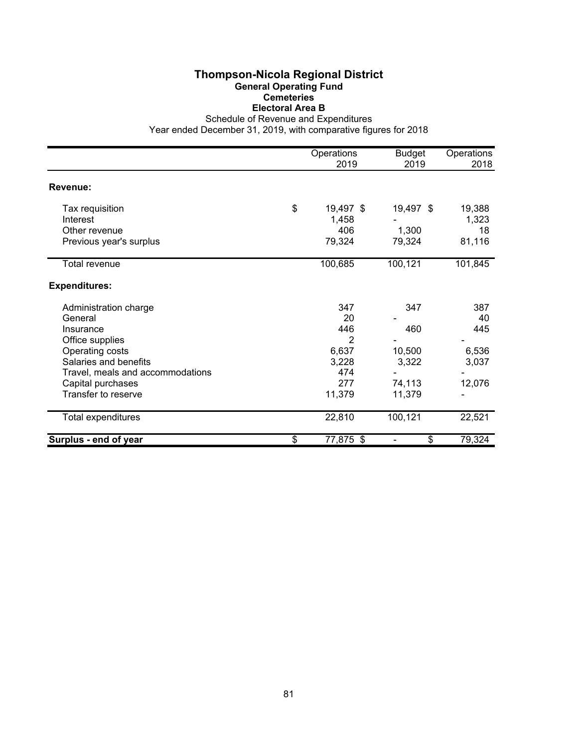# Thompson-Nicola Regional District

## General Operating Fund

### Cemeteries

### Electoral Area B

Schedule of Revenue and Expenditures

Year ended December 31, 2019, with comparative figures for 2018

| | Operations 2019 | Budget 2019 | Operations 2018 |
|---|---|---|---|
| **Revenue:** | | | |
| Tax requisition | $ 19,497 | $ 19,497 | $ 19,388 |
| Interest | 1,458 | - | 1,323 |
| Other revenue | 406 | 1,300 | 18 |
| Previous year's surplus | 79,324 | 79,324 | 81,116 |
| Total revenue | 100,685 | 100,121 | 101,845 |
| **Expenditures:** | | | |
| Administration charge | 347 | 347 | 387 |
| General | 20 | - | 40 |
| Insurance | 446 | 460 | 445 |
| Office supplies | 2 | - | - |
| Operating costs | 6,637 | 10,500 | 6,536 |
| Salaries and benefits | 3,228 | 3,322 | 3,037 |
| Travel, meals and accommodations | 474 | - | - |
| Capital purchases | 277 | 74,113 | 12,076 |
| Transfer to reserve | 11,379 | 11,379 | - |
| Total expenditures | 22,810 | 100,121 | 22,521 |
| **Surplus - end of year** | $ 77,875 | $ - | $ 79,324 |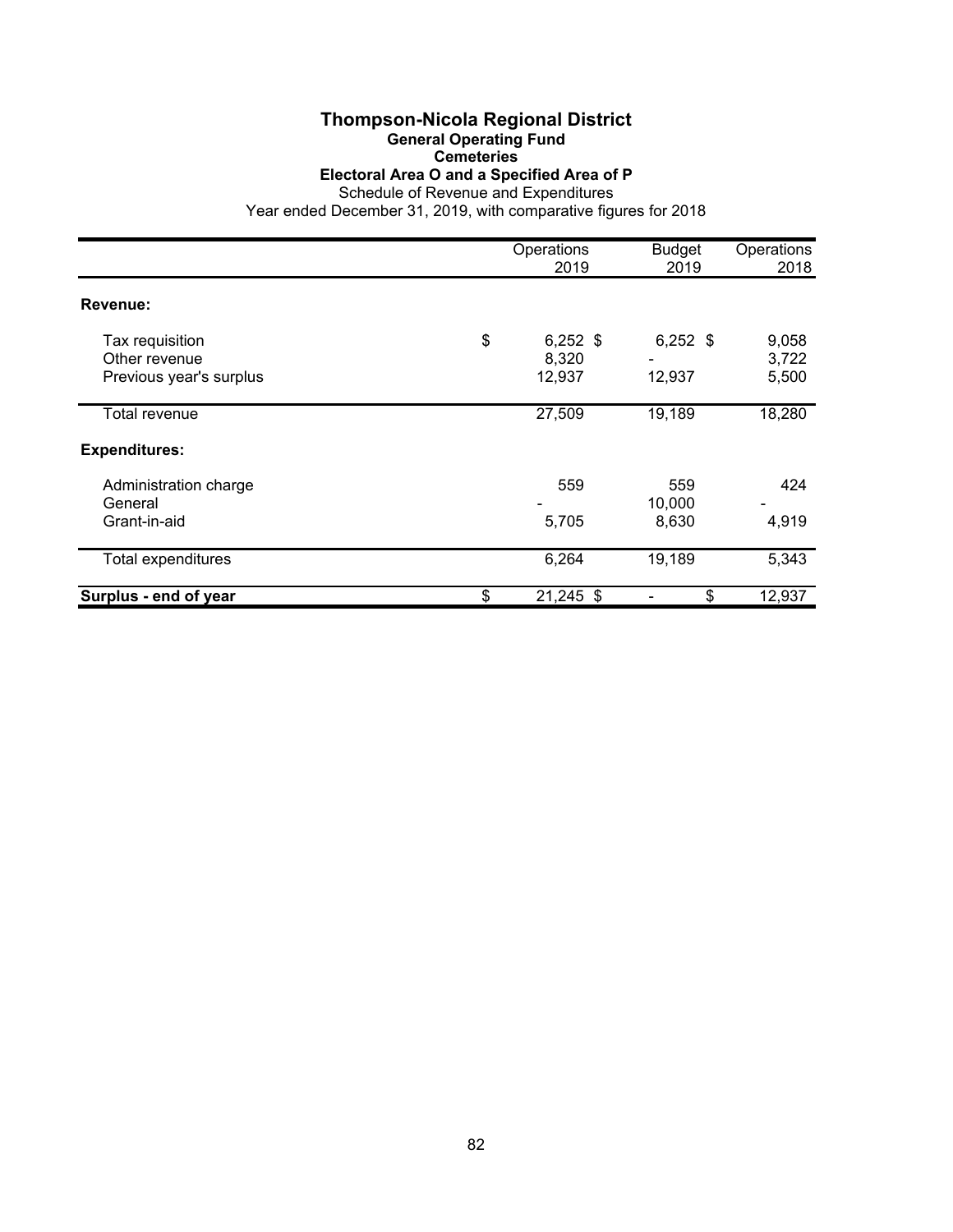# Thompson-Nicola Regional District

## General Operating Fund

### Cemeteries

### Electoral Area O and a Specified Area of P

Schedule of Revenue and Expenditures

Year ended December 31, 2019, with comparative figures for 2018

| | Operations 2019 | Budget 2019 | Operations 2018 |
|---|---|---|---|
| **Revenue:** | | | |
| Tax requisition | $ 6,252 | $ 6,252 | $ 9,058 |
| Other revenue | 8,320 | - | 3,722 |
| Previous year's surplus | 12,937 | 12,937 | 5,500 |
| Total revenue | 27,509 | 19,189 | 18,280 |
| **Expenditures:** | | | |
| Administration charge | 559 | 559 | 424 |
| General | - | 10,000 | - |
| Grant-in-aid | 5,705 | 8,630 | 4,919 |
| Total expenditures | 6,264 | 19,189 | 5,343 |
| **Surplus - end of year** | $ 21,245 | $ - | $ 12,937 |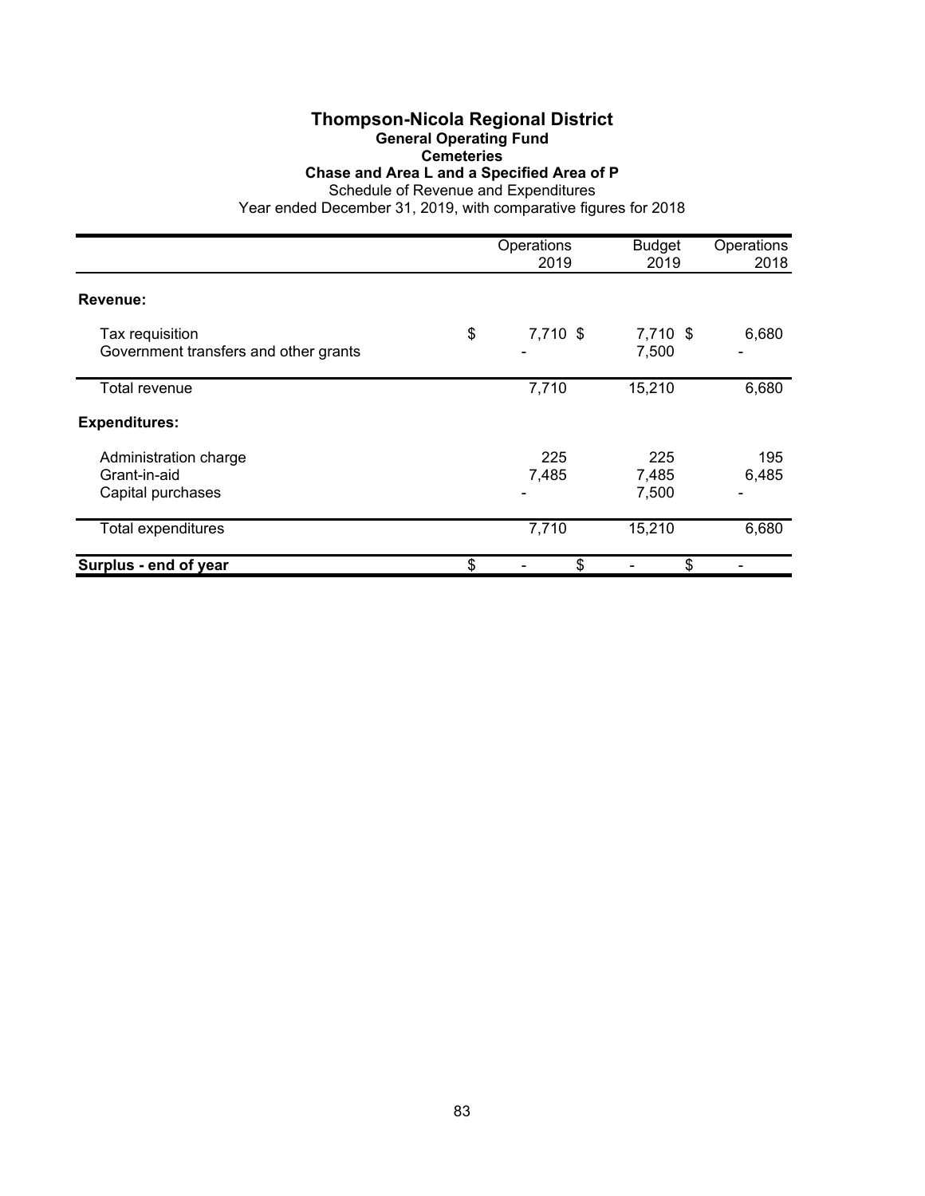# Thompson-Nicola Regional District

## General Operating Fund

### Cemeteries

### Chase and Area L and a Specified Area of P

Schedule of Revenue and Expenditures

Year ended December 31, 2019, with comparative figures for 2018

| | Operations 2019 | Budget 2019 | Operations 2018 |
|---|---|---|---|
| **Revenue:** | | | |
| Tax requisition | $ 7,710 | $ 7,710 | $ 6,680 |
| Government transfers and other grants | - | 7,500 | - |
| Total revenue | 7,710 | 15,210 | 6,680 |
| **Expenditures:** | | | |
| Administration charge | 225 | 225 | 195 |
| Grant-in-aid | 7,485 | 7,485 | 6,485 |
| Capital purchases | - | 7,500 | - |
| Total expenditures | 7,710 | 15,210 | 6,680 |
| **Surplus - end of year** | $ - | $ - | $ - |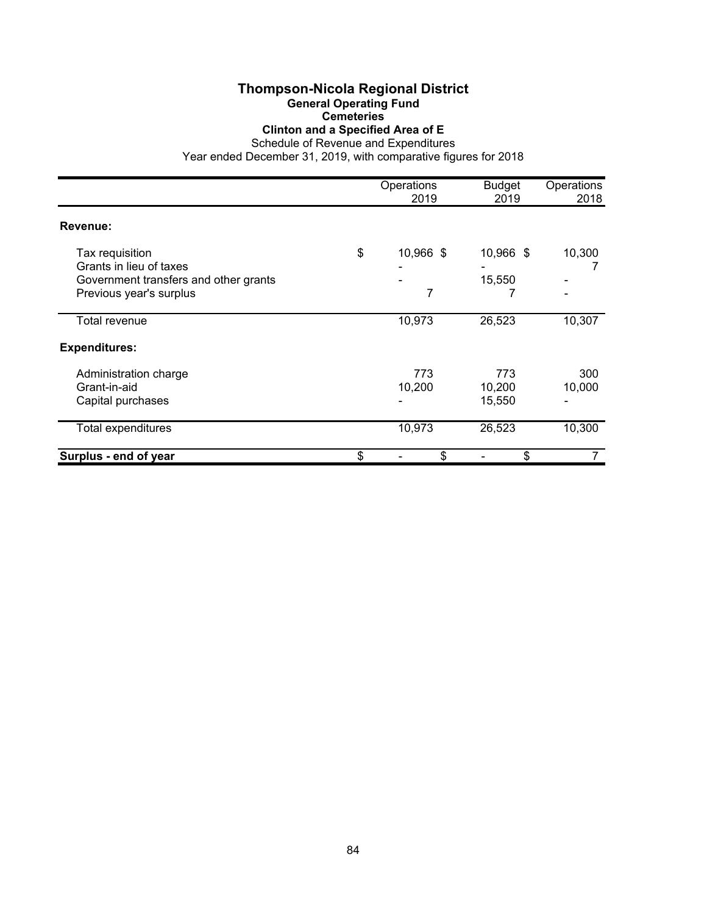# Thompson-Nicola Regional District

## General Operating Fund

### Cemeteries

### Clinton and a Specified Area of E

Schedule of Revenue and Expenditures

Year ended December 31, 2019, with comparative figures for 2018

| | Operations 2019 | Budget 2019 | Operations 2018 |
|---|---|---|---|
| **Revenue:** | | | |
| Tax requisition | $ 10,966 | $ 10,966 | $ 10,300 |
| Grants in lieu of taxes | - | - | 7 |
| Government transfers and other grants | - | 15,550 | - |
| Previous year's surplus | 7 | 7 | - |
| Total revenue | 10,973 | 26,523 | 10,307 |
| **Expenditures:** | | | |
| Administration charge | 773 | 773 | 300 |
| Grant-in-aid | 10,200 | 10,200 | 10,000 |
| Capital purchases | - | 15,550 | - |
| Total expenditures | 10,973 | 26,523 | 10,300 |
| **Surplus - end of year** | $ - | $ - | $ 7 |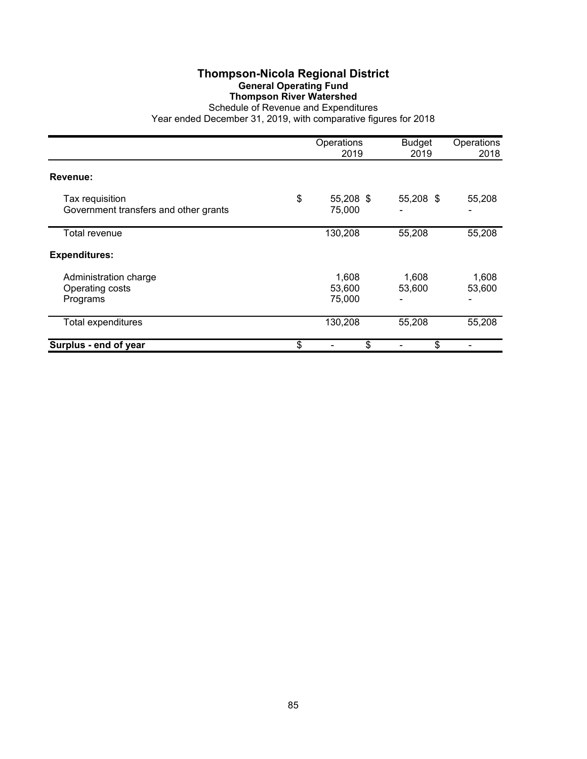# Thompson-Nicola Regional District

## General Operating Fund

### Thompson River Watershed

Schedule of Revenue and Expenditures

Year ended December 31, 2019, with comparative figures for 2018

| | Operations 2019 | Budget 2019 | Operations 2018 |
|---|---|---|---|
| **Revenue:** | | | |
| Tax requisition | $ 55,208 | $ 55,208 | $ 55,208 |
| Government transfers and other grants | 75,000 | - | - |
| Total revenue | 130,208 | 55,208 | 55,208 |
| **Expenditures:** | | | |
| Administration charge | 1,608 | 1,608 | 1,608 |
| Operating costs | 53,600 | 53,600 | 53,600 |
| Programs | 75,000 | - | - |
| Total expenditures | 130,208 | 55,208 | 55,208 |
| **Surplus - end of year** | $ - | $ - | $ - |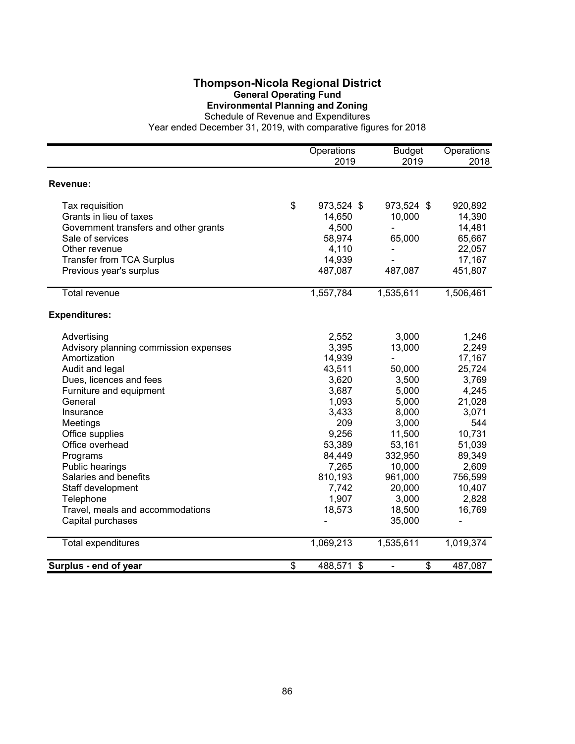# Thompson-Nicola Regional District

## General Operating Fund

### Environmental Planning and Zoning

Schedule of Revenue and Expenditures

Year ended December 31, 2019, with comparative figures for 2018

| | Operations 2019 | Budget 2019 | Operations 2018 |
|---|---|---|---|
| **Revenue:** | | | |
| Tax requisition | $ 973,524 | $ 973,524 | $ 920,892 |
| Grants in lieu of taxes | 14,650 | 10,000 | 14,390 |
| Government transfers and other grants | 4,500 | - | 14,481 |
| Sale of services | 58,974 | 65,000 | 65,667 |
| Other revenue | 4,110 | - | 22,057 |
| Transfer from TCA Surplus | 14,939 | - | 17,167 |
| Previous year's surplus | 487,087 | 487,087 | 451,807 |
| Total revenue | 1,557,784 | 1,535,611 | 1,506,461 |
| **Expenditures:** | | | |
| Advertising | 2,552 | 3,000 | 1,246 |
| Advisory planning commission expenses | 3,395 | 13,000 | 2,249 |
| Amortization | 14,939 | - | 17,167 |
| Audit and legal | 43,511 | 50,000 | 25,724 |
| Dues, licences and fees | 3,620 | 3,500 | 3,769 |
| Furniture and equipment | 3,687 | 5,000 | 4,245 |
| General | 1,093 | 5,000 | 21,028 |
| Insurance | 3,433 | 8,000 | 3,071 |
| Meetings | 209 | 3,000 | 544 |
| Office supplies | 9,256 | 11,500 | 10,731 |
| Office overhead | 53,389 | 53,161 | 51,039 |
| Programs | 84,449 | 332,950 | 89,349 |
| Public hearings | 7,265 | 10,000 | 2,609 |
| Salaries and benefits | 810,193 | 961,000 | 756,599 |
| Staff development | 7,742 | 20,000 | 10,407 |
| Telephone | 1,907 | 3,000 | 2,828 |
| Travel, meals and accommodations | 18,573 | 18,500 | 16,769 |
| Capital purchases | - | 35,000 | - |
| Total expenditures | 1,069,213 | 1,535,611 | 1,019,374 |
| **Surplus - end of year** | $ 488,571 | $ - | $ 487,087 |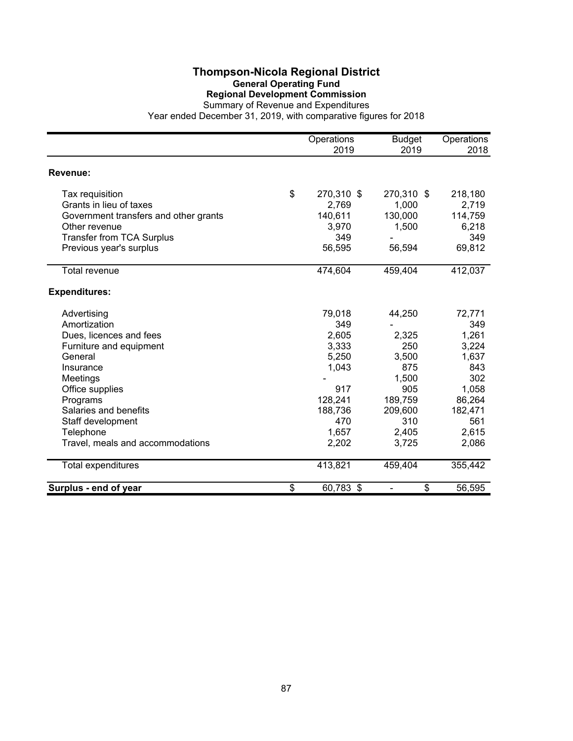# Thompson-Nicola Regional District

## General Operating Fund

### Regional Development Commission

Summary of Revenue and Expenditures

Year ended December 31, 2019, with comparative figures for 2018

| | Operations 2019 | Budget 2019 | Operations 2018 |
|---|---|---|---|
| **Revenue:** | | | |
| Tax requisition | $ 270,310 | $ 270,310 | $ 218,180 |
| Grants in lieu of taxes | 2,769 | 1,000 | 2,719 |
| Government transfers and other grants | 140,611 | 130,000 | 114,759 |
| Other revenue | 3,970 | 1,500 | 6,218 |
| Transfer from TCA Surplus | 349 | - | 349 |
| Previous year's surplus | 56,595 | 56,594 | 69,812 |
| Total revenue | 474,604 | 459,404 | 412,037 |
| **Expenditures:** | | | |
| Advertising | 79,018 | 44,250 | 72,771 |
| Amortization | 349 | - | 349 |
| Dues, licences and fees | 2,605 | 2,325 | 1,261 |
| Furniture and equipment | 3,333 | 250 | 3,224 |
| General | 5,250 | 3,500 | 1,637 |
| Insurance | 1,043 | 875 | 843 |
| Meetings | - | 1,500 | 302 |
| Office supplies | 917 | 905 | 1,058 |
| Programs | 128,241 | 189,759 | 86,264 |
| Salaries and benefits | 188,736 | 209,600 | 182,471 |
| Staff development | 470 | 310 | 561 |
| Telephone | 1,657 | 2,405 | 2,615 |
| Travel, meals and accommodations | 2,202 | 3,725 | 2,086 |
| Total expenditures | 413,821 | 459,404 | 355,442 |
| **Surplus - end of year** | $ 60,783 | $ - | $ 56,595 |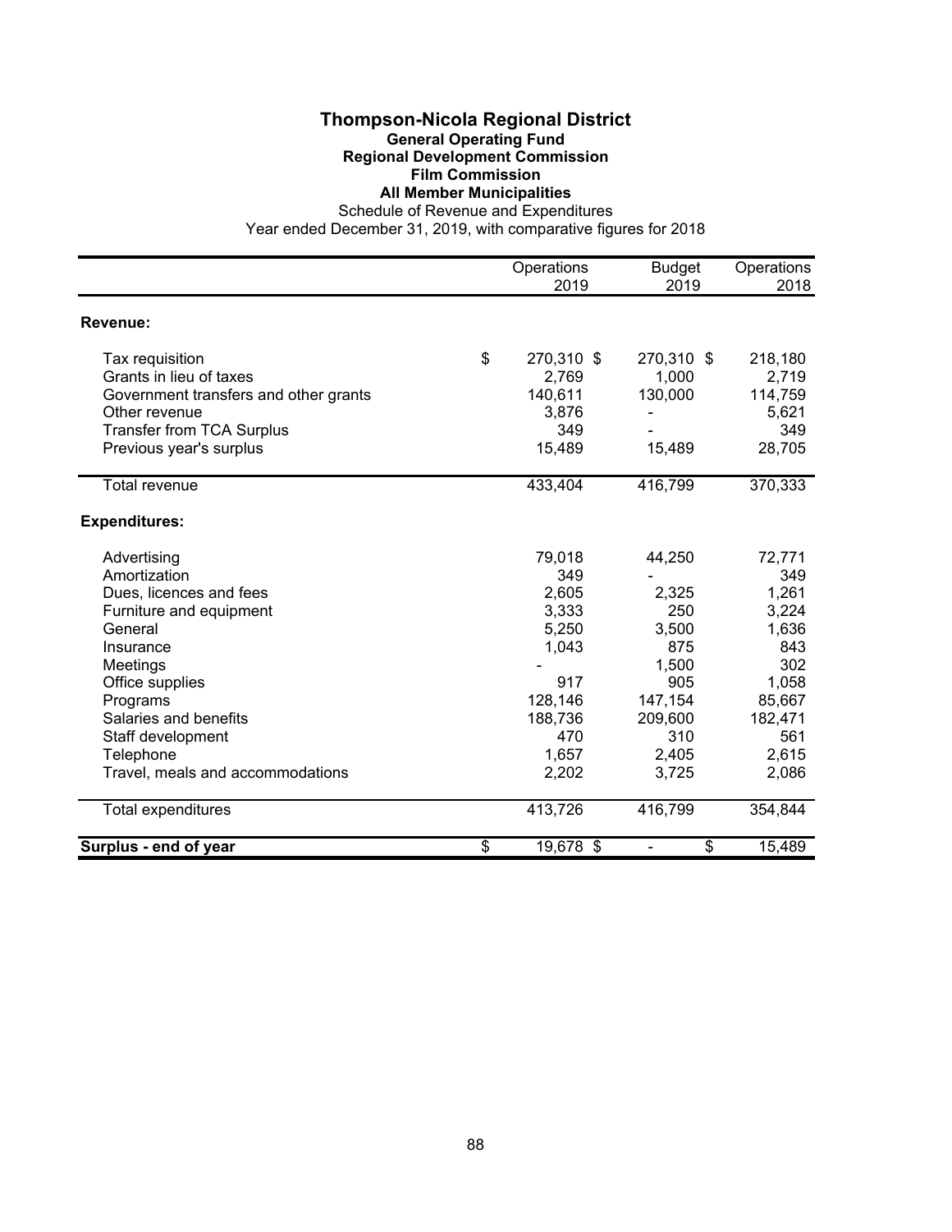# Thompson-Nicola Regional District

## General Operating Fund
## Regional Development Commission
## Film Commission
## All Member Municipalities

Schedule of Revenue and Expenditures

Year ended December 31, 2019, with comparative figures for 2018

| | Operations 2019 | Budget 2019 | Operations 2018 |
|---|---|---|---|
| **Revenue:** | | | |
| Tax requisition | $ 270,310 | $ 270,310 | $ 218,180 |
| Grants in lieu of taxes | 2,769 | 1,000 | 2,719 |
| Government transfers and other grants | 140,611 | 130,000 | 114,759 |
| Other revenue | 3,876 | - | 5,621 |
| Transfer from TCA Surplus | 349 | - | 349 |
| Previous year's surplus | 15,489 | 15,489 | 28,705 |
| Total revenue | 433,404 | 416,799 | 370,333 |
| **Expenditures:** | | | |
| Advertising | 79,018 | 44,250 | 72,771 |
| Amortization | 349 | - | 349 |
| Dues, licences and fees | 2,605 | 2,325 | 1,261 |
| Furniture and equipment | 3,333 | 250 | 3,224 |
| General | 5,250 | 3,500 | 1,636 |
| Insurance | 1,043 | 875 | 843 |
| Meetings | - | 1,500 | 302 |
| Office supplies | 917 | 905 | 1,058 |
| Programs | 128,146 | 147,154 | 85,667 |
| Salaries and benefits | 188,736 | 209,600 | 182,471 |
| Staff development | 470 | 310 | 561 |
| Telephone | 1,657 | 2,405 | 2,615 |
| Travel, meals and accommodations | 2,202 | 3,725 | 2,086 |
| Total expenditures | 413,726 | 416,799 | 354,844 |
| **Surplus - end of year** | $ 19,678 | $ - | $ 15,489 |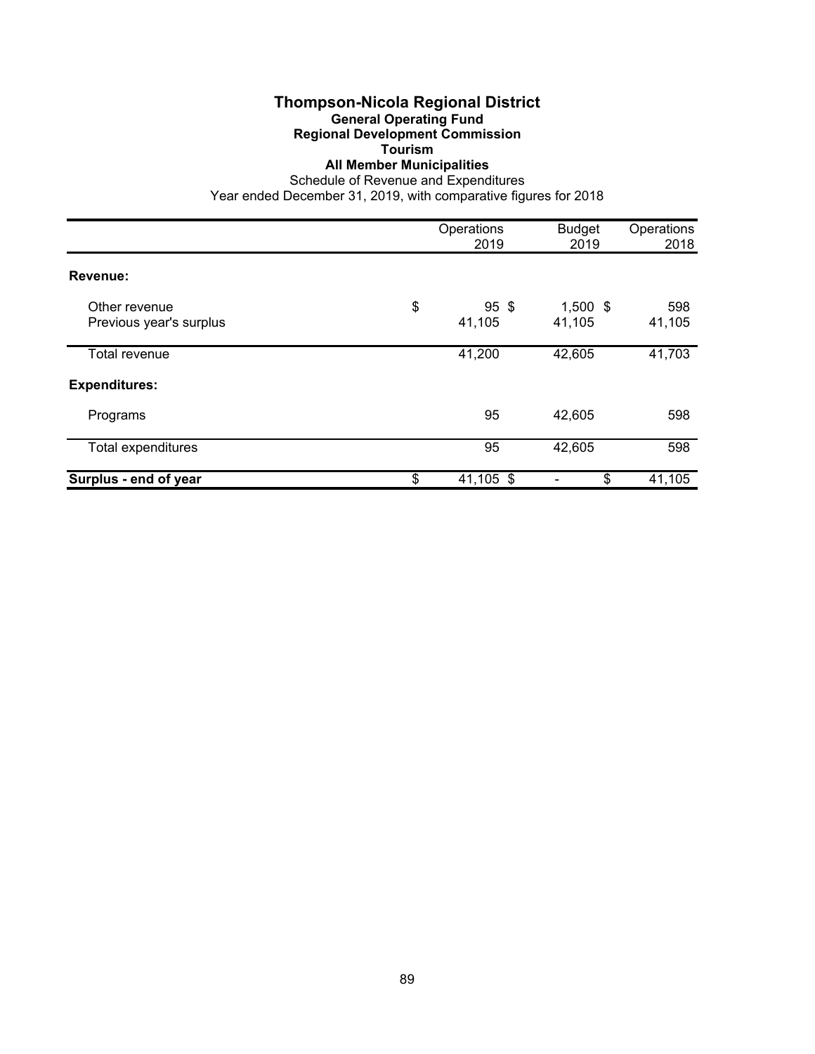# Thompson-Nicola Regional District

## General Operating Fund

### Regional Development Commission

### Tourism

### All Member Municipalities

Schedule of Revenue and Expenditures

Year ended December 31, 2019, with comparative figures for 2018

| | Operations 2019 | Budget 2019 | Operations 2018 |
|---|---|---|---|
| **Revenue:** | | | |
| Other revenue | $ 95 | $ 1,500 | $ 598 |
| Previous year's surplus | 41,105 | 41,105 | 41,105 |
| Total revenue | 41,200 | 42,605 | 41,703 |
| **Expenditures:** | | | |
| Programs | 95 | 42,605 | 598 |
| Total expenditures | 95 | 42,605 | 598 |
| **Surplus - end of year** | $ 41,105 | $ - | $ 41,105 |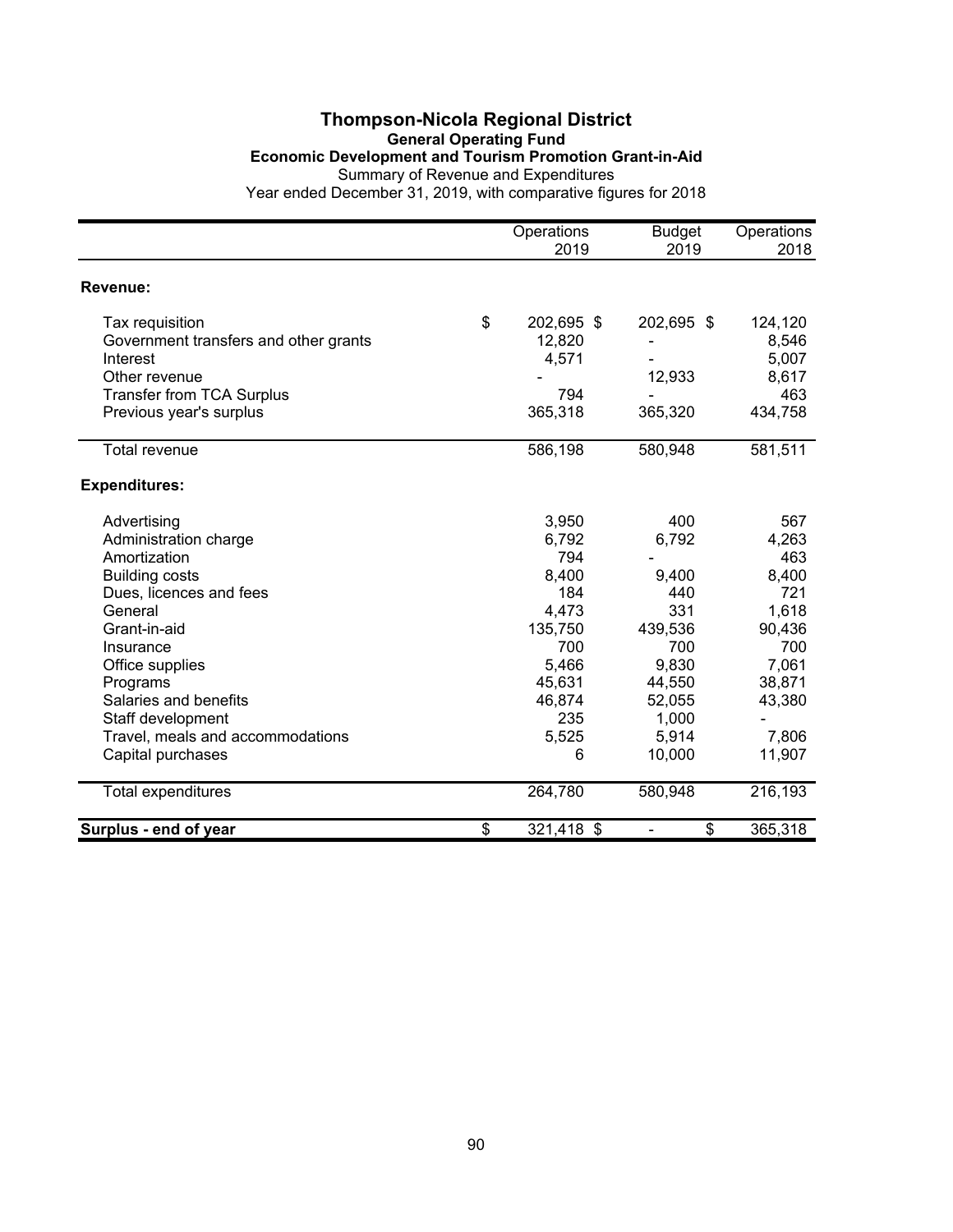# Thompson-Nicola Regional District

## General Operating Fund

### Economic Development and Tourism Promotion Grant-in-Aid

Summary of Revenue and Expenditures

Year ended December 31, 2019, with comparative figures for 2018

| | Operations 2019 | Budget 2019 | Operations 2018 |
|---|---|---|---|
| **Revenue:** | | | |
| Tax requisition | $ 202,695 | $ 202,695 | $ 124,120 |
| Government transfers and other grants | 12,820 | - | 8,546 |
| Interest | 4,571 | - | 5,007 |
| Other revenue | - | 12,933 | 8,617 |
| Transfer from TCA Surplus | 794 | - | 463 |
| Previous year's surplus | 365,318 | 365,320 | 434,758 |
| Total revenue | 586,198 | 580,948 | 581,511 |
| **Expenditures:** | | | |
| Advertising | 3,950 | 400 | 567 |
| Administration charge | 6,792 | 6,792 | 4,263 |
| Amortization | 794 | - | 463 |
| Building costs | 8,400 | 9,400 | 8,400 |
| Dues, licences and fees | 184 | 440 | 721 |
| General | 4,473 | 331 | 1,618 |
| Grant-in-aid | 135,750 | 439,536 | 90,436 |
| Insurance | 700 | 700 | 700 |
| Office supplies | 5,466 | 9,830 | 7,061 |
| Programs | 45,631 | 44,550 | 38,871 |
| Salaries and benefits | 46,874 | 52,055 | 43,380 |
| Staff development | 235 | 1,000 | - |
| Travel, meals and accommodations | 5,525 | 5,914 | 7,806 |
| Capital purchases | 6 | 10,000 | 11,907 |
| Total expenditures | 264,780 | 580,948 | 216,193 |
| **Surplus - end of year** | $ 321,418 | $ - | $ 365,318 |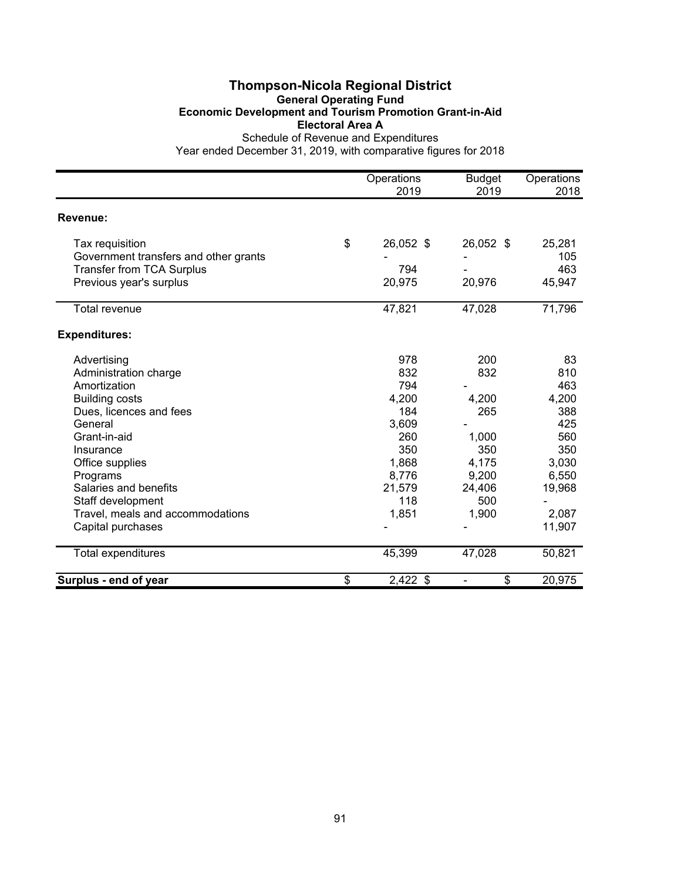# Thompson-Nicola Regional District

**General Operating Fund**

**Economic Development and Tourism Promotion Grant-in-Aid**

**Electoral Area A**

Schedule of Revenue and Expenditures

Year ended December 31, 2019, with comparative figures for 2018

| | Operations 2019 | Budget 2019 | Operations 2018 |
|---|---|---|---|
| **Revenue:** | | | |
| Tax requisition | $ 26,052 | $ 26,052 | $ 25,281 |
| Government transfers and other grants | - | - | 105 |
| Transfer from TCA Surplus | 794 | - | 463 |
| Previous year's surplus | 20,975 | 20,976 | 45,947 |
| Total revenue | 47,821 | 47,028 | 71,796 |
| **Expenditures:** | | | |
| Advertising | 978 | 200 | 83 |
| Administration charge | 832 | 832 | 810 |
| Amortization | 794 | - | 463 |
| Building costs | 4,200 | 4,200 | 4,200 |
| Dues, licences and fees | 184 | 265 | 388 |
| General | 3,609 | - | 425 |
| Grant-in-aid | 260 | 1,000 | 560 |
| Insurance | 350 | 350 | 350 |
| Office supplies | 1,868 | 4,175 | 3,030 |
| Programs | 8,776 | 9,200 | 6,550 |
| Salaries and benefits | 21,579 | 24,406 | 19,968 |
| Staff development | 118 | 500 | - |
| Travel, meals and accommodations | 1,851 | 1,900 | 2,087 |
| Capital purchases | - | - | 11,907 |
| Total expenditures | 45,399 | 47,028 | 50,821 |
| **Surplus - end of year** | $ 2,422 | $ - | $ 20,975 |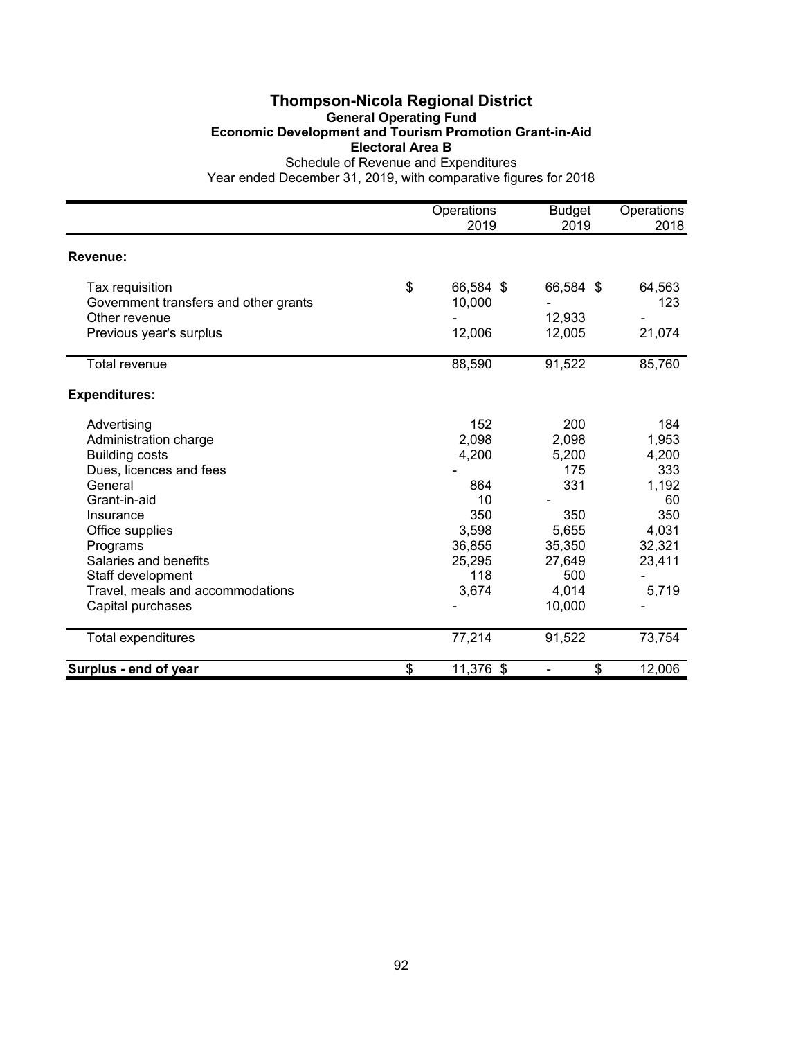# Thompson-Nicola Regional District

**General Operating Fund**

**Economic Development and Tourism Promotion Grant-in-Aid**

**Electoral Area B**

Schedule of Revenue and Expenditures

Year ended December 31, 2019, with comparative figures for 2018

| | Operations 2019 | Budget 2019 | Operations 2018 |
|---|---|---|---|
| **Revenue:** | | | |
| Tax requisition | $ 66,584 | $ 66,584 | $ 64,563 |
| Government transfers and other grants | 10,000 | - | 123 |
| Other revenue | - | 12,933 | - |
| Previous year's surplus | 12,006 | 12,005 | 21,074 |
| Total revenue | 88,590 | 91,522 | 85,760 |
| **Expenditures:** | | | |
| Advertising | 152 | 200 | 184 |
| Administration charge | 2,098 | 2,098 | 1,953 |
| Building costs | 4,200 | 5,200 | 4,200 |
| Dues, licences and fees | - | 175 | 333 |
| General | 864 | 331 | 1,192 |
| Grant-in-aid | 10 | - | 60 |
| Insurance | 350 | 350 | 350 |
| Office supplies | 3,598 | 5,655 | 4,031 |
| Programs | 36,855 | 35,350 | 32,321 |
| Salaries and benefits | 25,295 | 27,649 | 23,411 |
| Staff development | 118 | 500 | - |
| Travel, meals and accommodations | 3,674 | 4,014 | 5,719 |
| Capital purchases | - | 10,000 | - |
| Total expenditures | 77,214 | 91,522 | 73,754 |
| **Surplus - end of year** | $ 11,376 | $ - | $ 12,006 |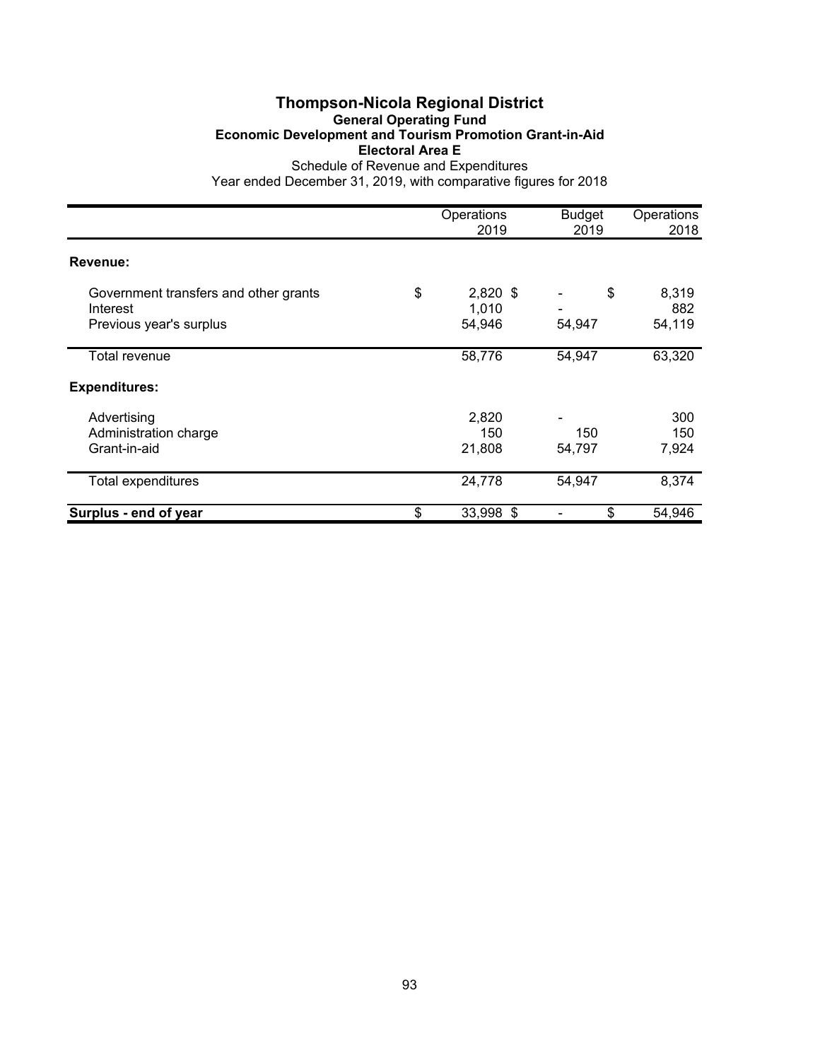# Thompson-Nicola Regional District

## General Operating Fund

### Economic Development and Tourism Promotion Grant-in-Aid

### Electoral Area E

Schedule of Revenue and Expenditures

Year ended December 31, 2019, with comparative figures for 2018

| | Operations 2019 | Budget 2019 | Operations 2018 |
|---|---|---|---|
| **Revenue:** | | | |
| Government transfers and other grants | $ 2,820 | $ - | $ 8,319 |
| Interest | 1,010 | - | 882 |
| Previous year's surplus | 54,946 | 54,947 | 54,119 |
| Total revenue | 58,776 | 54,947 | 63,320 |
| **Expenditures:** | | | |
| Advertising | 2,820 | - | 300 |
| Administration charge | 150 | 150 | 150 |
| Grant-in-aid | 21,808 | 54,797 | 7,924 |
| Total expenditures | 24,778 | 54,947 | 8,374 |
| **Surplus - end of year** | $ 33,998 | $ - | $ 54,946 |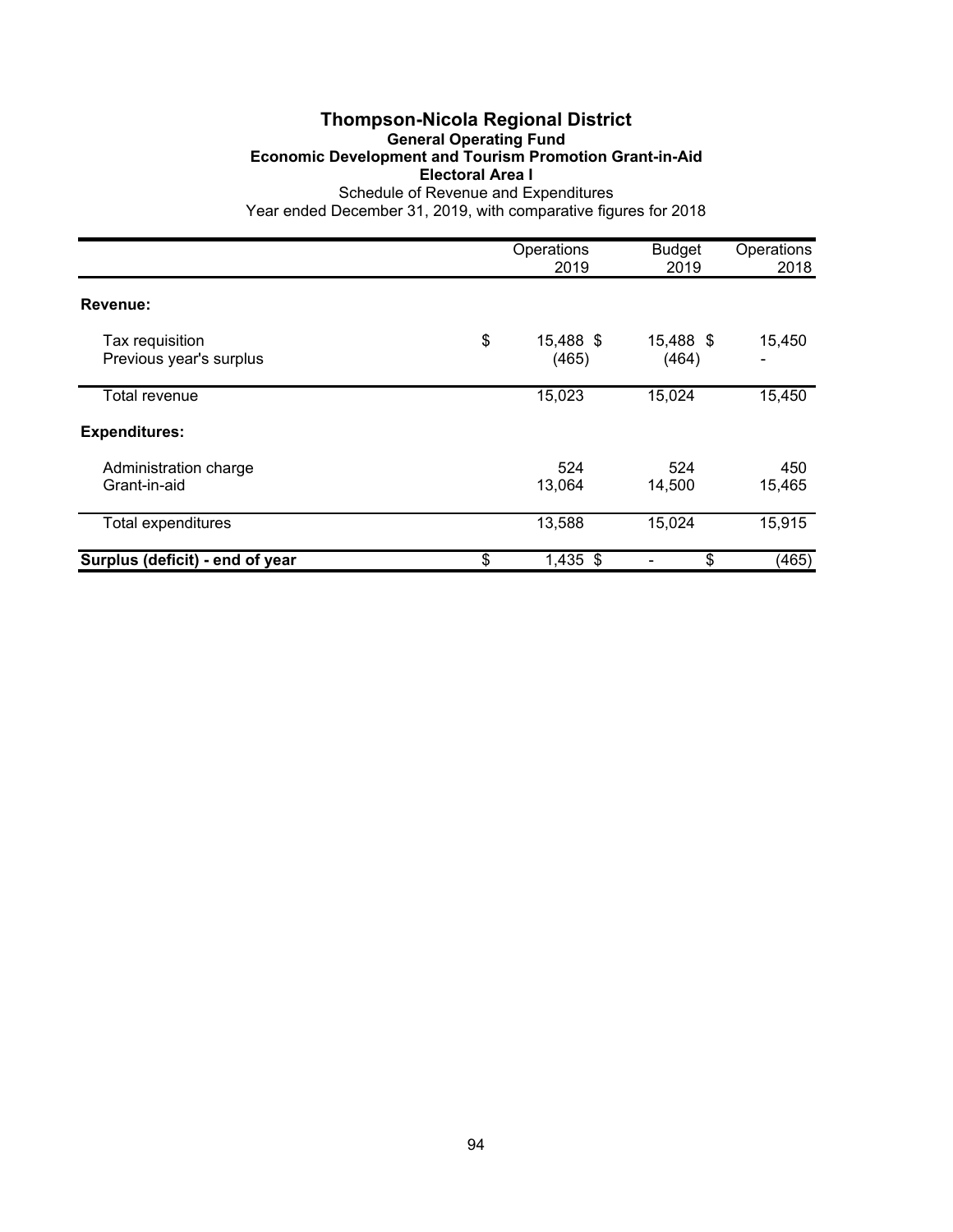# Thompson-Nicola Regional District

## General Operating Fund

### Economic Development and Tourism Promotion Grant-in-Aid

### Electoral Area I

Schedule of Revenue and Expenditures

Year ended December 31, 2019, with comparative figures for 2018

| | Operations 2019 | Budget 2019 | Operations 2018 |
|---|---|---|---|
| **Revenue:** | | | |
| Tax requisition | $ 15,488 | $ 15,488 | $ 15,450 |
| Previous year's surplus | (465) | (464) | - |
| Total revenue | 15,023 | 15,024 | 15,450 |
| **Expenditures:** | | | |
| Administration charge | 524 | 524 | 450 |
| Grant-in-aid | 13,064 | 14,500 | 15,465 |
| Total expenditures | 13,588 | 15,024 | 15,915 |
| **Surplus (deficit) - end of year** | $ 1,435 | $ - | $ (465) |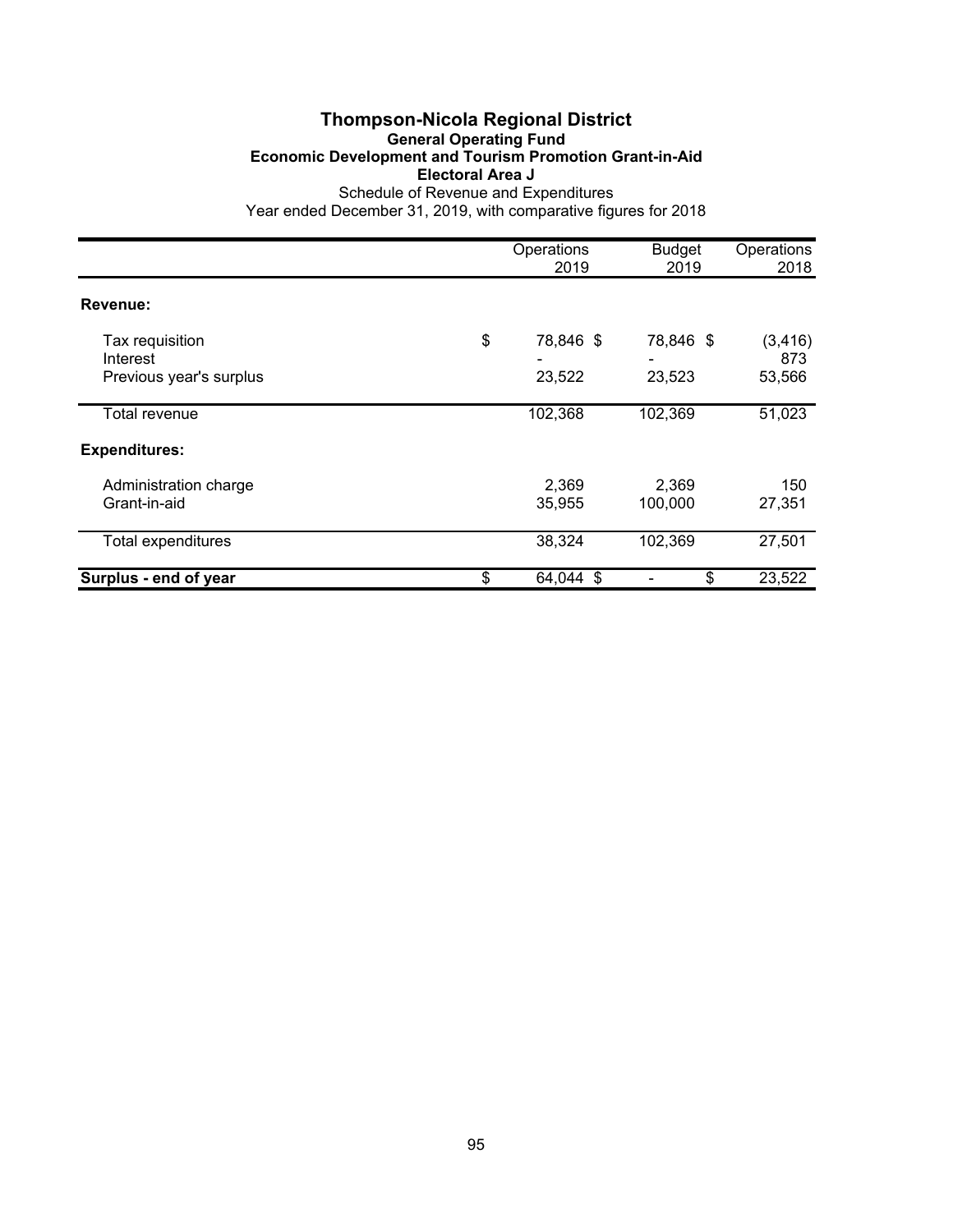# Thompson-Nicola Regional District

## General Operating Fund

### Economic Development and Tourism Promotion Grant-in-Aid

### Electoral Area J

Schedule of Revenue and Expenditures

Year ended December 31, 2019, with comparative figures for 2018

| | Operations 2019 | Budget 2019 | Operations 2018 |
|---|---|---|---|
| **Revenue:** | | | |
| Tax requisition | $ 78,846 | $ 78,846 | $ (3,416) |
| Interest | - | - | 873 |
| Previous year's surplus | 23,522 | 23,523 | 53,566 |
| Total revenue | 102,368 | 102,369 | 51,023 |
| **Expenditures:** | | | |
| Administration charge | 2,369 | 2,369 | 150 |
| Grant-in-aid | 35,955 | 100,000 | 27,351 |
| Total expenditures | 38,324 | 102,369 | 27,501 |
| **Surplus - end of year** | $ 64,044 | $ - | $ 23,522 |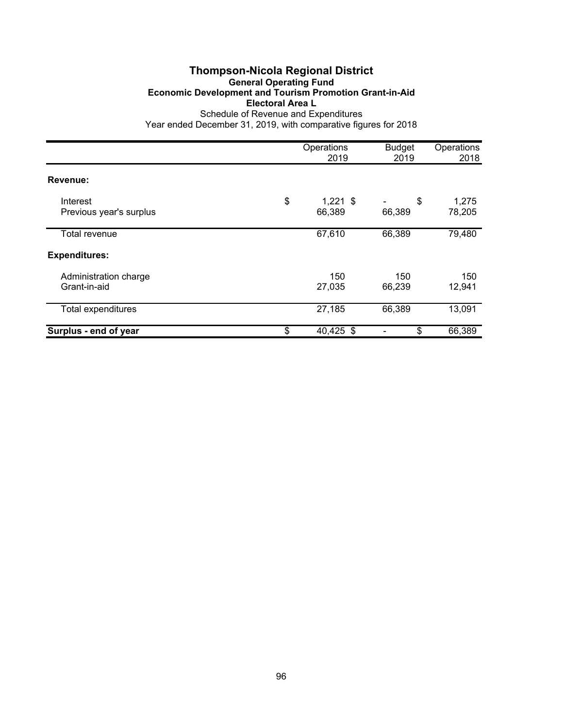# Thompson-Nicola Regional District

## General Operating Fund

### Economic Development and Tourism Promotion Grant-in-Aid

### Electoral Area L

Schedule of Revenue and Expenditures

Year ended December 31, 2019, with comparative figures for 2018

| | Operations 2019 | Budget 2019 | Operations 2018 |
|---|---|---|---|
| **Revenue:** | | | |
| Interest | $ 1,221 | $ - | $ 1,275 |
| Previous year's surplus | 66,389 | 66,389 | 78,205 |
| Total revenue | 67,610 | 66,389 | 79,480 |
| **Expenditures:** | | | |
| Administration charge | 150 | 150 | 150 |
| Grant-in-aid | 27,035 | 66,239 | 12,941 |
| Total expenditures | 27,185 | 66,389 | 13,091 |
| **Surplus - end of year** | $ 40,425 | $ - | $ 66,389 |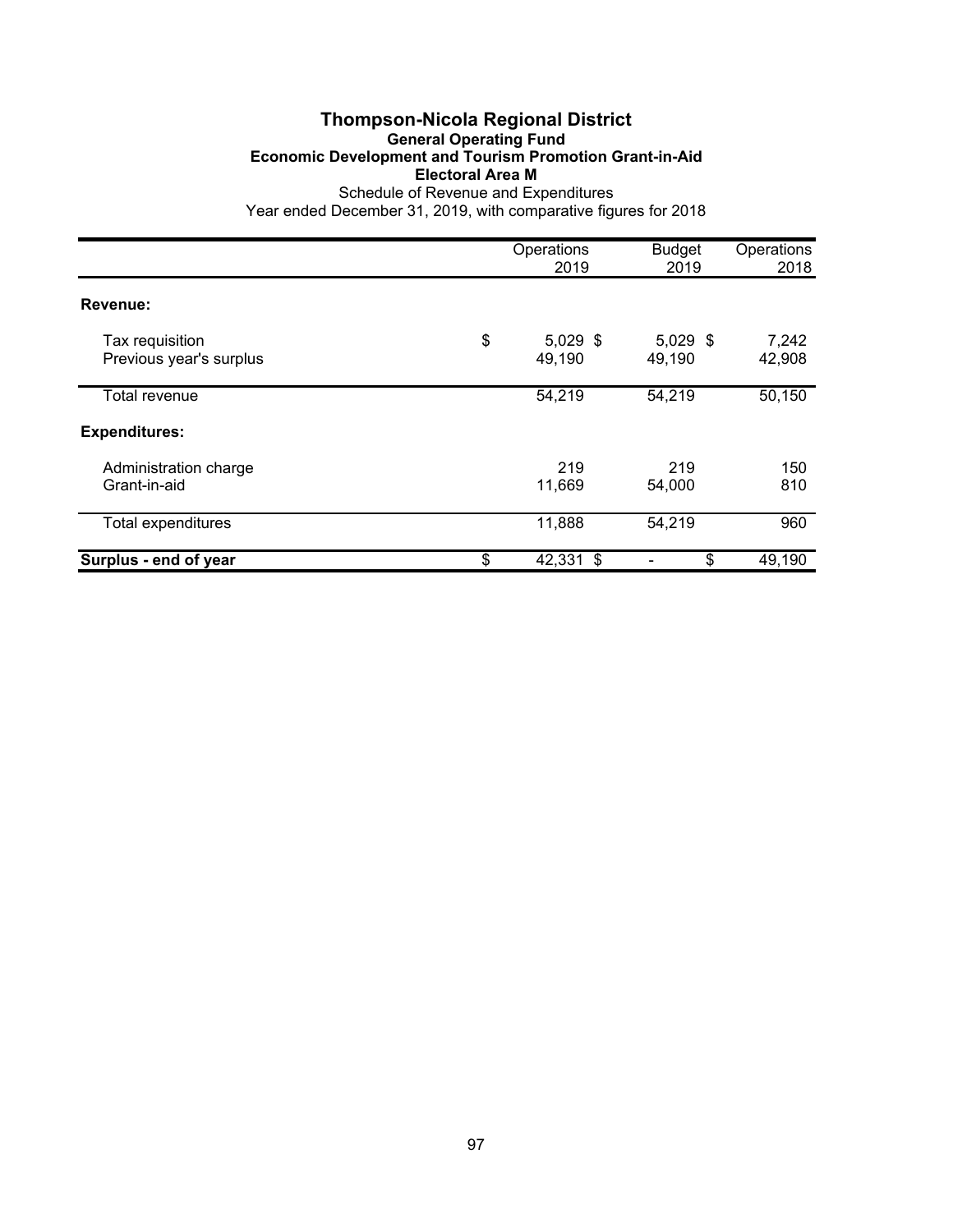# Thompson-Nicola Regional District

## General Operating Fund

### Economic Development and Tourism Promotion Grant-in-Aid

### Electoral Area M

Schedule of Revenue and Expenditures

Year ended December 31, 2019, with comparative figures for 2018

| | Operations 2019 | Budget 2019 | Operations 2018 |
|---|---|---|---|
| **Revenue:** | | | |
| Tax requisition | $ 5,029 | $ 5,029 | $ 7,242 |
| Previous year's surplus | 49,190 | 49,190 | 42,908 |
| Total revenue | 54,219 | 54,219 | 50,150 |
| **Expenditures:** | | | |
| Administration charge | 219 | 219 | 150 |
| Grant-in-aid | 11,669 | 54,000 | 810 |
| Total expenditures | 11,888 | 54,219 | 960 |
| **Surplus - end of year** | $ 42,331 | $ - | $ 49,190 |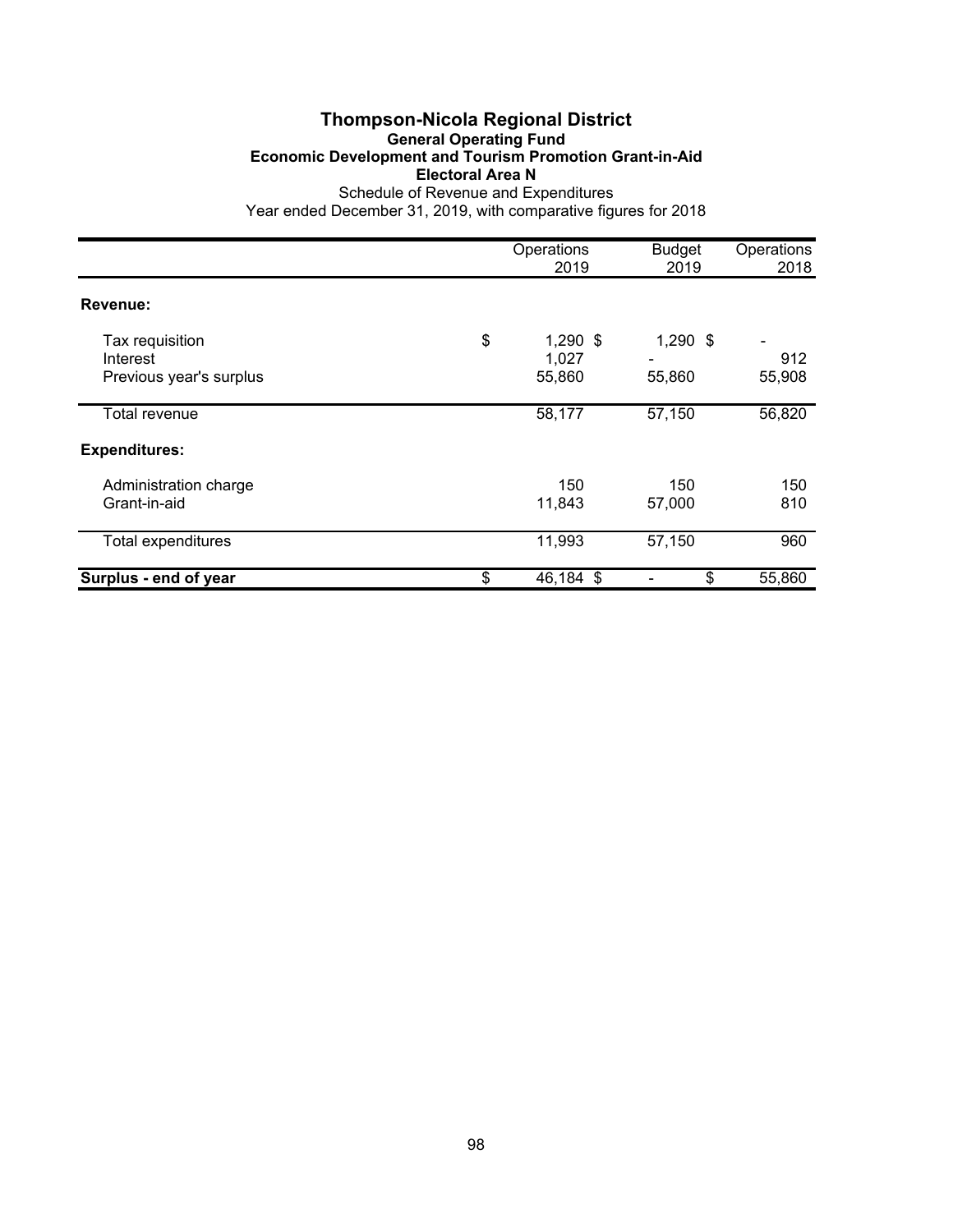# Thompson-Nicola Regional District

### General Operating Fund

### Economic Development and Tourism Promotion Grant-in-Aid

### Electoral Area N

Schedule of Revenue and Expenditures

Year ended December 31, 2019, with comparative figures for 2018

| | Operations 2019 | Budget 2019 | Operations 2018 |
|---|---|---|---|
| **Revenue:** | | | |
| Tax requisition | $ 1,290 | $ 1,290 | $ - |
| Interest | 1,027 | - | 912 |
| Previous year's surplus | 55,860 | 55,860 | 55,908 |
| Total revenue | 58,177 | 57,150 | 56,820 |
| **Expenditures:** | | | |
| Administration charge | 150 | 150 | 150 |
| Grant-in-aid | 11,843 | 57,000 | 810 |
| Total expenditures | 11,993 | 57,150 | 960 |
| **Surplus - end of year** | $ 46,184 | $ - | $ 55,860 |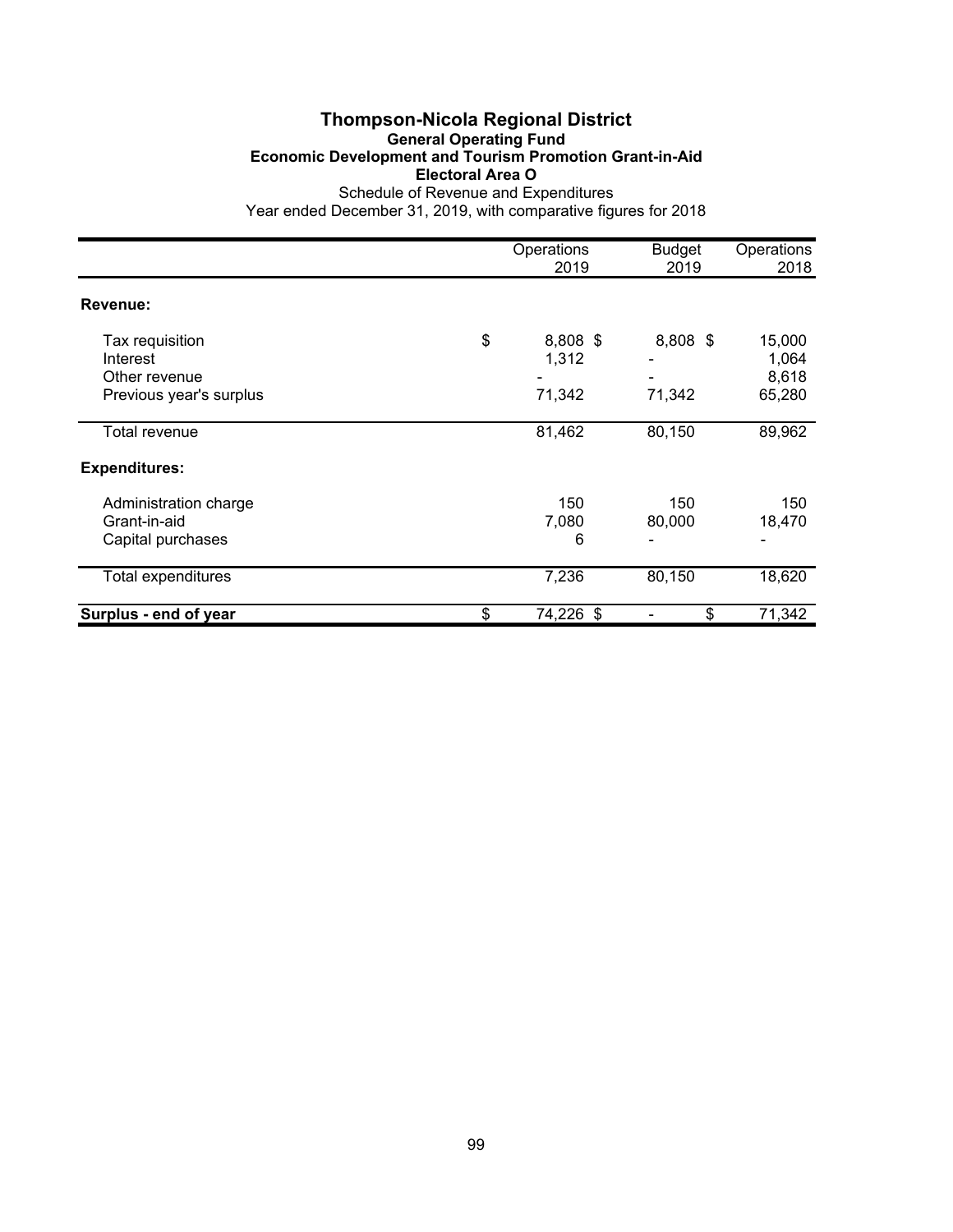# Thompson-Nicola Regional District

## General Operating Fund

### Economic Development and Tourism Promotion Grant-in-Aid

### Electoral Area O

Schedule of Revenue and Expenditures

Year ended December 31, 2019, with comparative figures for 2018

| | Operations 2019 | Budget 2019 | Operations 2018 |
|---|---|---|---|
| **Revenue:** | | | |
| Tax requisition | $ 8,808 | $ 8,808 | $ 15,000 |
| Interest | 1,312 | - | 1,064 |
| Other revenue | - | - | 8,618 |
| Previous year's surplus | 71,342 | 71,342 | 65,280 |
| Total revenue | 81,462 | 80,150 | 89,962 |
| **Expenditures:** | | | |
| Administration charge | 150 | 150 | 150 |
| Grant-in-aid | 7,080 | 80,000 | 18,470 |
| Capital purchases | 6 | - | - |
| Total expenditures | 7,236 | 80,150 | 18,620 |
| **Surplus - end of year** | $ 74,226 | $ - | $ 71,342 |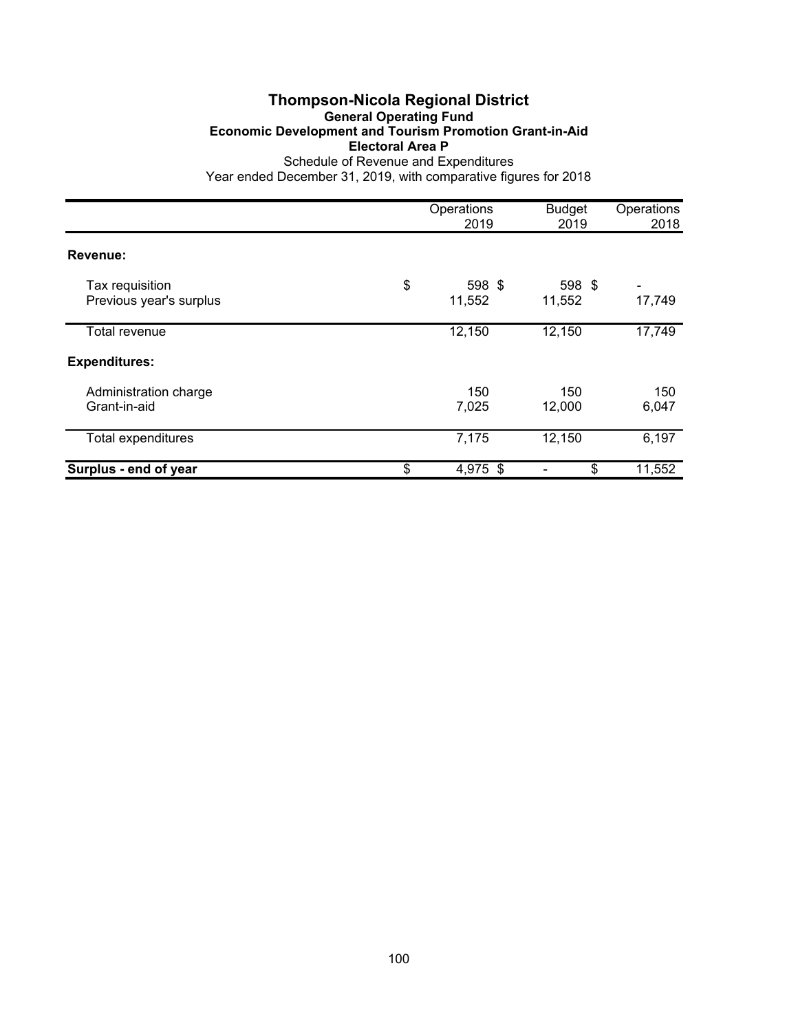# Thompson-Nicola Regional District

## General Operating Fund

### Economic Development and Tourism Promotion Grant-in-Aid

### Electoral Area P

Schedule of Revenue and Expenditures

Year ended December 31, 2019, with comparative figures for 2018

| | Operations 2019 | Budget 2019 | Operations 2018 |
|---|---|---|---|
| **Revenue:** | | | |
| Tax requisition | $ 598 | $ 598 | $ - |
| Previous year's surplus | 11,552 | 11,552 | 17,749 |
| Total revenue | 12,150 | 12,150 | 17,749 |
| **Expenditures:** | | | |
| Administration charge | 150 | 150 | 150 |
| Grant-in-aid | 7,025 | 12,000 | 6,047 |
| Total expenditures | 7,175 | 12,150 | 6,197 |
| **Surplus - end of year** | $ 4,975 | $ - | $ 11,552 |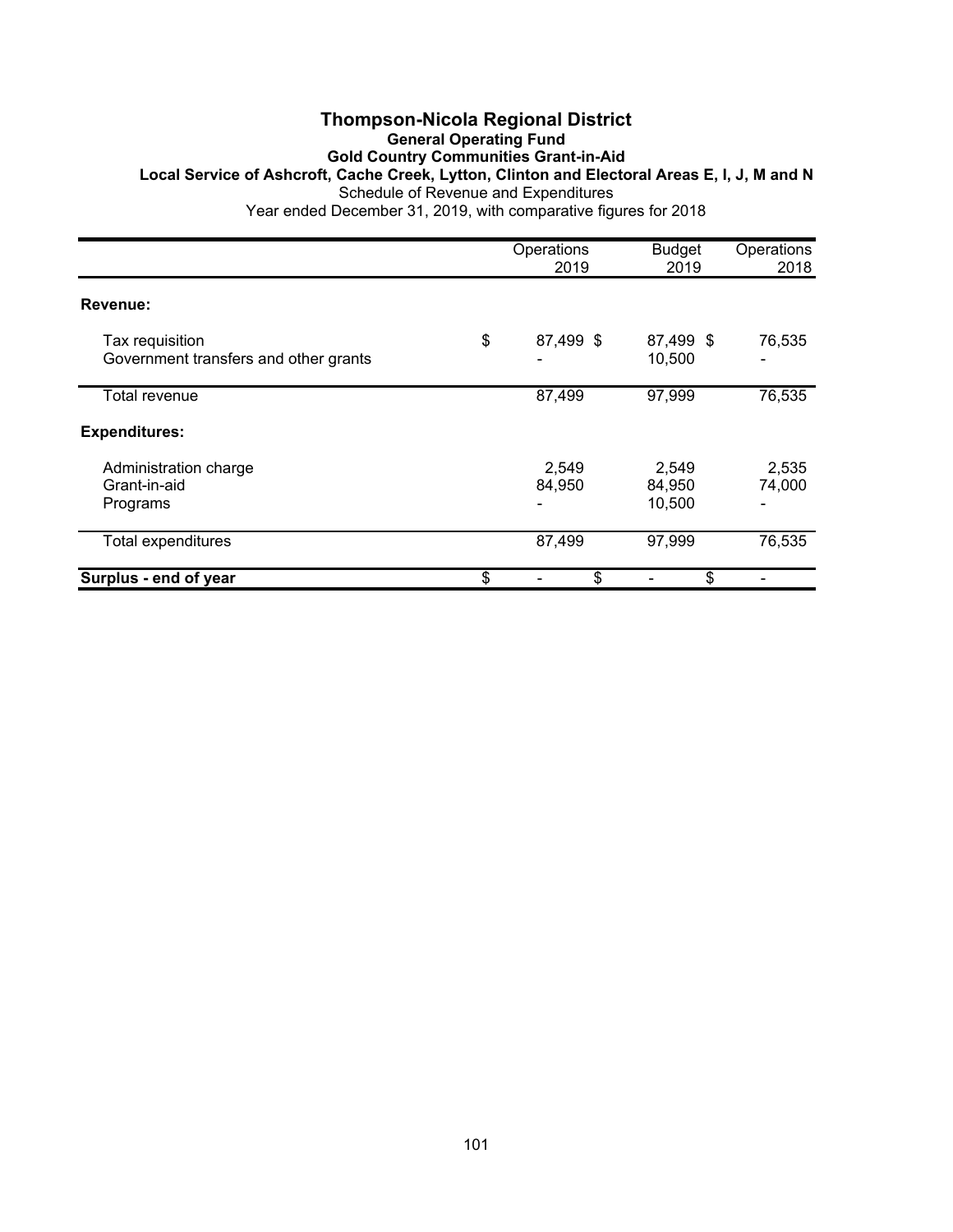# Thompson-Nicola Regional District

## General Operating Fund

### Gold Country Communities Grant-in-Aid

### Local Service of Ashcroft, Cache Creek, Lytton, Clinton and Electoral Areas E, I, J, M and N

Schedule of Revenue and Expenditures

Year ended December 31, 2019, with comparative figures for 2018

| | Operations 2019 | Budget 2019 | Operations 2018 |
|---|---|---|---|
| **Revenue:** | | | |
| Tax requisition | $ 87,499 | $ 87,499 | $ 76,535 |
| Government transfers and other grants | - | 10,500 | - |
| Total revenue | 87,499 | 97,999 | 76,535 |
| **Expenditures:** | | | |
| Administration charge | 2,549 | 2,549 | 2,535 |
| Grant-in-aid | 84,950 | 84,950 | 74,000 |
| Programs | - | 10,500 | - |
| Total expenditures | 87,499 | 97,999 | 76,535 |
| **Surplus - end of year** | $ - | $ - | $ - |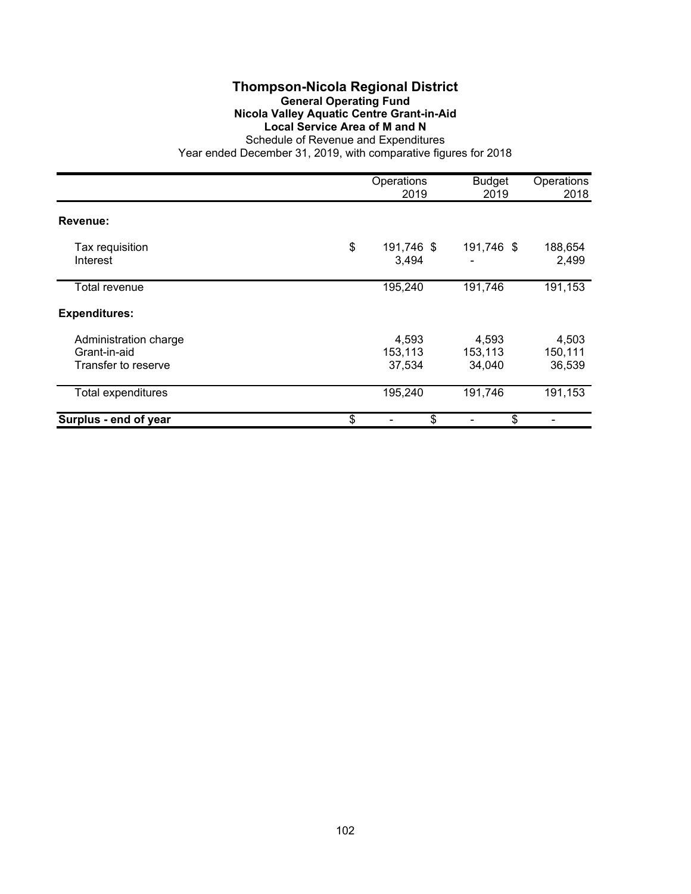# Thompson-Nicola Regional District

**General Operating Fund**
**Nicola Valley Aquatic Centre Grant-in-Aid**
**Local Service Area of M and N**
Schedule of Revenue and Expenditures
Year ended December 31, 2019, with comparative figures for 2018

| | Operations 2019 | Budget 2019 | Operations 2018 |
|---|---|---|---|
| **Revenue:** | | | |
| Tax requisition | $ 191,746 | $ 191,746 | $ 188,654 |
| Interest | 3,494 | - | 2,499 |
| Total revenue | 195,240 | 191,746 | 191,153 |
| **Expenditures:** | | | |
| Administration charge | 4,593 | 4,593 | 4,503 |
| Grant-in-aid | 153,113 | 153,113 | 150,111 |
| Transfer to reserve | 37,534 | 34,040 | 36,539 |
| Total expenditures | 195,240 | 191,746 | 191,153 |
| **Surplus - end of year** | $ - | $ - | $ - |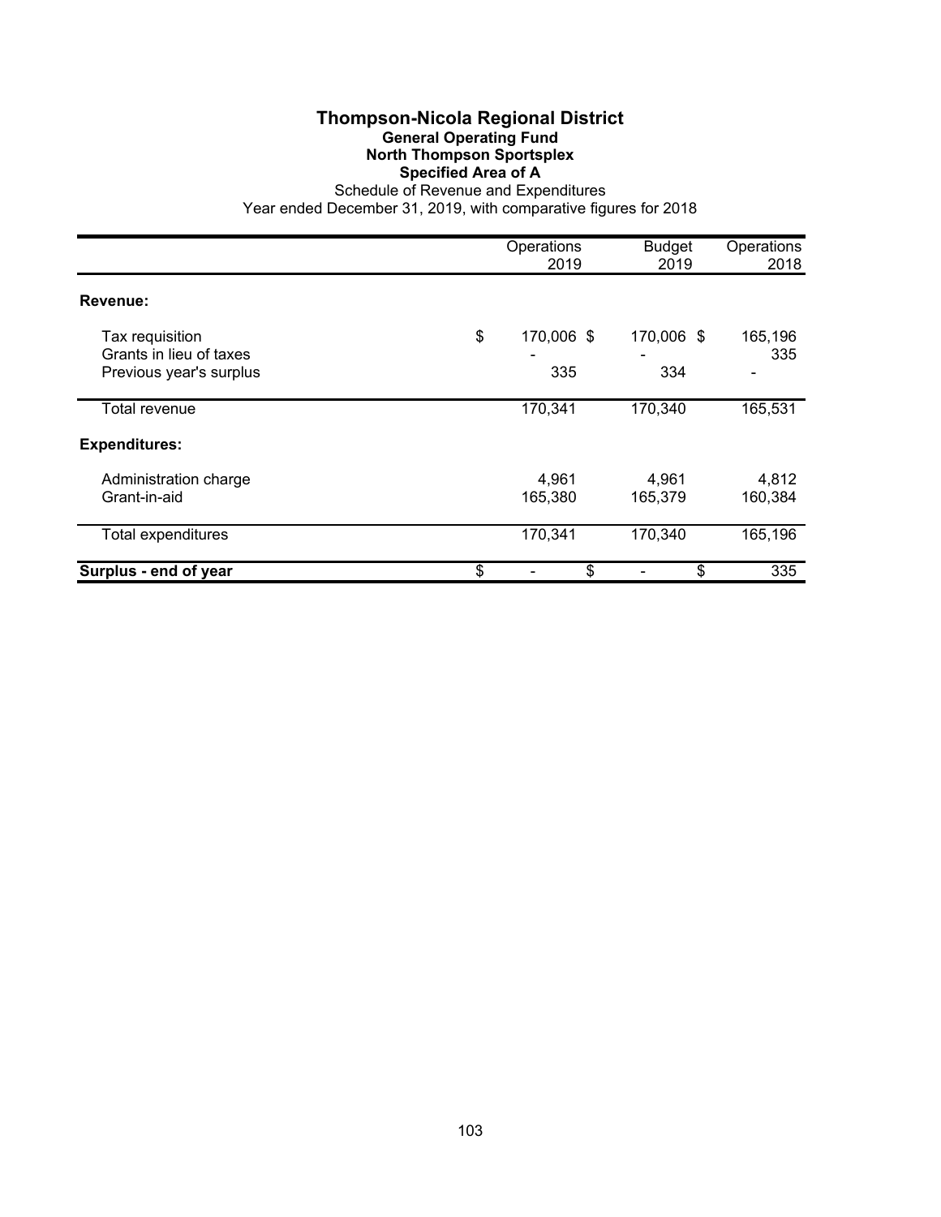# Thompson-Nicola Regional District

## General Operating Fund

## North Thompson Sportsplex

## Specified Area of A

Schedule of Revenue and Expenditures

Year ended December 31, 2019, with comparative figures for 2018

| | Operations 2019 | Budget 2019 | Operations 2018 |
|---|---|---|---|
| **Revenue:** | | | |
| Tax requisition | $ 170,006 | $ 170,006 | $ 165,196 |
| Grants in lieu of taxes | - | - | 335 |
| Previous year's surplus | 335 | 334 | - |
| Total revenue | 170,341 | 170,340 | 165,531 |
| **Expenditures:** | | | |
| Administration charge | 4,961 | 4,961 | 4,812 |
| Grant-in-aid | 165,380 | 165,379 | 160,384 |
| Total expenditures | 170,341 | 170,340 | 165,196 |
| **Surplus - end of year** | $ - | $ - | $ 335 |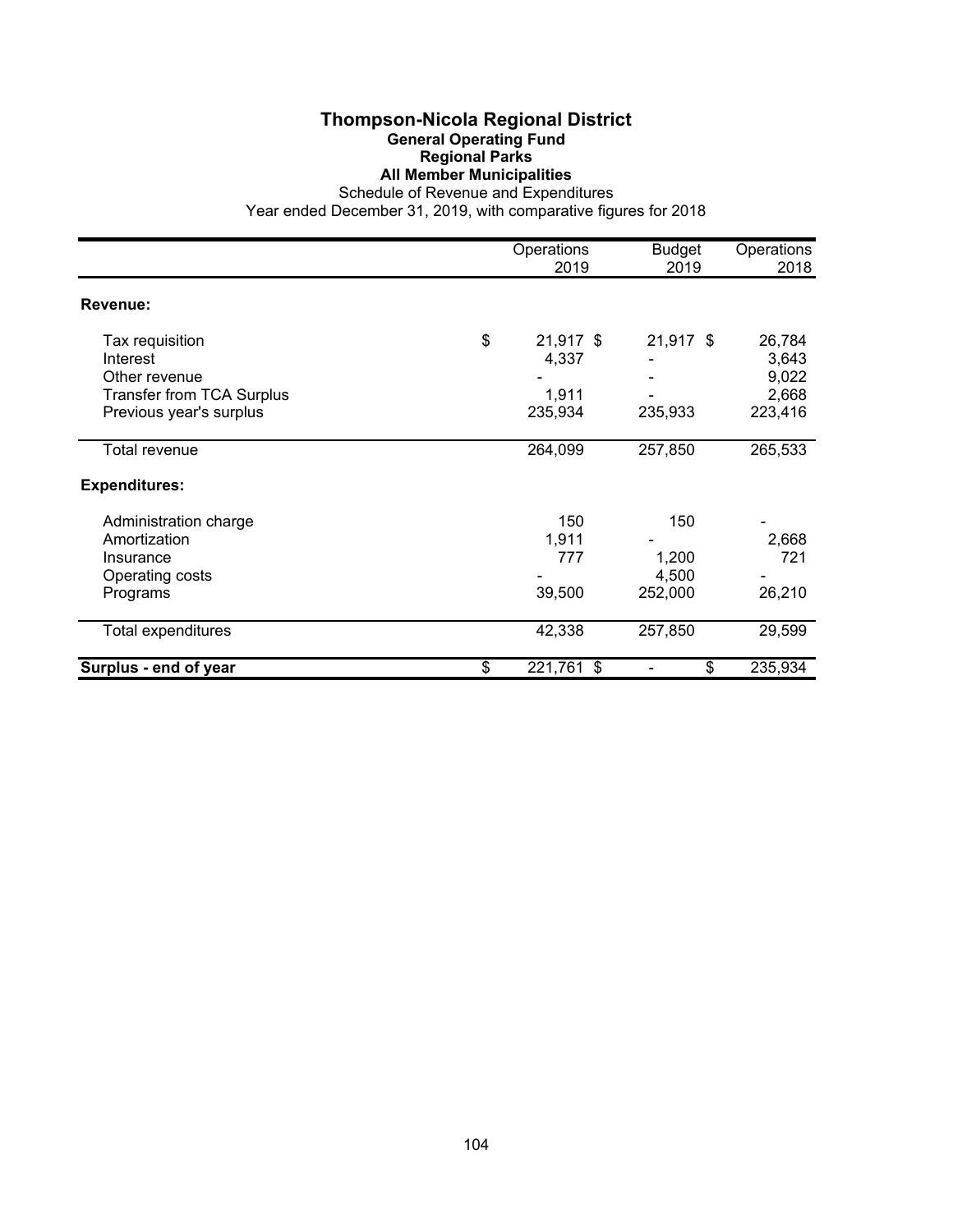# Thompson-Nicola Regional District

## General Operating Fund

### Regional Parks

### All Member Municipalities

Schedule of Revenue and Expenditures

Year ended December 31, 2019, with comparative figures for 2018

| | Operations 2019 | Budget 2019 | Operations 2018 |
|---|---|---|---|
| **Revenue:** | | | |
| Tax requisition | $ 21,917 | $ 21,917 | $ 26,784 |
| Interest | 4,337 | - | 3,643 |
| Other revenue | - | - | 9,022 |
| Transfer from TCA Surplus | 1,911 | - | 2,668 |
| Previous year's surplus | 235,934 | 235,933 | 223,416 |
| Total revenue | 264,099 | 257,850 | 265,533 |
| **Expenditures:** | | | |
| Administration charge | 150 | 150 | - |
| Amortization | 1,911 | - | 2,668 |
| Insurance | 777 | 1,200 | 721 |
| Operating costs | - | 4,500 | - |
| Programs | 39,500 | 252,000 | 26,210 |
| Total expenditures | 42,338 | 257,850 | 29,599 |
| **Surplus - end of year** | $ 221,761 | $ - | $ 235,934 |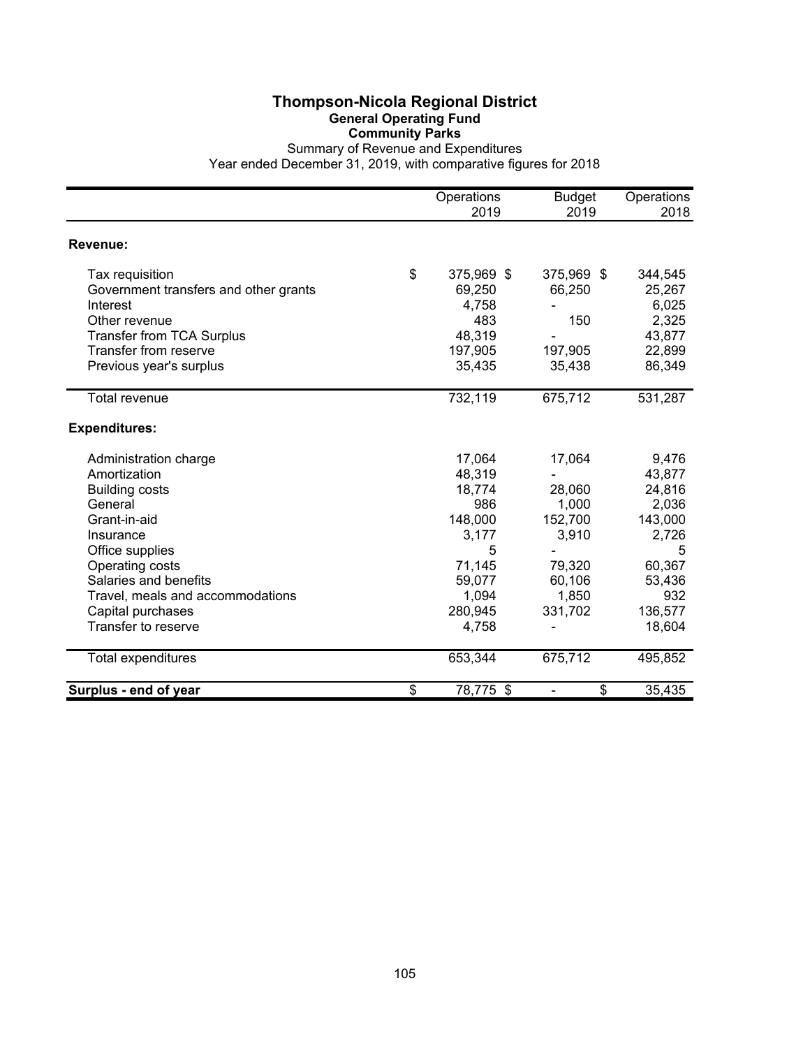# Thompson-Nicola Regional District

## General Operating Fund

### Community Parks

Summary of Revenue and Expenditures

Year ended December 31, 2019, with comparative figures for 2018

| | Operations 2019 | Budget 2019 | Operations 2018 |
|---|---|---|---|
| **Revenue:** | | | |
| Tax requisition | $ 375,969 | $ 375,969 | $ 344,545 |
| Government transfers and other grants | 69,250 | 66,250 | 25,267 |
| Interest | 4,758 | - | 6,025 |
| Other revenue | 483 | 150 | 2,325 |
| Transfer from TCA Surplus | 48,319 | - | 43,877 |
| Transfer from reserve | 197,905 | 197,905 | 22,899 |
| Previous year's surplus | 35,435 | 35,438 | 86,349 |
| Total revenue | 732,119 | 675,712 | 531,287 |
| **Expenditures:** | | | |
| Administration charge | 17,064 | 17,064 | 9,476 |
| Amortization | 48,319 | - | 43,877 |
| Building costs | 18,774 | 28,060 | 24,816 |
| General | 986 | 1,000 | 2,036 |
| Grant-in-aid | 148,000 | 152,700 | 143,000 |
| Insurance | 3,177 | 3,910 | 2,726 |
| Office supplies | 5 | - | 5 |
| Operating costs | 71,145 | 79,320 | 60,367 |
| Salaries and benefits | 59,077 | 60,106 | 53,436 |
| Travel, meals and accommodations | 1,094 | 1,850 | 932 |
| Capital purchases | 280,945 | 331,702 | 136,577 |
| Transfer to reserve | 4,758 | - | 18,604 |
| Total expenditures | 653,344 | 675,712 | 495,852 |
| **Surplus - end of year** | $ 78,775 | $ - | $ 35,435 |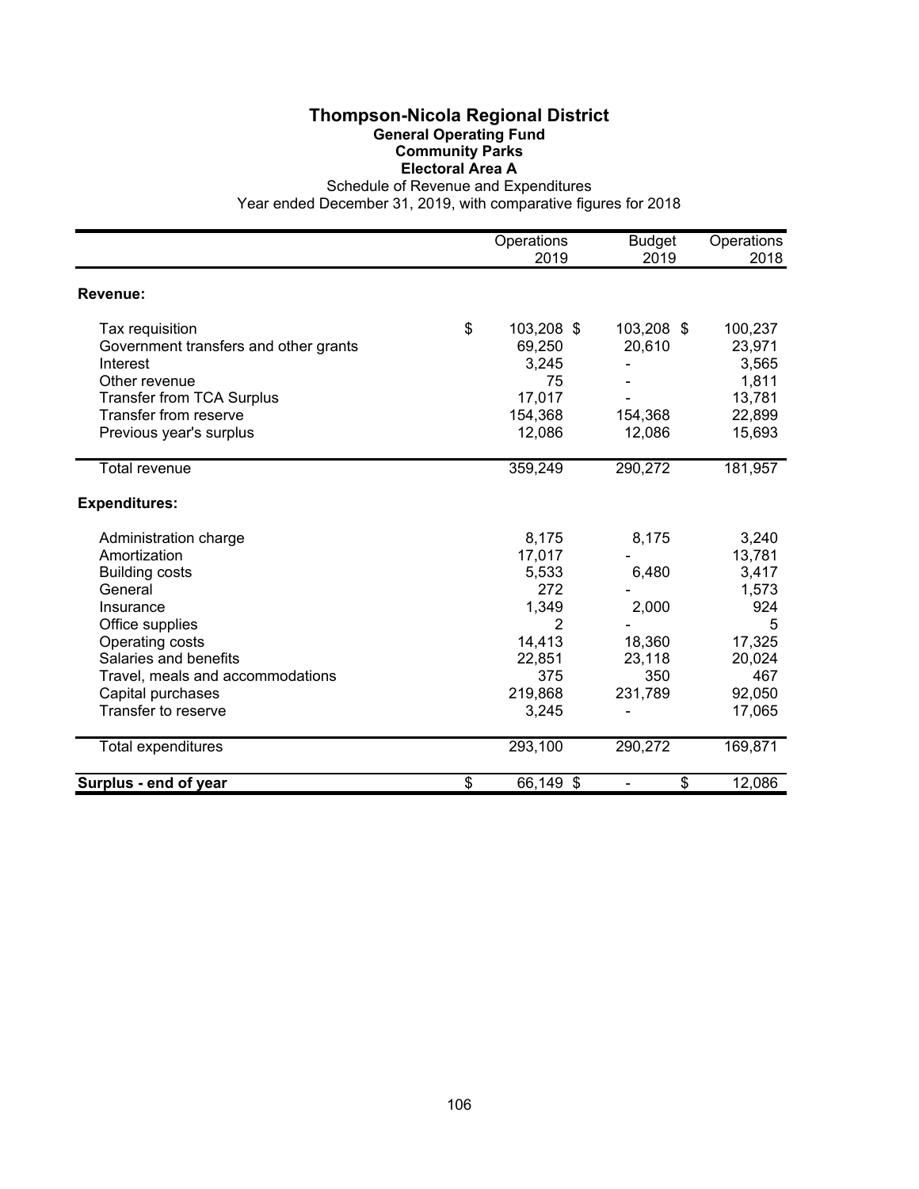# Thompson-Nicola Regional District

## General Operating Fund

### Community Parks

### Electoral Area A

Schedule of Revenue and Expenditures

Year ended December 31, 2019, with comparative figures for 2018

| | Operations 2019 | Budget 2019 | Operations 2018 |
|---|---|---|---|
| **Revenue:** | | | |
| Tax requisition | $ 103,208 | $ 103,208 | $ 100,237 |
| Government transfers and other grants | 69,250 | 20,610 | 23,971 |
| Interest | 3,245 | - | 3,565 |
| Other revenue | 75 | - | 1,811 |
| Transfer from TCA Surplus | 17,017 | - | 13,781 |
| Transfer from reserve | 154,368 | 154,368 | 22,899 |
| Previous year's surplus | 12,086 | 12,086 | 15,693 |
| Total revenue | 359,249 | 290,272 | 181,957 |
| **Expenditures:** | | | |
| Administration charge | 8,175 | 8,175 | 3,240 |
| Amortization | 17,017 | - | 13,781 |
| Building costs | 5,533 | 6,480 | 3,417 |
| General | 272 | - | 1,573 |
| Insurance | 1,349 | 2,000 | 924 |
| Office supplies | 2 | - | 5 |
| Operating costs | 14,413 | 18,360 | 17,325 |
| Salaries and benefits | 22,851 | 23,118 | 20,024 |
| Travel, meals and accommodations | 375 | 350 | 467 |
| Capital purchases | 219,868 | 231,789 | 92,050 |
| Transfer to reserve | 3,245 | - | 17,065 |
| Total expenditures | 293,100 | 290,272 | 169,871 |
| **Surplus - end of year** | $ 66,149 | $ - | $ 12,086 |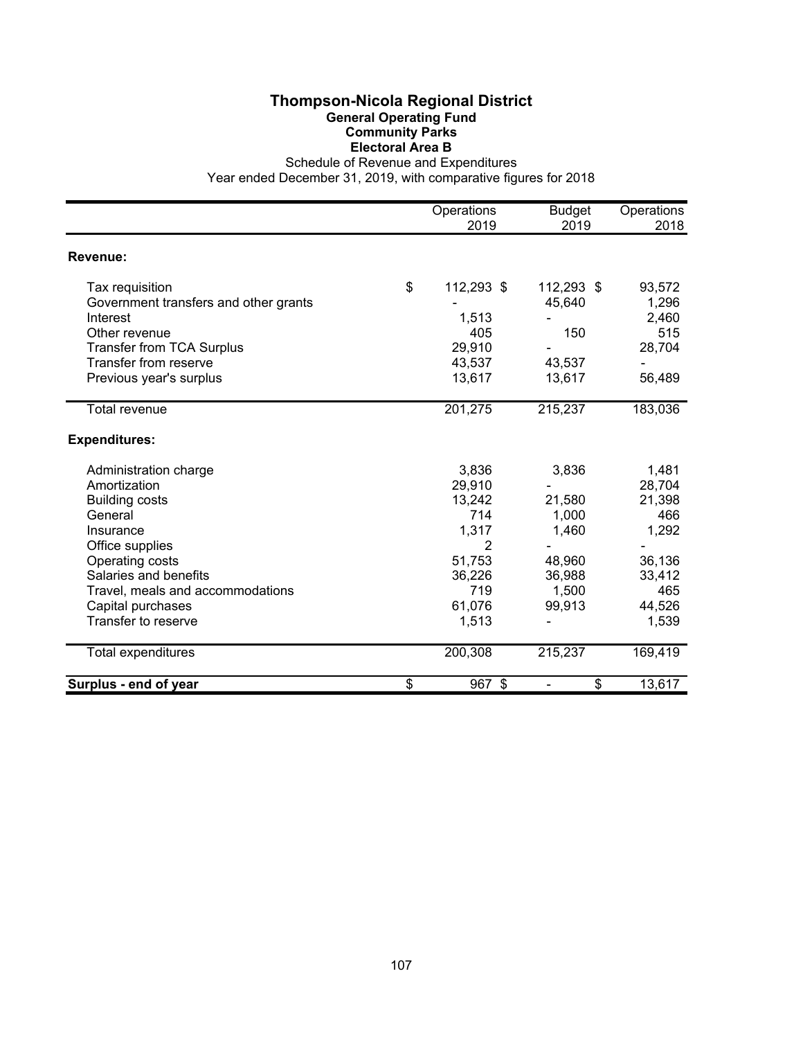# Thompson-Nicola Regional District

## General Operating Fund

### Community Parks

### Electoral Area B

Schedule of Revenue and Expenditures

Year ended December 31, 2019, with comparative figures for 2018

| | Operations 2019 | Budget 2019 | Operations 2018 |
|---|---|---|---|
| **Revenue:** | | | |
| Tax requisition | $ 112,293 | $ 112,293 | $ 93,572 |
| Government transfers and other grants | - | 45,640 | 1,296 |
| Interest | 1,513 | - | 2,460 |
| Other revenue | 405 | 150 | 515 |
| Transfer from TCA Surplus | 29,910 | - | 28,704 |
| Transfer from reserve | 43,537 | 43,537 | - |
| Previous year's surplus | 13,617 | 13,617 | 56,489 |
| Total revenue | 201,275 | 215,237 | 183,036 |
| **Expenditures:** | | | |
| Administration charge | 3,836 | 3,836 | 1,481 |
| Amortization | 29,910 | - | 28,704 |
| Building costs | 13,242 | 21,580 | 21,398 |
| General | 714 | 1,000 | 466 |
| Insurance | 1,317 | 1,460 | 1,292 |
| Office supplies | 2 | - | - |
| Operating costs | 51,753 | 48,960 | 36,136 |
| Salaries and benefits | 36,226 | 36,988 | 33,412 |
| Travel, meals and accommodations | 719 | 1,500 | 465 |
| Capital purchases | 61,076 | 99,913 | 44,526 |
| Transfer to reserve | 1,513 | - | 1,539 |
| Total expenditures | 200,308 | 215,237 | 169,419 |
| **Surplus - end of year** | $ 967 | $ - | $ 13,617 |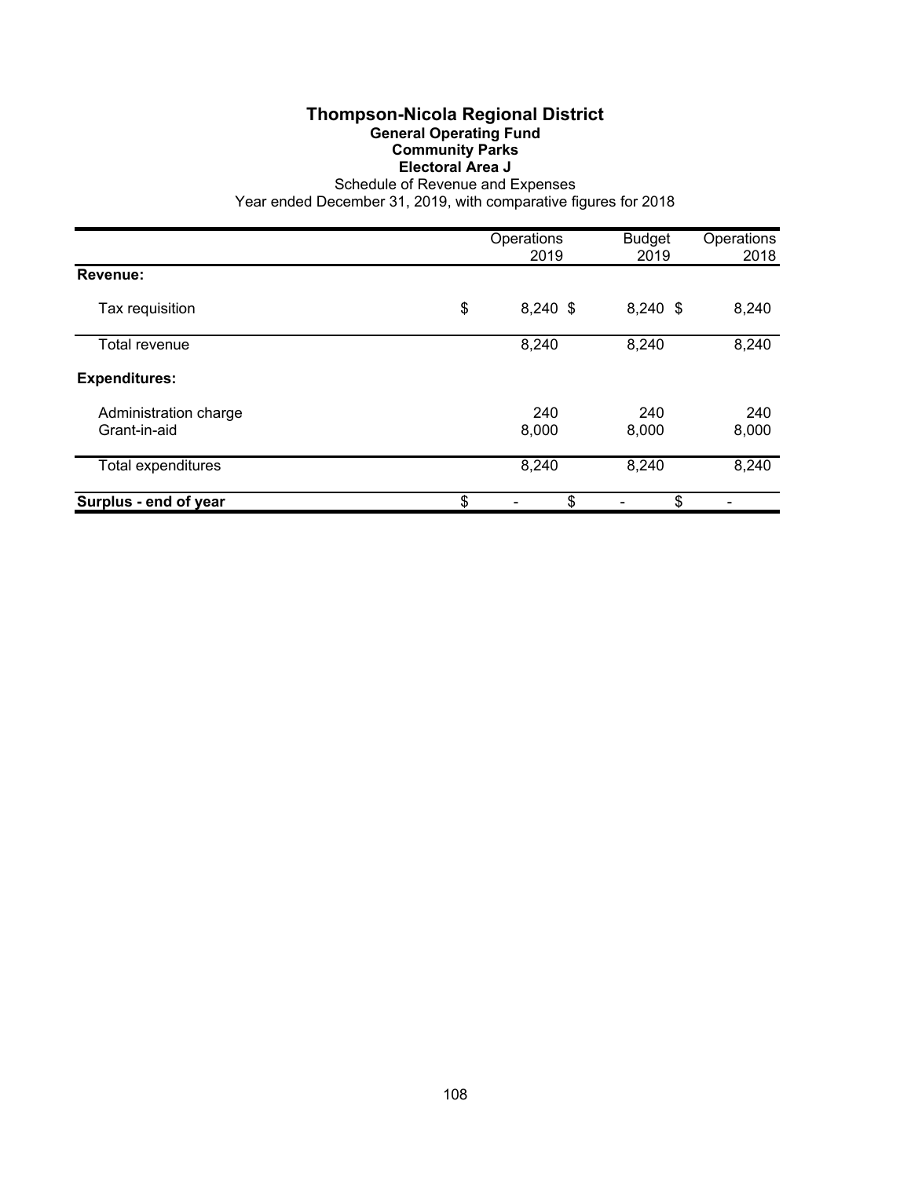# Thompson-Nicola Regional District

## General Operating Fund

### Community Parks

### Electoral Area J

Schedule of Revenue and Expenses

Year ended December 31, 2019, with comparative figures for 2018

| | Operations 2019 | Budget 2019 | Operations 2018 |
|---|---|---|---|
| **Revenue:** | | | |
| Tax requisition | $ 8,240 | $ 8,240 | $ 8,240 |
| Total revenue | 8,240 | 8,240 | 8,240 |
| **Expenditures:** | | | |
| Administration charge | 240 | 240 | 240 |
| Grant-in-aid | 8,000 | 8,000 | 8,000 |
| Total expenditures | 8,240 | 8,240 | 8,240 |
| **Surplus - end of year** | $ - | $ - | $ - |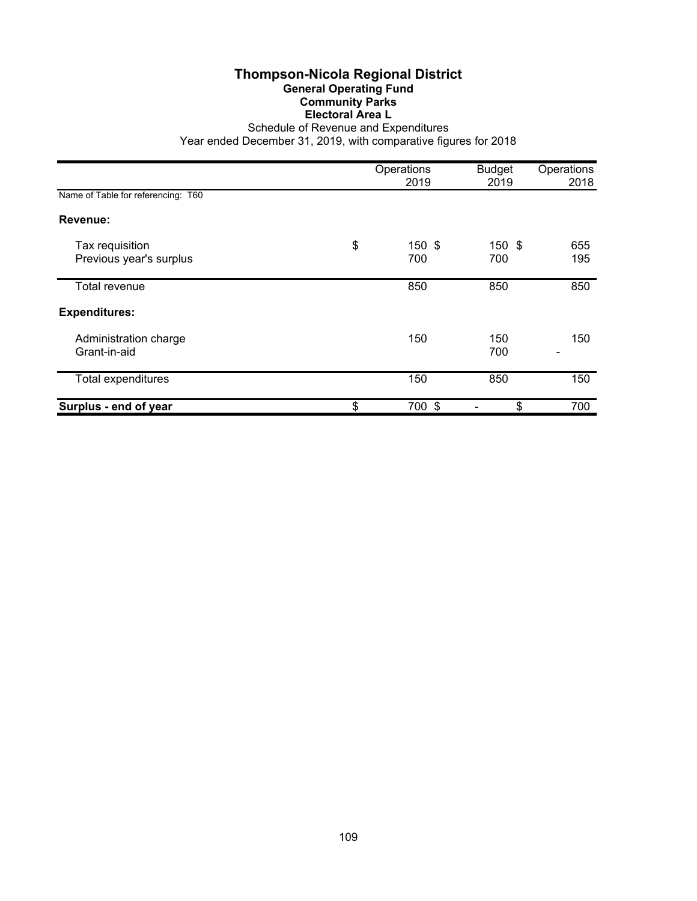# Thompson-Nicola Regional District

## General Operating Fund

### Community Parks

### Electoral Area L

Schedule of Revenue and Expenditures

Year ended December 31, 2019, with comparative figures for 2018

| | Operations 2019 | Budget 2019 | Operations 2018 |
|---|---|---|---|
| Name of Table for referencing: T60 | | | |
| **Revenue:** | | | |
| Tax requisition | $ 150 | $ 150 | $ 655 |
| Previous year's surplus | 700 | 700 | 195 |
| Total revenue | 850 | 850 | 850 |
| **Expenditures:** | | | |
| Administration charge | 150 | 150 | 150 |
| Grant-in-aid | | 700 | - |
| Total expenditures | 150 | 850 | 150 |
| **Surplus - end of year** | $ 700 | $ - | $ 700 |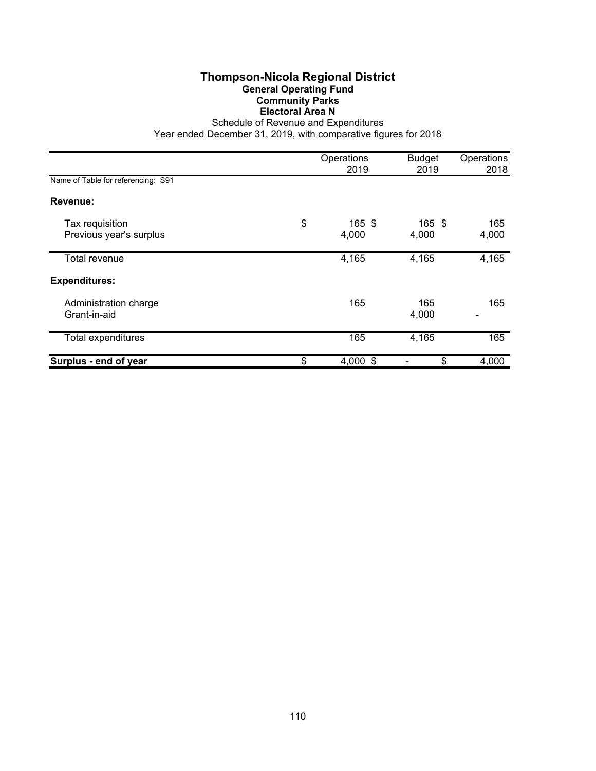# Thompson-Nicola Regional District

## General Operating Fund

### Community Parks

### Electoral Area N

Schedule of Revenue and Expenditures

Year ended December 31, 2019, with comparative figures for 2018

| | Operations 2019 | Budget 2019 | Operations 2018 |
|---|---|---|---|
| Name of Table for referencing: S91 | | | |
| **Revenue:** | | | |
| Tax requisition | $ 165 | $ 165 | $ 165 |
| Previous year's surplus | 4,000 | 4,000 | 4,000 |
| Total revenue | 4,165 | 4,165 | 4,165 |
| **Expenditures:** | | | |
| Administration charge | 165 | 165 | 165 |
| Grant-in-aid | | 4,000 | - |
| Total expenditures | 165 | 4,165 | 165 |
| **Surplus - end of year** | $ 4,000 | $ - | $ 4,000 |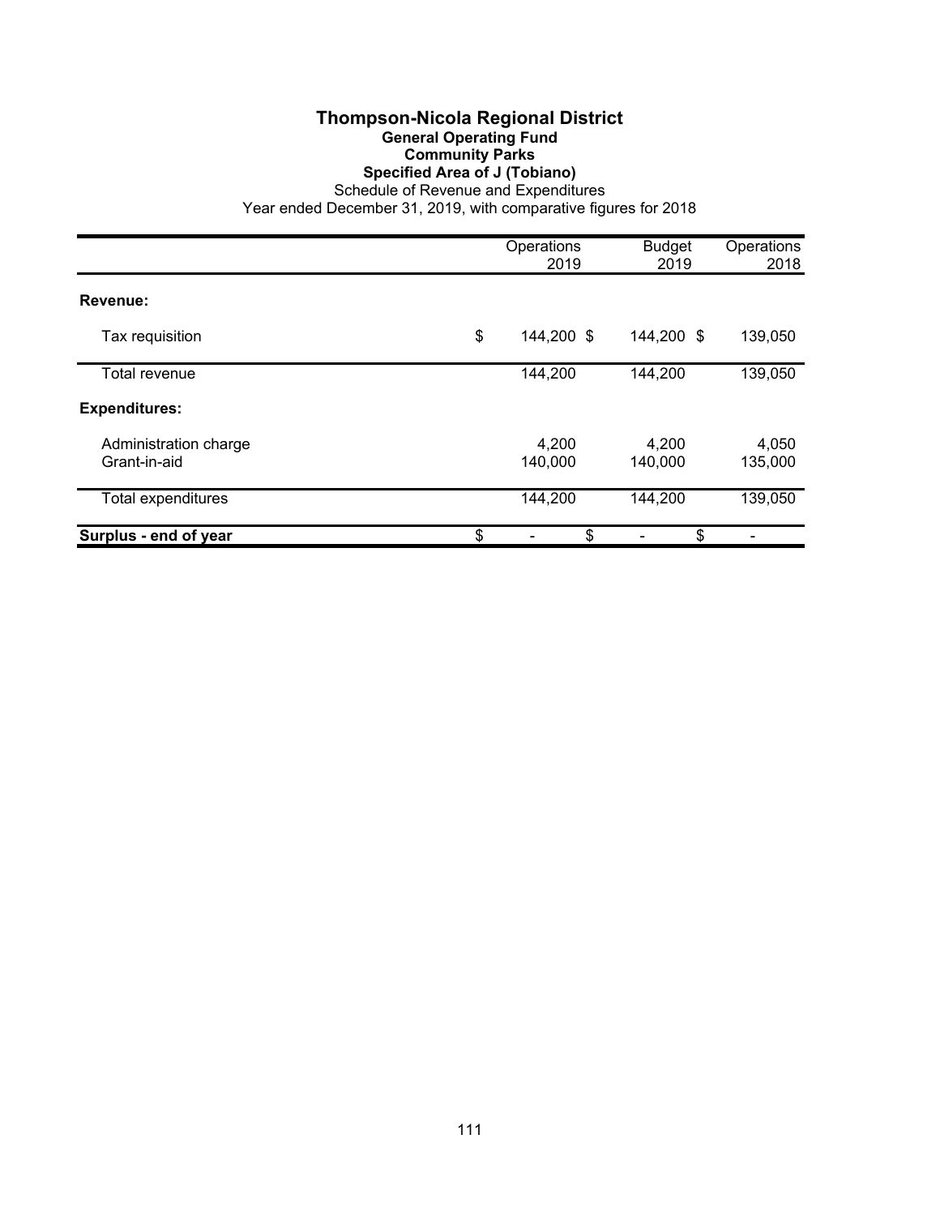# Thompson-Nicola Regional District

## General Operating Fund

### Community Parks

### Specified Area of J (Tobiano)

Schedule of Revenue and Expenditures

Year ended December 31, 2019, with comparative figures for 2018

| | Operations 2019 | Budget 2019 | Operations 2018 |
|---|---|---|---|
| **Revenue:** | | | |
| Tax requisition | $ 144,200 | $ 144,200 | $ 139,050 |
| Total revenue | 144,200 | 144,200 | 139,050 |
| **Expenditures:** | | | |
| Administration charge | 4,200 | 4,200 | 4,050 |
| Grant-in-aid | 140,000 | 140,000 | 135,000 |
| Total expenditures | 144,200 | 144,200 | 139,050 |
| **Surplus - end of year** | $ - | $ - | $ - |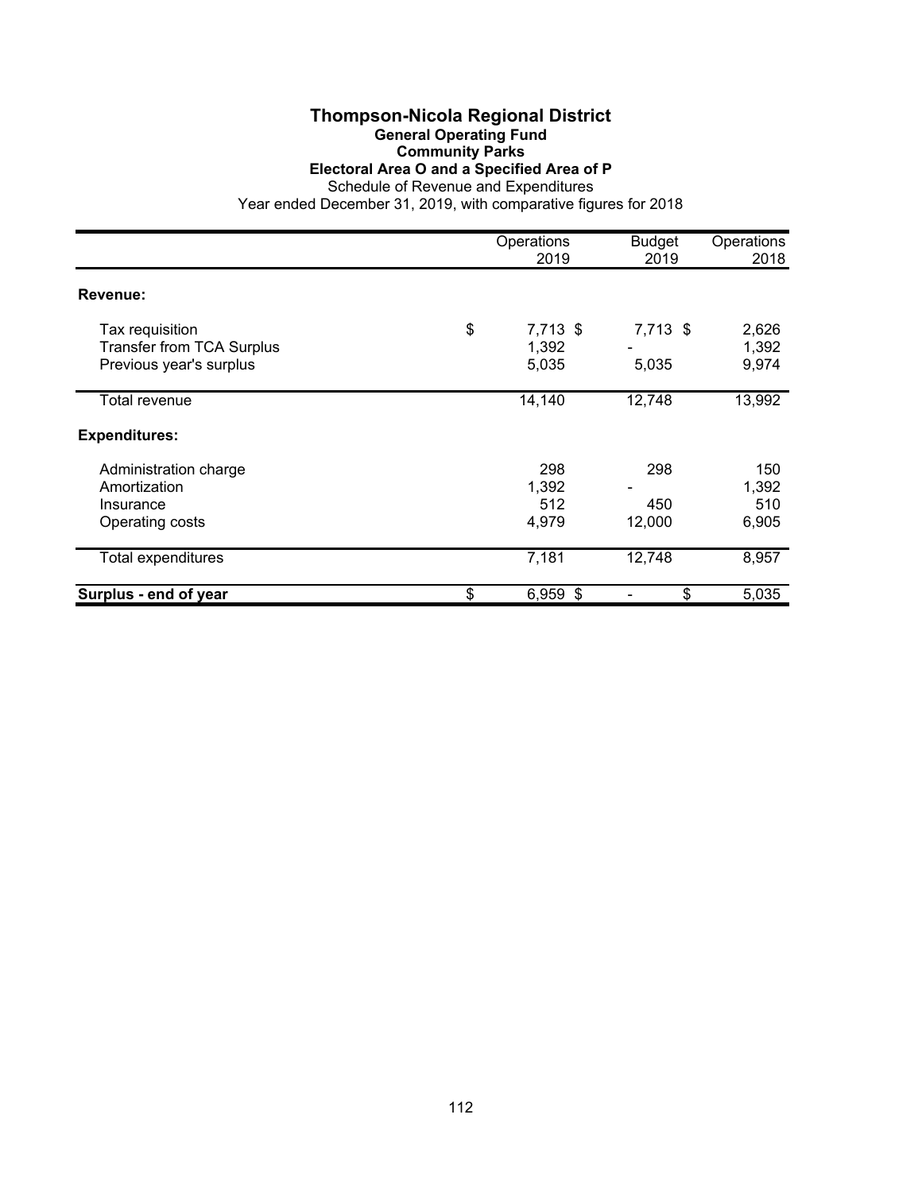# Thompson-Nicola Regional District

## General Operating Fund

### Community Parks

### Electoral Area O and a Specified Area of P

Schedule of Revenue and Expenditures

Year ended December 31, 2019, with comparative figures for 2018

| | Operations 2019 | Budget 2019 | Operations 2018 |
|---|---|---|---|
| **Revenue:** | | | |
| Tax requisition | $ 7,713 | $ 7,713 | $ 2,626 |
| Transfer from TCA Surplus | 1,392 | - | 1,392 |
| Previous year's surplus | 5,035 | 5,035 | 9,974 |
| Total revenue | 14,140 | 12,748 | 13,992 |
| **Expenditures:** | | | |
| Administration charge | 298 | 298 | 150 |
| Amortization | 1,392 | - | 1,392 |
| Insurance | 512 | 450 | 510 |
| Operating costs | 4,979 | 12,000 | 6,905 |
| Total expenditures | 7,181 | 12,748 | 8,957 |
| **Surplus - end of year** | $ 6,959 | $ - | $ 5,035 |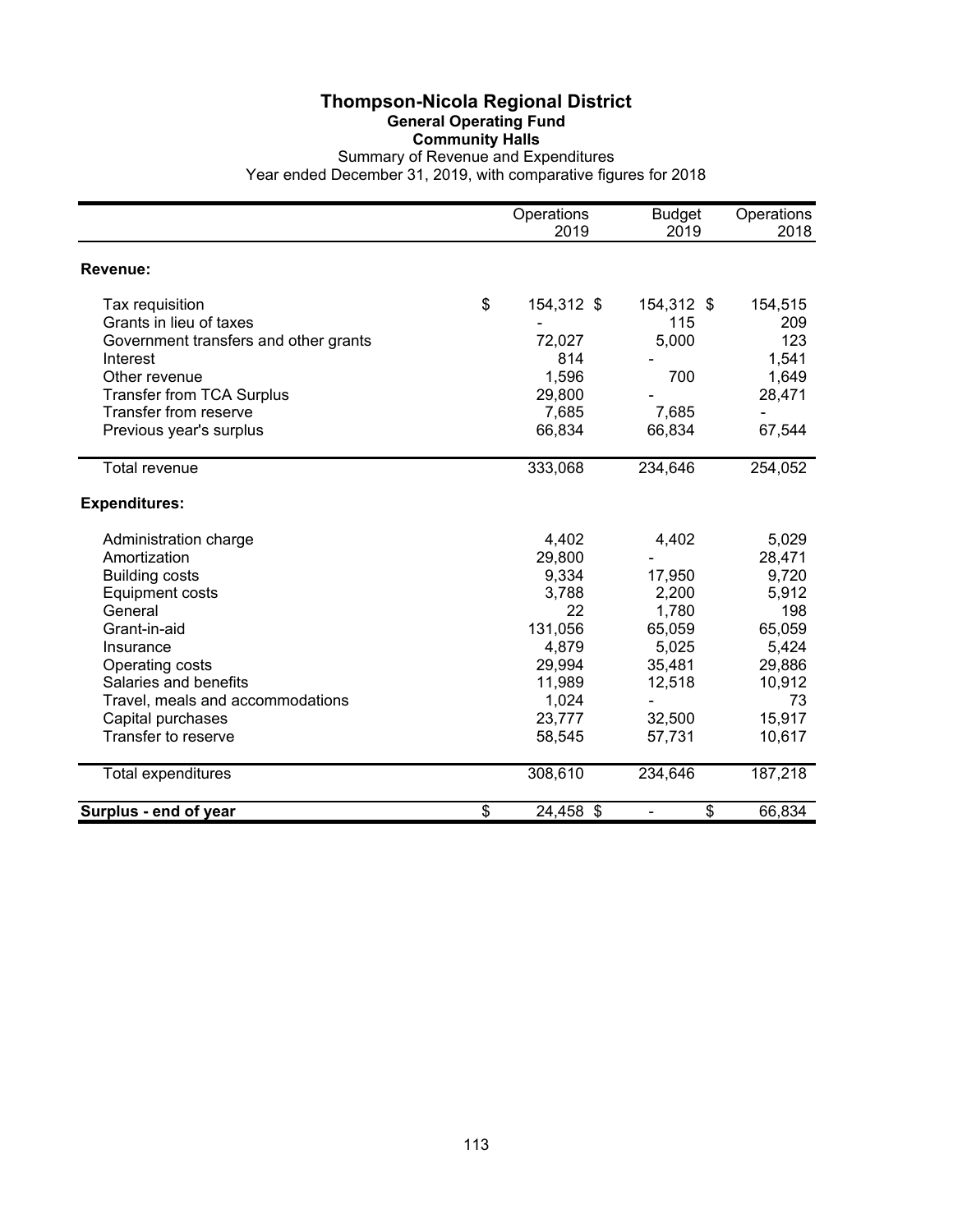# Thompson-Nicola Regional District

## General Operating Fund

### Community Halls

Summary of Revenue and Expenditures

Year ended December 31, 2019, with comparative figures for 2018

| | Operations 2019 | Budget 2019 | Operations 2018 |
|---|---|---|---|
| **Revenue:** | | | |
| Tax requisition | $ 154,312 | $ 154,312 | $ 154,515 |
| Grants in lieu of taxes | - | 115 | 209 |
| Government transfers and other grants | 72,027 | 5,000 | 123 |
| Interest | 814 | - | 1,541 |
| Other revenue | 1,596 | 700 | 1,649 |
| Transfer from TCA Surplus | 29,800 | - | 28,471 |
| Transfer from reserve | 7,685 | 7,685 | - |
| Previous year's surplus | 66,834 | 66,834 | 67,544 |
| Total revenue | 333,068 | 234,646 | 254,052 |
| **Expenditures:** | | | |
| Administration charge | 4,402 | 4,402 | 5,029 |
| Amortization | 29,800 | - | 28,471 |
| Building costs | 9,334 | 17,950 | 9,720 |
| Equipment costs | 3,788 | 2,200 | 5,912 |
| General | 22 | 1,780 | 198 |
| Grant-in-aid | 131,056 | 65,059 | 65,059 |
| Insurance | 4,879 | 5,025 | 5,424 |
| Operating costs | 29,994 | 35,481 | 29,886 |
| Salaries and benefits | 11,989 | 12,518 | 10,912 |
| Travel, meals and accommodations | 1,024 | - | 73 |
| Capital purchases | 23,777 | 32,500 | 15,917 |
| Transfer to reserve | 58,545 | 57,731 | 10,617 |
| Total expenditures | 308,610 | 234,646 | 187,218 |
| **Surplus - end of year** | $ 24,458 | $ - | $ 66,834 |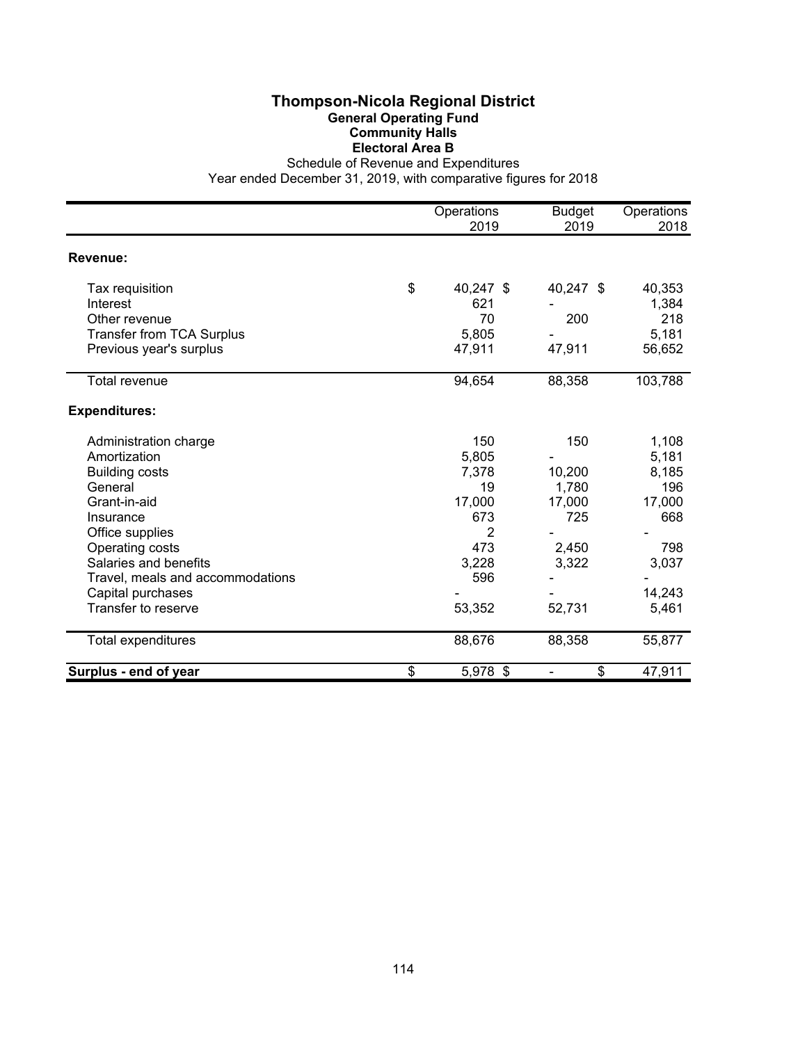# Thompson-Nicola Regional District

## General Operating Fund

### Community Halls

### Electoral Area B

Schedule of Revenue and Expenditures

Year ended December 31, 2019, with comparative figures for 2018

| | Operations 2019 | Budget 2019 | Operations 2018 |
|---|---|---|---|
| **Revenue:** | | | |
| Tax requisition | $ 40,247 | $ 40,247 | $ 40,353 |
| Interest | 621 | - | 1,384 |
| Other revenue | 70 | 200 | 218 |
| Transfer from TCA Surplus | 5,805 | - | 5,181 |
| Previous year's surplus | 47,911 | 47,911 | 56,652 |
| Total revenue | 94,654 | 88,358 | 103,788 |
| **Expenditures:** | | | |
| Administration charge | 150 | 150 | 1,108 |
| Amortization | 5,805 | - | 5,181 |
| Building costs | 7,378 | 10,200 | 8,185 |
| General | 19 | 1,780 | 196 |
| Grant-in-aid | 17,000 | 17,000 | 17,000 |
| Insurance | 673 | 725 | 668 |
| Office supplies | 2 | - | - |
| Operating costs | 473 | 2,450 | 798 |
| Salaries and benefits | 3,228 | 3,322 | 3,037 |
| Travel, meals and accommodations | 596 | - | - |
| Capital purchases | - | - | 14,243 |
| Transfer to reserve | 53,352 | 52,731 | 5,461 |
| Total expenditures | 88,676 | 88,358 | 55,877 |
| **Surplus - end of year** | $ 5,978 | $ - | $ 47,911 |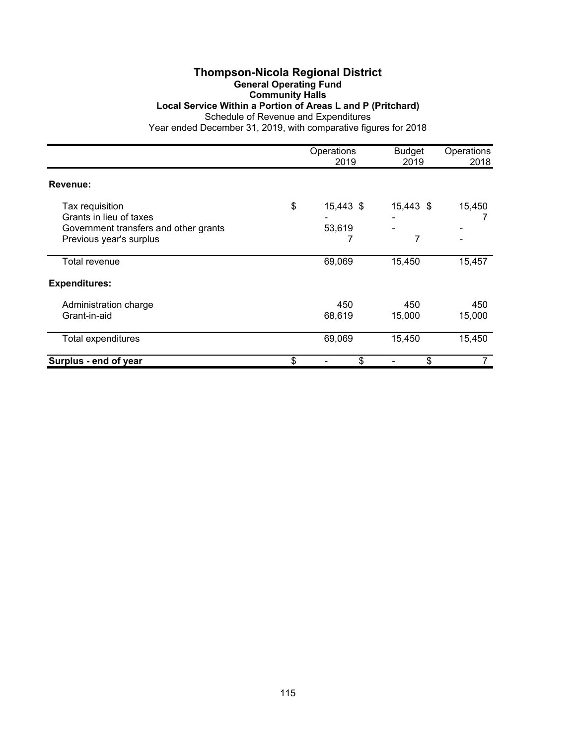# Thompson-Nicola Regional District

## General Operating Fund

### Community Halls

### Local Service Within a Portion of Areas L and P (Pritchard)

Schedule of Revenue and Expenditures

Year ended December 31, 2019, with comparative figures for 2018

| | Operations 2019 | Budget 2019 | Operations 2018 |
|---|---|---|---|
| **Revenue:** | | | |
| Tax requisition | $ 15,443 | $ 15,443 | $ 15,450 |
| Grants in lieu of taxes | - | - | 7 |
| Government transfers and other grants | 53,619 | - | - |
| Previous year's surplus | 7 | 7 | - |
| Total revenue | 69,069 | 15,450 | 15,457 |
| **Expenditures:** | | | |
| Administration charge | 450 | 450 | 450 |
| Grant-in-aid | 68,619 | 15,000 | 15,000 |
| Total expenditures | 69,069 | 15,450 | 15,450 |
| **Surplus - end of year** | $ - | $ - | $ 7 |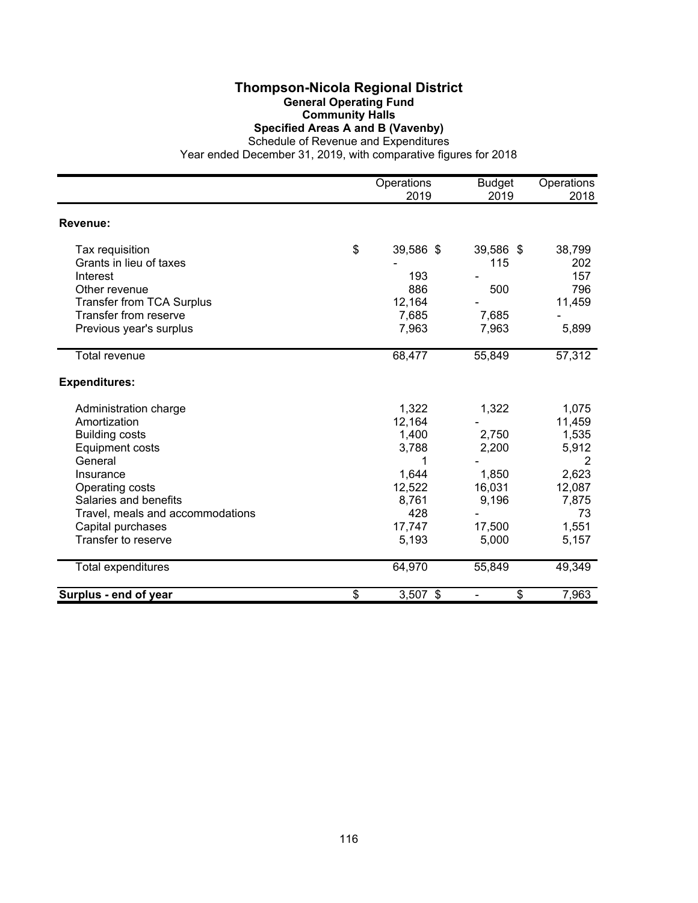# Thompson-Nicola Regional District

## General Operating Fund

### Community Halls

### Specified Areas A and B (Vavenby)

Schedule of Revenue and Expenditures

Year ended December 31, 2019, with comparative figures for 2018

| | Operations 2019 | Budget 2019 | Operations 2018 |
|---|---|---|---|
| **Revenue:** | | | |
| Tax requisition | $ 39,586 | $ 39,586 | $ 38,799 |
| Grants in lieu of taxes | - | 115 | 202 |
| Interest | 193 | - | 157 |
| Other revenue | 886 | 500 | 796 |
| Transfer from TCA Surplus | 12,164 | - | 11,459 |
| Transfer from reserve | 7,685 | 7,685 | - |
| Previous year's surplus | 7,963 | 7,963 | 5,899 |
| Total revenue | 68,477 | 55,849 | 57,312 |
| **Expenditures:** | | | |
| Administration charge | 1,322 | 1,322 | 1,075 |
| Amortization | 12,164 | - | 11,459 |
| Building costs | 1,400 | 2,750 | 1,535 |
| Equipment costs | 3,788 | 2,200 | 5,912 |
| General | 1 | - | 2 |
| Insurance | 1,644 | 1,850 | 2,623 |
| Operating costs | 12,522 | 16,031 | 12,087 |
| Salaries and benefits | 8,761 | 9,196 | 7,875 |
| Travel, meals and accommodations | 428 | - | 73 |
| Capital purchases | 17,747 | 17,500 | 1,551 |
| Transfer to reserve | 5,193 | 5,000 | 5,157 |
| Total expenditures | 64,970 | 55,849 | 49,349 |
| **Surplus - end of year** | $ 3,507 | $ - | $ 7,963 |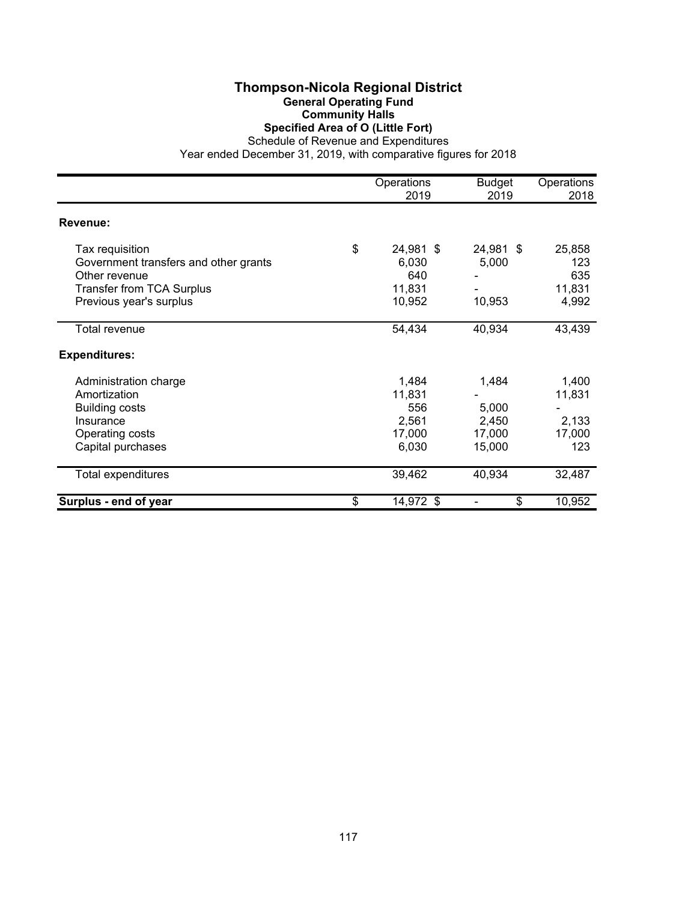# Thompson-Nicola Regional District

## General Operating Fund

### Community Halls

### Specified Area of O (Little Fort)

Schedule of Revenue and Expenditures

Year ended December 31, 2019, with comparative figures for 2018

| | Operations 2019 | Budget 2019 | Operations 2018 |
|---|---|---|---|
| **Revenue:** | | | |
| Tax requisition | $ 24,981 | $ 24,981 | $ 25,858 |
| Government transfers and other grants | 6,030 | 5,000 | 123 |
| Other revenue | 640 | - | 635 |
| Transfer from TCA Surplus | 11,831 | - | 11,831 |
| Previous year's surplus | 10,952 | 10,953 | 4,992 |
| Total revenue | 54,434 | 40,934 | 43,439 |
| **Expenditures:** | | | |
| Administration charge | 1,484 | 1,484 | 1,400 |
| Amortization | 11,831 | - | 11,831 |
| Building costs | 556 | 5,000 | - |
| Insurance | 2,561 | 2,450 | 2,133 |
| Operating costs | 17,000 | 17,000 | 17,000 |
| Capital purchases | 6,030 | 15,000 | 123 |
| Total expenditures | 39,462 | 40,934 | 32,487 |
| **Surplus - end of year** | $ 14,972 | $ - | $ 10,952 |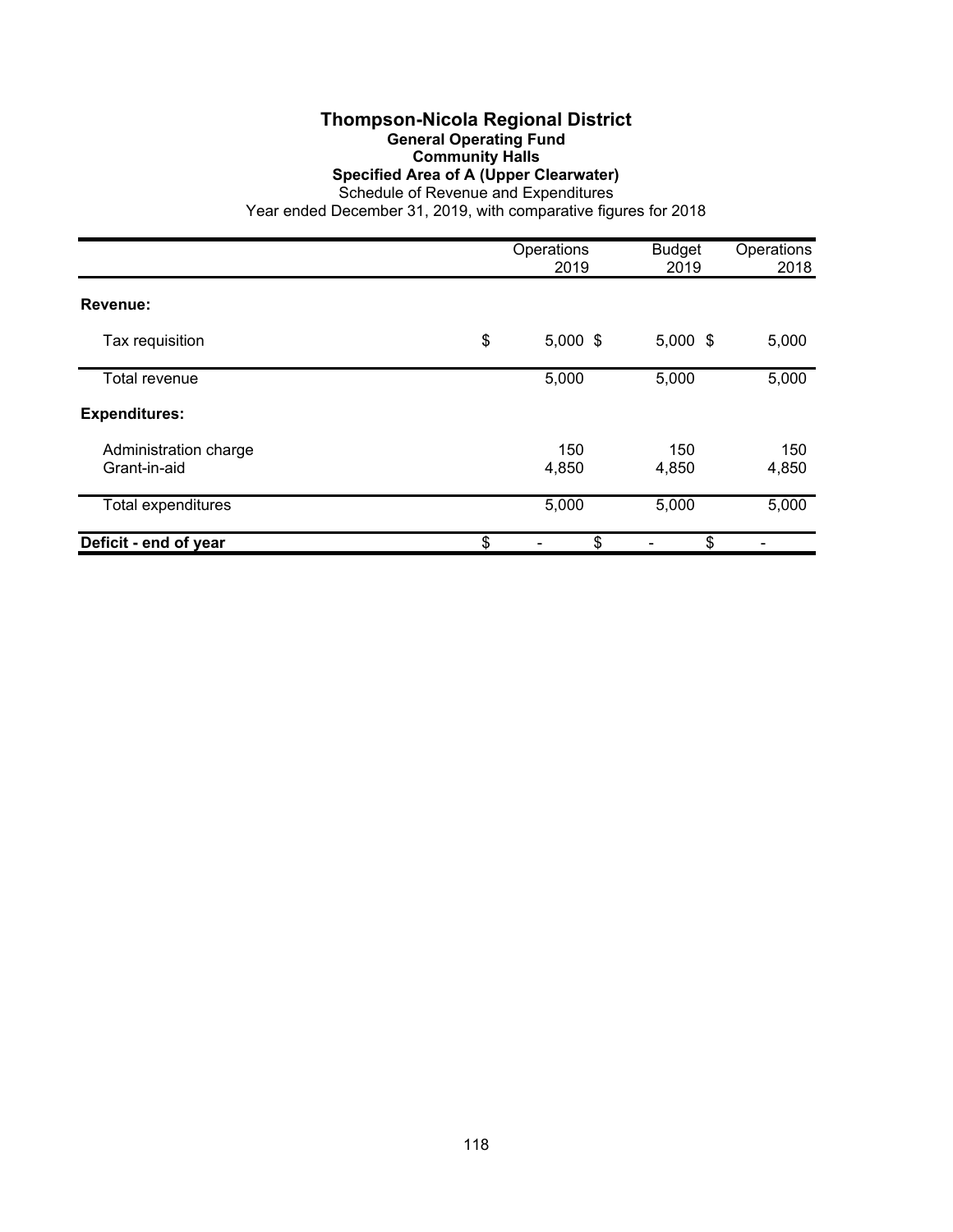# Thompson-Nicola Regional District

## General Operating Fund

## Community Halls

## Specified Area of A (Upper Clearwater)

Schedule of Revenue and Expenditures

Year ended December 31, 2019, with comparative figures for 2018

| | Operations 2019 | Budget 2019 | Operations 2018 |
|---|---|---|---|
| **Revenue:** | | | |
| Tax requisition | $ 5,000 | $ 5,000 | $ 5,000 |
| Total revenue | 5,000 | 5,000 | 5,000 |
| **Expenditures:** | | | |
| Administration charge | 150 | 150 | 150 |
| Grant-in-aid | 4,850 | 4,850 | 4,850 |
| Total expenditures | 5,000 | 5,000 | 5,000 |
| **Deficit - end of year** | $ - | $ - | $ - |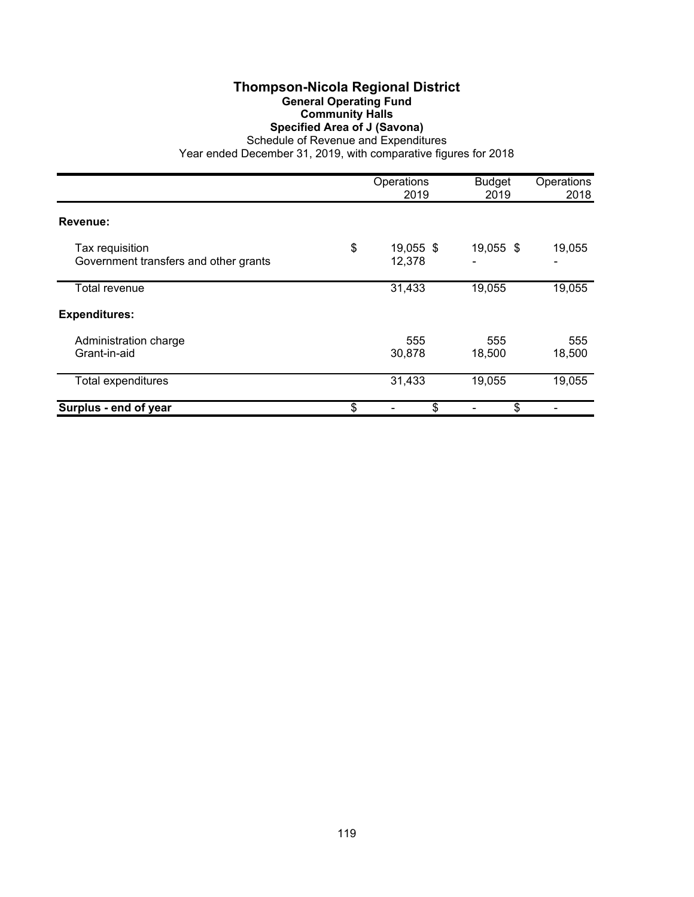# Thompson-Nicola Regional District

## General Operating Fund

### Community Halls

### Specified Area of J (Savona)

Schedule of Revenue and Expenditures

Year ended December 31, 2019, with comparative figures for 2018

| | Operations 2019 | Budget 2019 | Operations 2018 |
|---|---|---|---|
| **Revenue:** | | | |
| Tax requisition | $ 19,055 | $ 19,055 | $ 19,055 |
| Government transfers and other grants | 12,378 | - | - |
| Total revenue | 31,433 | 19,055 | 19,055 |
| **Expenditures:** | | | |
| Administration charge | 555 | 555 | 555 |
| Grant-in-aid | 30,878 | 18,500 | 18,500 |
| Total expenditures | 31,433 | 19,055 | 19,055 |
| **Surplus - end of year** | $ - | $ - | $ - |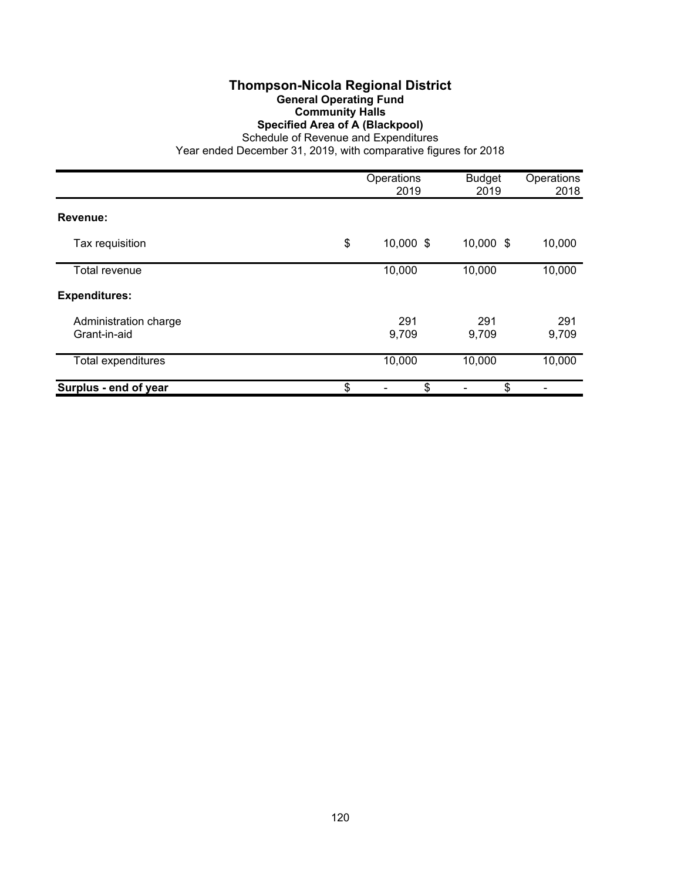# Thompson-Nicola Regional District

## General Operating Fund

### Community Halls

### Specified Area of A (Blackpool)

Schedule of Revenue and Expenditures

Year ended December 31, 2019, with comparative figures for 2018

| | Operations 2019 | Budget 2019 | Operations 2018 |
|---|---|---|---|
| **Revenue:** | | | |
| Tax requisition | $ 10,000 | $ 10,000 | $ 10,000 |
| Total revenue | 10,000 | 10,000 | 10,000 |
| **Expenditures:** | | | |
| Administration charge | 291 | 291 | 291 |
| Grant-in-aid | 9,709 | 9,709 | 9,709 |
| Total expenditures | 10,000 | 10,000 | 10,000 |
| **Surplus - end of year** | $ - | $ - | $ - |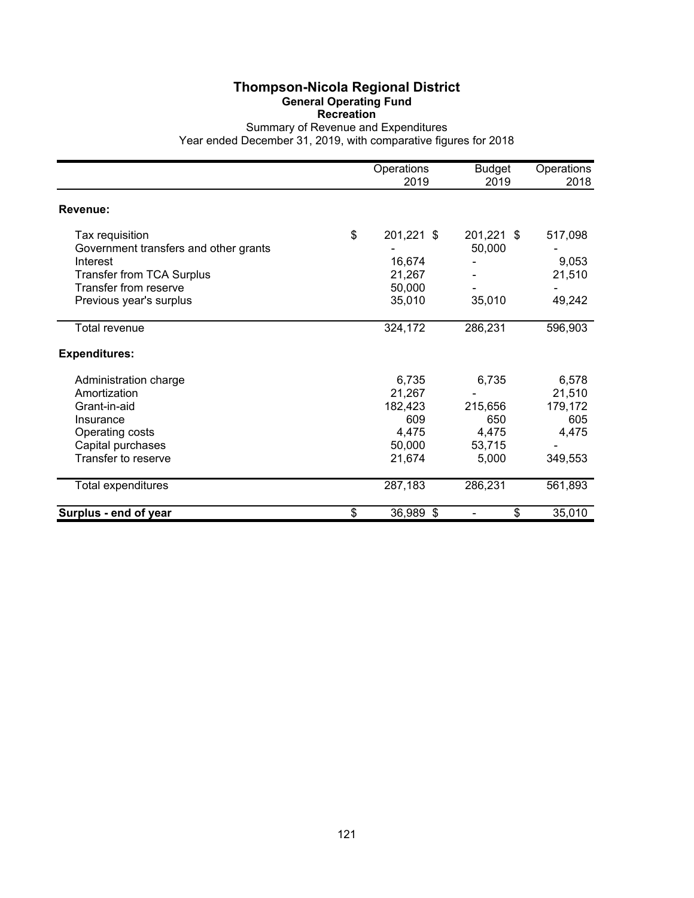# Thompson-Nicola Regional District

## General Operating Fund

### Recreation

Summary of Revenue and Expenditures

Year ended December 31, 2019, with comparative figures for 2018

| | Operations 2019 | Budget 2019 | Operations 2018 |
|---|---|---|---|
| **Revenue:** | | | |
| Tax requisition | $ 201,221 | $ 201,221 | $ 517,098 |
| Government transfers and other grants | - | 50,000 | - |
| Interest | 16,674 | - | 9,053 |
| Transfer from TCA Surplus | 21,267 | - | 21,510 |
| Transfer from reserve | 50,000 | - | - |
| Previous year's surplus | 35,010 | 35,010 | 49,242 |
| Total revenue | 324,172 | 286,231 | 596,903 |
| **Expenditures:** | | | |
| Administration charge | 6,735 | 6,735 | 6,578 |
| Amortization | 21,267 | - | 21,510 |
| Grant-in-aid | 182,423 | 215,656 | 179,172 |
| Insurance | 609 | 650 | 605 |
| Operating costs | 4,475 | 4,475 | 4,475 |
| Capital purchases | 50,000 | 53,715 | - |
| Transfer to reserve | 21,674 | 5,000 | 349,553 |
| Total expenditures | 287,183 | 286,231 | 561,893 |
| **Surplus - end of year** | $ 36,989 | $ - | $ 35,010 |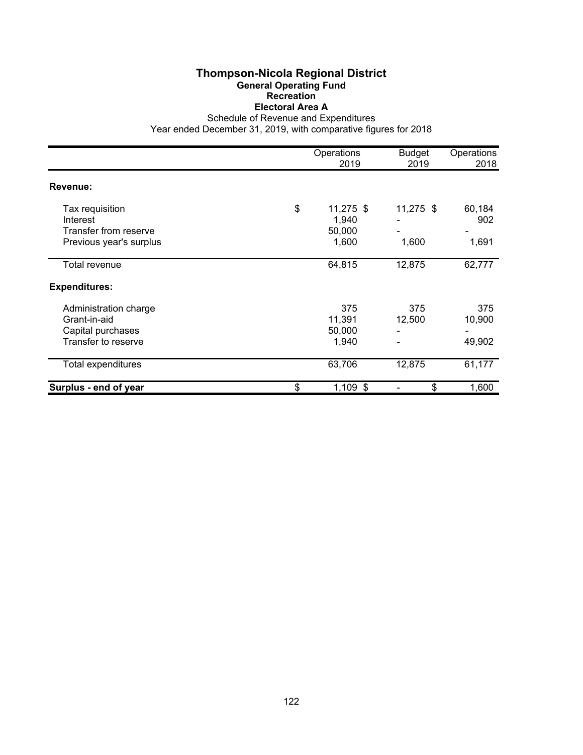# Thompson-Nicola Regional District

## General Operating Fund

### Recreation

### Electoral Area A

Schedule of Revenue and Expenditures

Year ended December 31, 2019, with comparative figures for 2018

| | Operations 2019 | Budget 2019 | Operations 2018 |
|---|---|---|---|
| **Revenue:** | | | |
| Tax requisition | $ 11,275 | $ 11,275 | $ 60,184 |
| Interest | 1,940 | - | 902 |
| Transfer from reserve | 50,000 | - | - |
| Previous year's surplus | 1,600 | 1,600 | 1,691 |
| Total revenue | 64,815 | 12,875 | 62,777 |
| **Expenditures:** | | | |
| Administration charge | 375 | 375 | 375 |
| Grant-in-aid | 11,391 | 12,500 | 10,900 |
| Capital purchases | 50,000 | - | - |
| Transfer to reserve | 1,940 | - | 49,902 |
| Total expenditures | 63,706 | 12,875 | 61,177 |
| **Surplus - end of year** | $ 1,109 | $ - | $ 1,600 |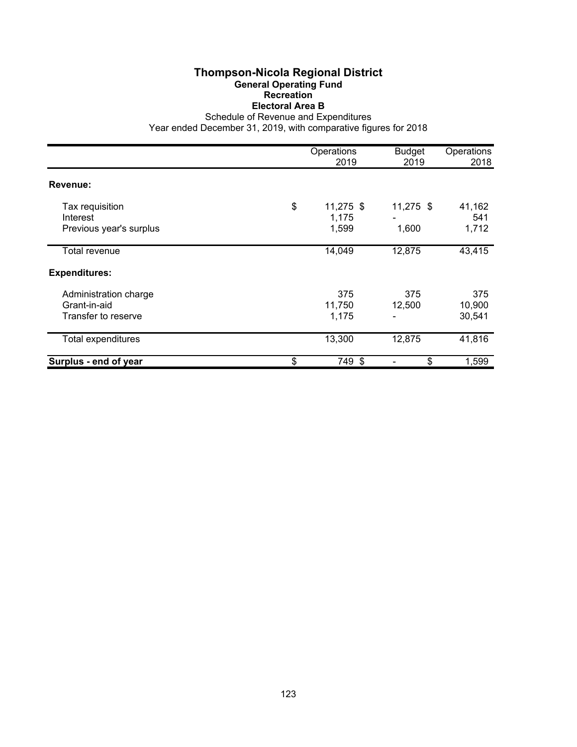# Thompson-Nicola Regional District

## General Operating Fund

### Recreation

### Electoral Area B

Schedule of Revenue and Expenditures

Year ended December 31, 2019, with comparative figures for 2018

| | Operations 2019 | Budget 2019 | Operations 2018 |
|---|---|---|---|
| **Revenue:** | | | |
| Tax requisition | $ 11,275 | $ 11,275 | $ 41,162 |
| Interest | 1,175 | - | 541 |
| Previous year's surplus | 1,599 | 1,600 | 1,712 |
| Total revenue | 14,049 | 12,875 | 43,415 |
| **Expenditures:** | | | |
| Administration charge | 375 | 375 | 375 |
| Grant-in-aid | 11,750 | 12,500 | 10,900 |
| Transfer to reserve | 1,175 | - | 30,541 |
| Total expenditures | 13,300 | 12,875 | 41,816 |
| **Surplus - end of year** | $ 749 | $ - | $ 1,599 |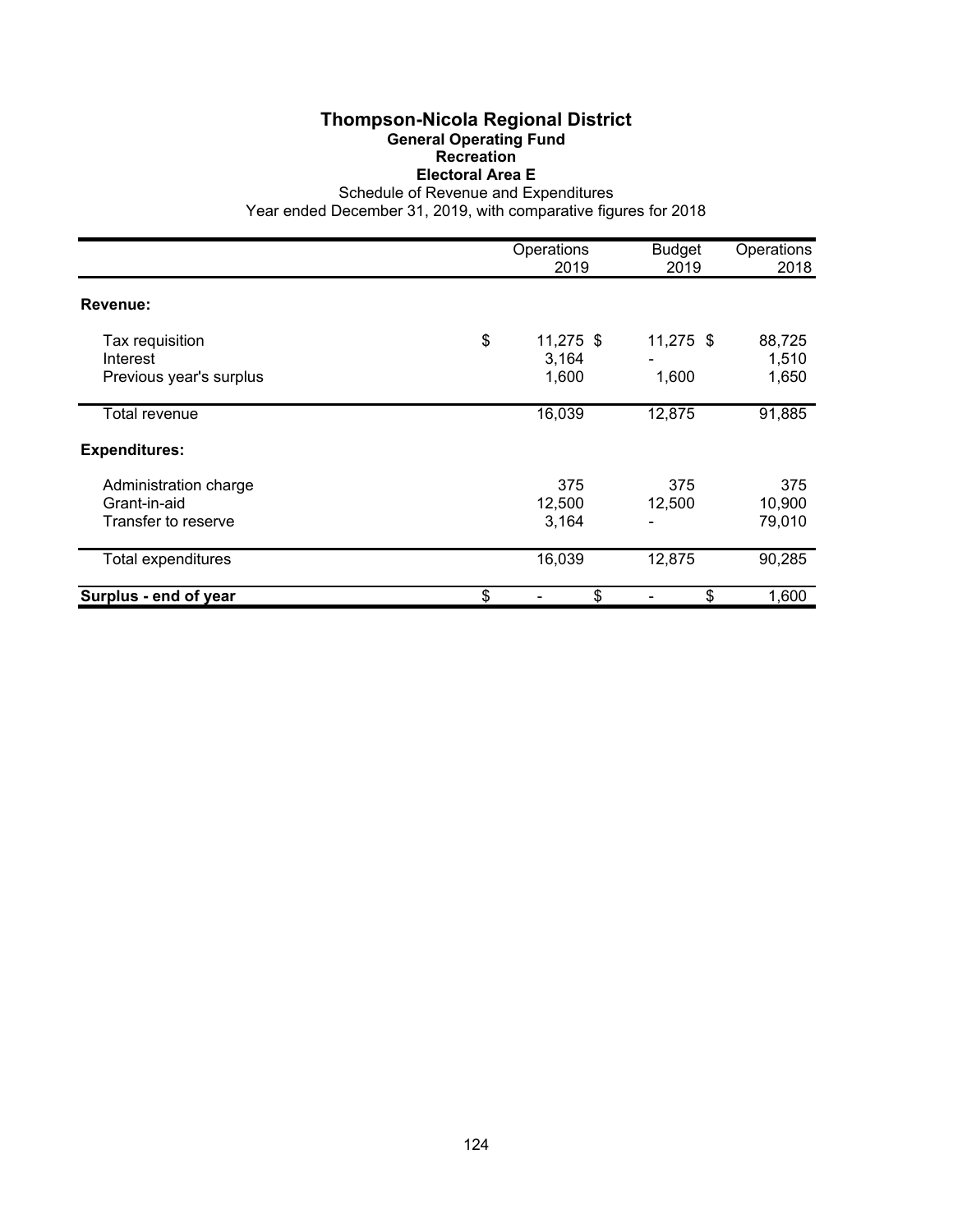# Thompson-Nicola Regional District

## General Operating Fund

### Recreation

### Electoral Area E

Schedule of Revenue and Expenditures

Year ended December 31, 2019, with comparative figures for 2018

| | Operations 2019 | Budget 2019 | Operations 2018 |
|---|---|---|---|
| **Revenue:** | | | |
| Tax requisition | $ 11,275 | $ 11,275 | $ 88,725 |
| Interest | 3,164 | - | 1,510 |
| Previous year's surplus | 1,600 | 1,600 | 1,650 |
| Total revenue | 16,039 | 12,875 | 91,885 |
| **Expenditures:** | | | |
| Administration charge | 375 | 375 | 375 |
| Grant-in-aid | 12,500 | 12,500 | 10,900 |
| Transfer to reserve | 3,164 | - | 79,010 |
| Total expenditures | 16,039 | 12,875 | 90,285 |
| **Surplus - end of year** | $ - | $ - | $ 1,600 |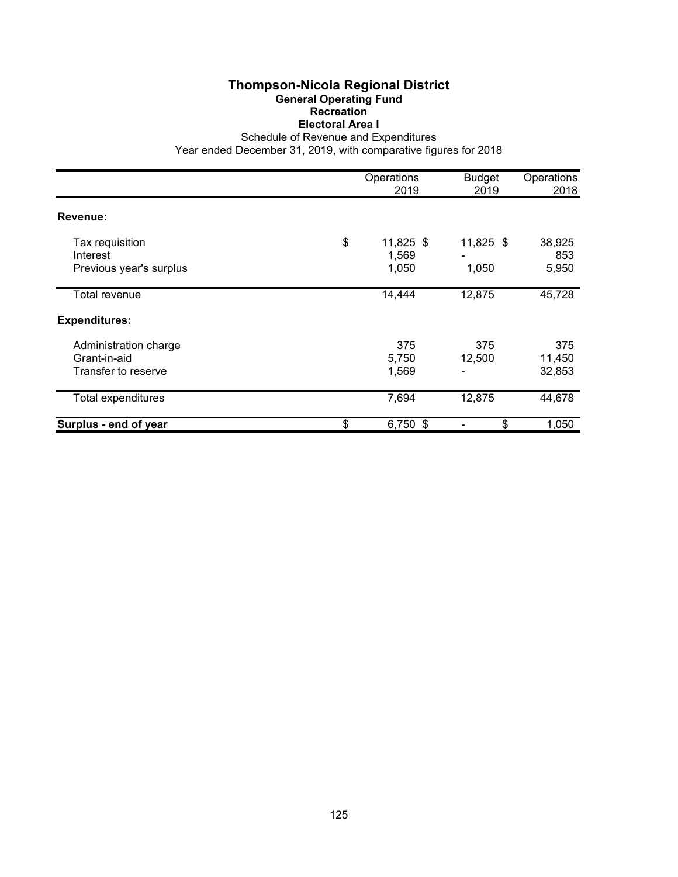# Thompson-Nicola Regional District

## General Operating Fund

### Recreation

### Electoral Area I

Schedule of Revenue and Expenditures

Year ended December 31, 2019, with comparative figures for 2018

| | Operations 2019 | Budget 2019 | Operations 2018 |
|---|---|---|---|
| **Revenue:** | | | |
| Tax requisition | $ 11,825 | $ 11,825 | $ 38,925 |
| Interest | 1,569 | - | 853 |
| Previous year's surplus | 1,050 | 1,050 | 5,950 |
| Total revenue | 14,444 | 12,875 | 45,728 |
| **Expenditures:** | | | |
| Administration charge | 375 | 375 | 375 |
| Grant-in-aid | 5,750 | 12,500 | 11,450 |
| Transfer to reserve | 1,569 | - | 32,853 |
| Total expenditures | 7,694 | 12,875 | 44,678 |
| **Surplus - end of year** | $ 6,750 | $ - | $ 1,050 |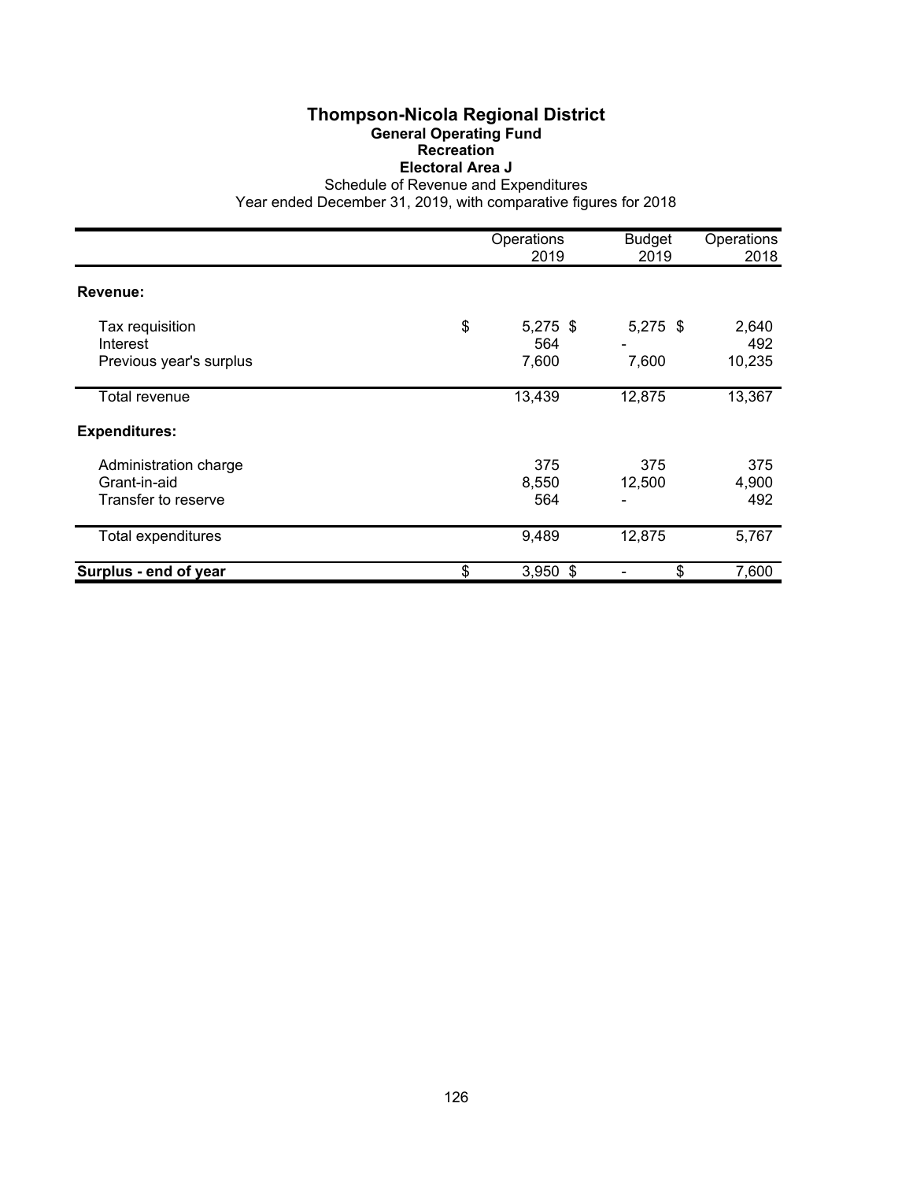# Thompson-Nicola Regional District

## General Operating Fund

### Recreation

### Electoral Area J

Schedule of Revenue and Expenditures

Year ended December 31, 2019, with comparative figures for 2018

| | Operations 2019 | Budget 2019 | Operations 2018 |
|---|---|---|---|
| **Revenue:** | | | |
| Tax requisition | $ 5,275 | $ 5,275 | $ 2,640 |
| Interest | 564 | - | 492 |
| Previous year's surplus | 7,600 | 7,600 | 10,235 |
| Total revenue | 13,439 | 12,875 | 13,367 |
| **Expenditures:** | | | |
| Administration charge | 375 | 375 | 375 |
| Grant-in-aid | 8,550 | 12,500 | 4,900 |
| Transfer to reserve | 564 | - | 492 |
| Total expenditures | 9,489 | 12,875 | 5,767 |
| **Surplus - end of year** | $ 3,950 | $ - | $ 7,600 |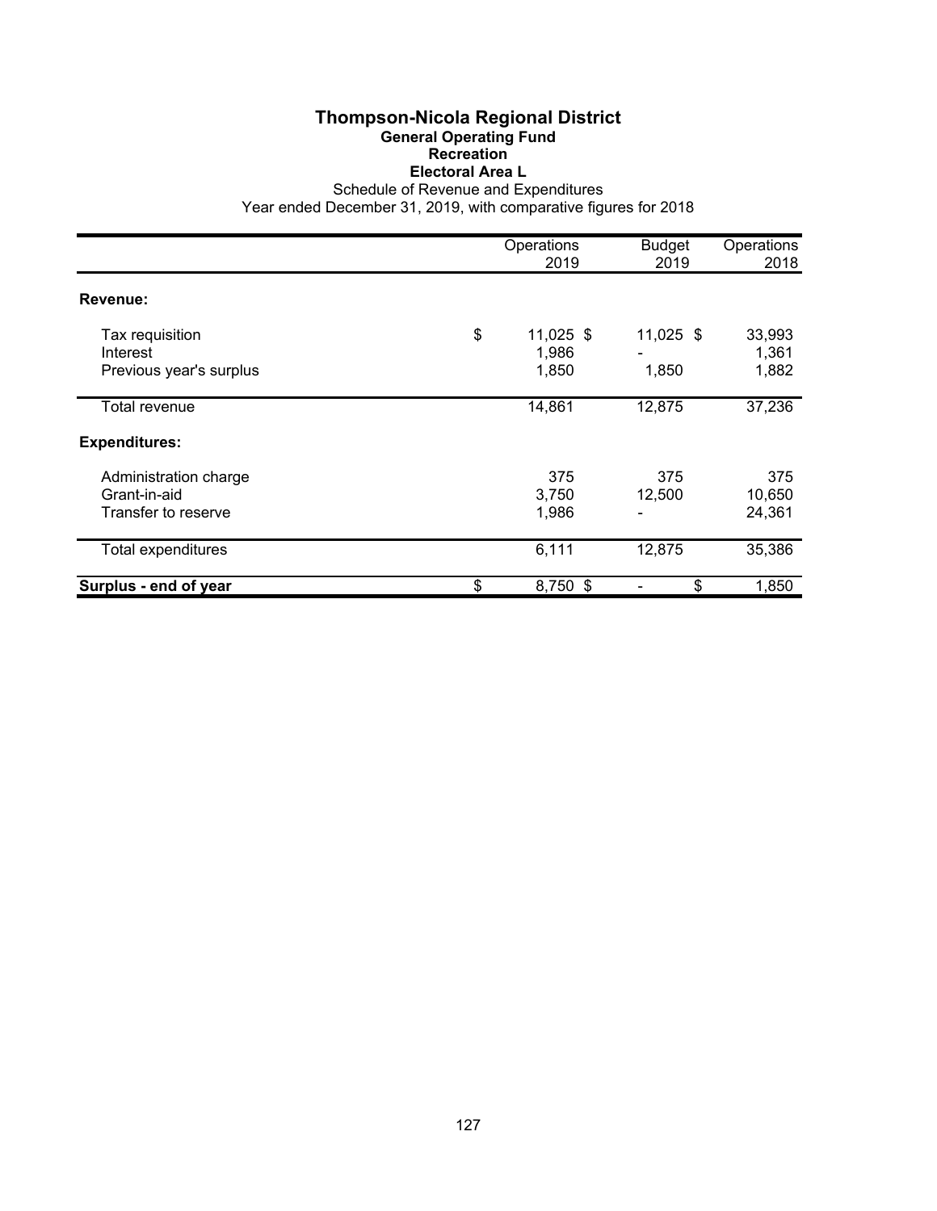# Thompson-Nicola Regional District
## General Operating Fund
### Recreation
### Electoral Area L

Schedule of Revenue and Expenditures
Year ended December 31, 2019, with comparative figures for 2018

| | Operations 2019 | Budget 2019 | Operations 2018 |
|---|---|---|---|
| **Revenue:** | | | |
| Tax requisition | $ 11,025 | $ 11,025 | $ 33,993 |
| Interest | 1,986 | - | 1,361 |
| Previous year's surplus | 1,850 | 1,850 | 1,882 |
| Total revenue | 14,861 | 12,875 | 37,236 |
| **Expenditures:** | | | |
| Administration charge | 375 | 375 | 375 |
| Grant-in-aid | 3,750 | 12,500 | 10,650 |
| Transfer to reserve | 1,986 | - | 24,361 |
| Total expenditures | 6,111 | 12,875 | 35,386 |
| **Surplus - end of year** | $ 8,750 | $ - | $ 1,850 |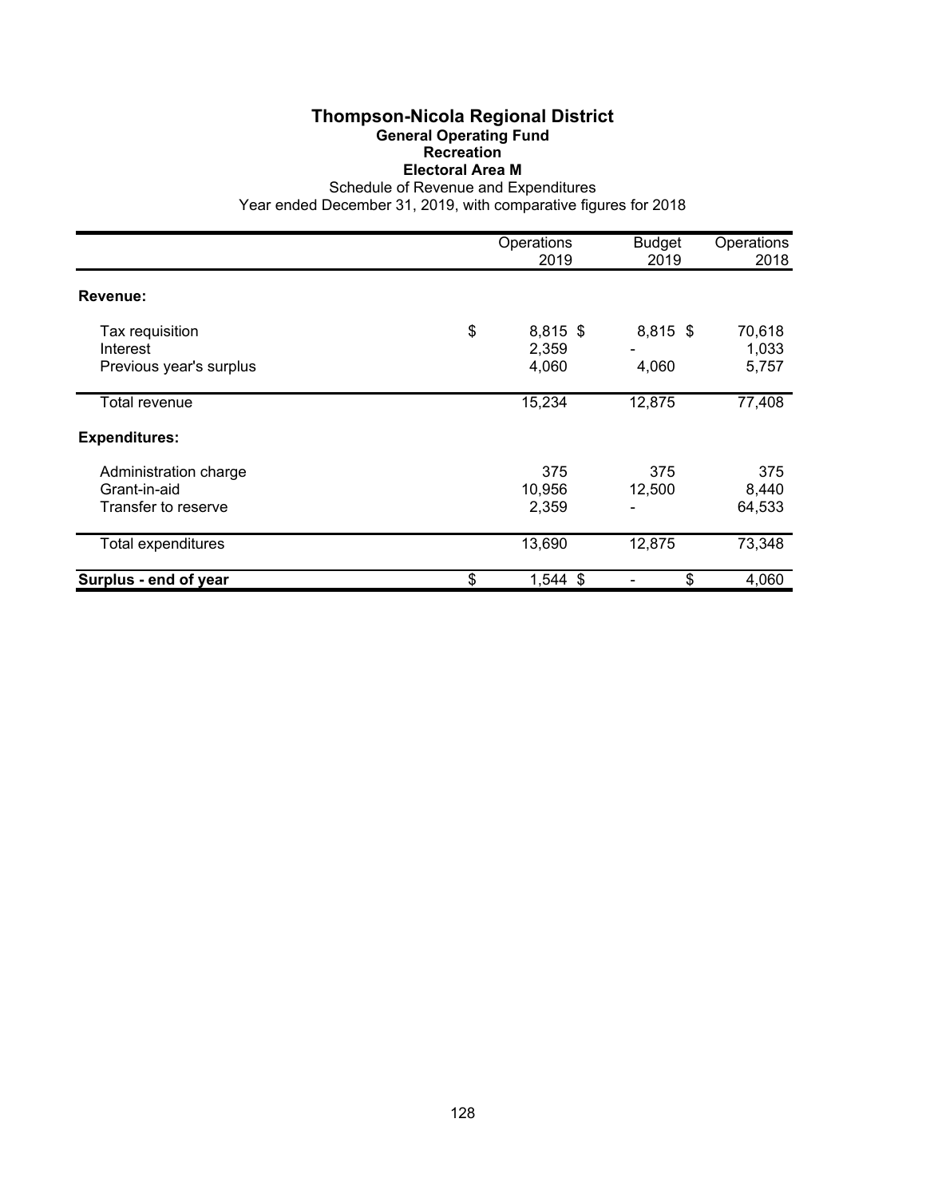# Thompson-Nicola Regional District

## General Operating Fund

## Recreation

## Electoral Area M

Schedule of Revenue and Expenditures

Year ended December 31, 2019, with comparative figures for 2018

| | Operations 2019 | Budget 2019 | Operations 2018 |
|---|---|---|---|
| **Revenue:** | | | |
| Tax requisition | $ 8,815 | $ 8,815 | $ 70,618 |
| Interest | 2,359 | - | 1,033 |
| Previous year's surplus | 4,060 | 4,060 | 5,757 |
| Total revenue | 15,234 | 12,875 | 77,408 |
| **Expenditures:** | | | |
| Administration charge | 375 | 375 | 375 |
| Grant-in-aid | 10,956 | 12,500 | 8,440 |
| Transfer to reserve | 2,359 | - | 64,533 |
| Total expenditures | 13,690 | 12,875 | 73,348 |
| **Surplus - end of year** | $ 1,544 | $ - | $ 4,060 |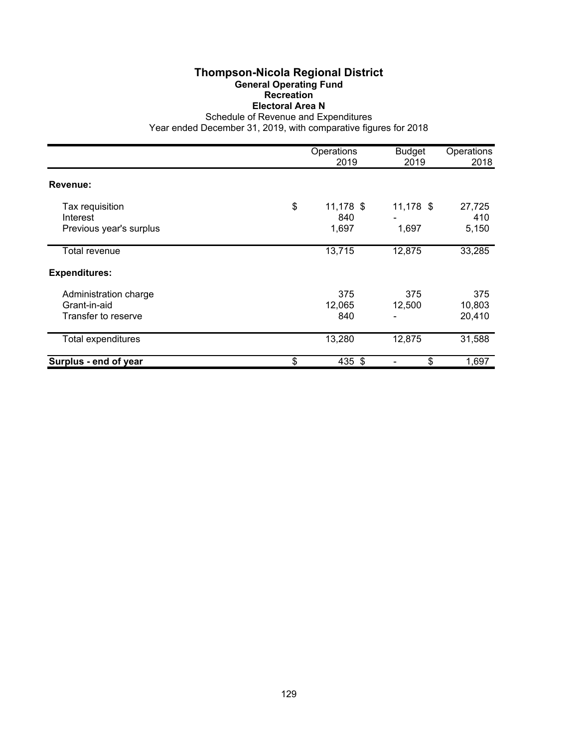# Thompson-Nicola Regional District

## General Operating Fund

### Recreation

### Electoral Area N

Schedule of Revenue and Expenditures

Year ended December 31, 2019, with comparative figures for 2018

| | Operations 2019 | Budget 2019 | Operations 2018 |
|---|---|---|---|
| **Revenue:** | | | |
| Tax requisition | $ 11,178 | $ 11,178 | $ 27,725 |
| Interest | 840 | - | 410 |
| Previous year's surplus | 1,697 | 1,697 | 5,150 |
| Total revenue | 13,715 | 12,875 | 33,285 |
| **Expenditures:** | | | |
| Administration charge | 375 | 375 | 375 |
| Grant-in-aid | 12,065 | 12,500 | 10,803 |
| Transfer to reserve | 840 | - | 20,410 |
| Total expenditures | 13,280 | 12,875 | 31,588 |
| **Surplus - end of year** | $ 435 | $ - | $ 1,697 |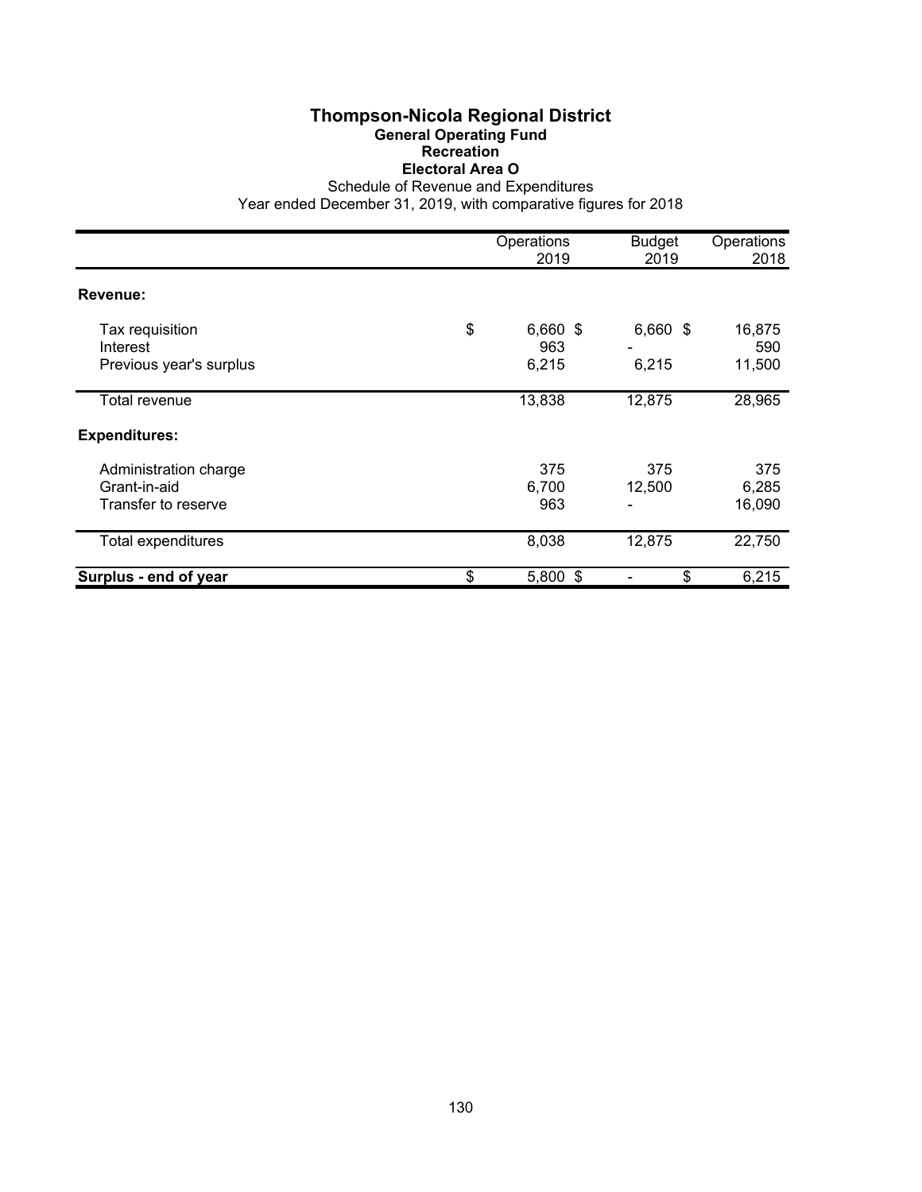# Thompson-Nicola Regional District

## General Operating Fund

### Recreation

### Electoral Area O

Schedule of Revenue and Expenditures

Year ended December 31, 2019, with comparative figures for 2018

| | Operations 2019 | Budget 2019 | Operations 2018 |
|---|---|---|---|
| **Revenue:** | | | |
| Tax requisition | $ 6,660 | $ 6,660 | $ 16,875 |
| Interest | 963 | - | 590 |
| Previous year's surplus | 6,215 | 6,215 | 11,500 |
| Total revenue | 13,838 | 12,875 | 28,965 |
| **Expenditures:** | | | |
| Administration charge | 375 | 375 | 375 |
| Grant-in-aid | 6,700 | 12,500 | 6,285 |
| Transfer to reserve | 963 | - | 16,090 |
| Total expenditures | 8,038 | 12,875 | 22,750 |
| **Surplus - end of year** | $ 5,800 | $ - | $ 6,215 |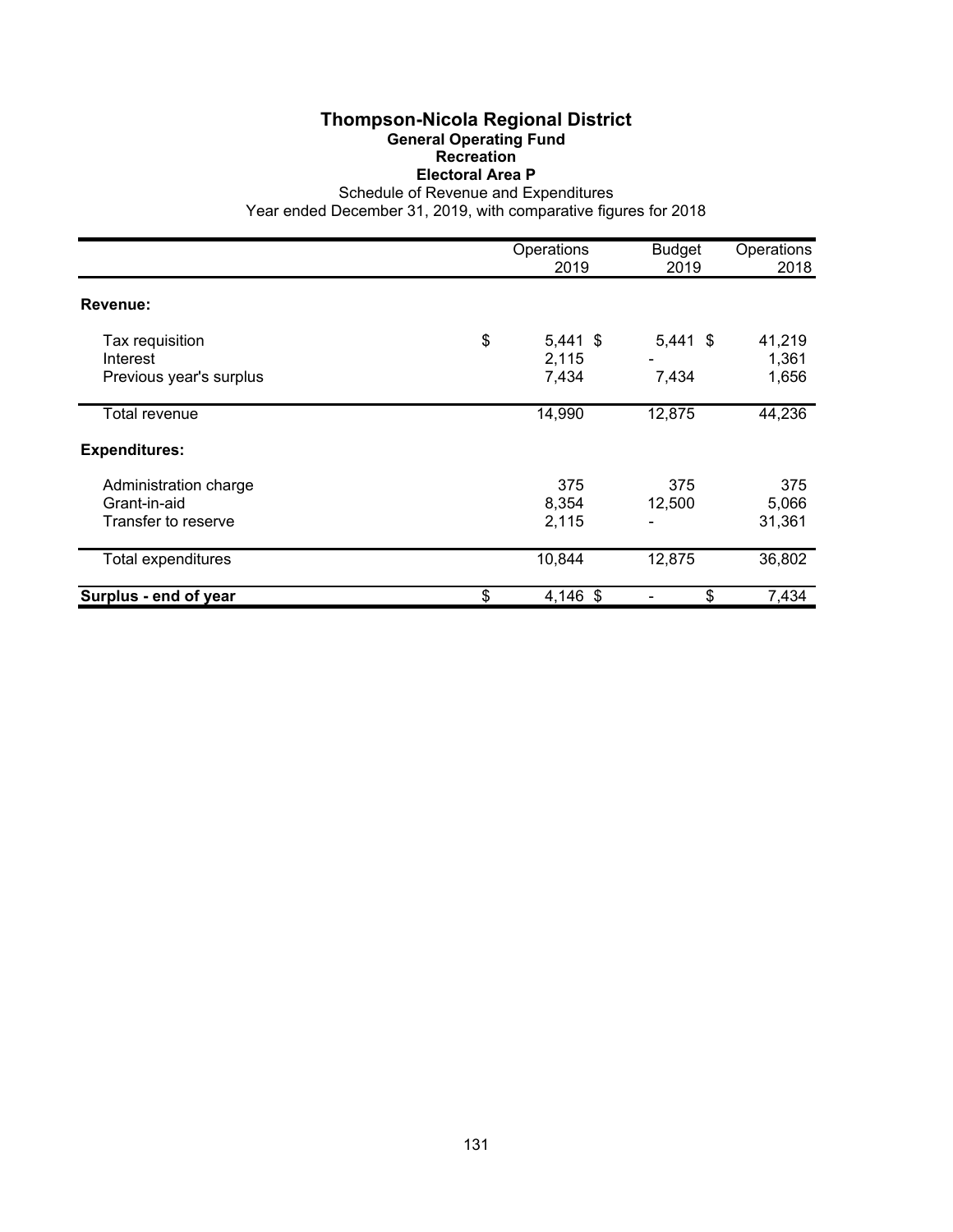# Thompson-Nicola Regional District

## General Operating Fund

### Recreation

### Electoral Area P

Schedule of Revenue and Expenditures

Year ended December 31, 2019, with comparative figures for 2018

| | Operations 2019 | Budget 2019 | Operations 2018 |
|---|---|---|---|
| **Revenue:** | | | |
| Tax requisition | $ 5,441 | $ 5,441 | $ 41,219 |
| Interest | 2,115 | - | 1,361 |
| Previous year's surplus | 7,434 | 7,434 | 1,656 |
| Total revenue | 14,990 | 12,875 | 44,236 |
| **Expenditures:** | | | |
| Administration charge | 375 | 375 | 375 |
| Grant-in-aid | 8,354 | 12,500 | 5,066 |
| Transfer to reserve | 2,115 | - | 31,361 |
| Total expenditures | 10,844 | 12,875 | 36,802 |
| **Surplus - end of year** | $ 4,146 | $ - | $ 7,434 |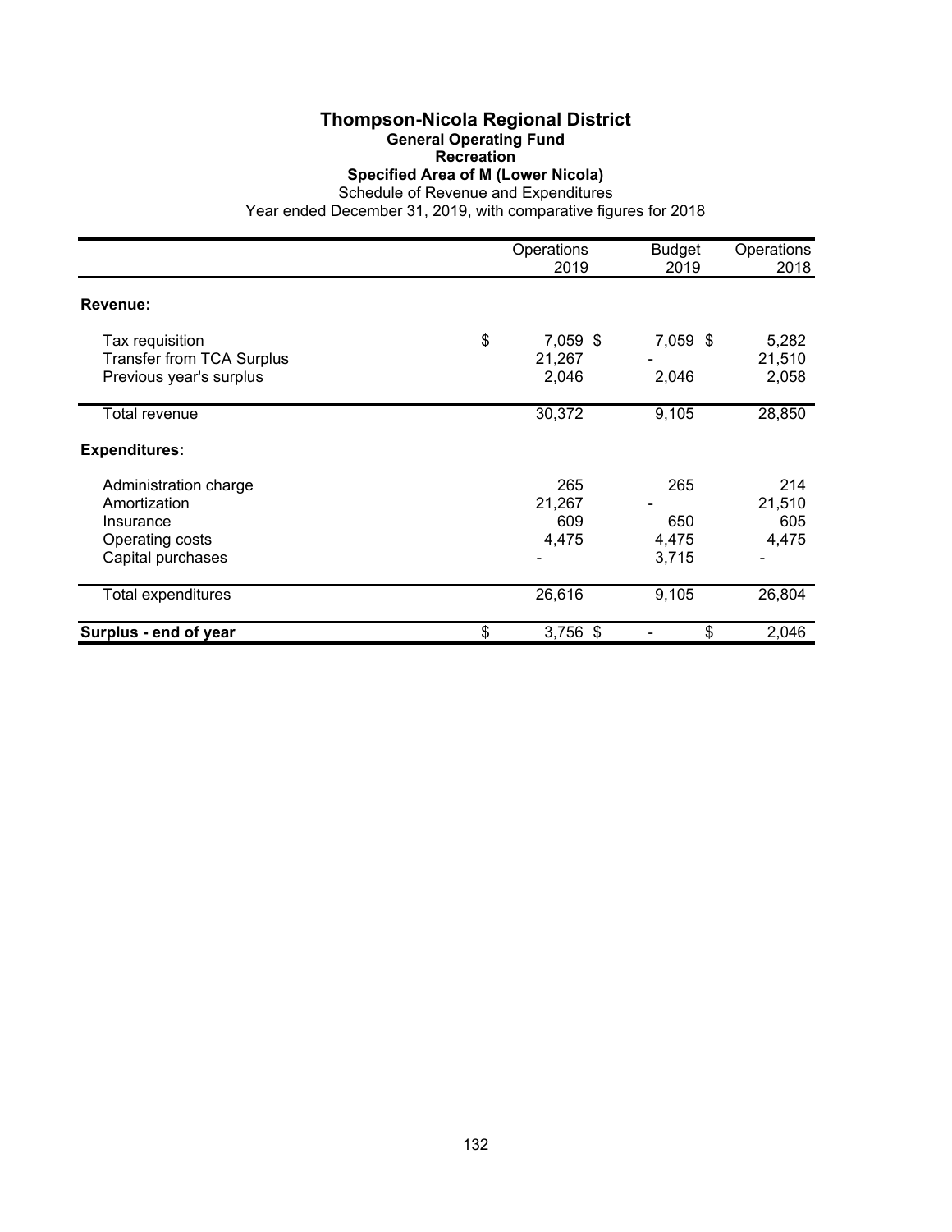# Thompson-Nicola Regional District

## General Operating Fund

### Recreation

### Specified Area of M (Lower Nicola)

Schedule of Revenue and Expenditures

Year ended December 31, 2019, with comparative figures for 2018

| | Operations 2019 | Budget 2019 | Operations 2018 |
|---|---|---|---|
| **Revenue:** | | | |
| Tax requisition | $ 7,059 | $ 7,059 | $ 5,282 |
| Transfer from TCA Surplus | 21,267 | - | 21,510 |
| Previous year's surplus | 2,046 | 2,046 | 2,058 |
| Total revenue | 30,372 | 9,105 | 28,850 |
| **Expenditures:** | | | |
| Administration charge | 265 | 265 | 214 |
| Amortization | 21,267 | - | 21,510 |
| Insurance | 609 | 650 | 605 |
| Operating costs | 4,475 | 4,475 | 4,475 |
| Capital purchases | - | 3,715 | - |
| Total expenditures | 26,616 | 9,105 | 26,804 |
| **Surplus - end of year** | $ 3,756 | $ - | $ 2,046 |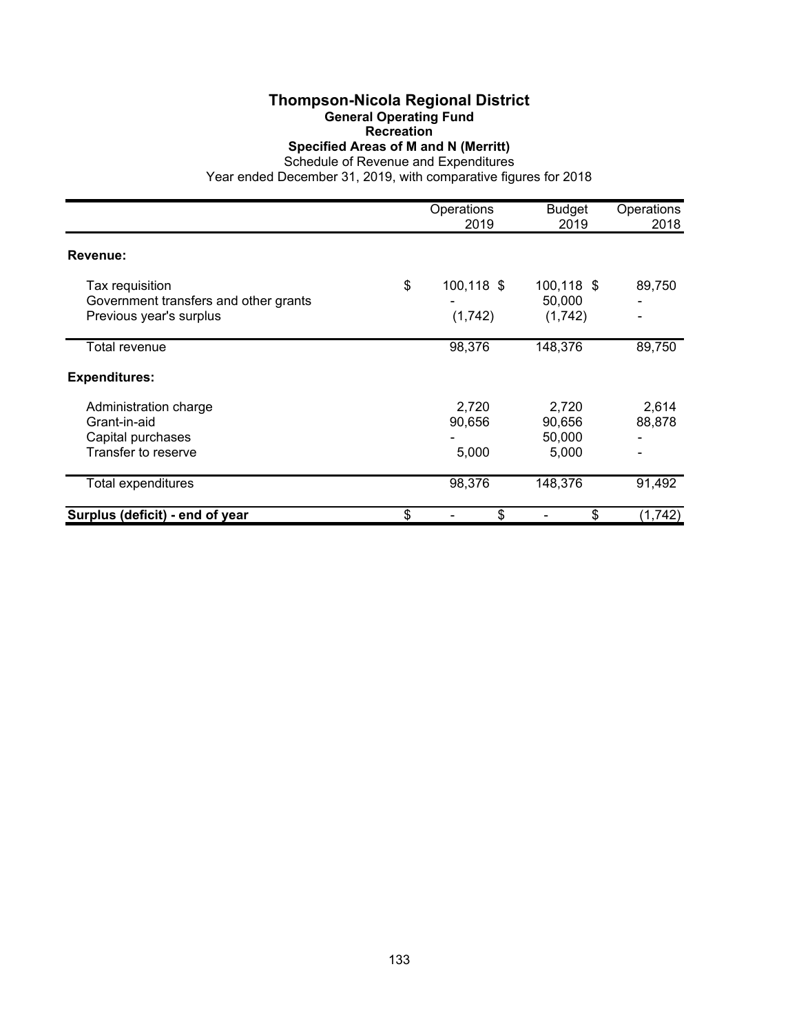# Thompson-Nicola Regional District

## General Operating Fund

### Recreation

### Specified Areas of M and N (Merritt)

Schedule of Revenue and Expenditures

Year ended December 31, 2019, with comparative figures for 2018

| | Operations 2019 | Budget 2019 | Operations 2018 |
|---|---|---|---|
| **Revenue:** | | | |
| Tax requisition | $ 100,118 | $ 100,118 | $ 89,750 |
| Government transfers and other grants | - | 50,000 | - |
| Previous year's surplus | (1,742) | (1,742) | - |
| Total revenue | 98,376 | 148,376 | 89,750 |
| **Expenditures:** | | | |
| Administration charge | 2,720 | 2,720 | 2,614 |
| Grant-in-aid | 90,656 | 90,656 | 88,878 |
| Capital purchases | - | 50,000 | - |
| Transfer to reserve | 5,000 | 5,000 | - |
| Total expenditures | 98,376 | 148,376 | 91,492 |
| **Surplus (deficit) - end of year** | $ - | $ - | $ (1,742) |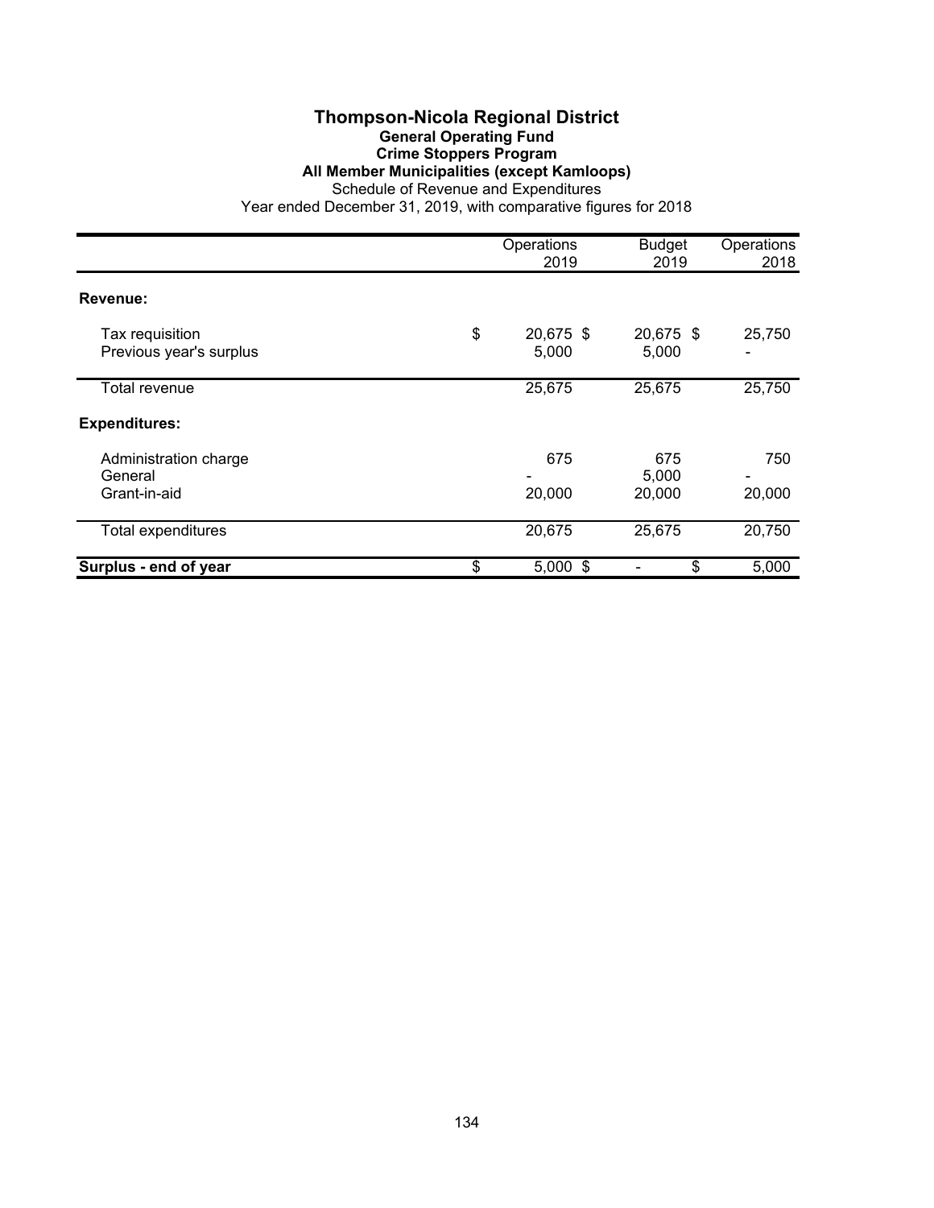# Thompson-Nicola Regional District

## General Operating Fund

### Crime Stoppers Program

### All Member Municipalities (except Kamloops)

Schedule of Revenue and Expenditures

Year ended December 31, 2019, with comparative figures for 2018

| | Operations 2019 | Budget 2019 | Operations 2018 |
|---|---|---|---|
| **Revenue:** | | | |
| Tax requisition | $ 20,675 | $ 20,675 | $ 25,750 |
| Previous year's surplus | 5,000 | 5,000 | - |
| Total revenue | 25,675 | 25,675 | 25,750 |
| **Expenditures:** | | | |
| Administration charge | 675 | 675 | 750 |
| General | - | 5,000 | - |
| Grant-in-aid | 20,000 | 20,000 | 20,000 |
| Total expenditures | 20,675 | 25,675 | 20,750 |
| **Surplus - end of year** | $ 5,000 | $ - | $ 5,000 |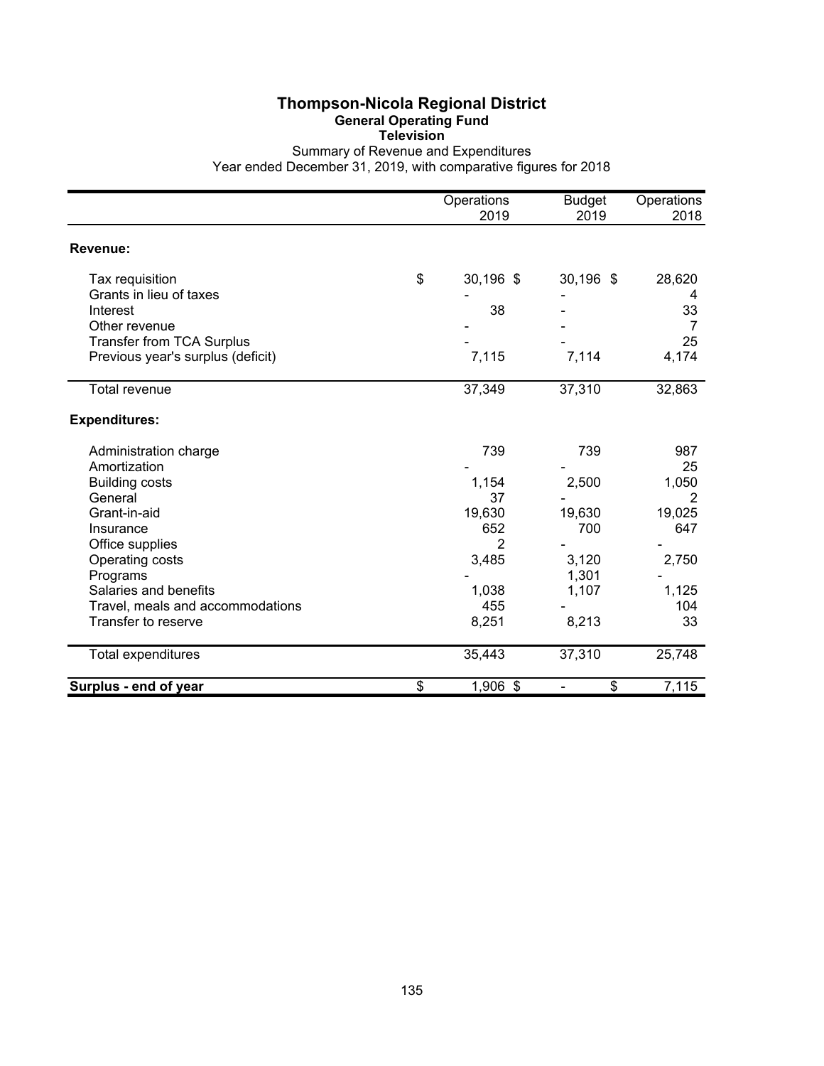# Thompson-Nicola Regional District

## General Operating Fund

### Television

Summary of Revenue and Expenditures
Year ended December 31, 2019, with comparative figures for 2018

| | Operations 2019 | Budget 2019 | Operations 2018 |
|---|---|---|---|
| **Revenue:** | | | |
| Tax requisition | $ 30,196 | $ 30,196 | $ 28,620 |
| Grants in lieu of taxes | - | - | 4 |
| Interest | 38 | - | 33 |
| Other revenue | - | - | 7 |
| Transfer from TCA Surplus | - | - | 25 |
| Previous year's surplus (deficit) | 7,115 | 7,114 | 4,174 |
| Total revenue | 37,349 | 37,310 | 32,863 |
| **Expenditures:** | | | |
| Administration charge | 739 | 739 | 987 |
| Amortization | - | - | 25 |
| Building costs | 1,154 | 2,500 | 1,050 |
| General | 37 | - | 2 |
| Grant-in-aid | 19,630 | 19,630 | 19,025 |
| Insurance | 652 | 700 | 647 |
| Office supplies | 2 | - | - |
| Operating costs | 3,485 | 3,120 | 2,750 |
| Programs | - | 1,301 | - |
| Salaries and benefits | 1,038 | 1,107 | 1,125 |
| Travel, meals and accommodations | 455 | - | 104 |
| Transfer to reserve | 8,251 | 8,213 | 33 |
| Total expenditures | 35,443 | 37,310 | 25,748 |
| **Surplus - end of year** | $ 1,906 | $ - | $ 7,115 |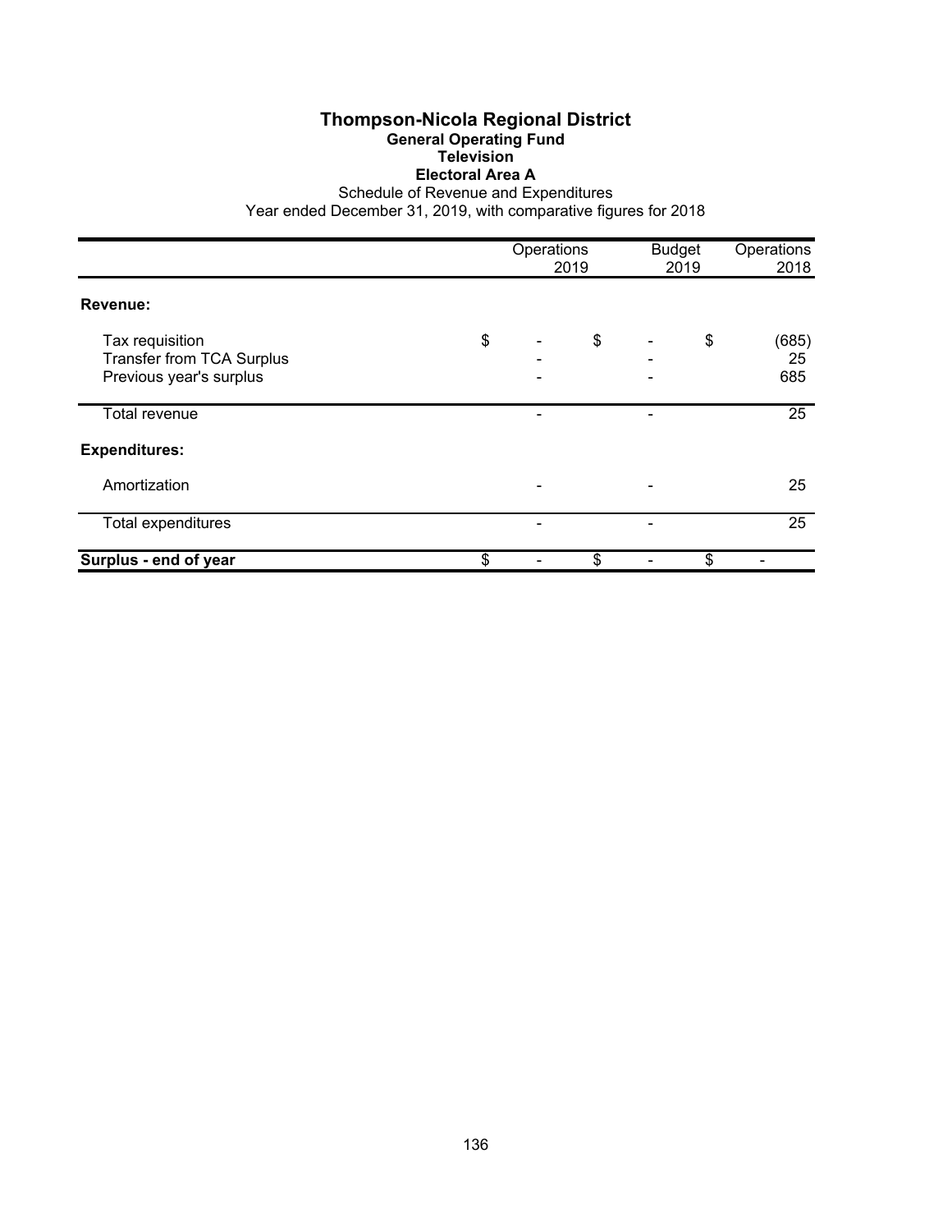# Thompson-Nicola Regional District

## General Operating Fund

### Television

### Electoral Area A

Schedule of Revenue and Expenditures

Year ended December 31, 2019, with comparative figures for 2018

| | Operations 2019 | Budget 2019 | Operations 2018 |
|---|---|---|---|
| **Revenue:** | | | |
| Tax requisition | $ - | $ - | $ (685) |
| Transfer from TCA Surplus | - | - | 25 |
| Previous year's surplus | - | - | 685 |
| Total revenue | - | - | 25 |
| **Expenditures:** | | | |
| Amortization | - | - | 25 |
| Total expenditures | - | - | 25 |
| **Surplus - end of year** | $ - | $ - | $ - |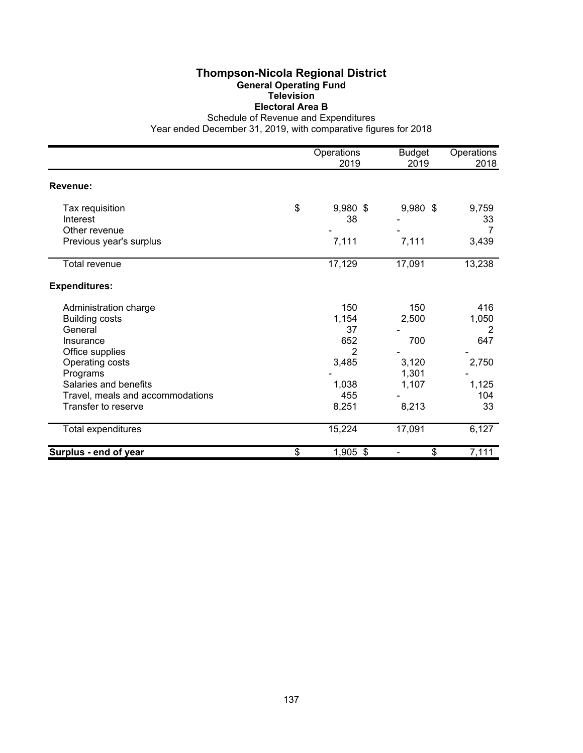# Thompson-Nicola Regional District

## General Operating Fund

### Television

### Electoral Area B

Schedule of Revenue and Expenditures

Year ended December 31, 2019, with comparative figures for 2018

| | Operations 2019 | Budget 2019 | Operations 2018 |
|---|---|---|---|
| **Revenue:** | | | |
| Tax requisition | $ 9,980 | $ 9,980 | $ 9,759 |
| Interest | 38 | - | 33 |
| Other revenue | - | - | 7 |
| Previous year's surplus | 7,111 | 7,111 | 3,439 |
| Total revenue | 17,129 | 17,091 | 13,238 |
| **Expenditures:** | | | |
| Administration charge | 150 | 150 | 416 |
| Building costs | 1,154 | 2,500 | 1,050 |
| General | 37 | - | 2 |
| Insurance | 652 | 700 | 647 |
| Office supplies | 2 | - | - |
| Operating costs | 3,485 | 3,120 | 2,750 |
| Programs | - | 1,301 | - |
| Salaries and benefits | 1,038 | 1,107 | 1,125 |
| Travel, meals and accommodations | 455 | - | 104 |
| Transfer to reserve | 8,251 | 8,213 | 33 |
| Total expenditures | 15,224 | 17,091 | 6,127 |
| **Surplus - end of year** | $ 1,905 | $ - | $ 7,111 |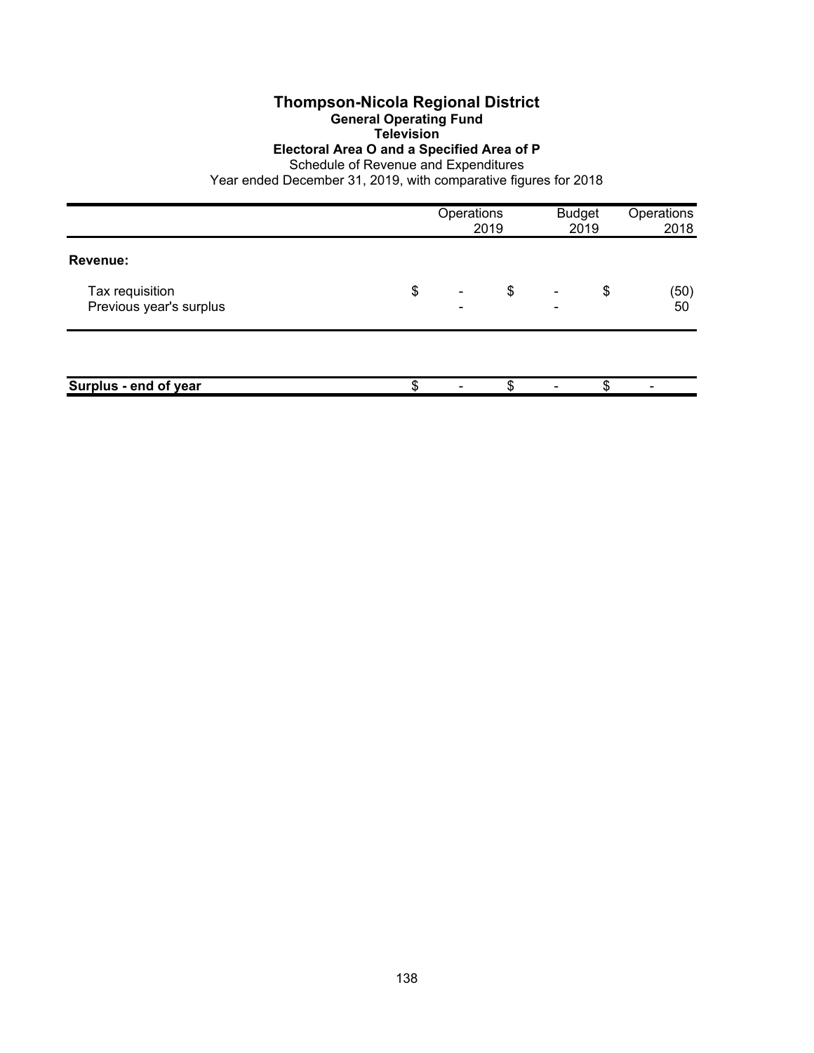# Thompson-Nicola Regional District

## General Operating Fund

### Television

### Electoral Area O and a Specified Area of P

Schedule of Revenue and Expenditures

Year ended December 31, 2019, with comparative figures for 2018

| | Operations 2019 | Budget 2019 | Operations 2018 |
|---|---|---|---|
| **Revenue:** | | | |
| Tax requisition | $ - | $ - | $ (50) |
| Previous year's surplus | - | - | 50 |
| | | | |
| **Surplus - end of year** | $ - | $ - | $ - |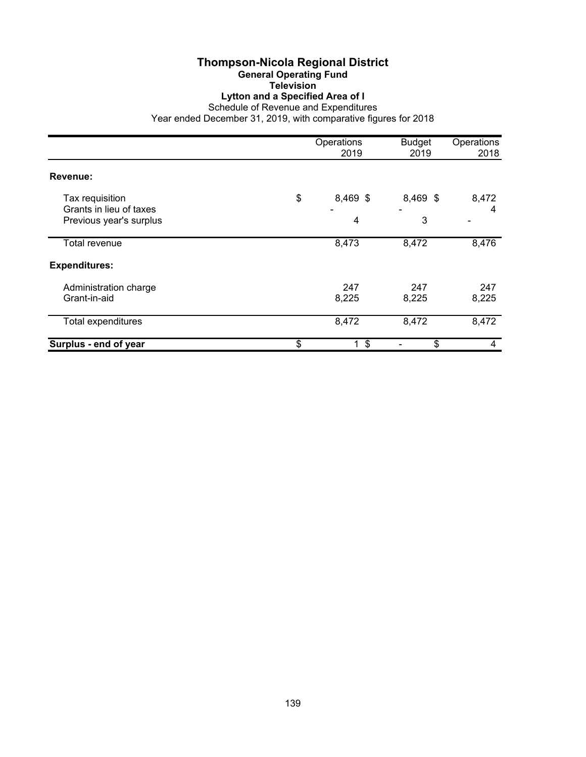# Thompson-Nicola Regional District

## General Operating Fund

### Television

### Lytton and a Specified Area of I

Schedule of Revenue and Expenditures

Year ended December 31, 2019, with comparative figures for 2018

| | Operations 2019 | Budget 2019 | Operations 2018 |
|---|---|---|---|
| **Revenue:** | | | |
| Tax requisition | $ 8,469 | $ 8,469 | $ 8,472 |
| Grants in lieu of taxes | - | - | 4 |
| Previous year's surplus | 4 | 3 | - |
| Total revenue | 8,473 | 8,472 | 8,476 |
| **Expenditures:** | | | |
| Administration charge | 247 | 247 | 247 |
| Grant-in-aid | 8,225 | 8,225 | 8,225 |
| Total expenditures | 8,472 | 8,472 | 8,472 |
| **Surplus - end of year** | $ 1 | $ - | $ 4 |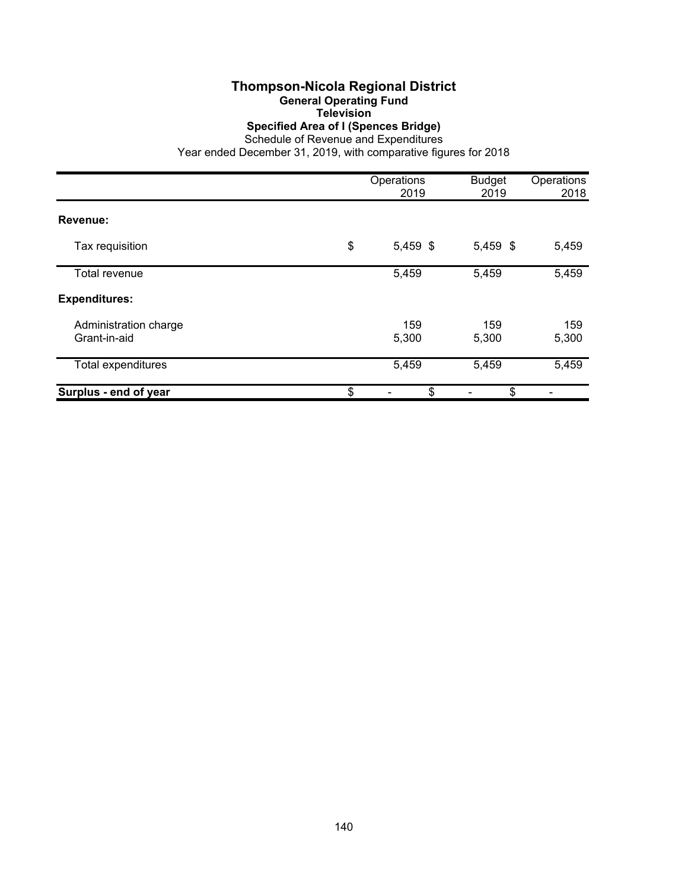# Thompson-Nicola Regional District

## General Operating Fund

### Television

### Specified Area of I (Spences Bridge)

Schedule of Revenue and Expenditures

Year ended December 31, 2019, with comparative figures for 2018

| | Operations 2019 | Budget 2019 | Operations 2018 |
|---|---|---|---|
| **Revenue:** | | | |
| Tax requisition | $ 5,459 | $ 5,459 | $ 5,459 |
| Total revenue | 5,459 | 5,459 | 5,459 |
| **Expenditures:** | | | |
| Administration charge | 159 | 159 | 159 |
| Grant-in-aid | 5,300 | 5,300 | 5,300 |
| Total expenditures | 5,459 | 5,459 | 5,459 |
| **Surplus - end of year** | $ - | $ - | $ - |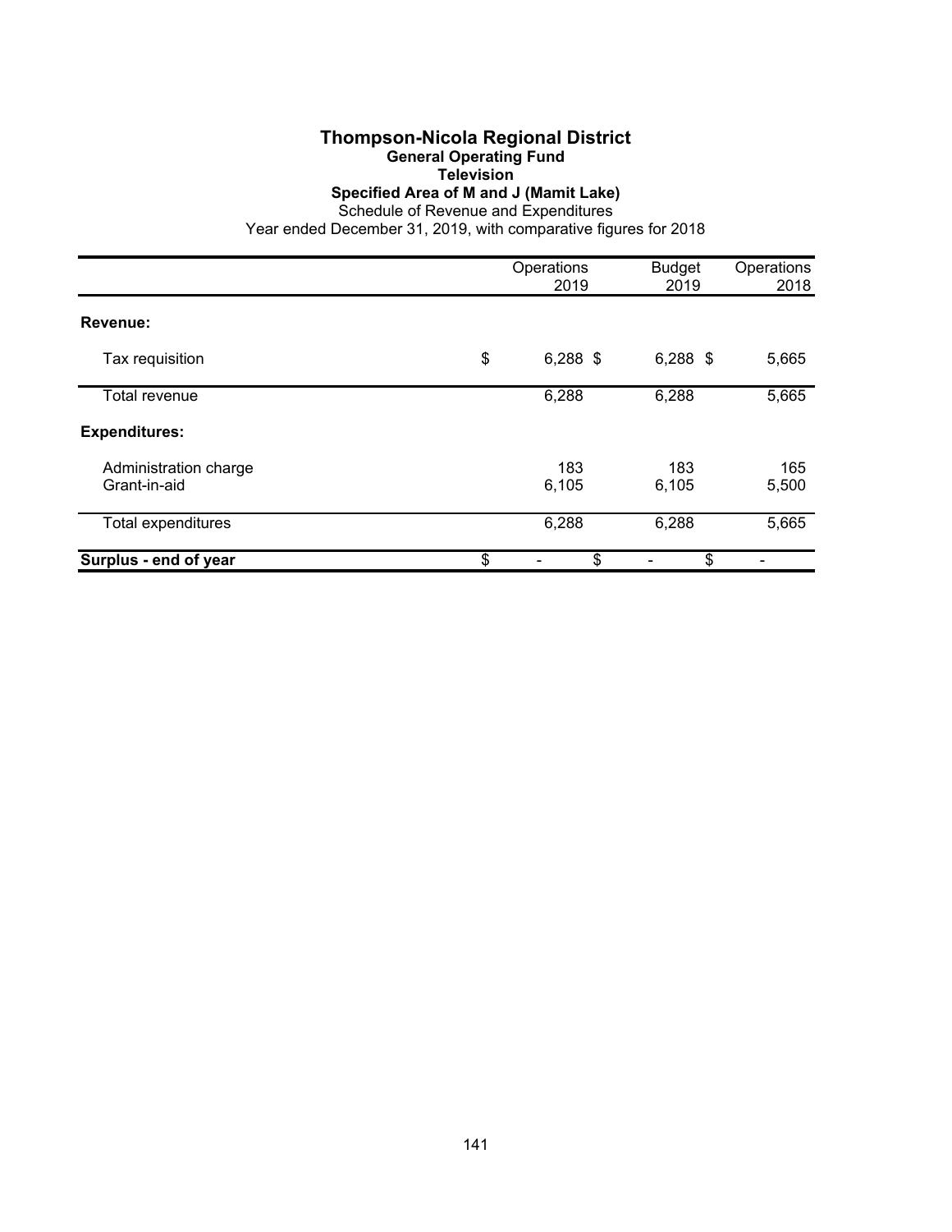# Thompson-Nicola Regional District

## General Operating Fund

### Television

### Specified Area of M and J (Mamit Lake)

Schedule of Revenue and Expenditures

Year ended December 31, 2019, with comparative figures for 2018

| | Operations 2019 | Budget 2019 | Operations 2018 |
|---|---|---|---|
| **Revenue:** | | | |
| Tax requisition | $ 6,288 | $ 6,288 | $ 5,665 |
| Total revenue | 6,288 | 6,288 | 5,665 |
| **Expenditures:** | | | |
| Administration charge | 183 | 183 | 165 |
| Grant-in-aid | 6,105 | 6,105 | 5,500 |
| Total expenditures | 6,288 | 6,288 | 5,665 |
| **Surplus - end of year** | $ - | $ - | $ - |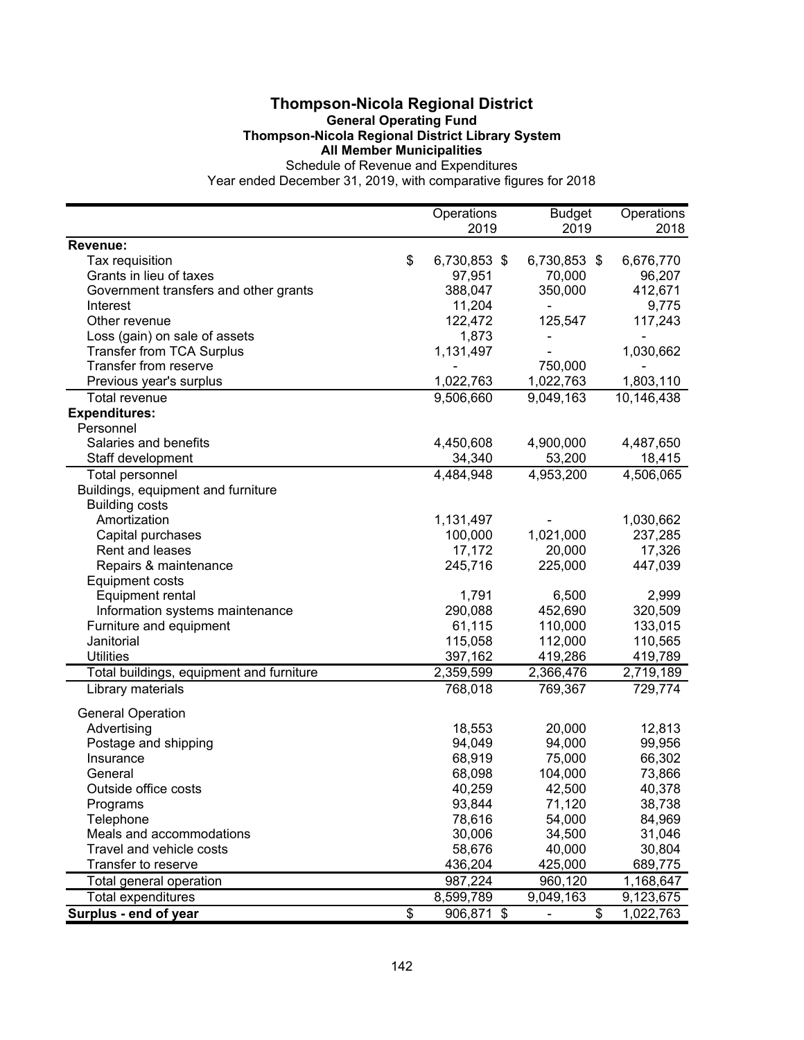# Thompson-Nicola Regional District

**General Operating Fund**

**Thompson-Nicola Regional District Library System**

**All Member Municipalities**

Schedule of Revenue and Expenditures

Year ended December 31, 2019, with comparative figures for 2018

| | Operations 2019 | Budget 2019 | Operations 2018 |
|---|---|---|---|
| **Revenue:** | | | |
| Tax requisition | $ 6,730,853 | $ 6,730,853 | $ 6,676,770 |
| Grants in lieu of taxes | 97,951 | 70,000 | 96,207 |
| Government transfers and other grants | 388,047 | 350,000 | 412,671 |
| Interest | 11,204 | - | 9,775 |
| Other revenue | 122,472 | 125,547 | 117,243 |
| Loss (gain) on sale of assets | 1,873 | - | - |
| Transfer from TCA Surplus | 1,131,497 | - | 1,030,662 |
| Transfer from reserve | - | 750,000 | - |
| Previous year's surplus | 1,022,763 | 1,022,763 | 1,803,110 |
| Total revenue | 9,506,660 | 9,049,163 | 10,146,438 |
| **Expenditures:** | | | |
| Personnel | | | |
| Salaries and benefits | 4,450,608 | 4,900,000 | 4,487,650 |
| Staff development | 34,340 | 53,200 | 18,415 |
| Total personnel | 4,484,948 | 4,953,200 | 4,506,065 |
| Buildings, equipment and furniture | | | |
| Building costs | | | |
| Amortization | 1,131,497 | - | 1,030,662 |
| Capital purchases | 100,000 | 1,021,000 | 237,285 |
| Rent and leases | 17,172 | 20,000 | 17,326 |
| Repairs & maintenance | 245,716 | 225,000 | 447,039 |
| Equipment costs | | | |
| Equipment rental | 1,791 | 6,500 | 2,999 |
| Information systems maintenance | 290,088 | 452,690 | 320,509 |
| Furniture and equipment | 61,115 | 110,000 | 133,015 |
| Janitorial | 115,058 | 112,000 | 110,565 |
| Utilities | 397,162 | 419,286 | 419,789 |
| Total buildings, equipment and furniture | 2,359,599 | 2,366,476 | 2,719,189 |
| Library materials | 768,018 | 769,367 | 729,774 |
| General Operation | | | |
| Advertising | 18,553 | 20,000 | 12,813 |
| Postage and shipping | 94,049 | 94,000 | 99,956 |
| Insurance | 68,919 | 75,000 | 66,302 |
| General | 68,098 | 104,000 | 73,866 |
| Outside office costs | 40,259 | 42,500 | 40,378 |
| Programs | 93,844 | 71,120 | 38,738 |
| Telephone | 78,616 | 54,000 | 84,969 |
| Meals and accommodations | 30,006 | 34,500 | 31,046 |
| Travel and vehicle costs | 58,676 | 40,000 | 30,804 |
| Transfer to reserve | 436,204 | 425,000 | 689,775 |
| Total general operation | 987,224 | 960,120 | 1,168,647 |
| Total expenditures | 8,599,789 | 9,049,163 | 9,123,675 |
| **Surplus - end of year** | $ 906,871 | $ - | $ 1,022,763 |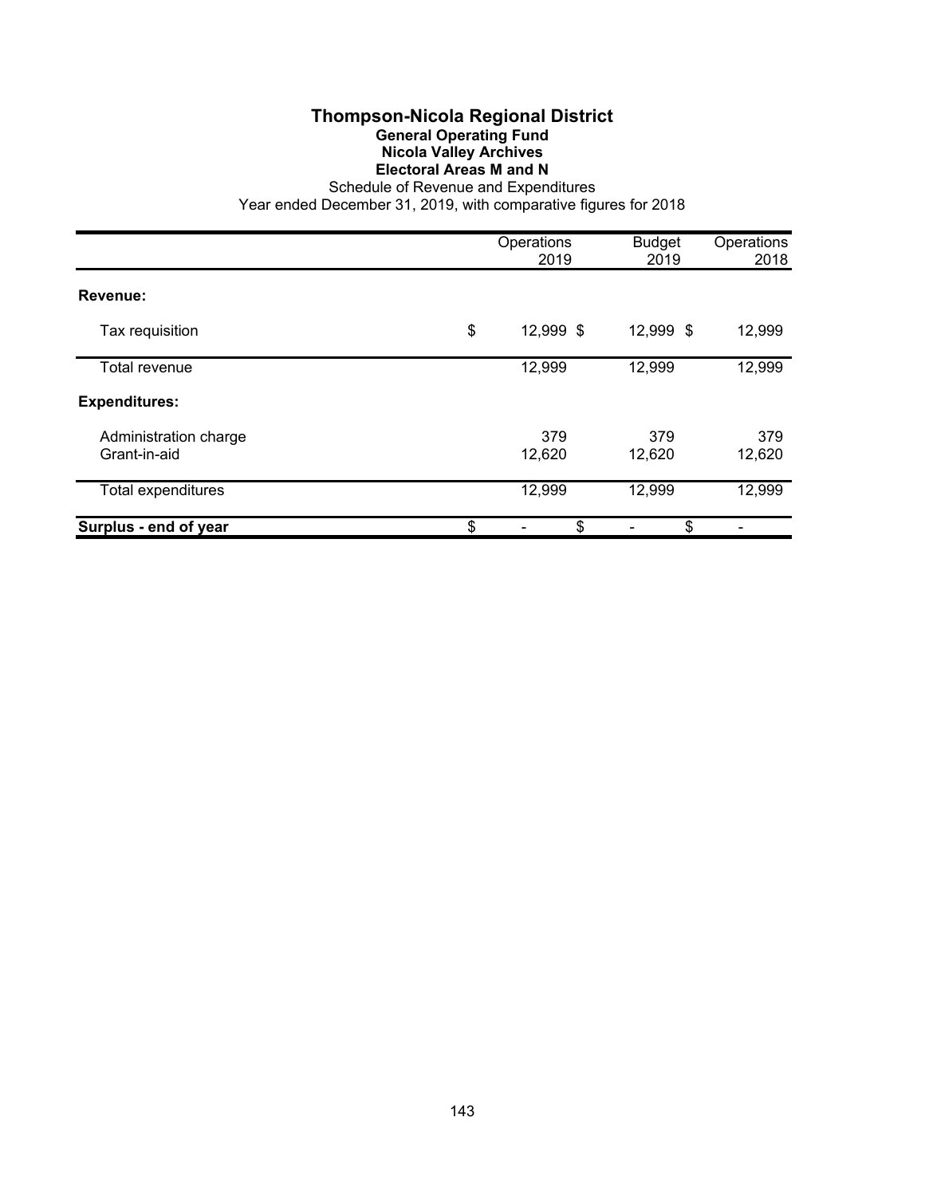# Thompson-Nicola Regional District

## General Operating Fund

### Nicola Valley Archives

### Electoral Areas M and N

Schedule of Revenue and Expenditures

Year ended December 31, 2019, with comparative figures for 2018

| | Operations 2019 | Budget 2019 | Operations 2018 |
|---|---|---|---|
| **Revenue:** | | | |
| Tax requisition | $ 12,999 | $ 12,999 | $ 12,999 |
| Total revenue | 12,999 | 12,999 | 12,999 |
| **Expenditures:** | | | |
| Administration charge | 379 | 379 | 379 |
| Grant-in-aid | 12,620 | 12,620 | 12,620 |
| Total expenditures | 12,999 | 12,999 | 12,999 |
| **Surplus - end of year** | $ - | $ - | $ - |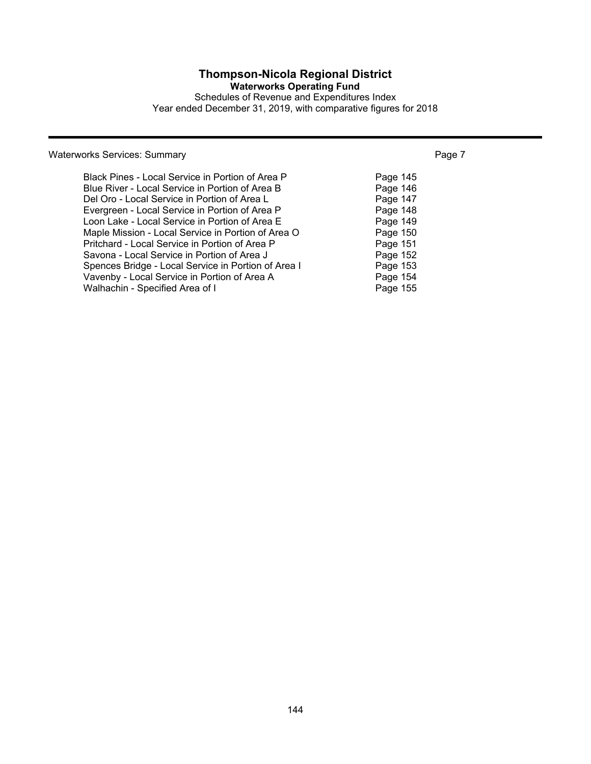# Thompson-Nicola Regional District

## Waterworks Operating Fund

Schedules of Revenue and Expenditures Index

Year ended December 31, 2019, with comparative figures for 2018

| Waterworks Services: Summary | | Page 7 |
|---|---|---|
| Black Pines - Local Service in Portion of Area P | Page 145 | |
| Blue River - Local Service in Portion of Area B | Page 146 | |
| Del Oro - Local Service in Portion of Area L | Page 147 | |
| Evergreen - Local Service in Portion of Area P | Page 148 | |
| Loon Lake - Local Service in Portion of Area E | Page 149 | |
| Maple Mission - Local Service in Portion of Area O | Page 150 | |
| Pritchard - Local Service in Portion of Area P | Page 151 | |
| Savona - Local Service in Portion of Area J | Page 152 | |
| Spences Bridge - Local Service in Portion of Area I | Page 153 | |
| Vavenby - Local Service in Portion of Area A | Page 154 | |
| Walhachin - Specified Area of I | Page 155 | |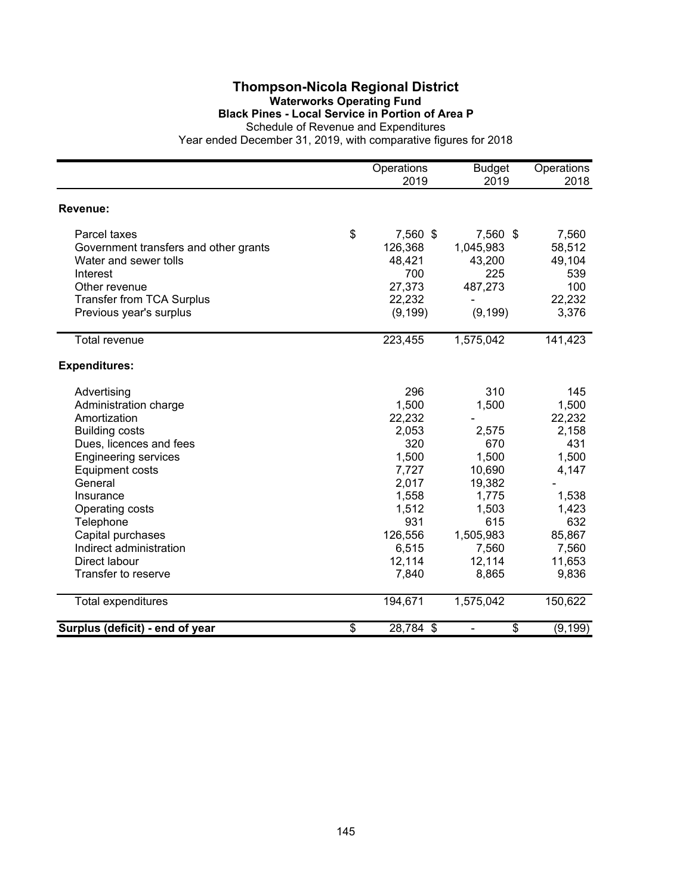# Thompson-Nicola Regional District

## Waterworks Operating Fund

### Black Pines - Local Service in Portion of Area P

Schedule of Revenue and Expenditures

Year ended December 31, 2019, with comparative figures for 2018

| | Operations 2019 | Budget 2019 | Operations 2018 |
|---|---|---|---|
| **Revenue:** | | | |
| Parcel taxes | $ 7,560 | $ 7,560 | $ 7,560 |
| Government transfers and other grants | 126,368 | 1,045,983 | 58,512 |
| Water and sewer tolls | 48,421 | 43,200 | 49,104 |
| Interest | 700 | 225 | 539 |
| Other revenue | 27,373 | 487,273 | 100 |
| Transfer from TCA Surplus | 22,232 | - | 22,232 |
| Previous year's surplus | (9,199) | (9,199) | 3,376 |
| Total revenue | 223,455 | 1,575,042 | 141,423 |
| **Expenditures:** | | | |
| Advertising | 296 | 310 | 145 |
| Administration charge | 1,500 | 1,500 | 1,500 |
| Amortization | 22,232 | - | 22,232 |
| Building costs | 2,053 | 2,575 | 2,158 |
| Dues, licences and fees | 320 | 670 | 431 |
| Engineering services | 1,500 | 1,500 | 1,500 |
| Equipment costs | 7,727 | 10,690 | 4,147 |
| General | 2,017 | 19,382 | - |
| Insurance | 1,558 | 1,775 | 1,538 |
| Operating costs | 1,512 | 1,503 | 1,423 |
| Telephone | 931 | 615 | 632 |
| Capital purchases | 126,556 | 1,505,983 | 85,867 |
| Indirect administration | 6,515 | 7,560 | 7,560 |
| Direct labour | 12,114 | 12,114 | 11,653 |
| Transfer to reserve | 7,840 | 8,865 | 9,836 |
| Total expenditures | 194,671 | 1,575,042 | 150,622 |
| **Surplus (deficit) - end of year** | $ 28,784 | $ - | $ (9,199) |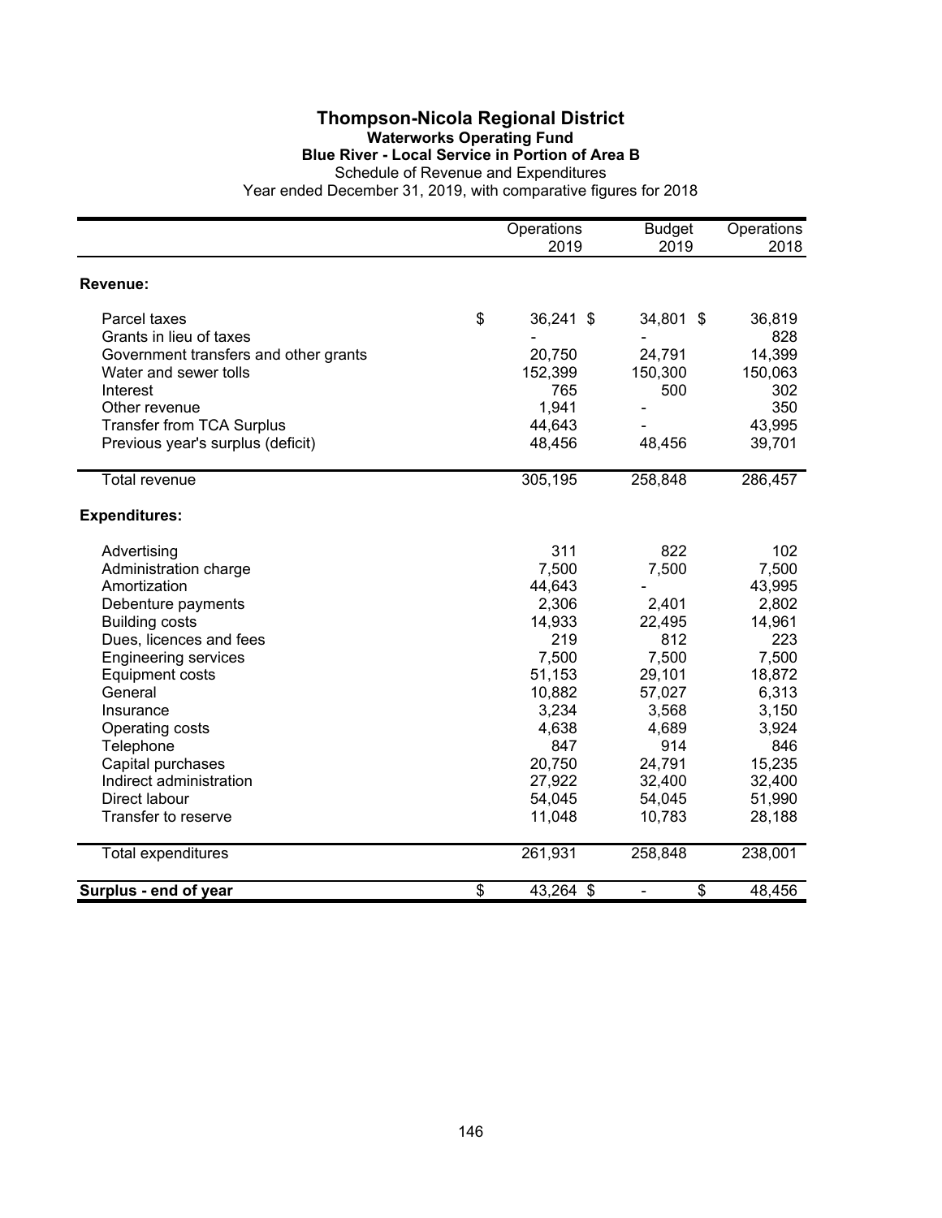# Thompson-Nicola Regional District

## Waterworks Operating Fund

### Blue River - Local Service in Portion of Area B

Schedule of Revenue and Expenditures

Year ended December 31, 2019, with comparative figures for 2018

| | Operations 2019 | Budget 2019 | Operations 2018 |
|---|---|---|---|
| **Revenue:** | | | |
| Parcel taxes | $ 36,241 | $ 34,801 | $ 36,819 |
| Grants in lieu of taxes | - | - | 828 |
| Government transfers and other grants | 20,750 | 24,791 | 14,399 |
| Water and sewer tolls | 152,399 | 150,300 | 150,063 |
| Interest | 765 | 500 | 302 |
| Other revenue | 1,941 | - | 350 |
| Transfer from TCA Surplus | 44,643 | - | 43,995 |
| Previous year's surplus (deficit) | 48,456 | 48,456 | 39,701 |
| Total revenue | 305,195 | 258,848 | 286,457 |
| **Expenditures:** | | | |
| Advertising | 311 | 822 | 102 |
| Administration charge | 7,500 | 7,500 | 7,500 |
| Amortization | 44,643 | - | 43,995 |
| Debenture payments | 2,306 | 2,401 | 2,802 |
| Building costs | 14,933 | 22,495 | 14,961 |
| Dues, licences and fees | 219 | 812 | 223 |
| Engineering services | 7,500 | 7,500 | 7,500 |
| Equipment costs | 51,153 | 29,101 | 18,872 |
| General | 10,882 | 57,027 | 6,313 |
| Insurance | 3,234 | 3,568 | 3,150 |
| Operating costs | 4,638 | 4,689 | 3,924 |
| Telephone | 847 | 914 | 846 |
| Capital purchases | 20,750 | 24,791 | 15,235 |
| Indirect administration | 27,922 | 32,400 | 32,400 |
| Direct labour | 54,045 | 54,045 | 51,990 |
| Transfer to reserve | 11,048 | 10,783 | 28,188 |
| Total expenditures | 261,931 | 258,848 | 238,001 |
| **Surplus - end of year** | $ 43,264 | $ - | $ 48,456 |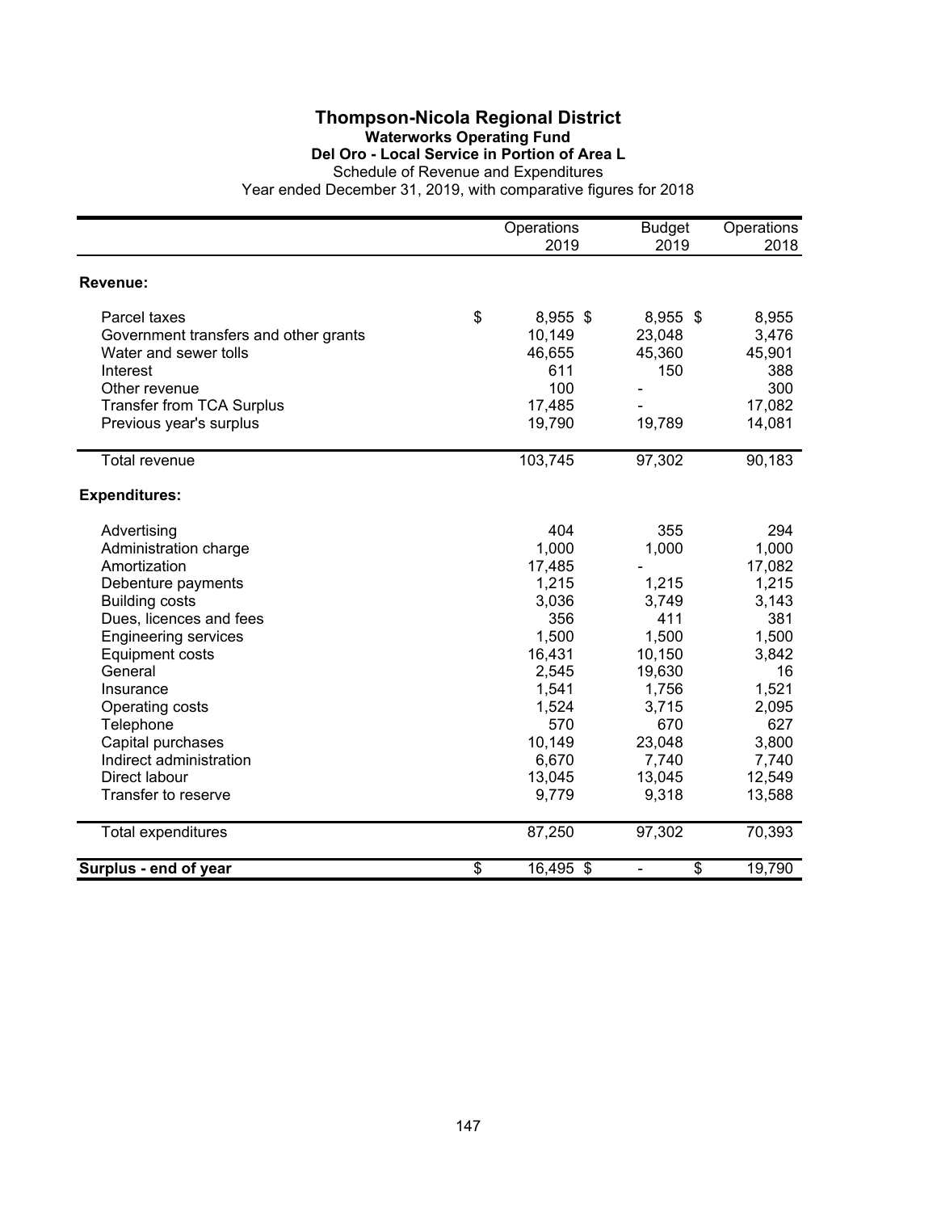# Thompson-Nicola Regional District

## Waterworks Operating Fund

### Del Oro - Local Service in Portion of Area L

Schedule of Revenue and Expenditures

Year ended December 31, 2019, with comparative figures for 2018

| | Operations 2019 | Budget 2019 | Operations 2018 |
|---|---|---|---|
| **Revenue:** | | | |
| Parcel taxes | $ 8,955 | $ 8,955 | $ 8,955 |
| Government transfers and other grants | 10,149 | 23,048 | 3,476 |
| Water and sewer tolls | 46,655 | 45,360 | 45,901 |
| Interest | 611 | 150 | 388 |
| Other revenue | 100 | - | 300 |
| Transfer from TCA Surplus | 17,485 | - | 17,082 |
| Previous year's surplus | 19,790 | 19,789 | 14,081 |
| Total revenue | 103,745 | 97,302 | 90,183 |
| **Expenditures:** | | | |
| Advertising | 404 | 355 | 294 |
| Administration charge | 1,000 | 1,000 | 1,000 |
| Amortization | 17,485 | - | 17,082 |
| Debenture payments | 1,215 | 1,215 | 1,215 |
| Building costs | 3,036 | 3,749 | 3,143 |
| Dues, licences and fees | 356 | 411 | 381 |
| Engineering services | 1,500 | 1,500 | 1,500 |
| Equipment costs | 16,431 | 10,150 | 3,842 |
| General | 2,545 | 19,630 | 16 |
| Insurance | 1,541 | 1,756 | 1,521 |
| Operating costs | 1,524 | 3,715 | 2,095 |
| Telephone | 570 | 670 | 627 |
| Capital purchases | 10,149 | 23,048 | 3,800 |
| Indirect administration | 6,670 | 7,740 | 7,740 |
| Direct labour | 13,045 | 13,045 | 12,549 |
| Transfer to reserve | 9,779 | 9,318 | 13,588 |
| Total expenditures | 87,250 | 97,302 | 70,393 |
| **Surplus - end of year** | $ 16,495 | $ - | $ 19,790 |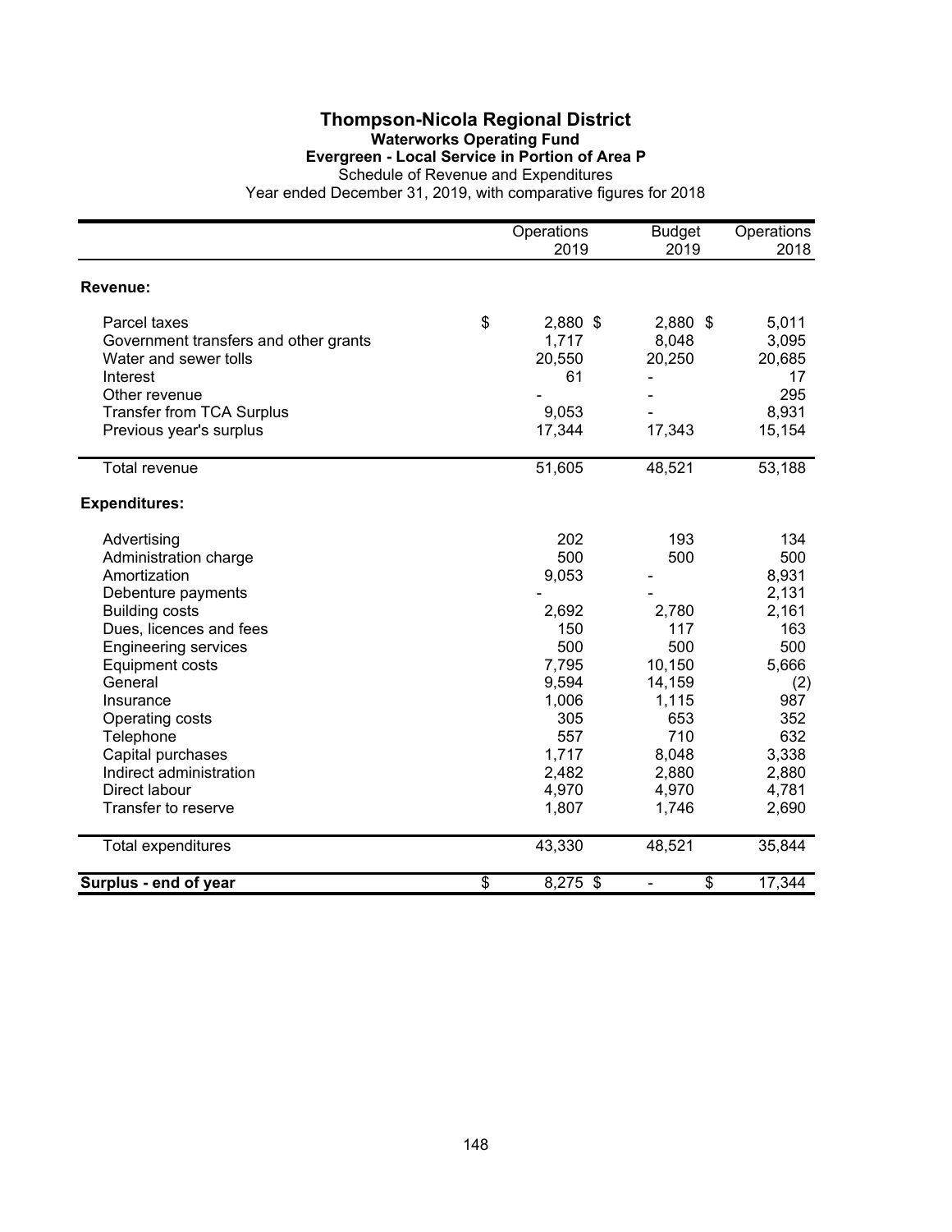# Thompson-Nicola Regional District

## Waterworks Operating Fund

### Evergreen - Local Service in Portion of Area P

Schedule of Revenue and Expenditures

Year ended December 31, 2019, with comparative figures for 2018

| | Operations 2019 | Budget 2019 | Operations 2018 |
|---|---|---|---|
| **Revenue:** | | | |
| Parcel taxes | $ 2,880 | $ 2,880 | $ 5,011 |
| Government transfers and other grants | 1,717 | 8,048 | 3,095 |
| Water and sewer tolls | 20,550 | 20,250 | 20,685 |
| Interest | 61 | - | 17 |
| Other revenue | - | - | 295 |
| Transfer from TCA Surplus | 9,053 | - | 8,931 |
| Previous year's surplus | 17,344 | 17,343 | 15,154 |
| Total revenue | 51,605 | 48,521 | 53,188 |
| **Expenditures:** | | | |
| Advertising | 202 | 193 | 134 |
| Administration charge | 500 | 500 | 500 |
| Amortization | 9,053 | - | 8,931 |
| Debenture payments | - | - | 2,131 |
| Building costs | 2,692 | 2,780 | 2,161 |
| Dues, licences and fees | 150 | 117 | 163 |
| Engineering services | 500 | 500 | 500 |
| Equipment costs | 7,795 | 10,150 | 5,666 |
| General | 9,594 | 14,159 | (2) |
| Insurance | 1,006 | 1,115 | 987 |
| Operating costs | 305 | 653 | 352 |
| Telephone | 557 | 710 | 632 |
| Capital purchases | 1,717 | 8,048 | 3,338 |
| Indirect administration | 2,482 | 2,880 | 2,880 |
| Direct labour | 4,970 | 4,970 | 4,781 |
| Transfer to reserve | 1,807 | 1,746 | 2,690 |
| Total expenditures | 43,330 | 48,521 | 35,844 |
| **Surplus - end of year** | $ 8,275 | $ - | $ 17,344 |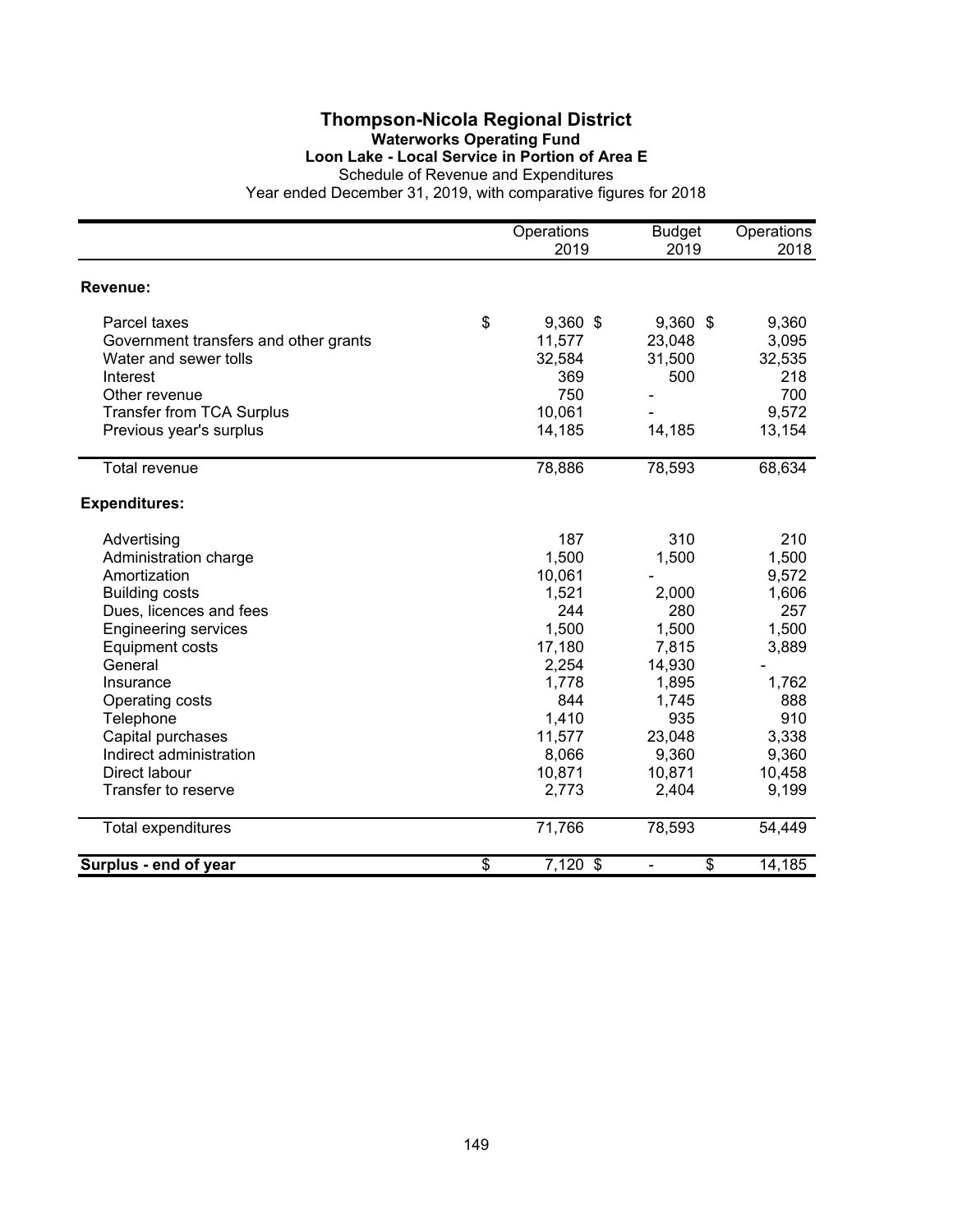# Thompson-Nicola Regional District

## Waterworks Operating Fund

### Loon Lake - Local Service in Portion of Area E

Schedule of Revenue and Expenditures

Year ended December 31, 2019, with comparative figures for 2018

| | Operations 2019 | Budget 2019 | Operations 2018 |
|---|---|---|---|
| **Revenue:** | | | |
| Parcel taxes | $ 9,360 | $ 9,360 | $ 9,360 |
| Government transfers and other grants | 11,577 | 23,048 | 3,095 |
| Water and sewer tolls | 32,584 | 31,500 | 32,535 |
| Interest | 369 | 500 | 218 |
| Other revenue | 750 | - | 700 |
| Transfer from TCA Surplus | 10,061 | - | 9,572 |
| Previous year's surplus | 14,185 | 14,185 | 13,154 |
| Total revenue | 78,886 | 78,593 | 68,634 |
| **Expenditures:** | | | |
| Advertising | 187 | 310 | 210 |
| Administration charge | 1,500 | 1,500 | 1,500 |
| Amortization | 10,061 | - | 9,572 |
| Building costs | 1,521 | 2,000 | 1,606 |
| Dues, licences and fees | 244 | 280 | 257 |
| Engineering services | 1,500 | 1,500 | 1,500 |
| Equipment costs | 17,180 | 7,815 | 3,889 |
| General | 2,254 | 14,930 | - |
| Insurance | 1,778 | 1,895 | 1,762 |
| Operating costs | 844 | 1,745 | 888 |
| Telephone | 1,410 | 935 | 910 |
| Capital purchases | 11,577 | 23,048 | 3,338 |
| Indirect administration | 8,066 | 9,360 | 9,360 |
| Direct labour | 10,871 | 10,871 | 10,458 |
| Transfer to reserve | 2,773 | 2,404 | 9,199 |
| Total expenditures | 71,766 | 78,593 | 54,449 |
| **Surplus - end of year** | $ 7,120 | $ - | $ 14,185 |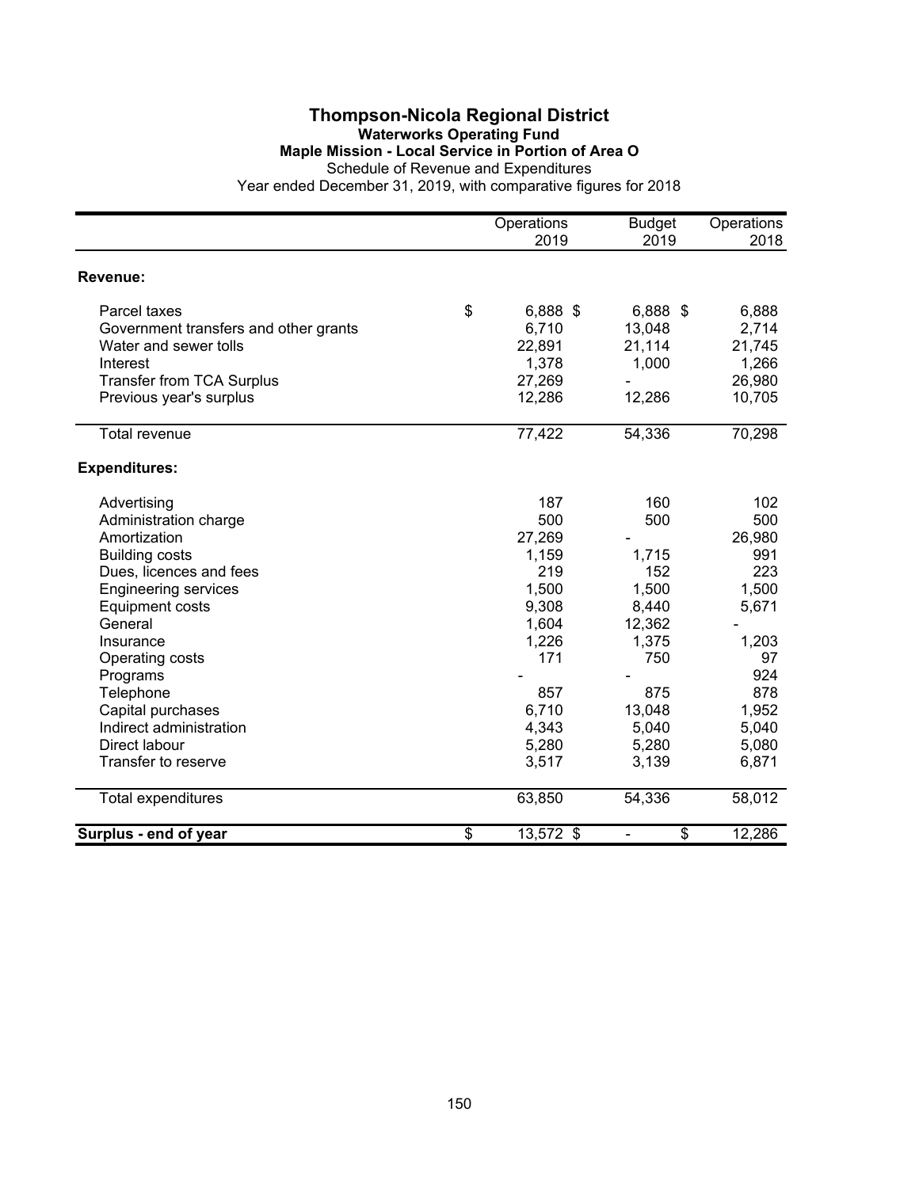# Thompson-Nicola Regional District

## Waterworks Operating Fund

### Maple Mission - Local Service in Portion of Area O

Schedule of Revenue and Expenditures

Year ended December 31, 2019, with comparative figures for 2018

| | Operations 2019 | Budget 2019 | Operations 2018 |
|---|---|---|---|
| **Revenue:** | | | |
| Parcel taxes | $ 6,888 | $ 6,888 | $ 6,888 |
| Government transfers and other grants | 6,710 | 13,048 | 2,714 |
| Water and sewer tolls | 22,891 | 21,114 | 21,745 |
| Interest | 1,378 | 1,000 | 1,266 |
| Transfer from TCA Surplus | 27,269 | - | 26,980 |
| Previous year's surplus | 12,286 | 12,286 | 10,705 |
| Total revenue | 77,422 | 54,336 | 70,298 |
| **Expenditures:** | | | |
| Advertising | 187 | 160 | 102 |
| Administration charge | 500 | 500 | 500 |
| Amortization | 27,269 | - | 26,980 |
| Building costs | 1,159 | 1,715 | 991 |
| Dues, licences and fees | 219 | 152 | 223 |
| Engineering services | 1,500 | 1,500 | 1,500 |
| Equipment costs | 9,308 | 8,440 | 5,671 |
| General | 1,604 | 12,362 | - |
| Insurance | 1,226 | 1,375 | 1,203 |
| Operating costs | 171 | 750 | 97 |
| Programs | - | - | 924 |
| Telephone | 857 | 875 | 878 |
| Capital purchases | 6,710 | 13,048 | 1,952 |
| Indirect administration | 4,343 | 5,040 | 5,040 |
| Direct labour | 5,280 | 5,280 | 5,080 |
| Transfer to reserve | 3,517 | 3,139 | 6,871 |
| Total expenditures | 63,850 | 54,336 | 58,012 |
| **Surplus - end of year** | $ 13,572 | $ - | $ 12,286 |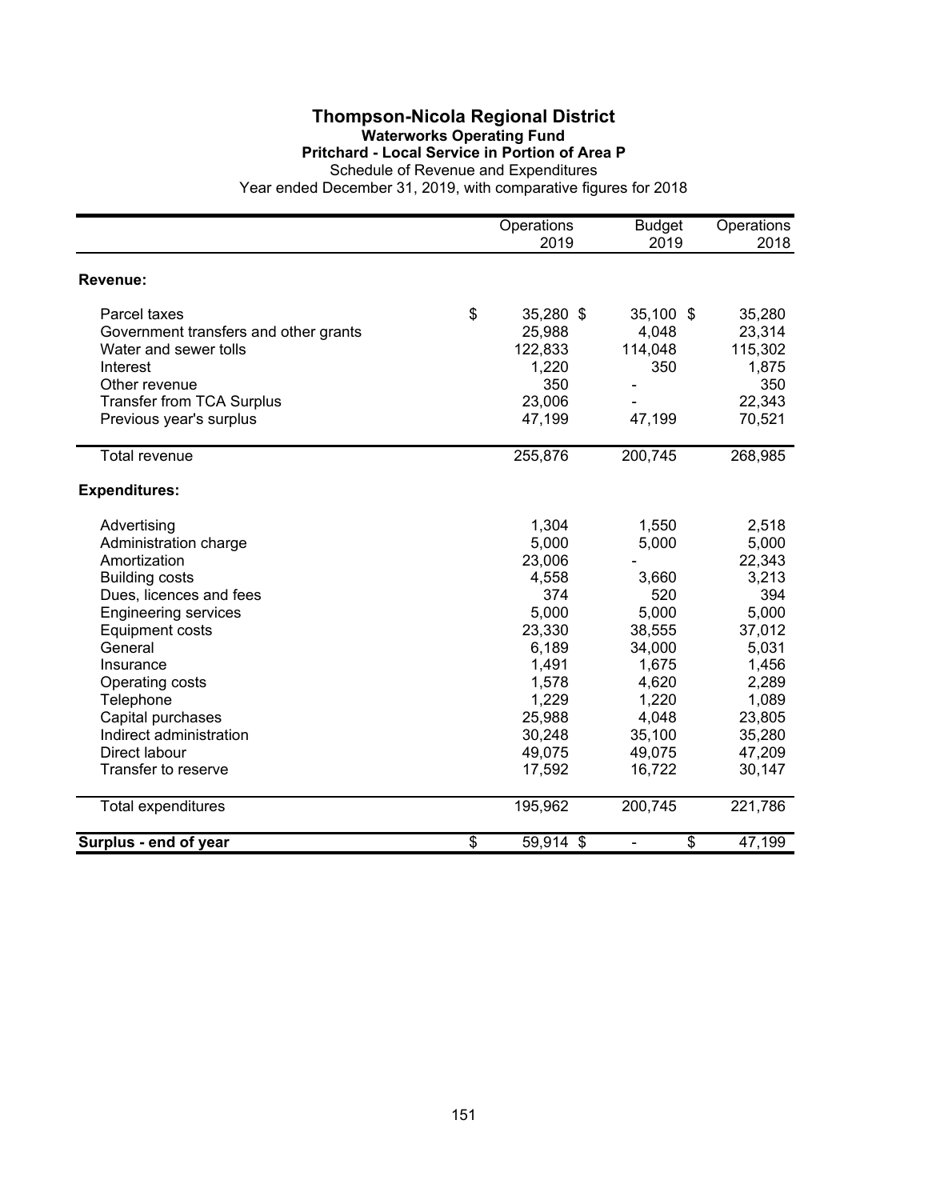# Thompson-Nicola Regional District

## Waterworks Operating Fund

### Pritchard - Local Service in Portion of Area P

Schedule of Revenue and Expenditures

Year ended December 31, 2019, with comparative figures for 2018

| | Operations 2019 | Budget 2019 | Operations 2018 |
|---|---|---|---|
| **Revenue:** | | | |
| Parcel taxes | $ 35,280 | $ 35,100 | $ 35,280 |
| Government transfers and other grants | 25,988 | 4,048 | 23,314 |
| Water and sewer tolls | 122,833 | 114,048 | 115,302 |
| Interest | 1,220 | 350 | 1,875 |
| Other revenue | 350 | - | 350 |
| Transfer from TCA Surplus | 23,006 | - | 22,343 |
| Previous year's surplus | 47,199 | 47,199 | 70,521 |
| Total revenue | 255,876 | 200,745 | 268,985 |
| **Expenditures:** | | | |
| Advertising | 1,304 | 1,550 | 2,518 |
| Administration charge | 5,000 | 5,000 | 5,000 |
| Amortization | 23,006 | - | 22,343 |
| Building costs | 4,558 | 3,660 | 3,213 |
| Dues, licences and fees | 374 | 520 | 394 |
| Engineering services | 5,000 | 5,000 | 5,000 |
| Equipment costs | 23,330 | 38,555 | 37,012 |
| General | 6,189 | 34,000 | 5,031 |
| Insurance | 1,491 | 1,675 | 1,456 |
| Operating costs | 1,578 | 4,620 | 2,289 |
| Telephone | 1,229 | 1,220 | 1,089 |
| Capital purchases | 25,988 | 4,048 | 23,805 |
| Indirect administration | 30,248 | 35,100 | 35,280 |
| Direct labour | 49,075 | 49,075 | 47,209 |
| Transfer to reserve | 17,592 | 16,722 | 30,147 |
| Total expenditures | 195,962 | 200,745 | 221,786 |
| **Surplus - end of year** | $ 59,914 | $ - | $ 47,199 |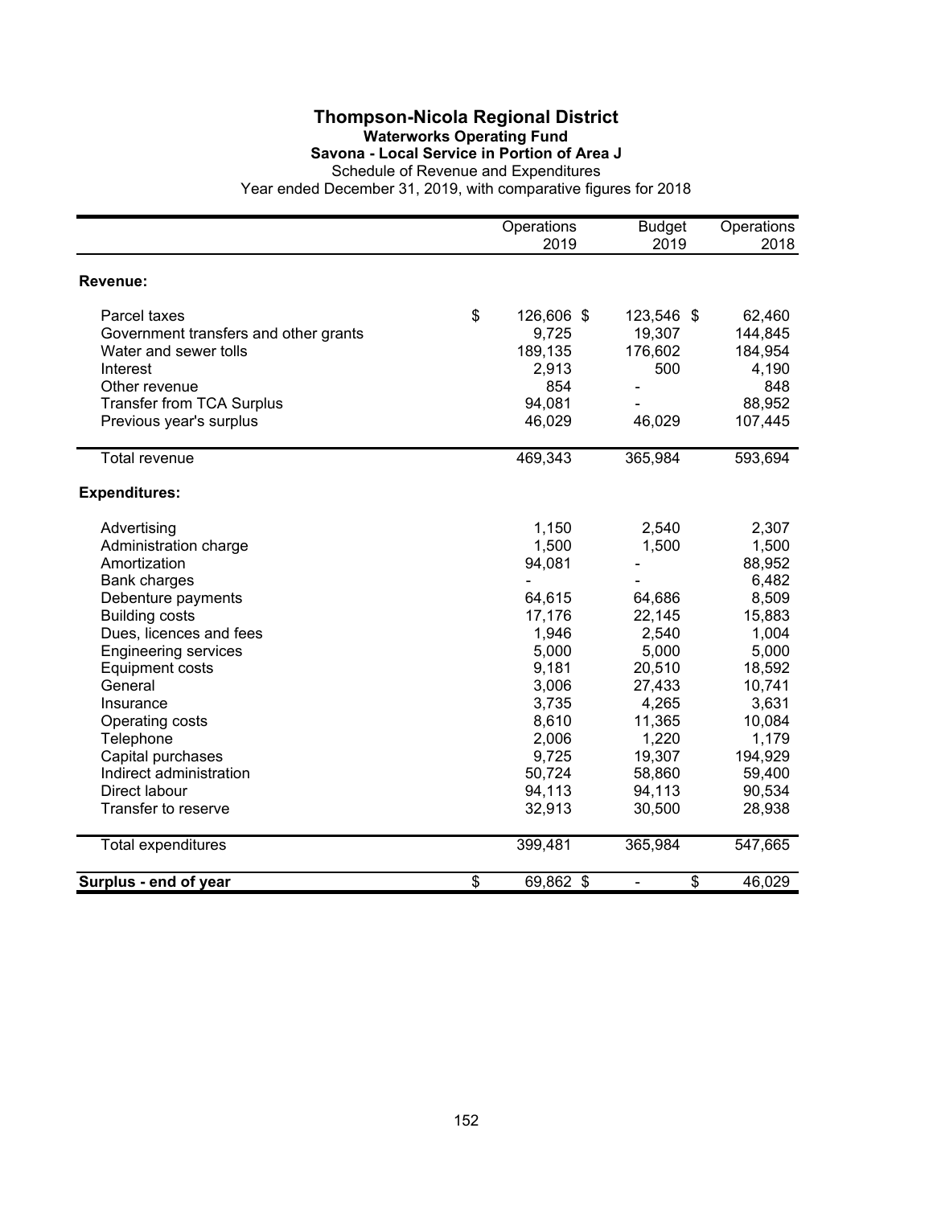# Thompson-Nicola Regional District

## Waterworks Operating Fund

### Savona - Local Service in Portion of Area J

Schedule of Revenue and Expenditures

Year ended December 31, 2019, with comparative figures for 2018

| | Operations 2019 | Budget 2019 | Operations 2018 |
|---|---|---|---|
| **Revenue:** | | | |
| Parcel taxes | $ 126,606 | $ 123,546 | $ 62,460 |
| Government transfers and other grants | 9,725 | 19,307 | 144,845 |
| Water and sewer tolls | 189,135 | 176,602 | 184,954 |
| Interest | 2,913 | 500 | 4,190 |
| Other revenue | 854 | - | 848 |
| Transfer from TCA Surplus | 94,081 | - | 88,952 |
| Previous year's surplus | 46,029 | 46,029 | 107,445 |
| Total revenue | 469,343 | 365,984 | 593,694 |
| **Expenditures:** | | | |
| Advertising | 1,150 | 2,540 | 2,307 |
| Administration charge | 1,500 | 1,500 | 1,500 |
| Amortization | 94,081 | - | 88,952 |
| Bank charges | - | - | 6,482 |
| Debenture payments | 64,615 | 64,686 | 8,509 |
| Building costs | 17,176 | 22,145 | 15,883 |
| Dues, licences and fees | 1,946 | 2,540 | 1,004 |
| Engineering services | 5,000 | 5,000 | 5,000 |
| Equipment costs | 9,181 | 20,510 | 18,592 |
| General | 3,006 | 27,433 | 10,741 |
| Insurance | 3,735 | 4,265 | 3,631 |
| Operating costs | 8,610 | 11,365 | 10,084 |
| Telephone | 2,006 | 1,220 | 1,179 |
| Capital purchases | 9,725 | 19,307 | 194,929 |
| Indirect administration | 50,724 | 58,860 | 59,400 |
| Direct labour | 94,113 | 94,113 | 90,534 |
| Transfer to reserve | 32,913 | 30,500 | 28,938 |
| Total expenditures | 399,481 | 365,984 | 547,665 |
| **Surplus - end of year** | $ 69,862 | $ - | $ 46,029 |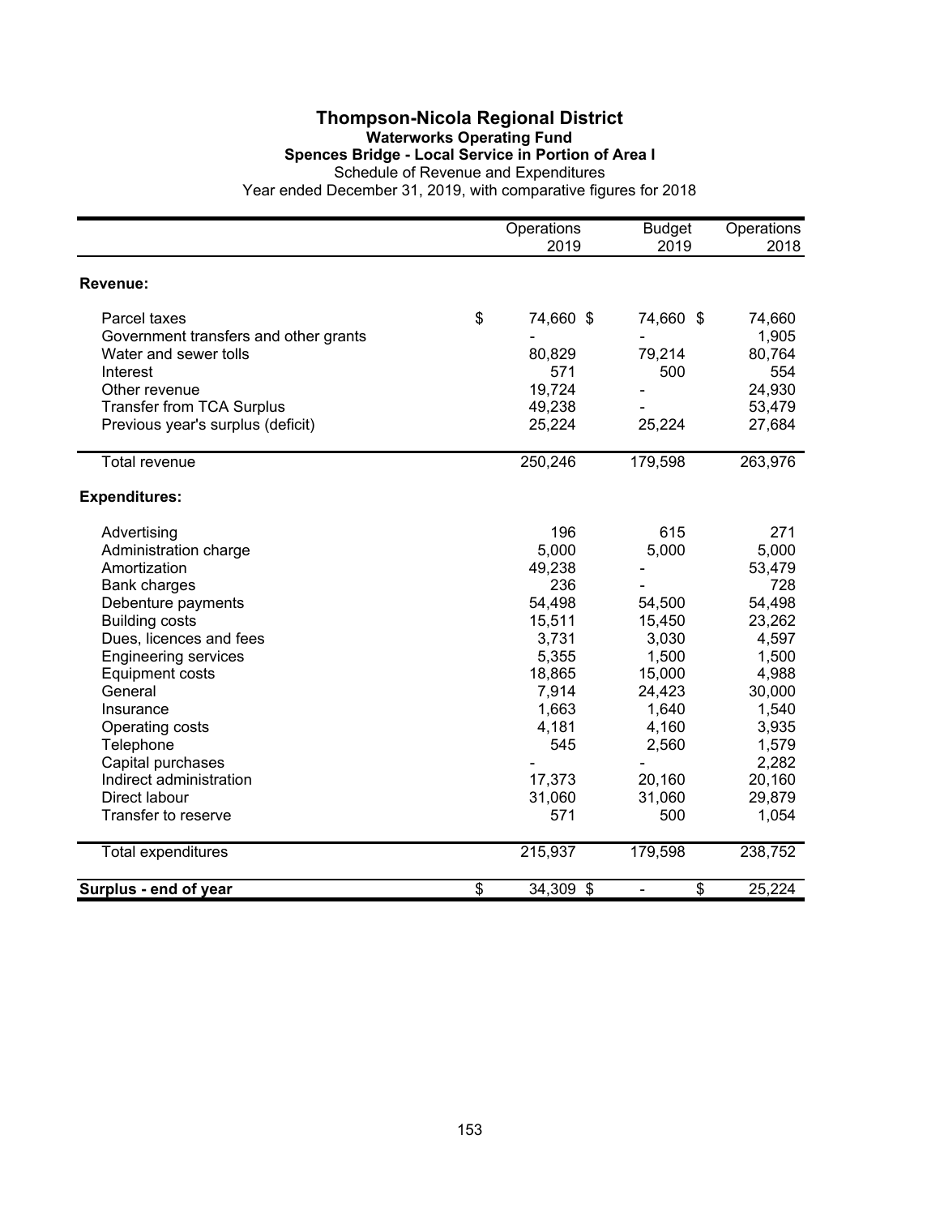# Thompson-Nicola Regional District

## Waterworks Operating Fund

### Spences Bridge - Local Service in Portion of Area I

Schedule of Revenue and Expenditures

Year ended December 31, 2019, with comparative figures for 2018

| | Operations 2019 | Budget 2019 | Operations 2018 |
|---|---|---|---|
| **Revenue:** | | | |
| Parcel taxes | $ 74,660 | $ 74,660 | $ 74,660 |
| Government transfers and other grants | - | - | 1,905 |
| Water and sewer tolls | 80,829 | 79,214 | 80,764 |
| Interest | 571 | 500 | 554 |
| Other revenue | 19,724 | - | 24,930 |
| Transfer from TCA Surplus | 49,238 | - | 53,479 |
| Previous year's surplus (deficit) | 25,224 | 25,224 | 27,684 |
| Total revenue | 250,246 | 179,598 | 263,976 |
| **Expenditures:** | | | |
| Advertising | 196 | 615 | 271 |
| Administration charge | 5,000 | 5,000 | 5,000 |
| Amortization | 49,238 | - | 53,479 |
| Bank charges | 236 | - | 728 |
| Debenture payments | 54,498 | 54,500 | 54,498 |
| Building costs | 15,511 | 15,450 | 23,262 |
| Dues, licences and fees | 3,731 | 3,030 | 4,597 |
| Engineering services | 5,355 | 1,500 | 1,500 |
| Equipment costs | 18,865 | 15,000 | 4,988 |
| General | 7,914 | 24,423 | 30,000 |
| Insurance | 1,663 | 1,640 | 1,540 |
| Operating costs | 4,181 | 4,160 | 3,935 |
| Telephone | 545 | 2,560 | 1,579 |
| Capital purchases | - | - | 2,282 |
| Indirect administration | 17,373 | 20,160 | 20,160 |
| Direct labour | 31,060 | 31,060 | 29,879 |
| Transfer to reserve | 571 | 500 | 1,054 |
| Total expenditures | 215,937 | 179,598 | 238,752 |
| **Surplus - end of year** | $ 34,309 | $ - | $ 25,224 |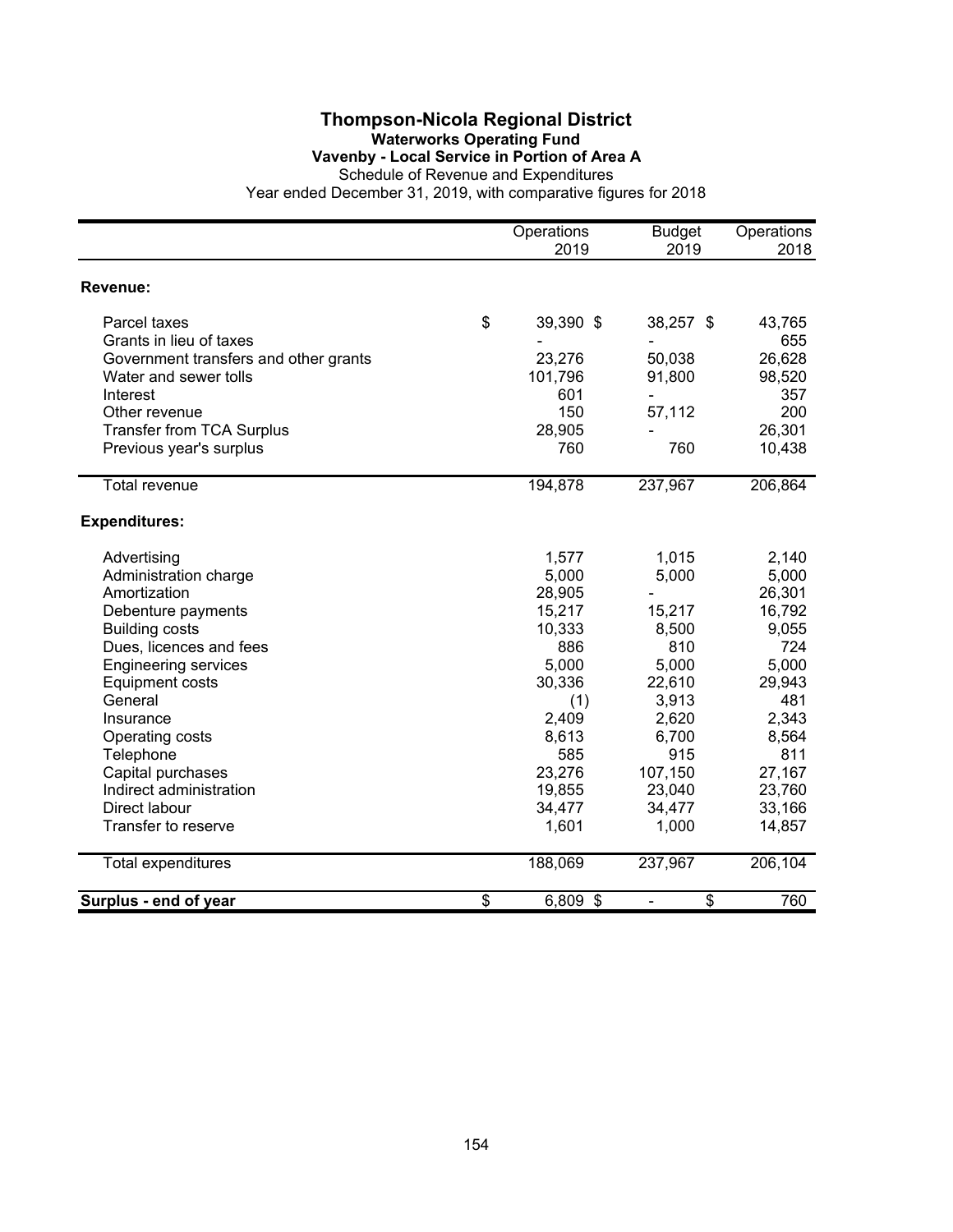# Thompson-Nicola Regional District

## Waterworks Operating Fund

### Vavenby - Local Service in Portion of Area A

Schedule of Revenue and Expenditures

Year ended December 31, 2019, with comparative figures for 2018

| | Operations 2019 | Budget 2019 | Operations 2018 |
|---|---|---|---|
| **Revenue:** | | | |
| Parcel taxes | $ 39,390 | $ 38,257 | $ 43,765 |
| Grants in lieu of taxes | - | - | 655 |
| Government transfers and other grants | 23,276 | 50,038 | 26,628 |
| Water and sewer tolls | 101,796 | 91,800 | 98,520 |
| Interest | 601 | - | 357 |
| Other revenue | 150 | 57,112 | 200 |
| Transfer from TCA Surplus | 28,905 | - | 26,301 |
| Previous year's surplus | 760 | 760 | 10,438 |
| Total revenue | 194,878 | 237,967 | 206,864 |
| **Expenditures:** | | | |
| Advertising | 1,577 | 1,015 | 2,140 |
| Administration charge | 5,000 | 5,000 | 5,000 |
| Amortization | 28,905 | - | 26,301 |
| Debenture payments | 15,217 | 15,217 | 16,792 |
| Building costs | 10,333 | 8,500 | 9,055 |
| Dues, licences and fees | 886 | 810 | 724 |
| Engineering services | 5,000 | 5,000 | 5,000 |
| Equipment costs | 30,336 | 22,610 | 29,943 |
| General | (1) | 3,913 | 481 |
| Insurance | 2,409 | 2,620 | 2,343 |
| Operating costs | 8,613 | 6,700 | 8,564 |
| Telephone | 585 | 915 | 811 |
| Capital purchases | 23,276 | 107,150 | 27,167 |
| Indirect administration | 19,855 | 23,040 | 23,760 |
| Direct labour | 34,477 | 34,477 | 33,166 |
| Transfer to reserve | 1,601 | 1,000 | 14,857 |
| Total expenditures | 188,069 | 237,967 | 206,104 |
| **Surplus - end of year** | $ 6,809 | $ - | $ 760 |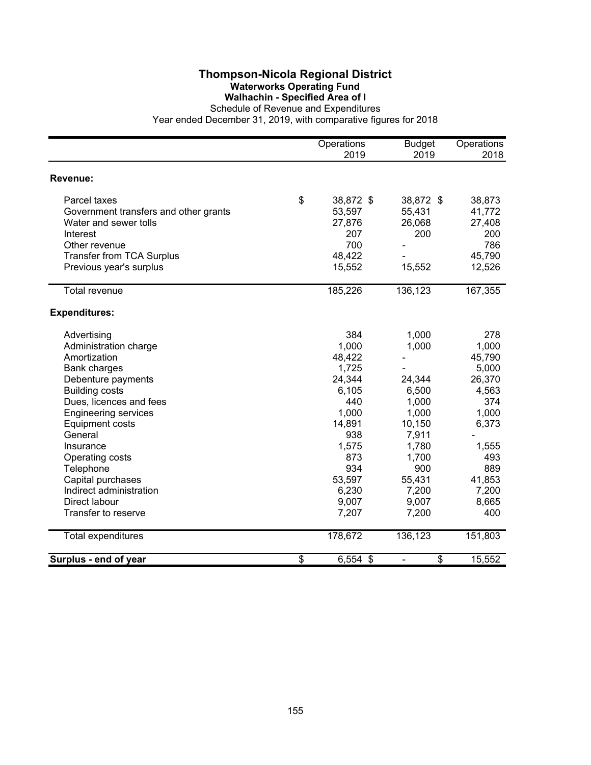# Thompson-Nicola Regional District

## Waterworks Operating Fund

### Walhachin - Specified Area of I

Schedule of Revenue and Expenditures

Year ended December 31, 2019, with comparative figures for 2018

| | Operations 2019 | Budget 2019 | Operations 2018 |
|---|---|---|---|
| **Revenue:** | | | |
| Parcel taxes | $ 38,872 | $ 38,872 | $ 38,873 |
| Government transfers and other grants | 53,597 | 55,431 | 41,772 |
| Water and sewer tolls | 27,876 | 26,068 | 27,408 |
| Interest | 207 | 200 | 200 |
| Other revenue | 700 | - | 786 |
| Transfer from TCA Surplus | 48,422 | - | 45,790 |
| Previous year's surplus | 15,552 | 15,552 | 12,526 |
| Total revenue | 185,226 | 136,123 | 167,355 |
| **Expenditures:** | | | |
| Advertising | 384 | 1,000 | 278 |
| Administration charge | 1,000 | 1,000 | 1,000 |
| Amortization | 48,422 | - | 45,790 |
| Bank charges | 1,725 | - | 5,000 |
| Debenture payments | 24,344 | 24,344 | 26,370 |
| Building costs | 6,105 | 6,500 | 4,563 |
| Dues, licences and fees | 440 | 1,000 | 374 |
| Engineering services | 1,000 | 1,000 | 1,000 |
| Equipment costs | 14,891 | 10,150 | 6,373 |
| General | 938 | 7,911 | - |
| Insurance | 1,575 | 1,780 | 1,555 |
| Operating costs | 873 | 1,700 | 493 |
| Telephone | 934 | 900 | 889 |
| Capital purchases | 53,597 | 55,431 | 41,853 |
| Indirect administration | 6,230 | 7,200 | 7,200 |
| Direct labour | 9,007 | 9,007 | 8,665 |
| Transfer to reserve | 7,207 | 7,200 | 400 |
| Total expenditures | 178,672 | 136,123 | 151,803 |
| **Surplus - end of year** | $ 6,554 | $ - | $ 15,552 |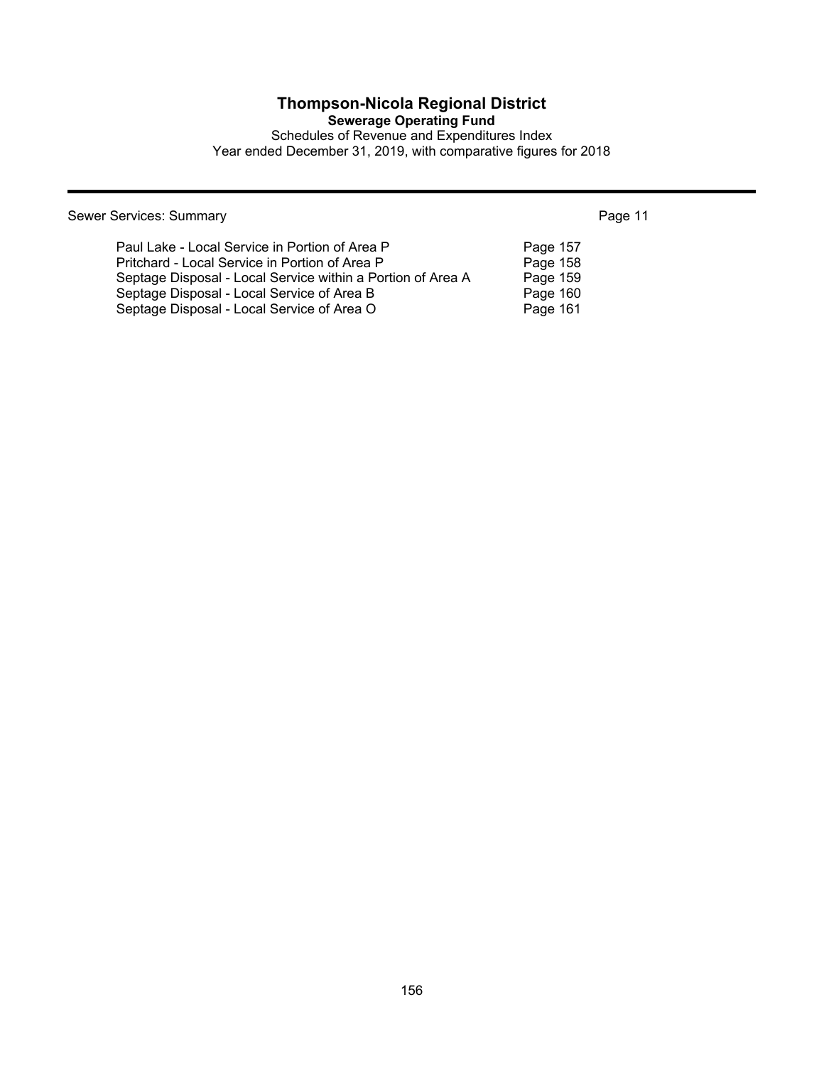# Thompson-Nicola Regional District

## Sewerage Operating Fund

Schedules of Revenue and Expenditures Index

Year ended December 31, 2019, with comparative figures for 2018

| Sewer Services: Summary | Page 11 |
|---|---|
| Paul Lake - Local Service in Portion of Area P | Page 157 |
| Pritchard - Local Service in Portion of Area P | Page 158 |
| Septage Disposal - Local Service within a Portion of Area A | Page 159 |
| Septage Disposal - Local Service of Area B | Page 160 |
| Septage Disposal - Local Service of Area O | Page 161 |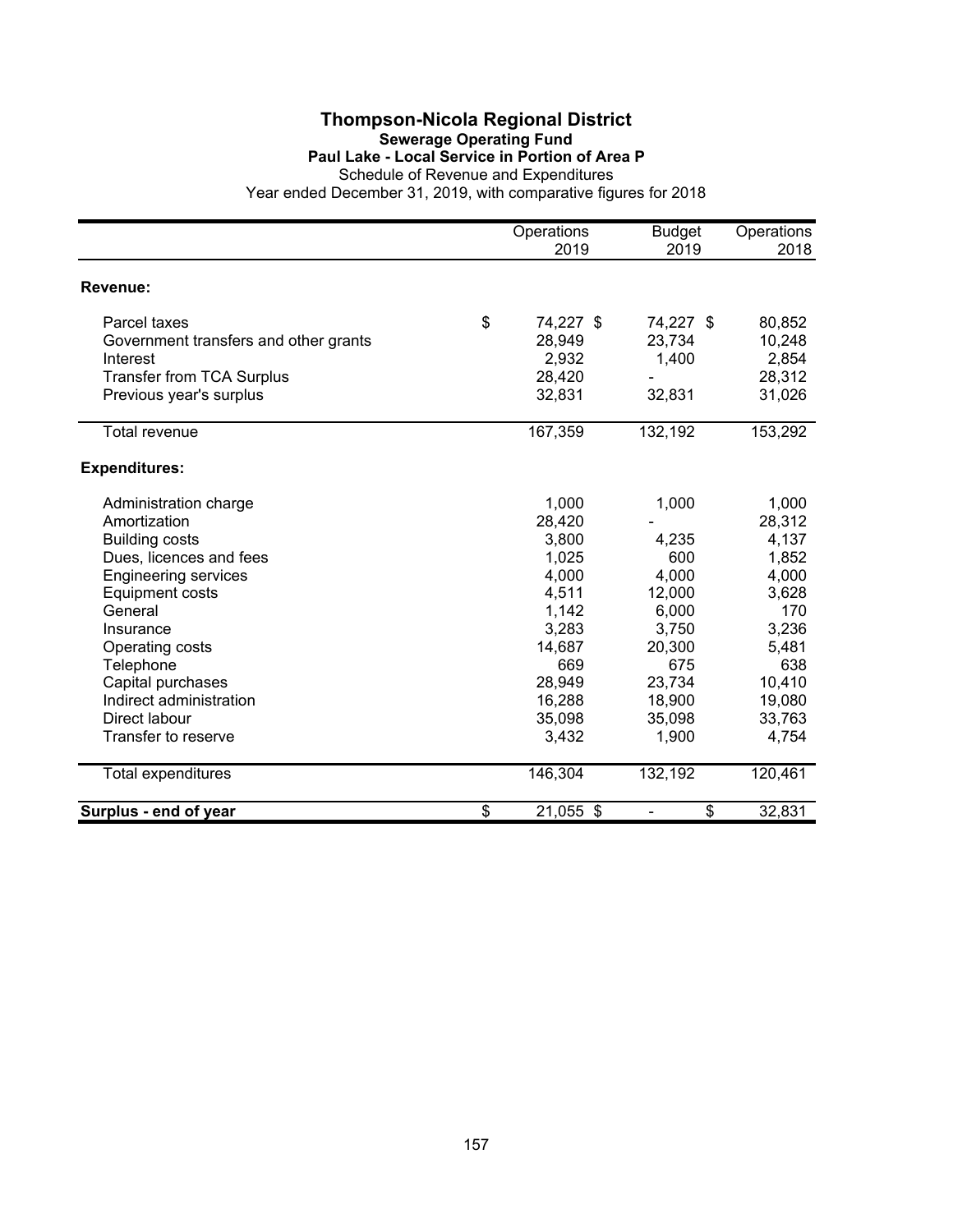# Thompson-Nicola Regional District

## Sewerage Operating Fund

### Paul Lake - Local Service in Portion of Area P

Schedule of Revenue and Expenditures

Year ended December 31, 2019, with comparative figures for 2018

| | Operations 2019 | Budget 2019 | Operations 2018 |
|---|---|---|---|
| **Revenue:** | | | |
| Parcel taxes | $ 74,227 | $ 74,227 | $ 80,852 |
| Government transfers and other grants | 28,949 | 23,734 | 10,248 |
| Interest | 2,932 | 1,400 | 2,854 |
| Transfer from TCA Surplus | 28,420 | - | 28,312 |
| Previous year's surplus | 32,831 | 32,831 | 31,026 |
| Total revenue | 167,359 | 132,192 | 153,292 |
| **Expenditures:** | | | |
| Administration charge | 1,000 | 1,000 | 1,000 |
| Amortization | 28,420 | - | 28,312 |
| Building costs | 3,800 | 4,235 | 4,137 |
| Dues, licences and fees | 1,025 | 600 | 1,852 |
| Engineering services | 4,000 | 4,000 | 4,000 |
| Equipment costs | 4,511 | 12,000 | 3,628 |
| General | 1,142 | 6,000 | 170 |
| Insurance | 3,283 | 3,750 | 3,236 |
| Operating costs | 14,687 | 20,300 | 5,481 |
| Telephone | 669 | 675 | 638 |
| Capital purchases | 28,949 | 23,734 | 10,410 |
| Indirect administration | 16,288 | 18,900 | 19,080 |
| Direct labour | 35,098 | 35,098 | 33,763 |
| Transfer to reserve | 3,432 | 1,900 | 4,754 |
| Total expenditures | 146,304 | 132,192 | 120,461 |
| **Surplus - end of year** | $ 21,055 | $ - | $ 32,831 |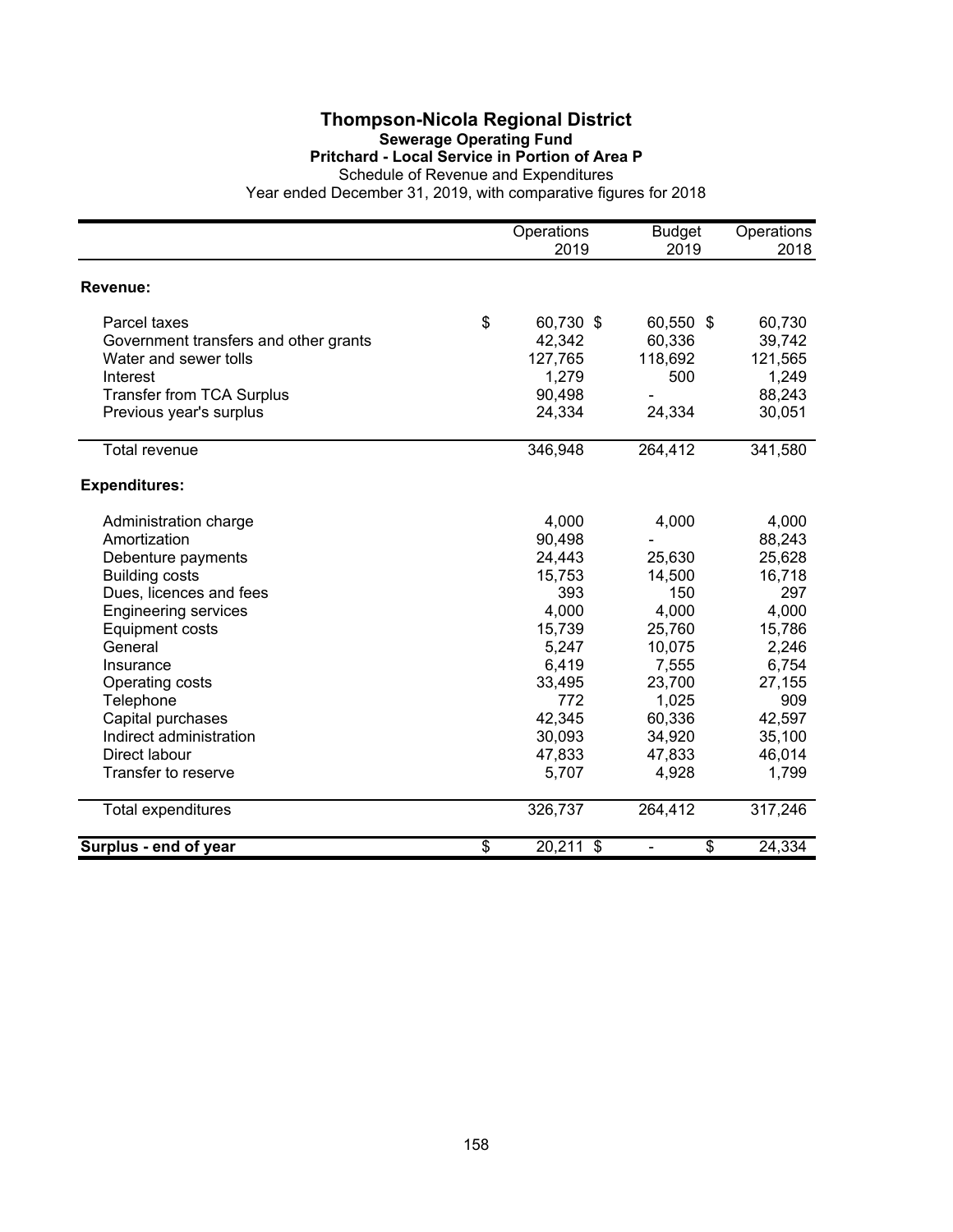# Thompson-Nicola Regional District

## Sewerage Operating Fund

### Pritchard - Local Service in Portion of Area P

Schedule of Revenue and Expenditures

Year ended December 31, 2019, with comparative figures for 2018

| | Operations 2019 | Budget 2019 | Operations 2018 |
|---|---|---|---|
| **Revenue:** | | | |
| Parcel taxes | $ 60,730 | $ 60,550 | $ 60,730 |
| Government transfers and other grants | 42,342 | 60,336 | 39,742 |
| Water and sewer tolls | 127,765 | 118,692 | 121,565 |
| Interest | 1,279 | 500 | 1,249 |
| Transfer from TCA Surplus | 90,498 | - | 88,243 |
| Previous year's surplus | 24,334 | 24,334 | 30,051 |
| Total revenue | 346,948 | 264,412 | 341,580 |
| **Expenditures:** | | | |
| Administration charge | 4,000 | 4,000 | 4,000 |
| Amortization | 90,498 | - | 88,243 |
| Debenture payments | 24,443 | 25,630 | 25,628 |
| Building costs | 15,753 | 14,500 | 16,718 |
| Dues, licences and fees | 393 | 150 | 297 |
| Engineering services | 4,000 | 4,000 | 4,000 |
| Equipment costs | 15,739 | 25,760 | 15,786 |
| General | 5,247 | 10,075 | 2,246 |
| Insurance | 6,419 | 7,555 | 6,754 |
| Operating costs | 33,495 | 23,700 | 27,155 |
| Telephone | 772 | 1,025 | 909 |
| Capital purchases | 42,345 | 60,336 | 42,597 |
| Indirect administration | 30,093 | 34,920 | 35,100 |
| Direct labour | 47,833 | 47,833 | 46,014 |
| Transfer to reserve | 5,707 | 4,928 | 1,799 |
| Total expenditures | 326,737 | 264,412 | 317,246 |
| **Surplus - end of year** | $ 20,211 | $ - | $ 24,334 |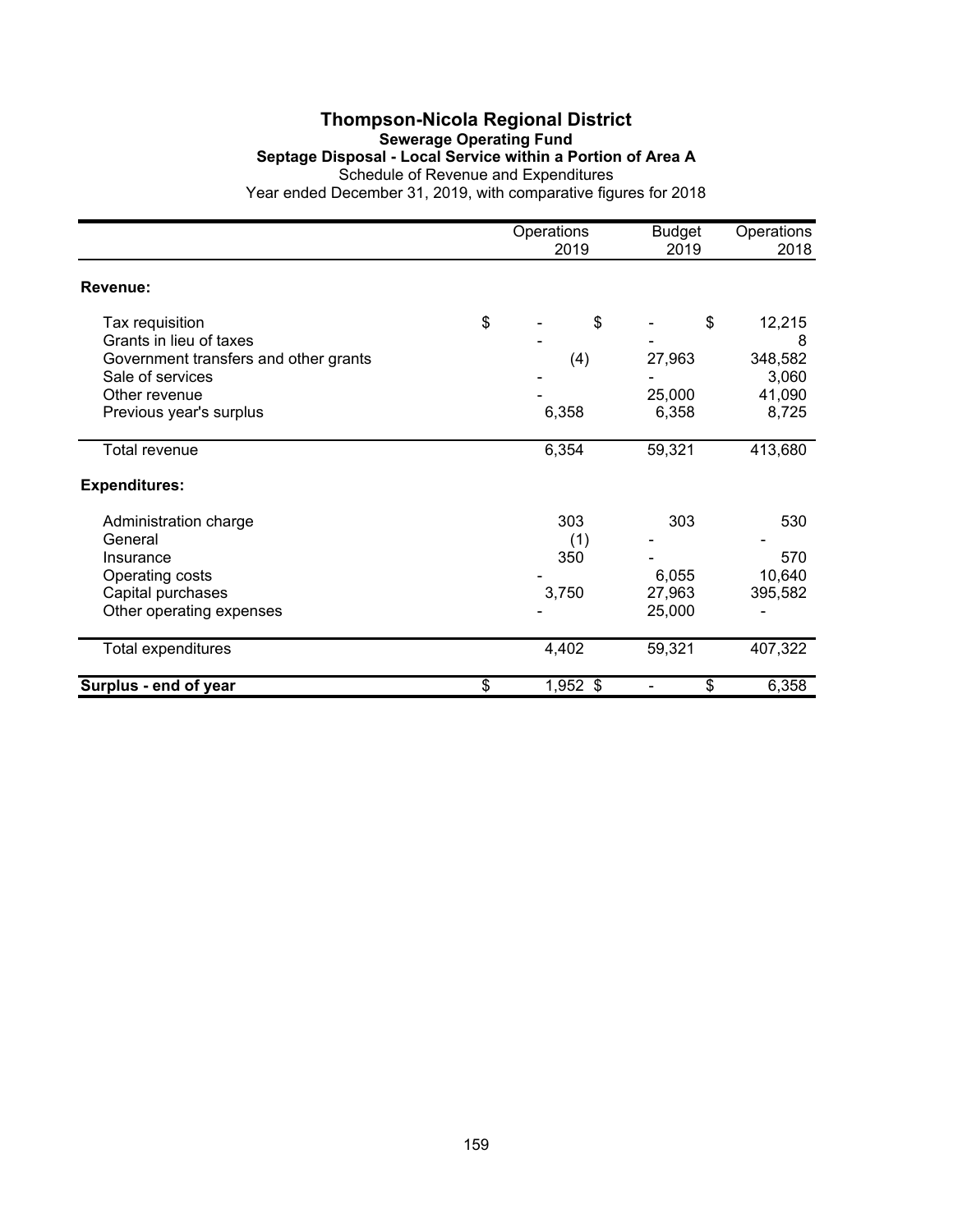# Thompson-Nicola Regional District

## Sewerage Operating Fund

### Septage Disposal - Local Service within a Portion of Area A

Schedule of Revenue and Expenditures

Year ended December 31, 2019, with comparative figures for 2018

| | Operations 2019 | Budget 2019 | Operations 2018 |
|---|---|---|---|
| **Revenue:** | | | |
| Tax requisition | $ - | $ - | $ 12,215 |
| Grants in lieu of taxes | - | - | 8 |
| Government transfers and other grants | (4) | 27,963 | 348,582 |
| Sale of services | - | - | 3,060 |
| Other revenue | - | 25,000 | 41,090 |
| Previous year's surplus | 6,358 | 6,358 | 8,725 |
| Total revenue | 6,354 | 59,321 | 413,680 |
| **Expenditures:** | | | |
| Administration charge | 303 | 303 | 530 |
| General | (1) | - | - |
| Insurance | 350 | - | 570 |
| Operating costs | - | 6,055 | 10,640 |
| Capital purchases | 3,750 | 27,963 | 395,582 |
| Other operating expenses | - | 25,000 | - |
| Total expenditures | 4,402 | 59,321 | 407,322 |
| **Surplus - end of year** | $ 1,952 | $ - | $ 6,358 |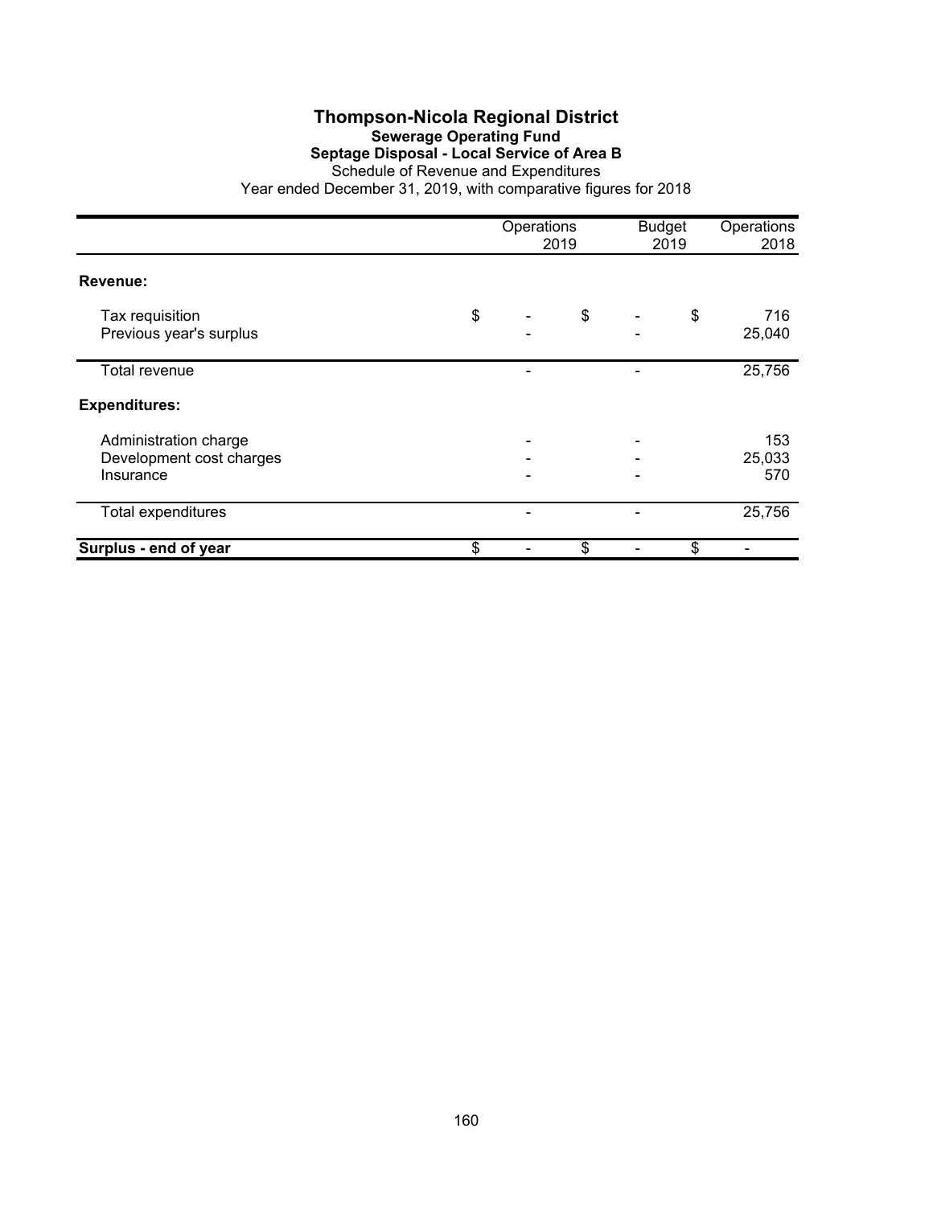# Thompson-Nicola Regional District

## Sewerage Operating Fund

### Septage Disposal - Local Service of Area B

Schedule of Revenue and Expenditures

Year ended December 31, 2019, with comparative figures for 2018

| | Operations 2019 | Budget 2019 | Operations 2018 |
|---|---|---|---|
| **Revenue:** | | | |
| Tax requisition | $ - | $ - | $ 716 |
| Previous year's surplus | - | - | 25,040 |
| Total revenue | - | - | 25,756 |
| **Expenditures:** | | | |
| Administration charge | - | - | 153 |
| Development cost charges | - | - | 25,033 |
| Insurance | - | - | 570 |
| Total expenditures | - | - | 25,756 |
| **Surplus - end of year** | $ - | $ - | $ - |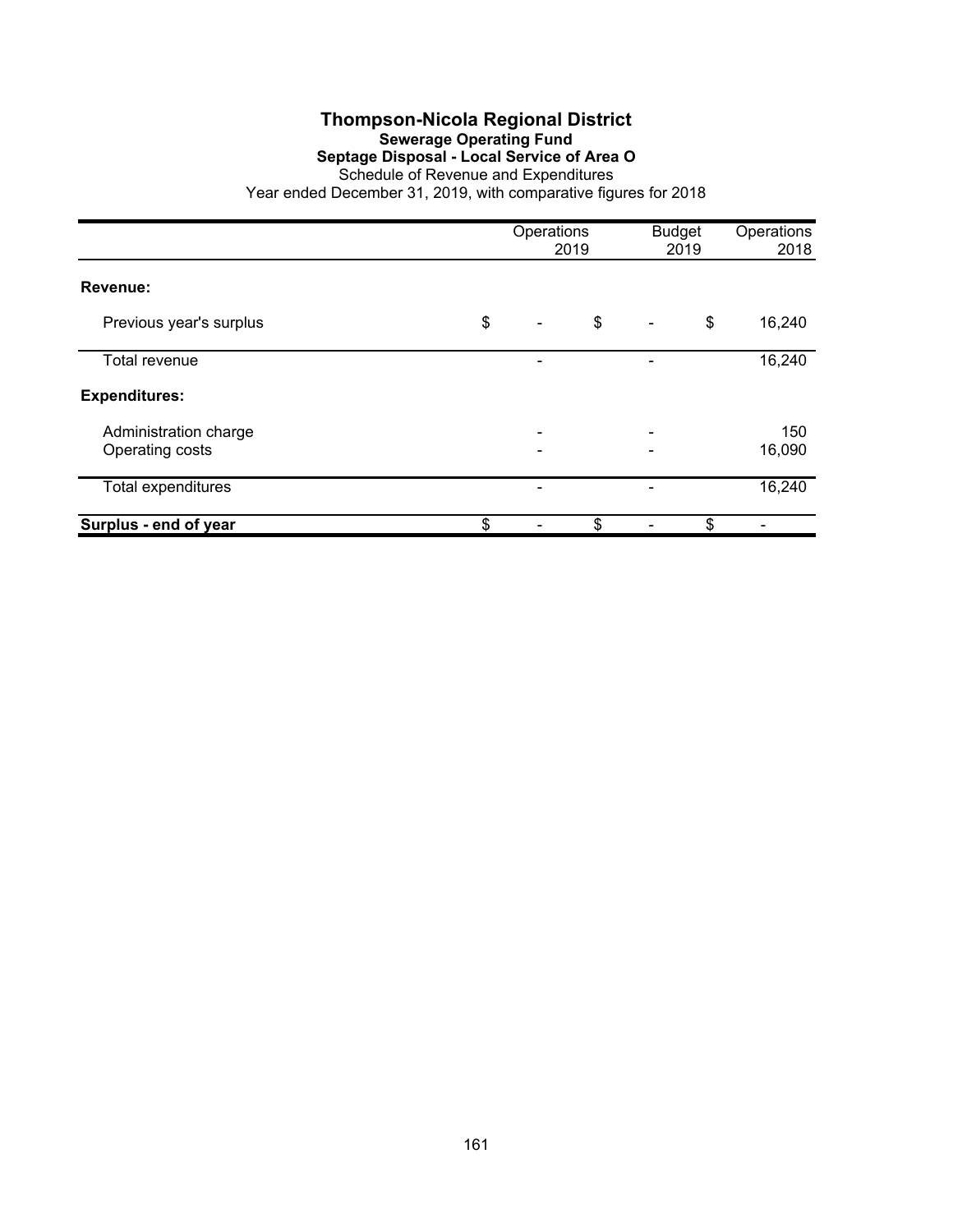# Thompson-Nicola Regional District

## Sewerage Operating Fund

### Septage Disposal - Local Service of Area O

Schedule of Revenue and Expenditures

Year ended December 31, 2019, with comparative figures for 2018

| | Operations 2019 | Budget 2019 | Operations 2018 |
|---|---|---|---|
| **Revenue:** | | | |
| Previous year's surplus | $ - | $ - | $ 16,240 |
| Total revenue | - | - | 16,240 |
| **Expenditures:** | | | |
| Administration charge | - | - | 150 |
| Operating costs | - | - | 16,090 |
| Total expenditures | - | - | 16,240 |
| **Surplus - end of year** | $ - | $ - | $ - |